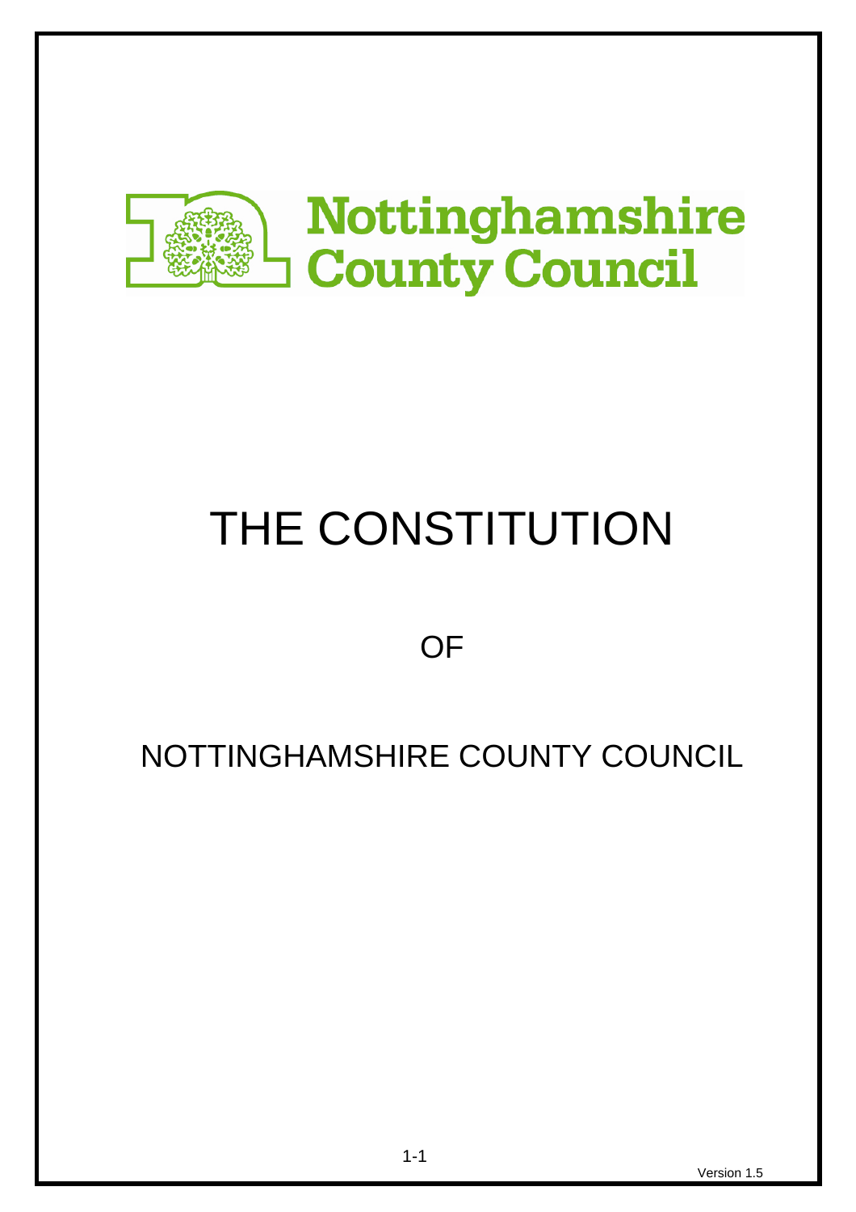Nottinghamshire County Council

# THE CONSTITUTION

OF

NOTTINGHAMSHIRE COUNTY COUNCIL

Version 1.5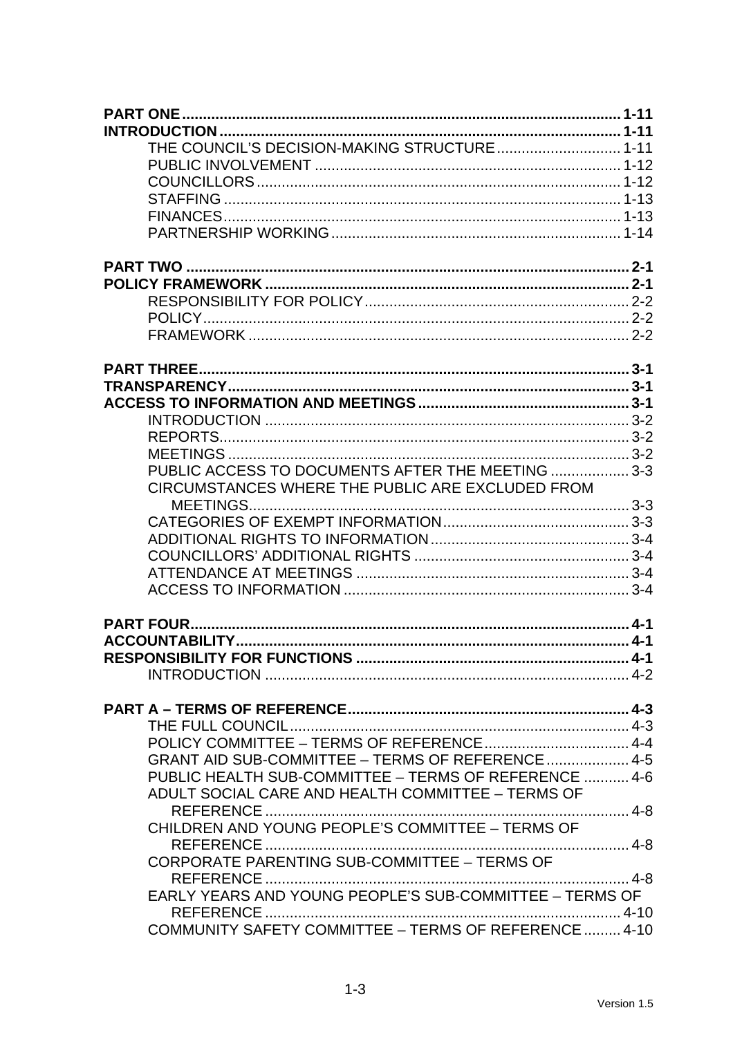**PART ONE** ........................................................................................................ **1-11**
**INTRODUCTION** ................................................................................................ **1-11**
THE COUNCIL'S DECISION-MAKING STRUCTURE ............................. 1-11
PUBLIC INVOLVEMENT ........................................................................ 1-12
COUNCILLORS ...................................................................................... 1-12
STAFFING .............................................................................................. 1-13
FINANCES .............................................................................................. 1-13
PARTNERSHIP WORKING .................................................................... 1-14

**PART TWO** ......................................................................................................... **2-1**
**POLICY FRAMEWORK** ....................................................................................... **2-1**
RESPONSIBILITY FOR POLICY .............................................................. 2-2
POLICY ..................................................................................................... 2-2
FRAMEWORK .......................................................................................... 2-2

**PART THREE** ..................................................................................................... **3-1**
**TRANSPARENCY** ................................................................................................ **3-1**
**ACCESS TO INFORMATION AND MEETINGS** .................................................. **3-1**
INTRODUCTION ...................................................................................... 3-2
REPORTS ................................................................................................. 3-2
MEETINGS ............................................................................................... 3-2
PUBLIC ACCESS TO DOCUMENTS AFTER THE MEETING ................. 3-3
CIRCUMSTANCES WHERE THE PUBLIC ARE EXCLUDED FROM MEETINGS ............................................................................................ 3-3
CATEGORIES OF EXEMPT INFORMATION ........................................... 3-3
ADDITIONAL RIGHTS TO INFORMATION ............................................... 3-4
COUNCILLORS' ADDITIONAL RIGHTS ................................................... 3-4
ATTENDANCE AT MEETINGS ................................................................. 3-4
ACCESS TO INFORMATION .................................................................... 3-4

**PART FOUR** ....................................................................................................... **4-1**
**ACCOUNTABILITY** ............................................................................................. **4-1**
**RESPONSIBILITY FOR FUNCTIONS** ................................................................. **4-1**
INTRODUCTION ...................................................................................... 4-2

**PART A – TERMS OF REFERENCE** ................................................................... **4-3**
THE FULL COUNCIL ................................................................................ 4-3
POLICY COMMITTEE – TERMS OF REFERENCE .................................. 4-4
GRANT AID SUB-COMMITTEE – TERMS OF REFERENCE ................... 4-5
PUBLIC HEALTH SUB-COMMITTEE – TERMS OF REFERENCE .......... 4-6
ADULT SOCIAL CARE AND HEALTH COMMITTEE – TERMS OF REFERENCE ........................................................................................... 4-8
CHILDREN AND YOUNG PEOPLE'S COMMITTEE – TERMS OF REFERENCE ........................................................................................... 4-8
CORPORATE PARENTING SUB-COMMITTEE – TERMS OF REFERENCE ........................................................................................... 4-8
EARLY YEARS AND YOUNG PEOPLE'S SUB-COMMITTEE – TERMS OF REFERENCE ......................................................................................... 4-10
COMMUNITY SAFETY COMMITTEE – TERMS OF REFERENCE ......... 4-10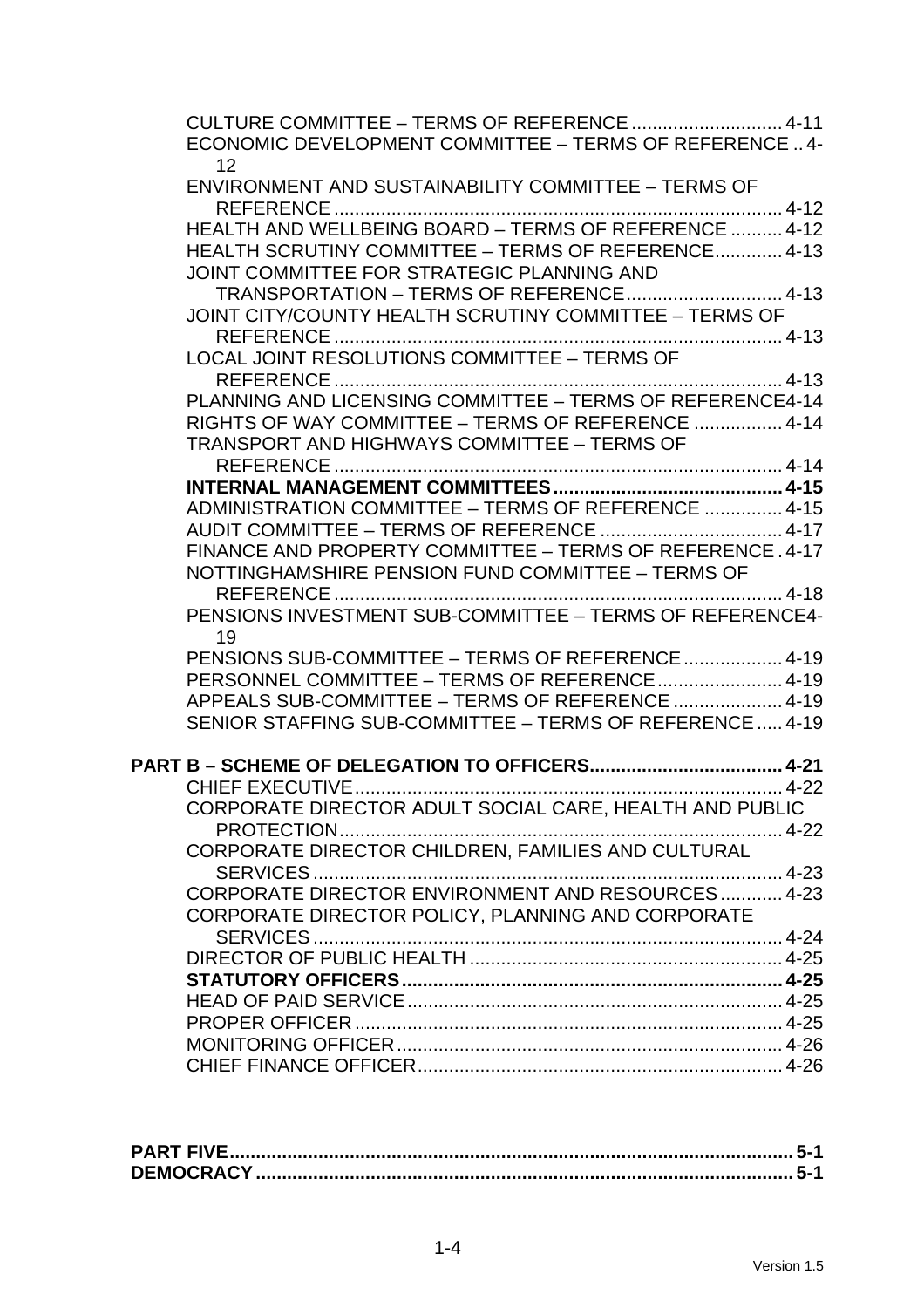CULTURE COMMITTEE – TERMS OF REFERENCE ............................ 4-11
ECONOMIC DEVELOPMENT COMMITTEE – TERMS OF REFERENCE .. 4-12
ENVIRONMENT AND SUSTAINABILITY COMMITTEE – TERMS OF REFERENCE ..................................................................................... 4-12
HEALTH AND WELLBEING BOARD – TERMS OF REFERENCE .......... 4-12
HEALTH SCRUTINY COMMITTEE – TERMS OF REFERENCE............. 4-13
JOINT COMMITTEE FOR STRATEGIC PLANNING AND TRANSPORTATION – TERMS OF REFERENCE............................. 4-13
JOINT CITY/COUNTY HEALTH SCRUTINY COMMITTEE – TERMS OF REFERENCE ..................................................................................... 4-13
LOCAL JOINT RESOLUTIONS COMMITTEE – TERMS OF REFERENCE ..................................................................................... 4-13
PLANNING AND LICENSING COMMITTEE – TERMS OF REFERENCE4-14
RIGHTS OF WAY COMMITTEE – TERMS OF REFERENCE ................. 4-14
TRANSPORT AND HIGHWAYS COMMITTEE – TERMS OF REFERENCE ..................................................................................... 4-14
**INTERNAL MANAGEMENT COMMITTEES........................................... 4-15**
ADMINISTRATION COMMITTEE – TERMS OF REFERENCE ............... 4-15
AUDIT COMMITTEE – TERMS OF REFERENCE ................................... 4-17
FINANCE AND PROPERTY COMMITTEE – TERMS OF REFERENCE . 4-17
NOTTINGHAMSHIRE PENSION FUND COMMITTEE – TERMS OF REFERENCE ..................................................................................... 4-18
PENSIONS INVESTMENT SUB-COMMITTEE – TERMS OF REFERENCE4-19
PENSIONS SUB-COMMITTEE – TERMS OF REFERENCE ................... 4-19
PERSONNEL COMMITTEE – TERMS OF REFERENCE ........................ 4-19
APPEALS SUB-COMMITTEE – TERMS OF REFERENCE ..................... 4-19
SENIOR STAFFING SUB-COMMITTEE – TERMS OF REFERENCE ..... 4-19

**PART B – SCHEME OF DELEGATION TO OFFICERS..................................... 4-21**
CHIEF EXECUTIVE................................................................................. 4-22
CORPORATE DIRECTOR ADULT SOCIAL CARE, HEALTH AND PUBLIC PROTECTION..................................................................................... 4-22
CORPORATE DIRECTOR CHILDREN, FAMILIES AND CULTURAL SERVICES .......................................................................................... 4-23
CORPORATE DIRECTOR ENVIRONMENT AND RESOURCES ............ 4-23
CORPORATE DIRECTOR POLICY, PLANNING AND CORPORATE SERVICES .......................................................................................... 4-24
DIRECTOR OF PUBLIC HEALTH ............................................................ 4-25
**STATUTORY OFFICERS......................................................................... 4-25**
HEAD OF PAID SERVICE........................................................................ 4-25
PROPER OFFICER .................................................................................. 4-25
MONITORING OFFICER.......................................................................... 4-26
CHIEF FINANCE OFFICER...................................................................... 4-26

**PART FIVE........................................................................................................... 5-1**
**DEMOCRACY ...................................................................................................... 5-1**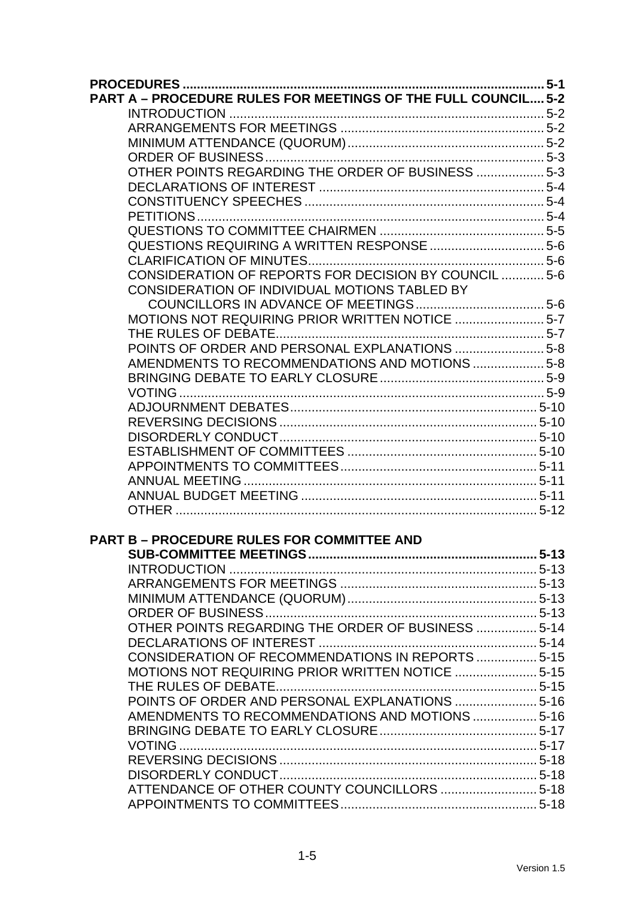**PROCEDURES** .................................................................................................. **5-1**

**PART A – PROCEDURE RULES FOR MEETINGS OF THE FULL COUNCIL.... 5-2**

- INTRODUCTION ........................................................................................ 5-2
- ARRANGEMENTS FOR MEETINGS ......................................................... 5-2
- MINIMUM ATTENDANCE (QUORUM) ...................................................... 5-2
- ORDER OF BUSINESS ............................................................................. 5-3
- OTHER POINTS REGARDING THE ORDER OF BUSINESS ................... 5-3
- DECLARATIONS OF INTEREST .............................................................. 5-4
- CONSTITUENCY SPEECHES .................................................................. 5-4
- PETITIONS ................................................................................................ 5-4
- QUESTIONS TO COMMITTEE CHAIRMEN ............................................. 5-5
- QUESTIONS REQUIRING A WRITTEN RESPONSE ................................ 5-6
- CLARIFICATION OF MINUTES ................................................................. 5-6
- CONSIDERATION OF REPORTS FOR DECISION BY COUNCIL ............ 5-6
- CONSIDERATION OF INDIVIDUAL MOTIONS TABLED BY COUNCILLORS IN ADVANCE OF MEETINGS .................................... 5-6
- MOTIONS NOT REQUIRING PRIOR WRITTEN NOTICE ......................... 5-7
- THE RULES OF DEBATE .......................................................................... 5-7
- POINTS OF ORDER AND PERSONAL EXPLANATIONS ......................... 5-8
- AMENDMENTS TO RECOMMENDATIONS AND MOTIONS .................... 5-8
- BRINGING DEBATE TO EARLY CLOSURE ............................................. 5-9
- VOTING ..................................................................................................... 5-9
- ADJOURNMENT DEBATES ..................................................................... 5-10
- REVERSING DECISIONS ........................................................................ 5-10
- DISORDERLY CONDUCT ........................................................................ 5-10
- ESTABLISHMENT OF COMMITTEES ..................................................... 5-10
- APPOINTMENTS TO COMMITTEES ....................................................... 5-11
- ANNUAL MEETING .................................................................................. 5-11
- ANNUAL BUDGET MEETING .................................................................. 5-11
- OTHER ..................................................................................................... 5-12

**PART B – PROCEDURE RULES FOR COMMITTEE AND SUB-COMMITTEE MEETINGS ............................................................... 5-13**

- INTRODUCTION ...................................................................................... 5-13
- ARRANGEMENTS FOR MEETINGS ....................................................... 5-13
- MINIMUM ATTENDANCE (QUORUM) ..................................................... 5-13
- ORDER OF BUSINESS ............................................................................ 5-13
- OTHER POINTS REGARDING THE ORDER OF BUSINESS ................. 5-14
- DECLARATIONS OF INTEREST ............................................................. 5-14
- CONSIDERATION OF RECOMMENDATIONS IN REPORTS ................. 5-15
- MOTIONS NOT REQUIRING PRIOR WRITTEN NOTICE ....................... 5-15
- THE RULES OF DEBATE ......................................................................... 5-15
- POINTS OF ORDER AND PERSONAL EXPLANATIONS ....................... 5-16
- AMENDMENTS TO RECOMMENDATIONS AND MOTIONS .................. 5-16
- BRINGING DEBATE TO EARLY CLOSURE ............................................ 5-17
- VOTING .................................................................................................... 5-17
- REVERSING DECISIONS ........................................................................ 5-18
- DISORDERLY CONDUCT ........................................................................ 5-18
- ATTENDANCE OF OTHER COUNTY COUNCILLORS ........................... 5-18
- APPOINTMENTS TO COMMITTEES ....................................................... 5-18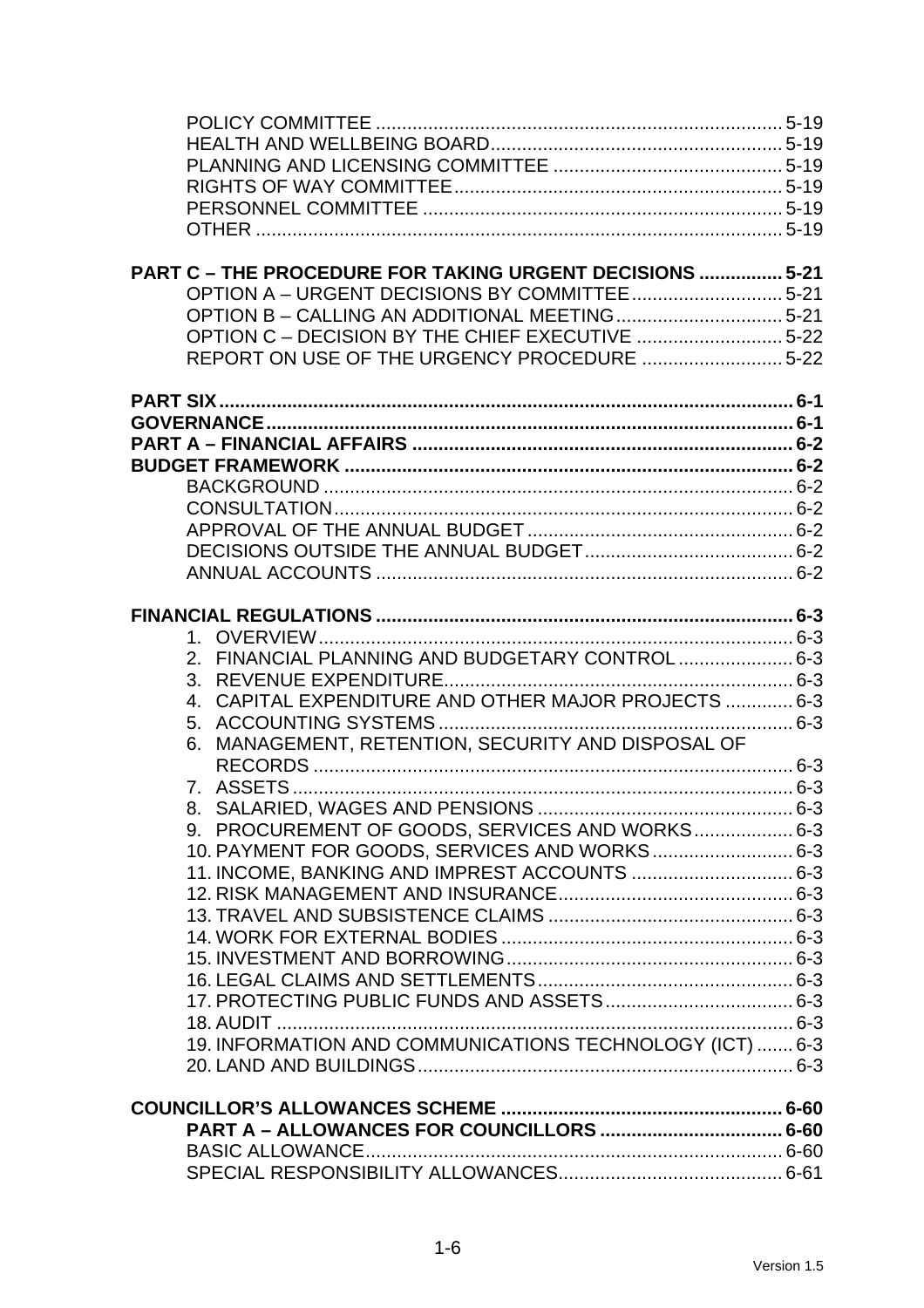POLICY COMMITTEE ........................................................................... 5-19
HEALTH AND WELLBEING BOARD ....................................................... 5-19
PLANNING AND LICENSING COMMITTEE ........................................... 5-19
RIGHTS OF WAY COMMITTEE .............................................................. 5-19
PERSONNEL COMMITTEE .................................................................... 5-19
OTHER ..................................................................................................... 5-19

**PART C – THE PROCEDURE FOR TAKING URGENT DECISIONS ................ 5-21**
OPTION A – URGENT DECISIONS BY COMMITTEE ............................ 5-21
OPTION B – CALLING AN ADDITIONAL MEETING ................................ 5-21
OPTION C – DECISION BY THE CHIEF EXECUTIVE ............................ 5-22
REPORT ON USE OF THE URGENCY PROCEDURE ........................... 5-22

**PART SIX ............................................................................................................. 6-1**
**GOVERNANCE ..................................................................................................... 6-1**
**PART A – FINANCIAL AFFAIRS ......................................................................... 6-2**
**BUDGET FRAMEWORK ..................................................................................... 6-2**
BACKGROUND .......................................................................................... 6-2
CONSULTATION ........................................................................................ 6-2
APPROVAL OF THE ANNUAL BUDGET ................................................... 6-2
DECISIONS OUTSIDE THE ANNUAL BUDGET ........................................ 6-2
ANNUAL ACCOUNTS ................................................................................ 6-2

**FINANCIAL REGULATIONS ................................................................................ 6-3**
1. OVERVIEW ........................................................................................... 6-3
2. FINANCIAL PLANNING AND BUDGETARY CONTROL ...................... 6-3
3. REVENUE EXPENDITURE ................................................................... 6-3
4. CAPITAL EXPENDITURE AND OTHER MAJOR PROJECTS ............. 6-3
5. ACCOUNTING SYSTEMS .................................................................... 6-3
6. MANAGEMENT, RETENTION, SECURITY AND DISPOSAL OF RECORDS ............................................................................................ 6-3
7. ASSETS ................................................................................................ 6-3
8. SALARIED, WAGES AND PENSIONS ................................................. 6-3
9. PROCUREMENT OF GOODS, SERVICES AND WORKS ................... 6-3
10. PAYMENT FOR GOODS, SERVICES AND WORKS ........................... 6-3
11. INCOME, BANKING AND IMPREST ACCOUNTS ............................... 6-3
12. RISK MANAGEMENT AND INSURANCE ............................................. 6-3
13. TRAVEL AND SUBSISTENCE CLAIMS ............................................... 6-3
14. WORK FOR EXTERNAL BODIES ........................................................ 6-3
15. INVESTMENT AND BORROWING ....................................................... 6-3
16. LEGAL CLAIMS AND SETTLEMENTS ................................................. 6-3
17. PROTECTING PUBLIC FUNDS AND ASSETS .................................... 6-3
18. AUDIT ................................................................................................... 6-3
19. INFORMATION AND COMMUNICATIONS TECHNOLOGY (ICT) ....... 6-3
20. LAND AND BUILDINGS ........................................................................ 6-3

**COUNCILLOR'S ALLOWANCES SCHEME ...................................................... 6-60**
**PART A – ALLOWANCES FOR COUNCILLORS ................................... 6-60**
BASIC ALLOWANCE ................................................................................ 6-60
SPECIAL RESPONSIBILITY ALLOWANCES ........................................... 6-61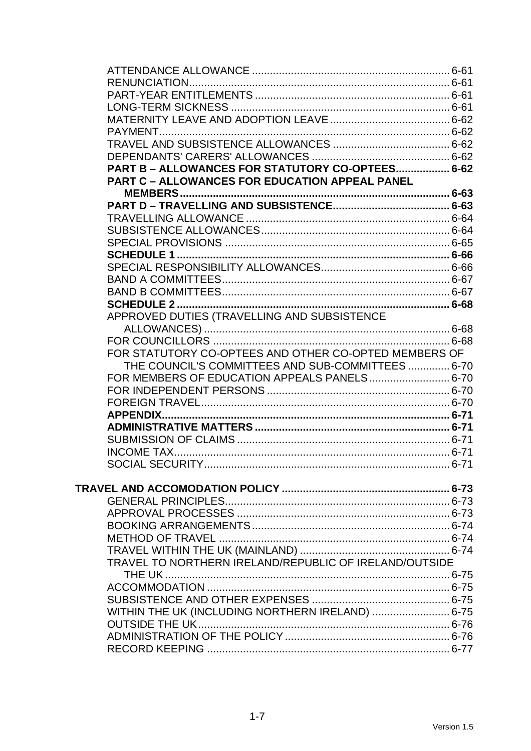ATTENDANCE ALLOWANCE .......... 6-61
RENUNCIATION .......... 6-61
PART-YEAR ENTITLEMENTS .......... 6-61
LONG-TERM SICKNESS .......... 6-61
MATERNITY LEAVE AND ADOPTION LEAVE .......... 6-62
PAYMENT .......... 6-62
TRAVEL AND SUBSISTENCE ALLOWANCES .......... 6-62
DEPENDANTS' CARERS' ALLOWANCES .......... 6-62
**PART B – ALLOWANCES FOR STATUTORY CO-OPTEES .......... 6-62**
**PART C – ALLOWANCES FOR EDUCATION APPEAL PANEL MEMBERS .......... 6-63**
**PART D – TRAVELLING AND SUBSISTENCE .......... 6-63**
TRAVELLING ALLOWANCE .......... 6-64
SUBSISTENCE ALLOWANCES .......... 6-64
SPECIAL PROVISIONS .......... 6-65
**SCHEDULE 1 .......... 6-66**
SPECIAL RESPONSIBILITY ALLOWANCES .......... 6-66
BAND A COMMITTEES .......... 6-67
BAND B COMMITTEES .......... 6-67
**SCHEDULE 2 .......... 6-68**
APPROVED DUTIES (TRAVELLING AND SUBSISTENCE ALLOWANCES) .......... 6-68
FOR COUNCILLORS .......... 6-68
FOR STATUTORY CO-OPTEES AND OTHER CO-OPTED MEMBERS OF THE COUNCIL'S COMMITTEES AND SUB-COMMITTEES .......... 6-70
FOR MEMBERS OF EDUCATION APPEALS PANELS .......... 6-70
FOR INDEPENDENT PERSONS .......... 6-70
FOREIGN TRAVEL .......... 6-70
**APPENDIX .......... 6-71**
**ADMINISTRATIVE MATTERS .......... 6-71**
SUBMISSION OF CLAIMS .......... 6-71
INCOME TAX .......... 6-71
SOCIAL SECURITY .......... 6-71

**TRAVEL AND ACCOMODATION POLICY .......... 6-73**
GENERAL PRINCIPLES .......... 6-73
APPROVAL PROCESSES .......... 6-73
BOOKING ARRANGEMENTS .......... 6-74
METHOD OF TRAVEL .......... 6-74
TRAVEL WITHIN THE UK (MAINLAND) .......... 6-74
TRAVEL TO NORTHERN IRELAND/REPUBLIC OF IRELAND/OUTSIDE THE UK .......... 6-75
ACCOMMODATION .......... 6-75
SUBSISTENCE AND OTHER EXPENSES .......... 6-75
WITHIN THE UK (INCLUDING NORTHERN IRELAND) .......... 6-75
OUTSIDE THE UK .......... 6-76
ADMINISTRATION OF THE POLICY .......... 6-76
RECORD KEEPING .......... 6-77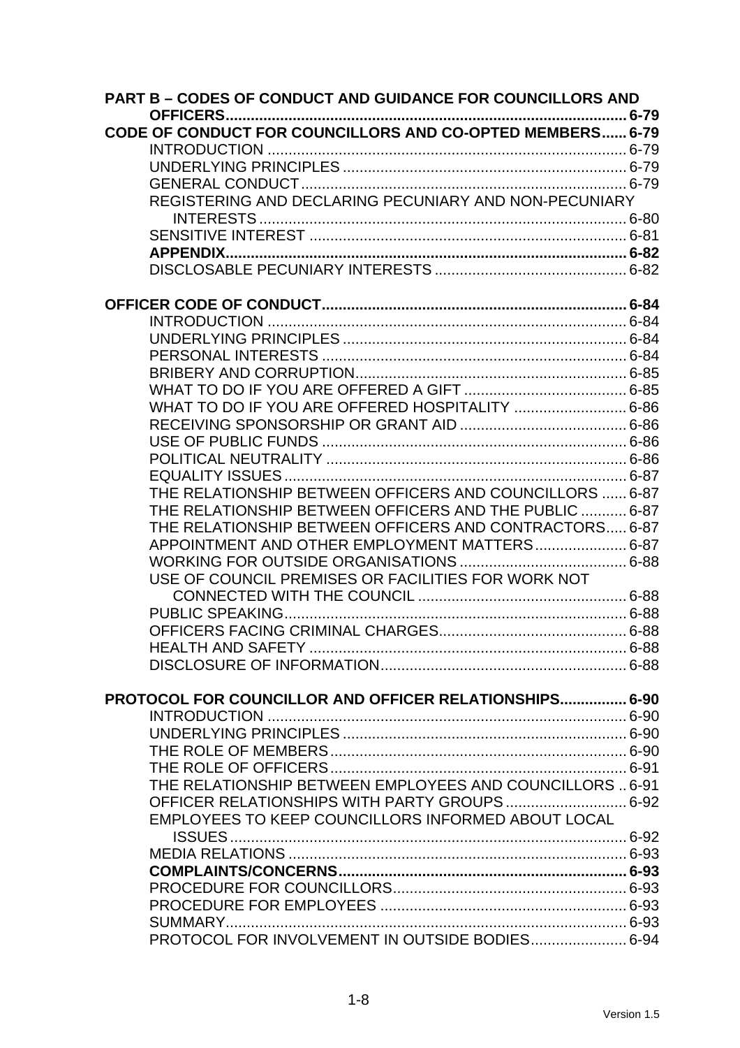**PART B – CODES OF CONDUCT AND GUIDANCE FOR COUNCILLORS AND OFFICERS** ........ 6-79

**CODE OF CONDUCT FOR COUNCILLORS AND CO-OPTED MEMBERS** ...... 6-79

- INTRODUCTION ........ 6-79
- UNDERLYING PRINCIPLES ........ 6-79
- GENERAL CONDUCT ........ 6-79
- REGISTERING AND DECLARING PECUNIARY AND NON-PECUNIARY INTERESTS ........ 6-80
- SENSITIVE INTEREST ........ 6-81
- **APPENDIX** ........ **6-82**
- DISCLOSABLE PECUNIARY INTERESTS ........ 6-82

**OFFICER CODE OF CONDUCT** ........ **6-84**

- INTRODUCTION ........ 6-84
- UNDERLYING PRINCIPLES ........ 6-84
- PERSONAL INTERESTS ........ 6-84
- BRIBERY AND CORRUPTION ........ 6-85
- WHAT TO DO IF YOU ARE OFFERED A GIFT ........ 6-85
- WHAT TO DO IF YOU ARE OFFERED HOSPITALITY ........ 6-86
- RECEIVING SPONSORSHIP OR GRANT AID ........ 6-86
- USE OF PUBLIC FUNDS ........ 6-86
- POLITICAL NEUTRALITY ........ 6-86
- EQUALITY ISSUES ........ 6-87
- THE RELATIONSHIP BETWEEN OFFICERS AND COUNCILLORS ...... 6-87
- THE RELATIONSHIP BETWEEN OFFICERS AND THE PUBLIC ........ 6-87
- THE RELATIONSHIP BETWEEN OFFICERS AND CONTRACTORS ..... 6-87
- APPOINTMENT AND OTHER EMPLOYMENT MATTERS ........ 6-87
- WORKING FOR OUTSIDE ORGANISATIONS ........ 6-88
- USE OF COUNCIL PREMISES OR FACILITIES FOR WORK NOT CONNECTED WITH THE COUNCIL ........ 6-88
- PUBLIC SPEAKING ........ 6-88
- OFFICERS FACING CRIMINAL CHARGES ........ 6-88
- HEALTH AND SAFETY ........ 6-88
- DISCLOSURE OF INFORMATION ........ 6-88

**PROTOCOL FOR COUNCILLOR AND OFFICER RELATIONSHIPS** ........ **6-90**

- INTRODUCTION ........ 6-90
- UNDERLYING PRINCIPLES ........ 6-90
- THE ROLE OF MEMBERS ........ 6-90
- THE ROLE OF OFFICERS ........ 6-91
- THE RELATIONSHIP BETWEEN EMPLOYEES AND COUNCILLORS .. 6-91
- OFFICER RELATIONSHIPS WITH PARTY GROUPS ........ 6-92
- EMPLOYEES TO KEEP COUNCILLORS INFORMED ABOUT LOCAL ISSUES ........ 6-92
- MEDIA RELATIONS ........ 6-93
- **COMPLAINTS/CONCERNS** ........ **6-93**
- PROCEDURE FOR COUNCILLORS ........ 6-93
- PROCEDURE FOR EMPLOYEES ........ 6-93
- SUMMARY ........ 6-93
- PROTOCOL FOR INVOLVEMENT IN OUTSIDE BODIES ........ 6-94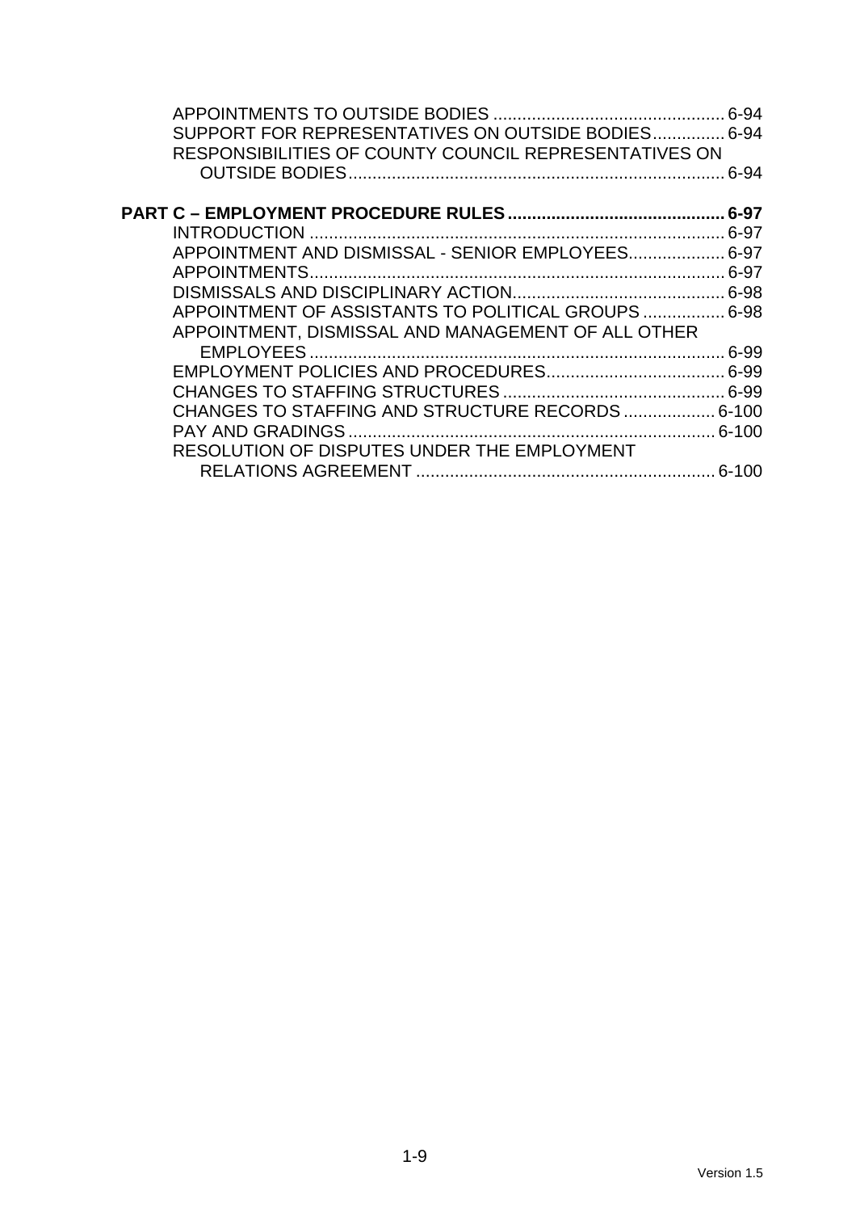APPOINTMENTS TO OUTSIDE BODIES ............................................... 6-94
SUPPORT FOR REPRESENTATIVES ON OUTSIDE BODIES............... 6-94
RESPONSIBILITIES OF COUNTY COUNCIL REPRESENTATIVES ON OUTSIDE BODIES.............................................................................. 6-94

**PART C – EMPLOYMENT PROCEDURE RULES ............................................ 6-97**

INTRODUCTION ...................................................................................... 6-97
APPOINTMENT AND DISMISSAL - SENIOR EMPLOYEES.................... 6-97
APPOINTMENTS...................................................................................... 6-97
DISMISSALS AND DISCIPLINARY ACTION............................................ 6-98
APPOINTMENT OF ASSISTANTS TO POLITICAL GROUPS ................. 6-98
APPOINTMENT, DISMISSAL AND MANAGEMENT OF ALL OTHER EMPLOYEES ...................................................................................... 6-99
EMPLOYMENT POLICIES AND PROCEDURES..................................... 6-99
CHANGES TO STAFFING STRUCTURES .............................................. 6-99
CHANGES TO STAFFING AND STRUCTURE RECORDS ................... 6-100
PAY AND GRADINGS ............................................................................ 6-100
RESOLUTION OF DISPUTES UNDER THE EMPLOYMENT RELATIONS AGREEMENT .............................................................. 6-100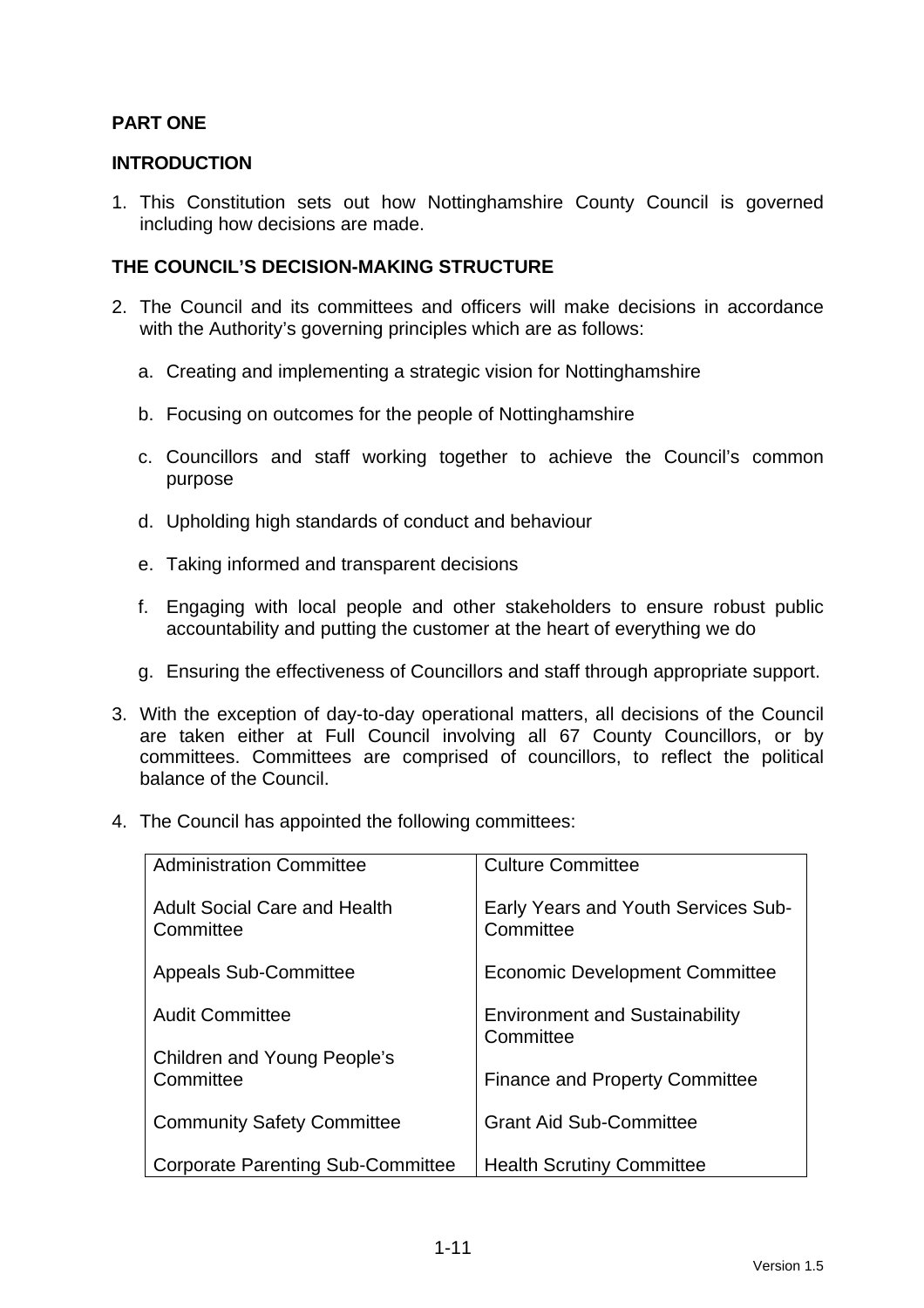## PART ONE

## INTRODUCTION

1. This Constitution sets out how Nottinghamshire County Council is governed including how decisions are made.

## THE COUNCIL'S DECISION-MAKING STRUCTURE

2. The Council and its committees and officers will make decisions in accordance with the Authority's governing principles which are as follows:

   a. Creating and implementing a strategic vision for Nottinghamshire

   b. Focusing on outcomes for the people of Nottinghamshire

   c. Councillors and staff working together to achieve the Council's common purpose

   d. Upholding high standards of conduct and behaviour

   e. Taking informed and transparent decisions

   f. Engaging with local people and other stakeholders to ensure robust public accountability and putting the customer at the heart of everything we do

   g. Ensuring the effectiveness of Councillors and staff through appropriate support.

3. With the exception of day-to-day operational matters, all decisions of the Council are taken either at Full Council involving all 67 County Councillors, or by committees. Committees are comprised of councillors, to reflect the political balance of the Council.

4. The Council has appointed the following committees:

| | |
|---|---|
| Administration Committee | Culture Committee |
| Adult Social Care and Health Committee | Early Years and Youth Services Sub-Committee |
| Appeals Sub-Committee | Economic Development Committee |
| Audit Committee | Environment and Sustainability Committee |
| Children and Young People's Committee | Finance and Property Committee |
| Community Safety Committee | Grant Aid Sub-Committee |
| Corporate Parenting Sub-Committee | Health Scrutiny Committee |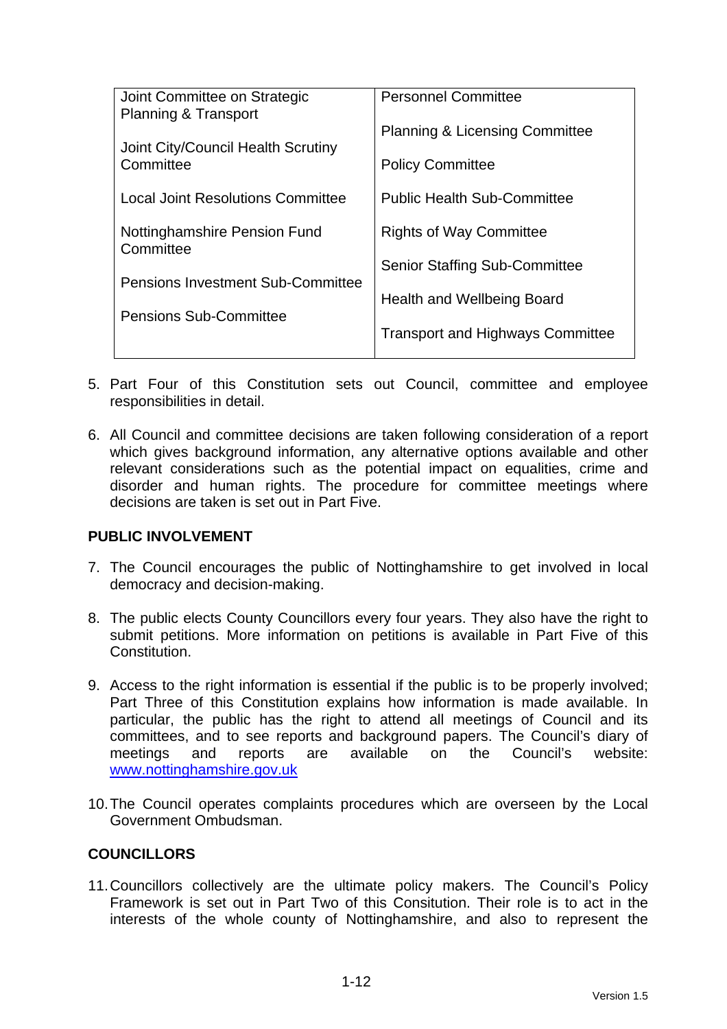| | |
|---|---|
| Joint Committee on Strategic Planning & Transport | Personnel Committee |
| Joint City/Council Health Scrutiny Committee | Planning & Licensing Committee |
| Local Joint Resolutions Committee | Policy Committee |
| Nottinghamshire Pension Fund Committee | Public Health Sub-Committee |
| Pensions Investment Sub-Committee | Rights of Way Committee |
| Pensions Sub-Committee | Senior Staffing Sub-Committee |
| | Health and Wellbeing Board |
| | Transport and Highways Committee |

5. Part Four of this Constitution sets out Council, committee and employee responsibilities in detail.

6. All Council and committee decisions are taken following consideration of a report which gives background information, any alternative options available and other relevant considerations such as the potential impact on equalities, crime and disorder and human rights. The procedure for committee meetings where decisions are taken is set out in Part Five.

**PUBLIC INVOLVEMENT**

7. The Council encourages the public of Nottinghamshire to get involved in local democracy and decision-making.

8. The public elects County Councillors every four years. They also have the right to submit petitions. More information on petitions is available in Part Five of this Constitution.

9. Access to the right information is essential if the public is to be properly involved; Part Three of this Constitution explains how information is made available. In particular, the public has the right to attend all meetings of Council and its committees, and to see reports and background papers. The Council's diary of meetings and reports are available on the Council's website: [www.nottinghamshire.gov.uk](http://www.nottinghamshire.gov.uk)

10. The Council operates complaints procedures which are overseen by the Local Government Ombudsman.

**COUNCILLORS**

11. Councillors collectively are the ultimate policy makers. The Council's Policy Framework is set out in Part Two of this Consitution. Their role is to act in the interests of the whole county of Nottinghamshire, and also to represent the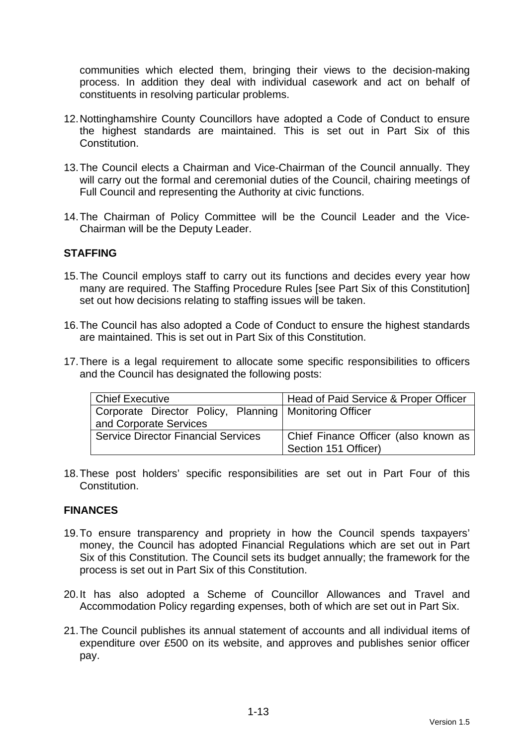communities which elected them, bringing their views to the decision-making process. In addition they deal with individual casework and act on behalf of constituents in resolving particular problems.

12. Nottinghamshire County Councillors have adopted a Code of Conduct to ensure the highest standards are maintained. This is set out in Part Six of this Constitution.

13. The Council elects a Chairman and Vice-Chairman of the Council annually. They will carry out the formal and ceremonial duties of the Council, chairing meetings of Full Council and representing the Authority at civic functions.

14. The Chairman of Policy Committee will be the Council Leader and the Vice-Chairman will be the Deputy Leader.

**STAFFING**

15. The Council employs staff to carry out its functions and decides every year how many are required. The Staffing Procedure Rules [see Part Six of this Constitution] set out how decisions relating to staffing issues will be taken.

16. The Council has also adopted a Code of Conduct to ensure the highest standards are maintained. This is set out in Part Six of this Constitution.

17. There is a legal requirement to allocate some specific responsibilities to officers and the Council has designated the following posts:

| | |
|---|---|
| Chief Executive | Head of Paid Service & Proper Officer |
| Corporate Director Policy, Planning and Corporate Services | Monitoring Officer |
| Service Director Financial Services | Chief Finance Officer (also known as Section 151 Officer) |

18. These post holders' specific responsibilities are set out in Part Four of this Constitution.

**FINANCES**

19. To ensure transparency and propriety in how the Council spends taxpayers' money, the Council has adopted Financial Regulations which are set out in Part Six of this Constitution. The Council sets its budget annually; the framework for the process is set out in Part Six of this Constitution.

20. It has also adopted a Scheme of Councillor Allowances and Travel and Accommodation Policy regarding expenses, both of which are set out in Part Six.

21. The Council publishes its annual statement of accounts and all individual items of expenditure over £500 on its website, and approves and publishes senior officer pay.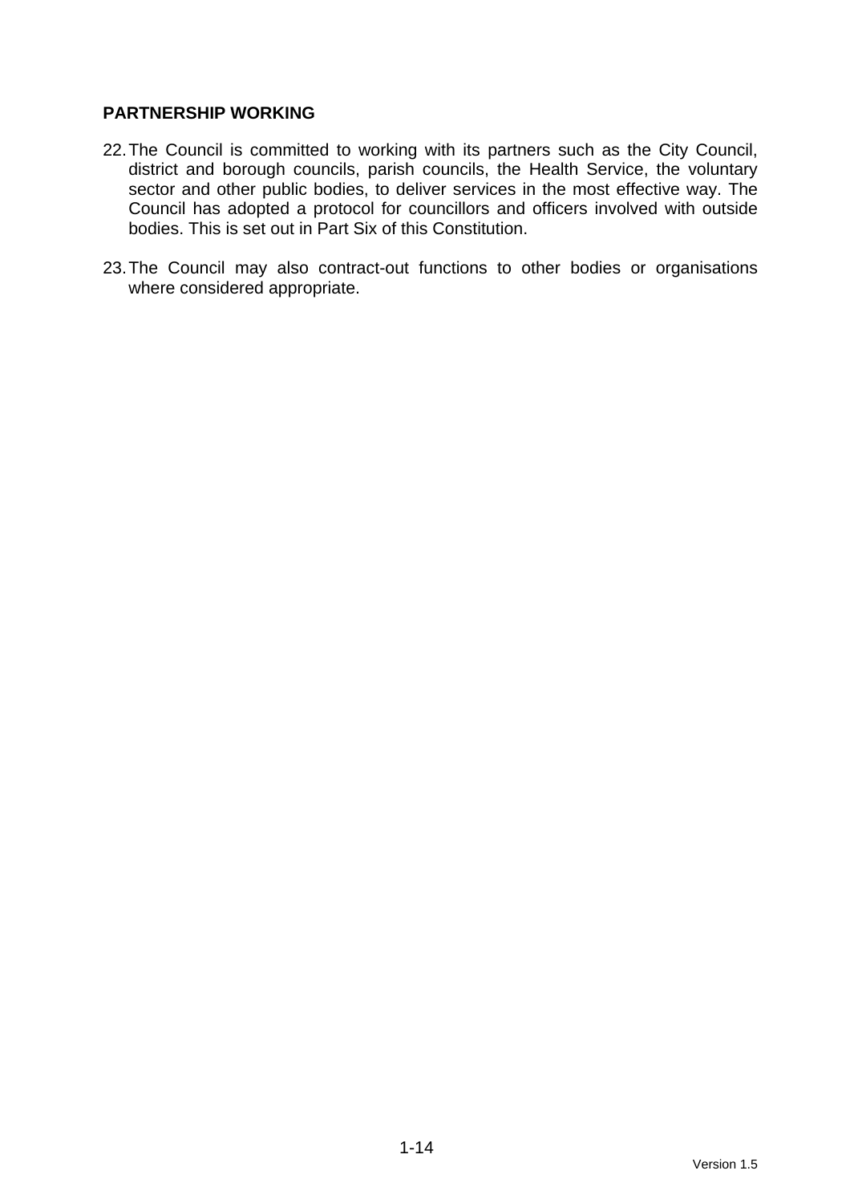**PARTNERSHIP WORKING**

22. The Council is committed to working with its partners such as the City Council, district and borough councils, parish councils, the Health Service, the voluntary sector and other public bodies, to deliver services in the most effective way. The Council has adopted a protocol for councillors and officers involved with outside bodies. This is set out in Part Six of this Constitution.

23. The Council may also contract-out functions to other bodies or organisations where considered appropriate.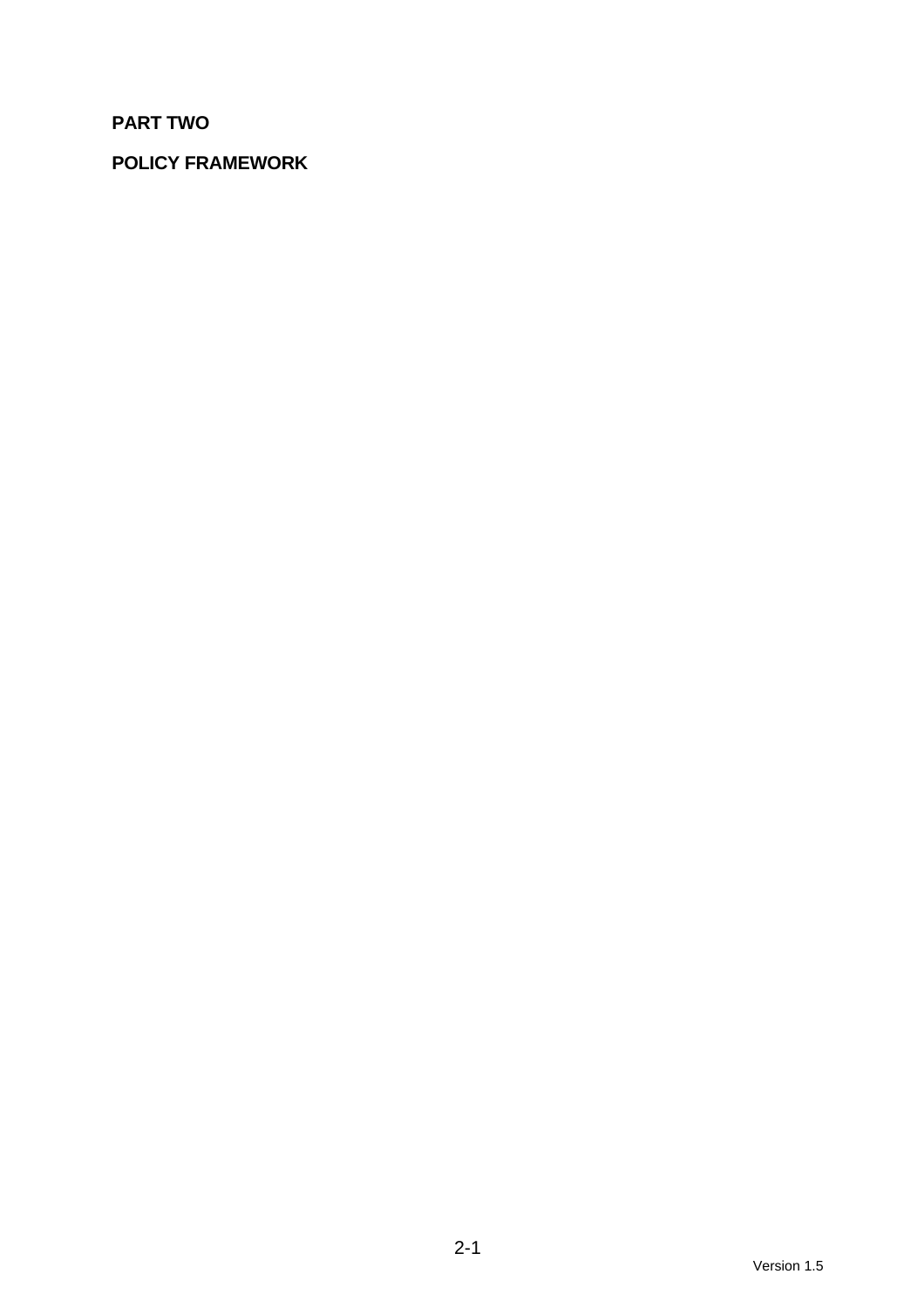**PART TWO**

**POLICY FRAMEWORK**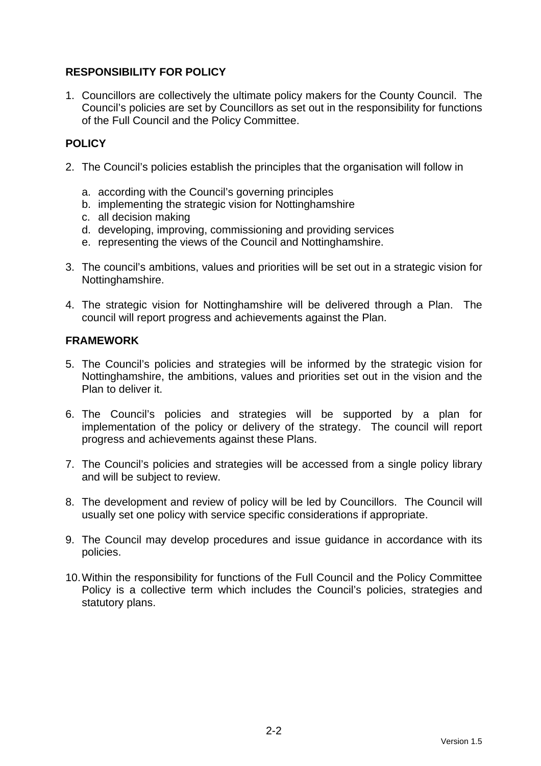## RESPONSIBILITY FOR POLICY

1. Councillors are collectively the ultimate policy makers for the County Council. The Council's policies are set by Councillors as set out in the responsibility for functions of the Full Council and the Policy Committee.

## POLICY

2. The Council's policies establish the principles that the organisation will follow in

    a. according with the Council's governing principles
    b. implementing the strategic vision for Nottinghamshire
    c. all decision making
    d. developing, improving, commissioning and providing services
    e. representing the views of the Council and Nottinghamshire.

3. The council's ambitions, values and priorities will be set out in a strategic vision for Nottinghamshire.

4. The strategic vision for Nottinghamshire will be delivered through a Plan. The council will report progress and achievements against the Plan.

## FRAMEWORK

5. The Council's policies and strategies will be informed by the strategic vision for Nottinghamshire, the ambitions, values and priorities set out in the vision and the Plan to deliver it.

6. The Council's policies and strategies will be supported by a plan for implementation of the policy or delivery of the strategy. The council will report progress and achievements against these Plans.

7. The Council's policies and strategies will be accessed from a single policy library and will be subject to review.

8. The development and review of policy will be led by Councillors. The Council will usually set one policy with service specific considerations if appropriate.

9. The Council may develop procedures and issue guidance in accordance with its policies.

10. Within the responsibility for functions of the Full Council and the Policy Committee Policy is a collective term which includes the Council's policies, strategies and statutory plans.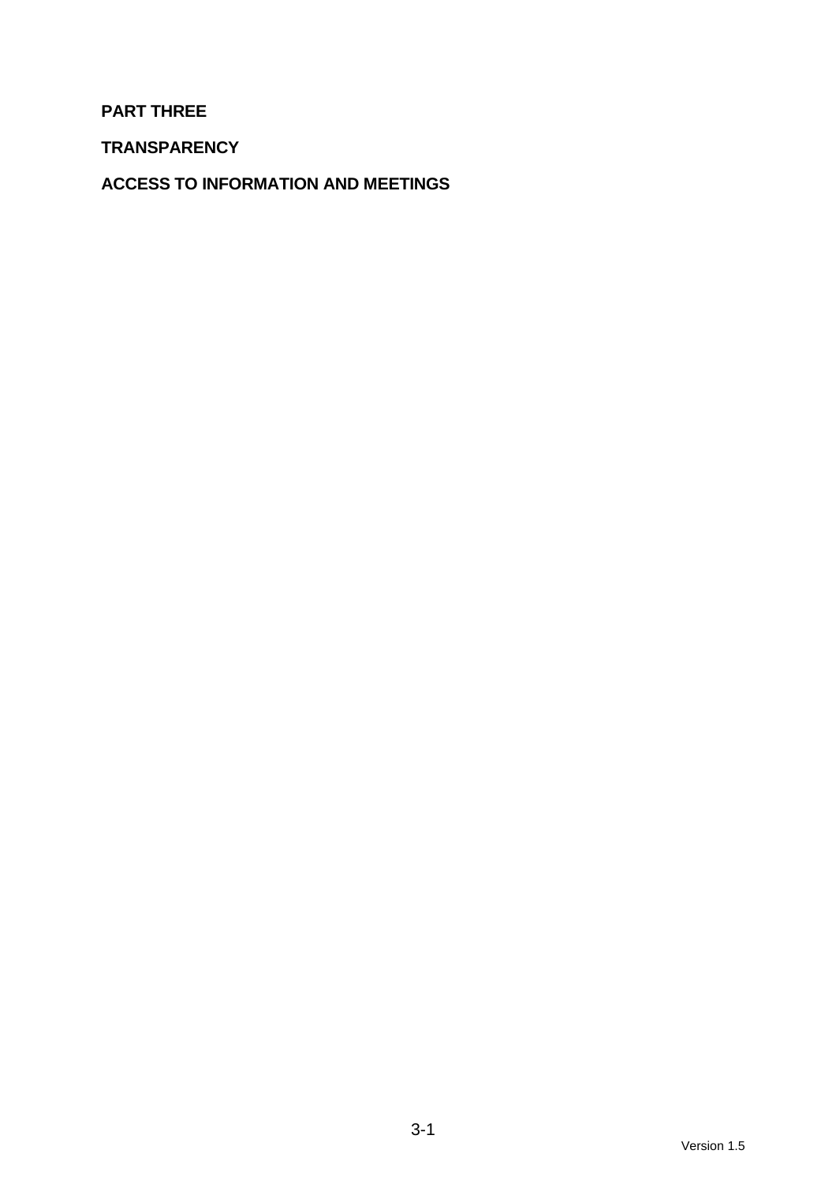**PART THREE**

**TRANSPARENCY**

**ACCESS TO INFORMATION AND MEETINGS**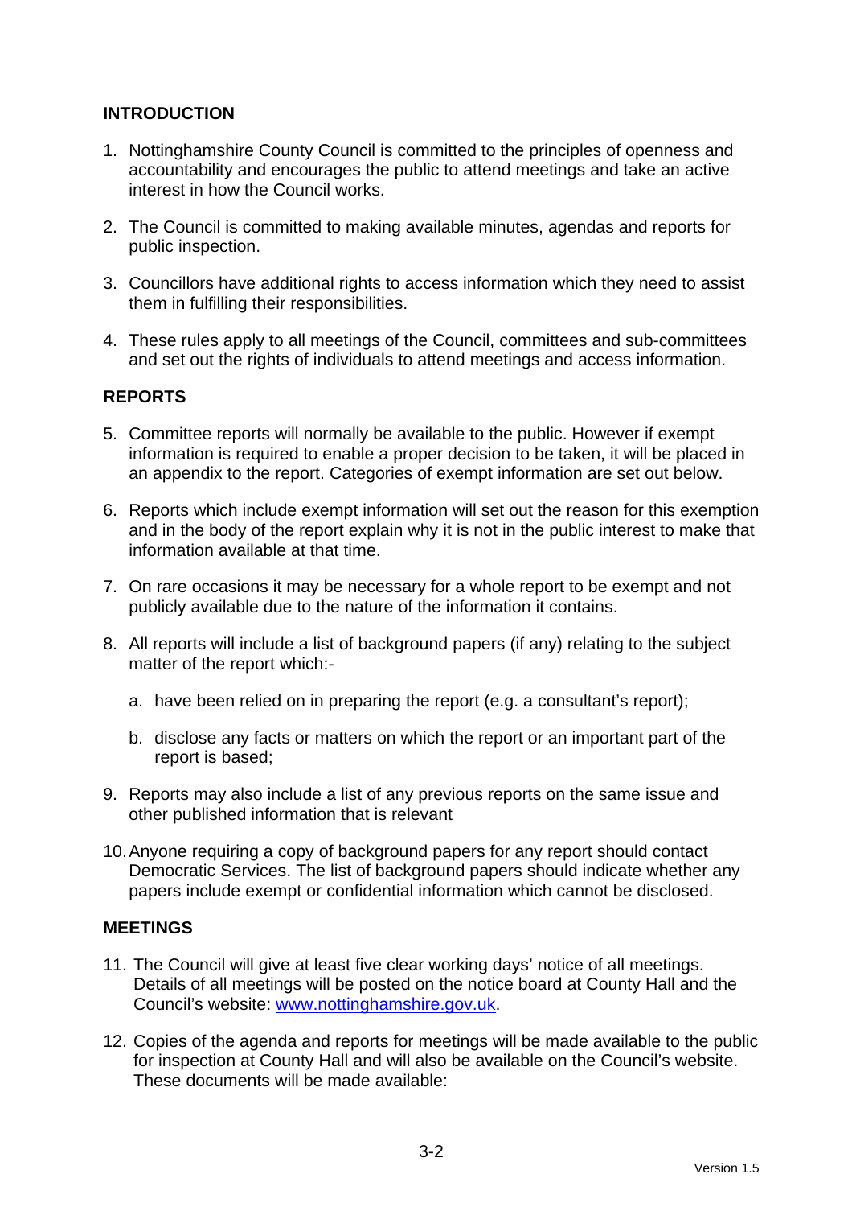## INTRODUCTION

1. Nottinghamshire County Council is committed to the principles of openness and accountability and encourages the public to attend meetings and take an active interest in how the Council works.

2. The Council is committed to making available minutes, agendas and reports for public inspection.

3. Councillors have additional rights to access information which they need to assist them in fulfilling their responsibilities.

4. These rules apply to all meetings of the Council, committees and sub-committees and set out the rights of individuals to attend meetings and access information.

## REPORTS

5. Committee reports will normally be available to the public. However if exempt information is required to enable a proper decision to be taken, it will be placed in an appendix to the report. Categories of exempt information are set out below.

6. Reports which include exempt information will set out the reason for this exemption and in the body of the report explain why it is not in the public interest to make that information available at that time.

7. On rare occasions it may be necessary for a whole report to be exempt and not publicly available due to the nature of the information it contains.

8. All reports will include a list of background papers (if any) relating to the subject matter of the report which:-

   a. have been relied on in preparing the report (e.g. a consultant's report);

   b. disclose any facts or matters on which the report or an important part of the report is based;

9. Reports may also include a list of any previous reports on the same issue and other published information that is relevant

10. Anyone requiring a copy of background papers for any report should contact Democratic Services. The list of background papers should indicate whether any papers include exempt or confidential information which cannot be disclosed.

## MEETINGS

11. The Council will give at least five clear working days' notice of all meetings. Details of all meetings will be posted on the notice board at County Hall and the Council's website: [www.nottinghamshire.gov.uk](http://www.nottinghamshire.gov.uk).

12. Copies of the agenda and reports for meetings will be made available to the public for inspection at County Hall and will also be available on the Council's website. These documents will be made available: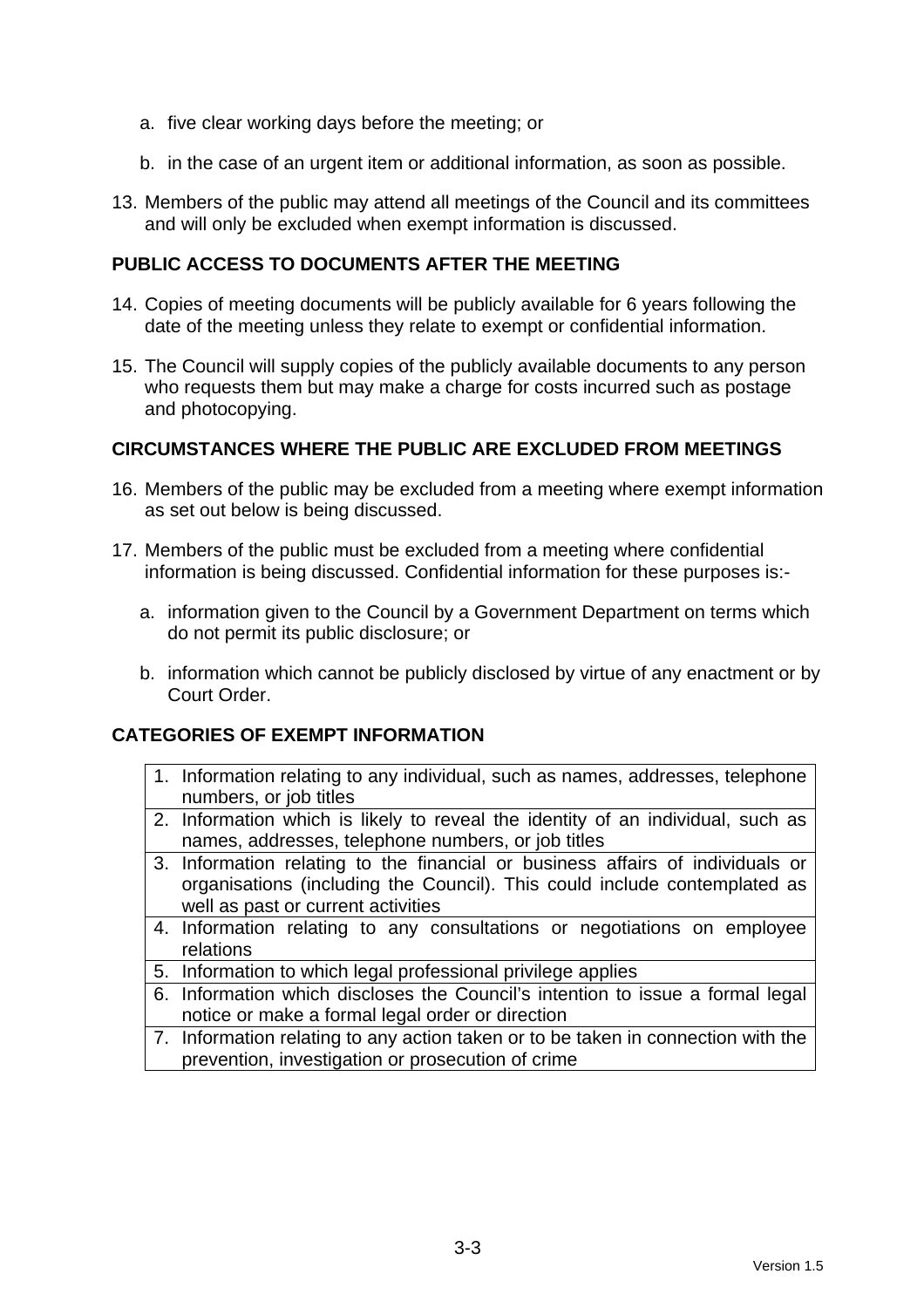a. five clear working days before the meeting; or

   b. in the case of an urgent item or additional information, as soon as possible.

13. Members of the public may attend all meetings of the Council and its committees and will only be excluded when exempt information is discussed.

## PUBLIC ACCESS TO DOCUMENTS AFTER THE MEETING

14. Copies of meeting documents will be publicly available for 6 years following the date of the meeting unless they relate to exempt or confidential information.

15. The Council will supply copies of the publicly available documents to any person who requests them but may make a charge for costs incurred such as postage and photocopying.

## CIRCUMSTANCES WHERE THE PUBLIC ARE EXCLUDED FROM MEETINGS

16. Members of the public may be excluded from a meeting where exempt information as set out below is being discussed.

17. Members of the public must be excluded from a meeting where confidential information is being discussed. Confidential information for these purposes is:-

   a. information given to the Council by a Government Department on terms which do not permit its public disclosure; or

   b. information which cannot be publicly disclosed by virtue of any enactment or by Court Order.

## CATEGORIES OF EXEMPT INFORMATION

| |
|---|
| 1. Information relating to any individual, such as names, addresses, telephone numbers, or job titles |
| 2. Information which is likely to reveal the identity of an individual, such as names, addresses, telephone numbers, or job titles |
| 3. Information relating to the financial or business affairs of individuals or organisations (including the Council). This could include contemplated as well as past or current activities |
| 4. Information relating to any consultations or negotiations on employee relations |
| 5. Information to which legal professional privilege applies |
| 6. Information which discloses the Council's intention to issue a formal legal notice or make a formal legal order or direction |
| 7. Information relating to any action taken or to be taken in connection with the prevention, investigation or prosecution of crime |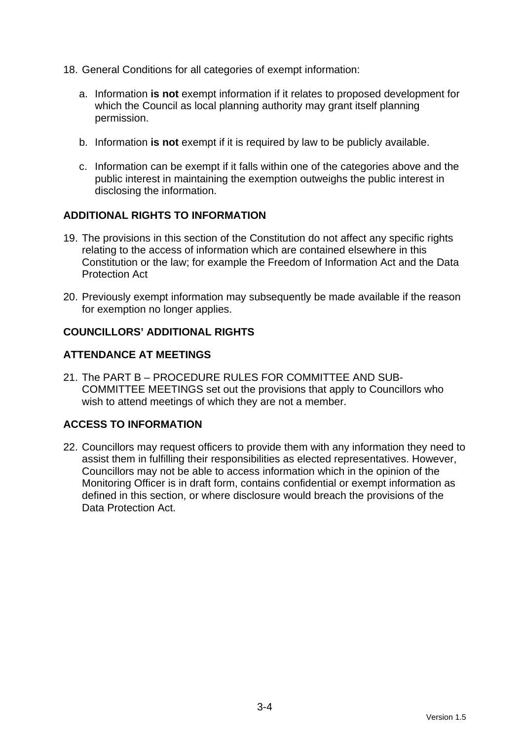18. General Conditions for all categories of exempt information:

    a. Information **is not** exempt information if it relates to proposed development for which the Council as local planning authority may grant itself planning permission.

    b. Information **is not** exempt if it is required by law to be publicly available.

    c. Information can be exempt if it falls within one of the categories above and the public interest in maintaining the exemption outweighs the public interest in disclosing the information.

## ADDITIONAL RIGHTS TO INFORMATION

19. The provisions in this section of the Constitution do not affect any specific rights relating to the access of information which are contained elsewhere in this Constitution or the law; for example the Freedom of Information Act and the Data Protection Act

20. Previously exempt information may subsequently be made available if the reason for exemption no longer applies.

## COUNCILLORS' ADDITIONAL RIGHTS

## ATTENDANCE AT MEETINGS

21. The PART B – PROCEDURE RULES FOR COMMITTEE AND SUB-COMMITTEE MEETINGS set out the provisions that apply to Councillors who wish to attend meetings of which they are not a member.

## ACCESS TO INFORMATION

22. Councillors may request officers to provide them with any information they need to assist them in fulfilling their responsibilities as elected representatives. However, Councillors may not be able to access information which in the opinion of the Monitoring Officer is in draft form, contains confidential or exempt information as defined in this section, or where disclosure would breach the provisions of the Data Protection Act.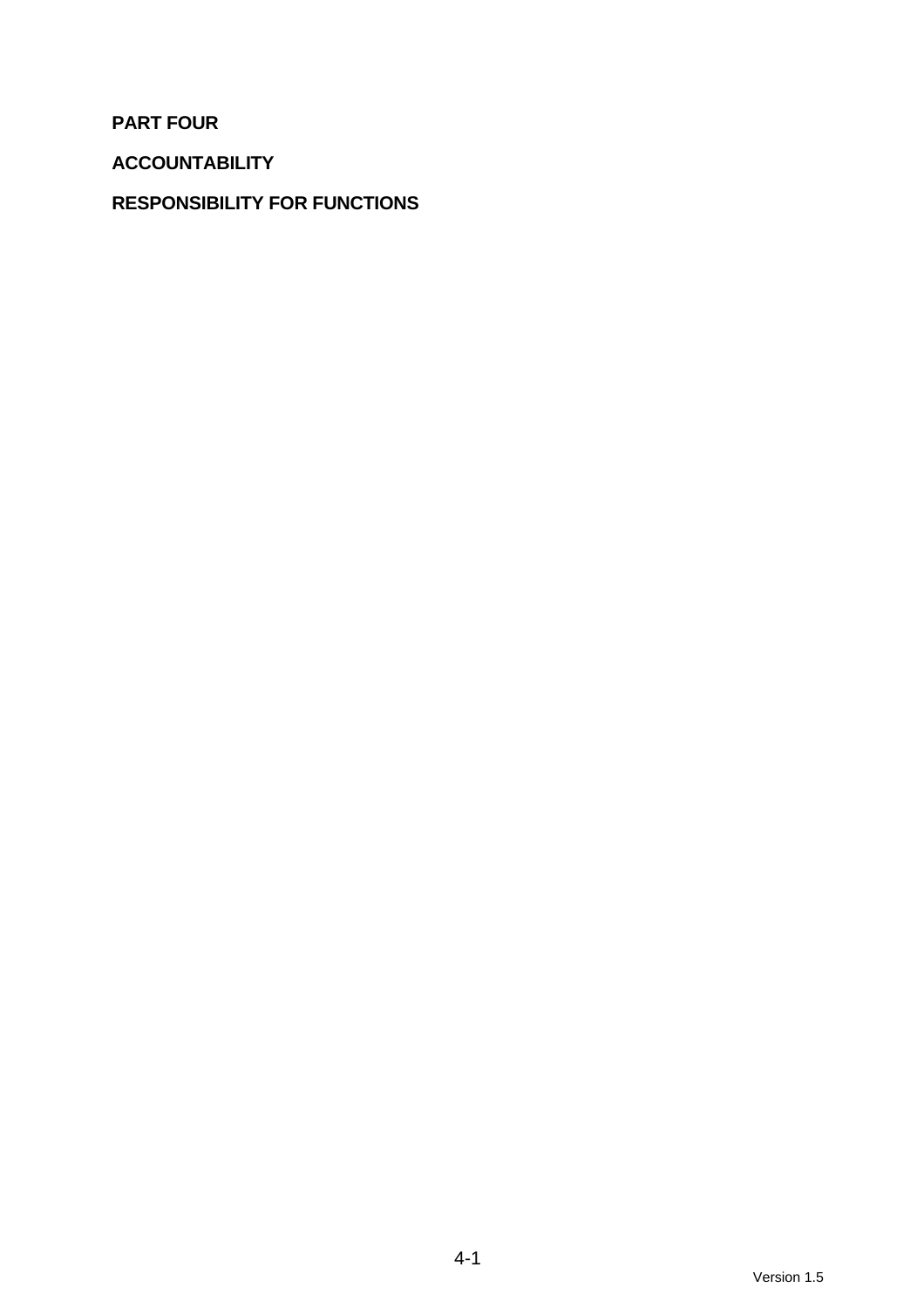# PART FOUR

## ACCOUNTABILITY

## RESPONSIBILITY FOR FUNCTIONS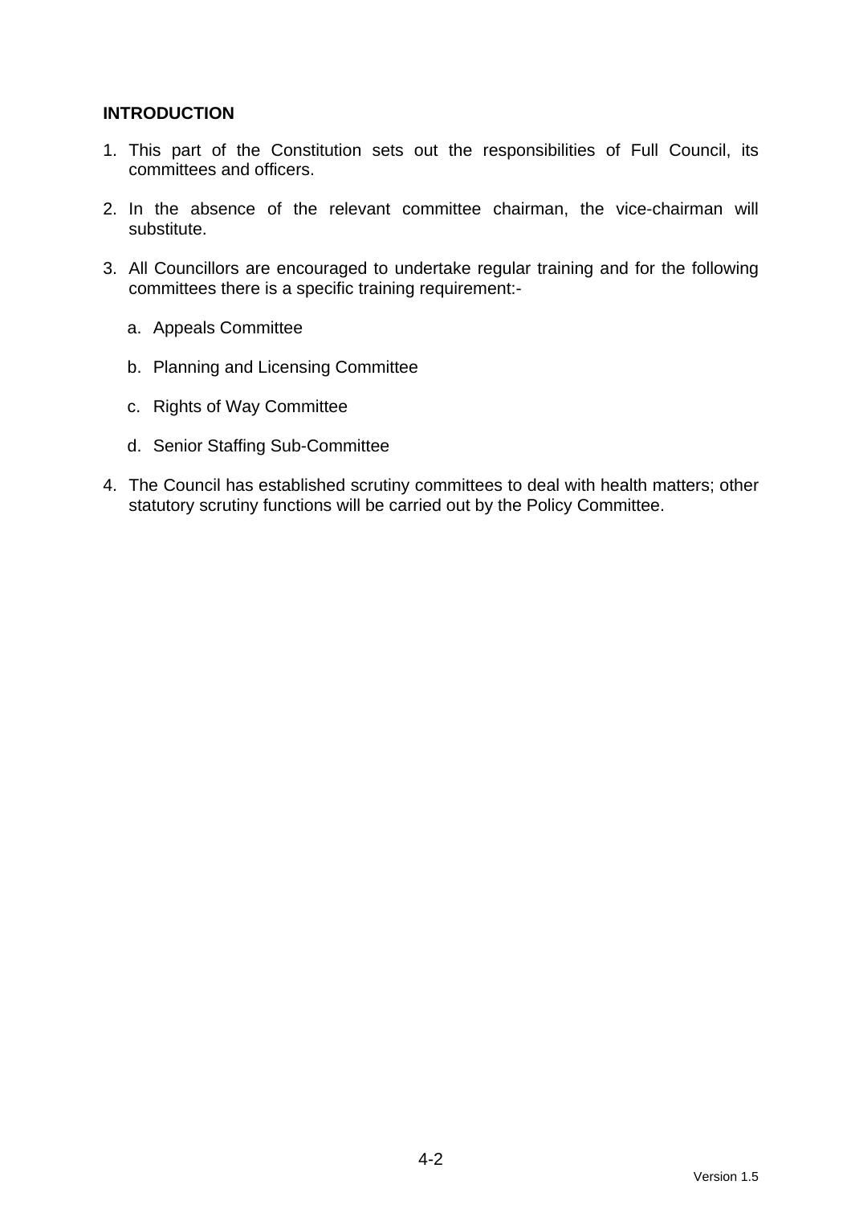**INTRODUCTION**

1. This part of the Constitution sets out the responsibilities of Full Council, its committees and officers.

2. In the absence of the relevant committee chairman, the vice-chairman will substitute.

3. All Councillors are encouraged to undertake regular training and for the following committees there is a specific training requirement:-

   a. Appeals Committee

   b. Planning and Licensing Committee

   c. Rights of Way Committee

   d. Senior Staffing Sub-Committee

4. The Council has established scrutiny committees to deal with health matters; other statutory scrutiny functions will be carried out by the Policy Committee.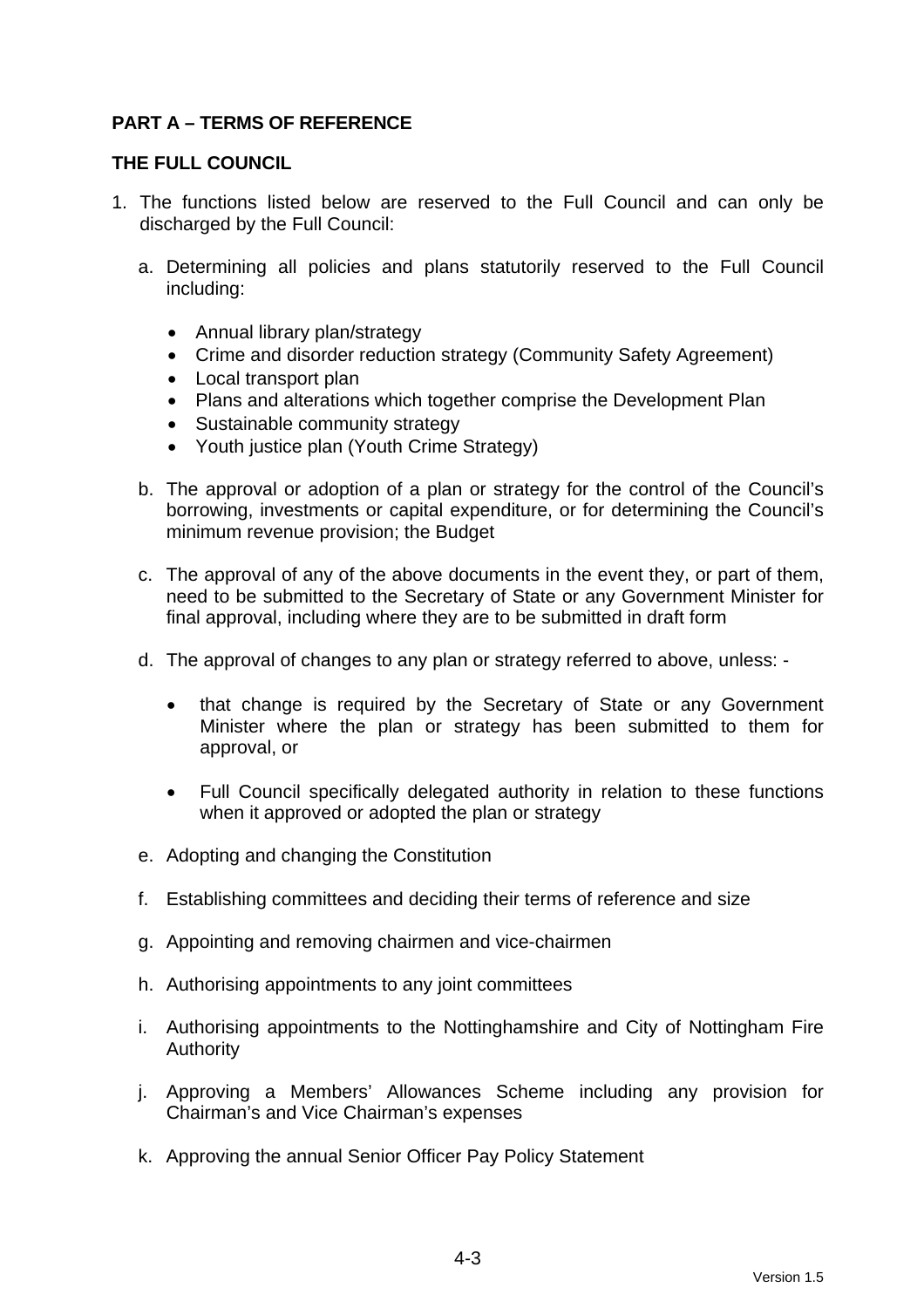## PART A – TERMS OF REFERENCE

### THE FULL COUNCIL

1. The functions listed below are reserved to the Full Council and can only be discharged by the Full Council:

   a. Determining all policies and plans statutorily reserved to the Full Council including:

      - Annual library plan/strategy
      - Crime and disorder reduction strategy (Community Safety Agreement)
      - Local transport plan
      - Plans and alterations which together comprise the Development Plan
      - Sustainable community strategy
      - Youth justice plan (Youth Crime Strategy)

   b. The approval or adoption of a plan or strategy for the control of the Council's borrowing, investments or capital expenditure, or for determining the Council's minimum revenue provision; the Budget

   c. The approval of any of the above documents in the event they, or part of them, need to be submitted to the Secretary of State or any Government Minister for final approval, including where they are to be submitted in draft form

   d. The approval of changes to any plan or strategy referred to above, unless: -

      - that change is required by the Secretary of State or any Government Minister where the plan or strategy has been submitted to them for approval, or

      - Full Council specifically delegated authority in relation to these functions when it approved or adopted the plan or strategy

   e. Adopting and changing the Constitution

   f. Establishing committees and deciding their terms of reference and size

   g. Appointing and removing chairmen and vice-chairmen

   h. Authorising appointments to any joint committees

   i. Authorising appointments to the Nottinghamshire and City of Nottingham Fire Authority

   j. Approving a Members' Allowances Scheme including any provision for Chairman's and Vice Chairman's expenses

   k. Approving the annual Senior Officer Pay Policy Statement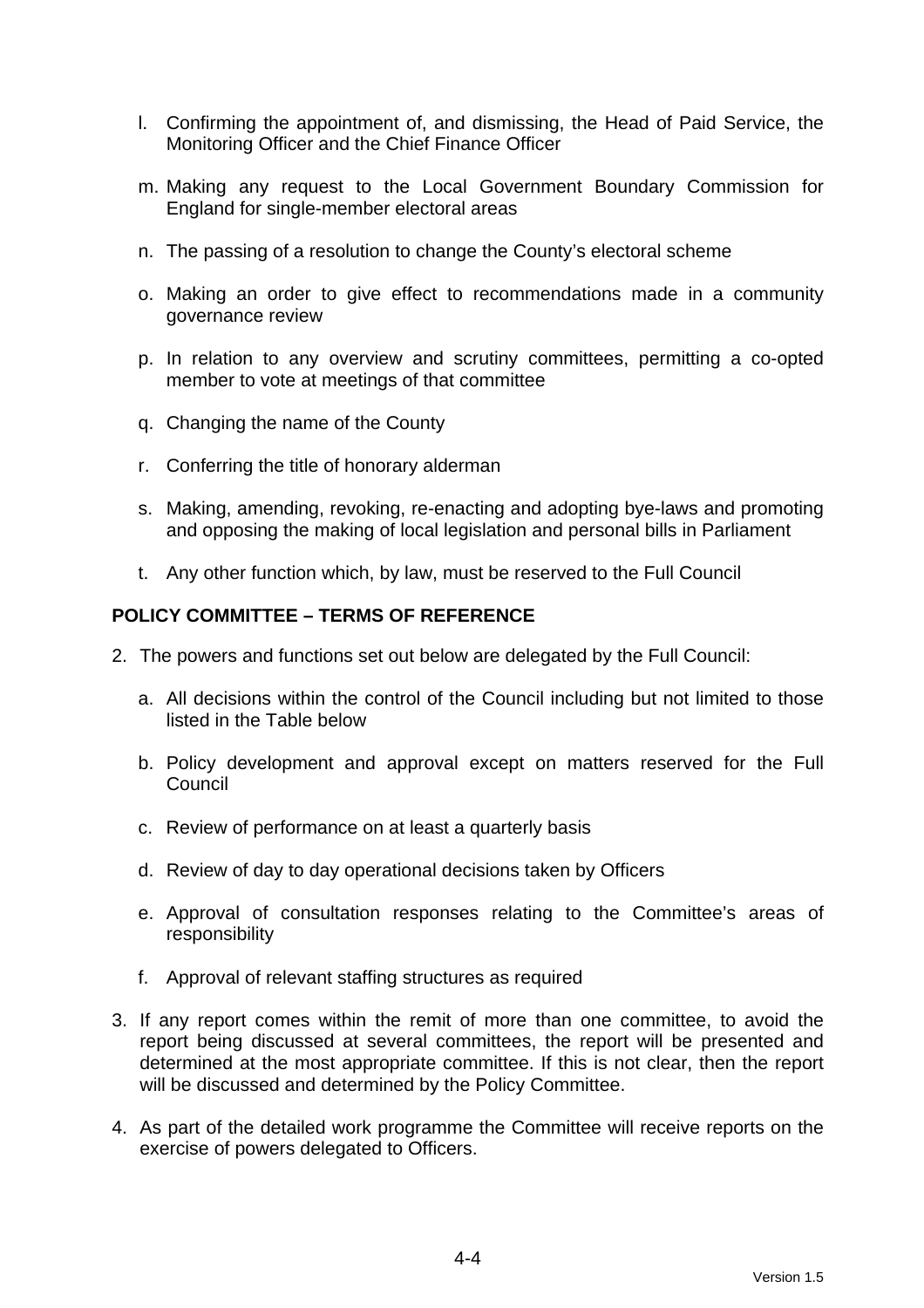l. Confirming the appointment of, and dismissing, the Head of Paid Service, the Monitoring Officer and the Chief Finance Officer

m. Making any request to the Local Government Boundary Commission for England for single-member electoral areas

n. The passing of a resolution to change the County's electoral scheme

o. Making an order to give effect to recommendations made in a community governance review

p. In relation to any overview and scrutiny committees, permitting a co-opted member to vote at meetings of that committee

q. Changing the name of the County

r. Conferring the title of honorary alderman

s. Making, amending, revoking, re-enacting and adopting bye-laws and promoting and opposing the making of local legislation and personal bills in Parliament

t. Any other function which, by law, must be reserved to the Full Council

**POLICY COMMITTEE – TERMS OF REFERENCE**

2. The powers and functions set out below are delegated by the Full Council:

   a. All decisions within the control of the Council including but not limited to those listed in the Table below

   b. Policy development and approval except on matters reserved for the Full Council

   c. Review of performance on at least a quarterly basis

   d. Review of day to day operational decisions taken by Officers

   e. Approval of consultation responses relating to the Committee's areas of responsibility

   f. Approval of relevant staffing structures as required

3. If any report comes within the remit of more than one committee, to avoid the report being discussed at several committees, the report will be presented and determined at the most appropriate committee. If this is not clear, then the report will be discussed and determined by the Policy Committee.

4. As part of the detailed work programme the Committee will receive reports on the exercise of powers delegated to Officers.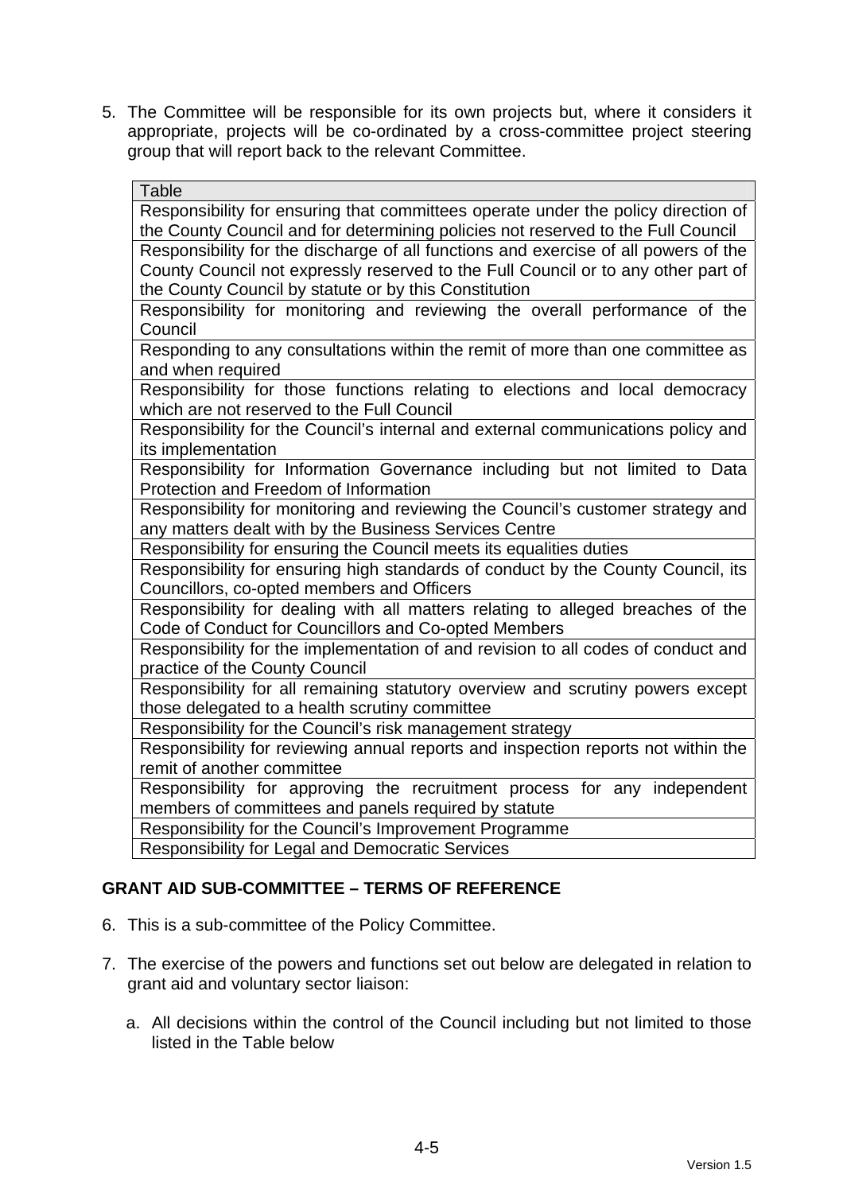5. The Committee will be responsible for its own projects but, where it considers it appropriate, projects will be co-ordinated by a cross-committee project steering group that will report back to the relevant Committee.

| Table |
|---|
| Responsibility for ensuring that committees operate under the policy direction of the County Council and for determining policies not reserved to the Full Council |
| Responsibility for the discharge of all functions and exercise of all powers of the County Council not expressly reserved to the Full Council or to any other part of the County Council by statute or by this Constitution |
| Responsibility for monitoring and reviewing the overall performance of the Council |
| Responding to any consultations within the remit of more than one committee as and when required |
| Responsibility for those functions relating to elections and local democracy which are not reserved to the Full Council |
| Responsibility for the Council's internal and external communications policy and its implementation |
| Responsibility for Information Governance including but not limited to Data Protection and Freedom of Information |
| Responsibility for monitoring and reviewing the Council's customer strategy and any matters dealt with by the Business Services Centre |
| Responsibility for ensuring the Council meets its equalities duties |
| Responsibility for ensuring high standards of conduct by the County Council, its Councillors, co-opted members and Officers |
| Responsibility for dealing with all matters relating to alleged breaches of the Code of Conduct for Councillors and Co-opted Members |
| Responsibility for the implementation of and revision to all codes of conduct and practice of the County Council |
| Responsibility for all remaining statutory overview and scrutiny powers except those delegated to a health scrutiny committee |
| Responsibility for the Council's risk management strategy |
| Responsibility for reviewing annual reports and inspection reports not within the remit of another committee |
| Responsibility for approving the recruitment process for any independent members of committees and panels required by statute |
| Responsibility for the Council's Improvement Programme |
| Responsibility for Legal and Democratic Services |

## GRANT AID SUB-COMMITTEE – TERMS OF REFERENCE

6. This is a sub-committee of the Policy Committee.

7. The exercise of the powers and functions set out below are delegated in relation to grant aid and voluntary sector liaison:

   a. All decisions within the control of the Council including but not limited to those listed in the Table below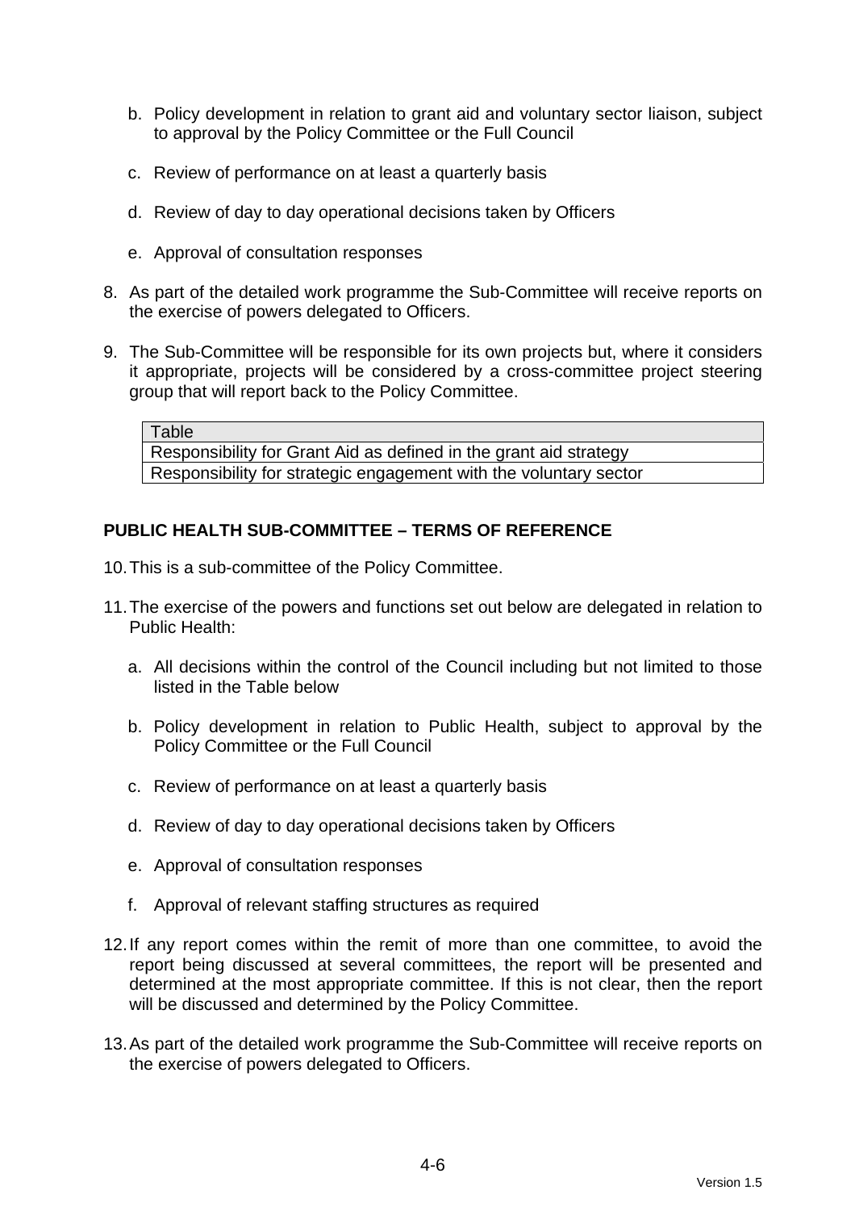b. Policy development in relation to grant aid and voluntary sector liaison, subject to approval by the Policy Committee or the Full Council

c. Review of performance on at least a quarterly basis

d. Review of day to day operational decisions taken by Officers

e. Approval of consultation responses

8. As part of the detailed work programme the Sub-Committee will receive reports on the exercise of powers delegated to Officers.

9. The Sub-Committee will be responsible for its own projects but, where it considers it appropriate, projects will be considered by a cross-committee project steering group that will report back to the Policy Committee.

| Table |
|---|
| Responsibility for Grant Aid as defined in the grant aid strategy |
| Responsibility for strategic engagement with the voluntary sector |

## PUBLIC HEALTH SUB-COMMITTEE – TERMS OF REFERENCE

10. This is a sub-committee of the Policy Committee.

11. The exercise of the powers and functions set out below are delegated in relation to Public Health:

    a. All decisions within the control of the Council including but not limited to those listed in the Table below

    b. Policy development in relation to Public Health, subject to approval by the Policy Committee or the Full Council

    c. Review of performance on at least a quarterly basis

    d. Review of day to day operational decisions taken by Officers

    e. Approval of consultation responses

    f. Approval of relevant staffing structures as required

12. If any report comes within the remit of more than one committee, to avoid the report being discussed at several committees, the report will be presented and determined at the most appropriate committee. If this is not clear, then the report will be discussed and determined by the Policy Committee.

13. As part of the detailed work programme the Sub-Committee will receive reports on the exercise of powers delegated to Officers.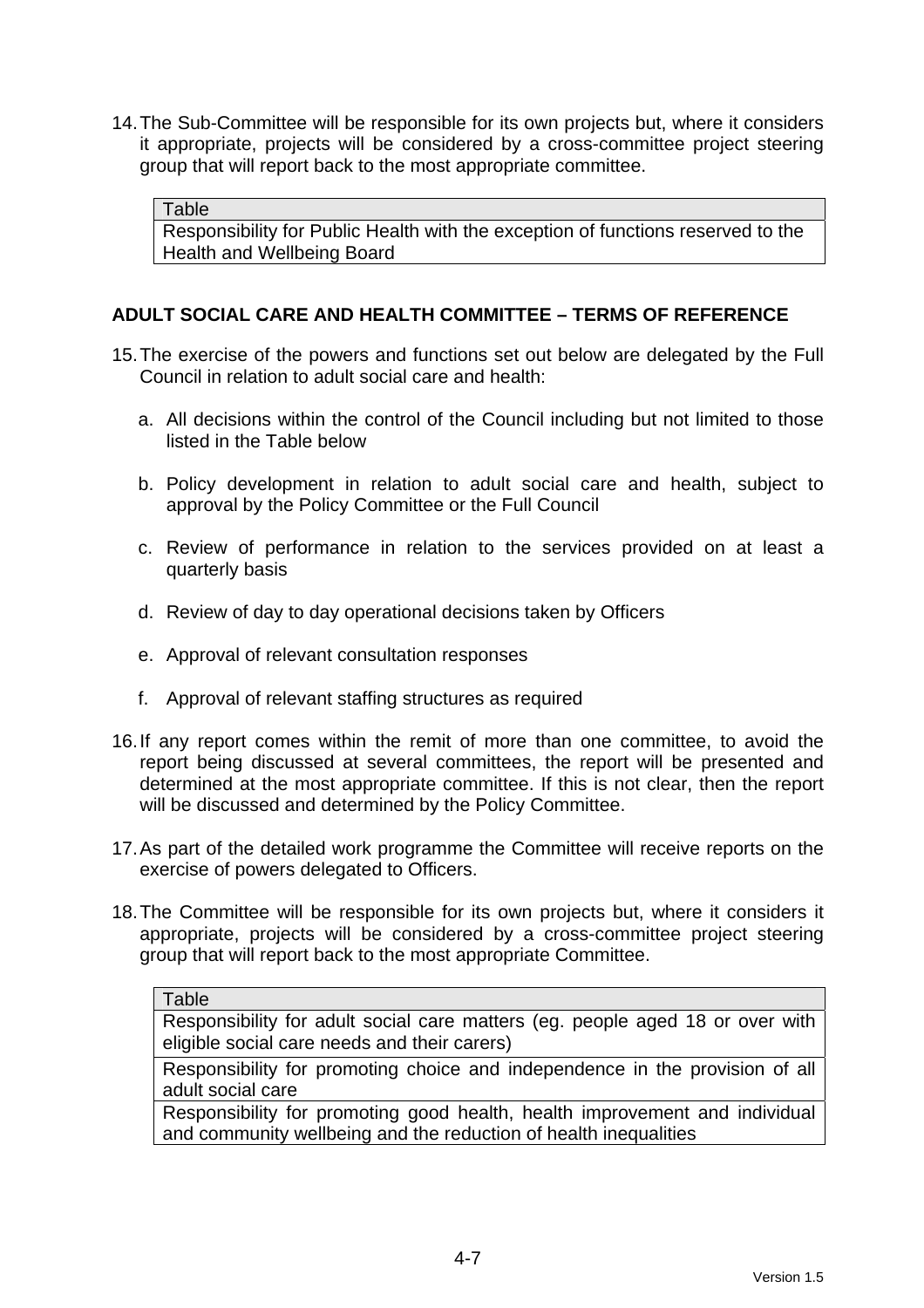14. The Sub-Committee will be responsible for its own projects but, where it considers it appropriate, projects will be considered by a cross-committee project steering group that will report back to the most appropriate committee.

| Table |
|---|
| Responsibility for Public Health with the exception of functions reserved to the Health and Wellbeing Board |

**ADULT SOCIAL CARE AND HEALTH COMMITTEE – TERMS OF REFERENCE**

15. The exercise of the powers and functions set out below are delegated by the Full Council in relation to adult social care and health:

    a. All decisions within the control of the Council including but not limited to those listed in the Table below

    b. Policy development in relation to adult social care and health, subject to approval by the Policy Committee or the Full Council

    c. Review of performance in relation to the services provided on at least a quarterly basis

    d. Review of day to day operational decisions taken by Officers

    e. Approval of relevant consultation responses

    f. Approval of relevant staffing structures as required

16. If any report comes within the remit of more than one committee, to avoid the report being discussed at several committees, the report will be presented and determined at the most appropriate committee. If this is not clear, then the report will be discussed and determined by the Policy Committee.

17. As part of the detailed work programme the Committee will receive reports on the exercise of powers delegated to Officers.

18. The Committee will be responsible for its own projects but, where it considers it appropriate, projects will be considered by a cross-committee project steering group that will report back to the most appropriate Committee.

| Table |
|---|
| Responsibility for adult social care matters (eg. people aged 18 or over with eligible social care needs and their carers) |
| Responsibility for promoting choice and independence in the provision of all adult social care |
| Responsibility for promoting good health, health improvement and individual and community wellbeing and the reduction of health inequalities |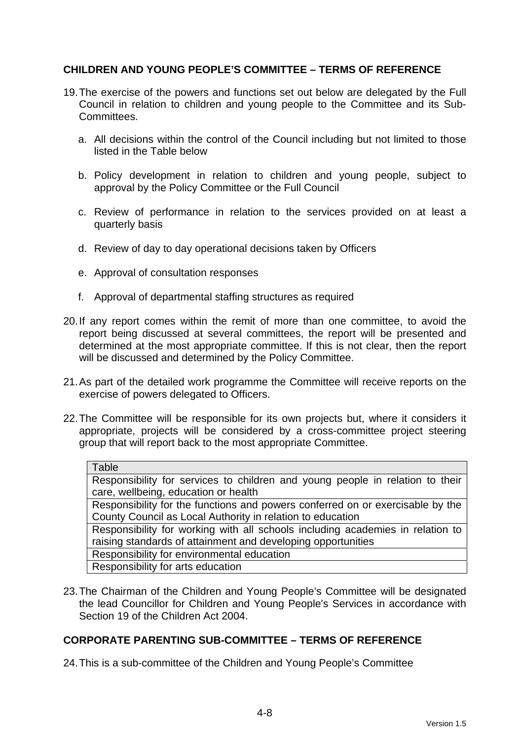## CHILDREN AND YOUNG PEOPLE'S COMMITTEE – TERMS OF REFERENCE

19. The exercise of the powers and functions set out below are delegated by the Full Council in relation to children and young people to the Committee and its Sub-Committees.

    a. All decisions within the control of the Council including but not limited to those listed in the Table below

    b. Policy development in relation to children and young people, subject to approval by the Policy Committee or the Full Council

    c. Review of performance in relation to the services provided on at least a quarterly basis

    d. Review of day to day operational decisions taken by Officers

    e. Approval of consultation responses

    f. Approval of departmental staffing structures as required

20. If any report comes within the remit of more than one committee, to avoid the report being discussed at several committees, the report will be presented and determined at the most appropriate committee. If this is not clear, then the report will be discussed and determined by the Policy Committee.

21. As part of the detailed work programme the Committee will receive reports on the exercise of powers delegated to Officers.

22. The Committee will be responsible for its own projects but, where it considers it appropriate, projects will be considered by a cross-committee project steering group that will report back to the most appropriate Committee.

| Table |
|---|
| Responsibility for services to children and young people in relation to their care, wellbeing, education or health |
| Responsibility for the functions and powers conferred on or exercisable by the County Council as Local Authority in relation to education |
| Responsibility for working with all schools including academies in relation to raising standards of attainment and developing opportunities |
| Responsibility for environmental education |
| Responsibility for arts education |

23. The Chairman of the Children and Young People's Committee will be designated the lead Councillor for Children and Young People's Services in accordance with Section 19 of the Children Act 2004.

## CORPORATE PARENTING SUB-COMMITTEE – TERMS OF REFERENCE

24. This is a sub-committee of the Children and Young People's Committee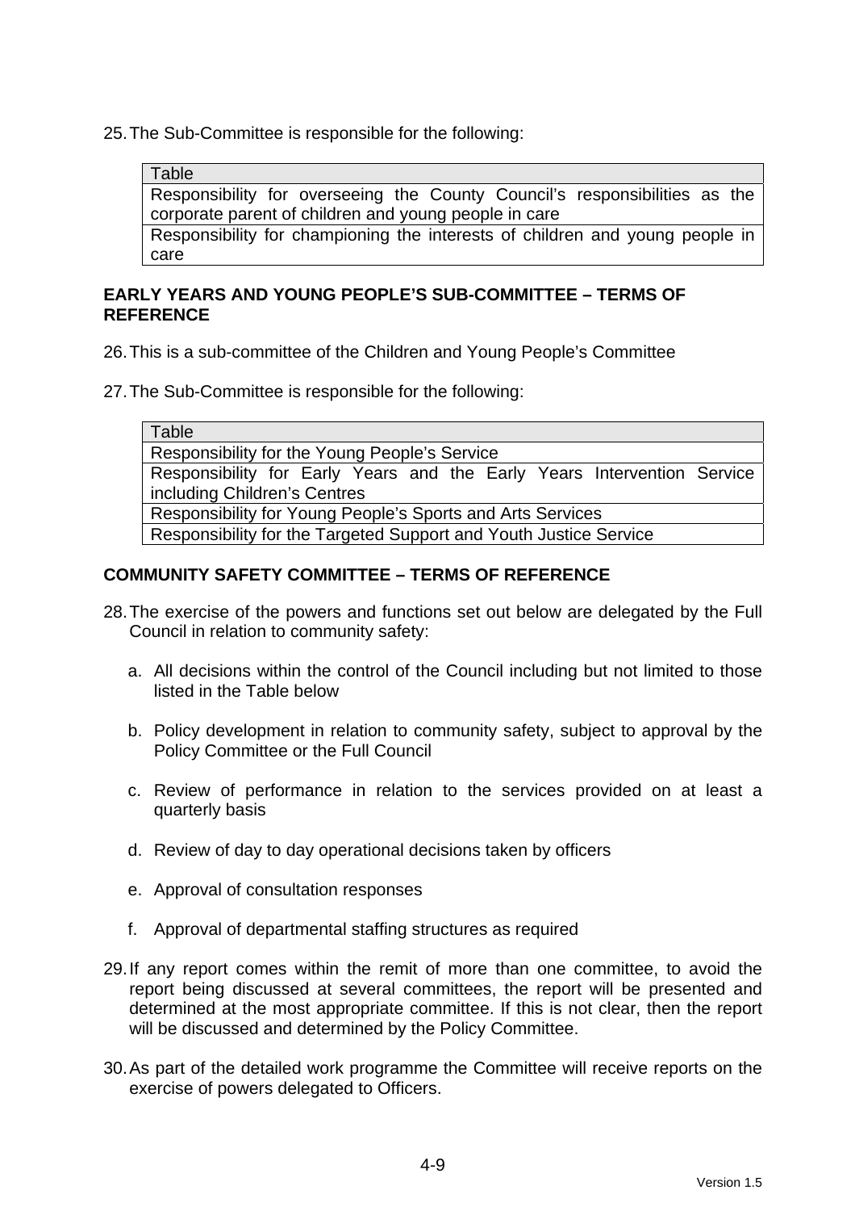25. The Sub-Committee is responsible for the following:

| Table |
| --- |
| Responsibility for overseeing the County Council's responsibilities as the corporate parent of children and young people in care |
| Responsibility for championing the interests of children and young people in care |

**EARLY YEARS AND YOUNG PEOPLE'S SUB-COMMITTEE – TERMS OF REFERENCE**

26. This is a sub-committee of the Children and Young People's Committee

27. The Sub-Committee is responsible for the following:

| Table |
| --- |
| Responsibility for the Young People's Service |
| Responsibility for Early Years and the Early Years Intervention Service including Children's Centres |
| Responsibility for Young People's Sports and Arts Services |
| Responsibility for the Targeted Support and Youth Justice Service |

**COMMUNITY SAFETY COMMITTEE – TERMS OF REFERENCE**

28. The exercise of the powers and functions set out below are delegated by the Full Council in relation to community safety:

    a. All decisions within the control of the Council including but not limited to those listed in the Table below

    b. Policy development in relation to community safety, subject to approval by the Policy Committee or the Full Council

    c. Review of performance in relation to the services provided on at least a quarterly basis

    d. Review of day to day operational decisions taken by officers

    e. Approval of consultation responses

    f. Approval of departmental staffing structures as required

29. If any report comes within the remit of more than one committee, to avoid the report being discussed at several committees, the report will be presented and determined at the most appropriate committee. If this is not clear, then the report will be discussed and determined by the Policy Committee.

30. As part of the detailed work programme the Committee will receive reports on the exercise of powers delegated to Officers.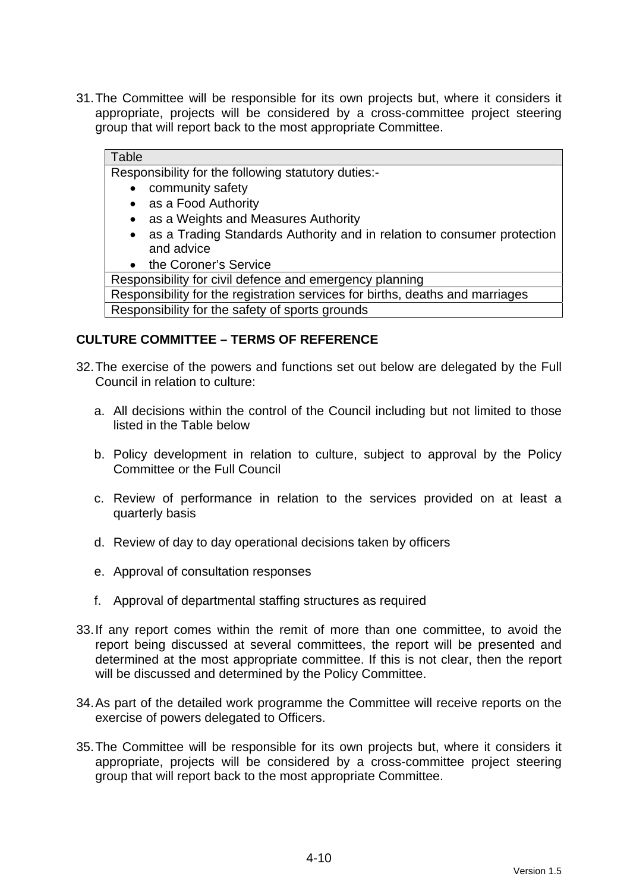31. The Committee will be responsible for its own projects but, where it considers it appropriate, projects will be considered by a cross-committee project steering group that will report back to the most appropriate Committee.

| Table |
| --- |
| Responsibility for the following statutory duties:-<br>• community safety<br>• as a Food Authority<br>• as a Weights and Measures Authority<br>• as a Trading Standards Authority and in relation to consumer protection and advice<br>• the Coroner's Service |
| Responsibility for civil defence and emergency planning |
| Responsibility for the registration services for births, deaths and marriages |
| Responsibility for the safety of sports grounds |

## CULTURE COMMITTEE – TERMS OF REFERENCE

32. The exercise of the powers and functions set out below are delegated by the Full Council in relation to culture:

    a. All decisions within the control of the Council including but not limited to those listed in the Table below

    b. Policy development in relation to culture, subject to approval by the Policy Committee or the Full Council

    c. Review of performance in relation to the services provided on at least a quarterly basis

    d. Review of day to day operational decisions taken by officers

    e. Approval of consultation responses

    f. Approval of departmental staffing structures as required

33. If any report comes within the remit of more than one committee, to avoid the report being discussed at several committees, the report will be presented and determined at the most appropriate committee. If this is not clear, then the report will be discussed and determined by the Policy Committee.

34. As part of the detailed work programme the Committee will receive reports on the exercise of powers delegated to Officers.

35. The Committee will be responsible for its own projects but, where it considers it appropriate, projects will be considered by a cross-committee project steering group that will report back to the most appropriate Committee.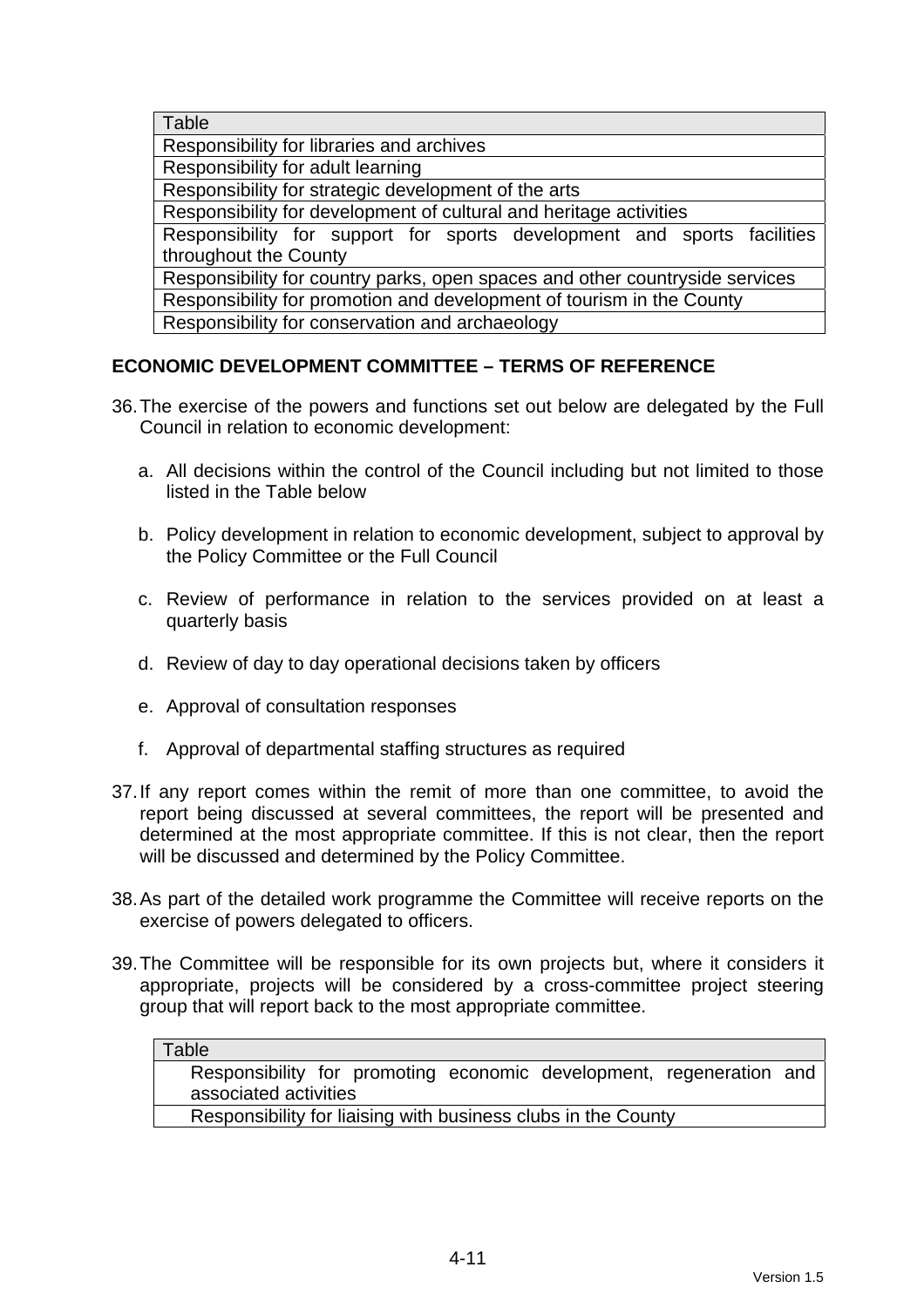| Table |
| --- |
| Responsibility for libraries and archives |
| Responsibility for adult learning |
| Responsibility for strategic development of the arts |
| Responsibility for development of cultural and heritage activities |
| Responsibility for support for sports development and sports facilities throughout the County |
| Responsibility for country parks, open spaces and other countryside services |
| Responsibility for promotion and development of tourism in the County |
| Responsibility for conservation and archaeology |

**ECONOMIC DEVELOPMENT COMMITTEE – TERMS OF REFERENCE**

36. The exercise of the powers and functions set out below are delegated by the Full Council in relation to economic development:

    a. All decisions within the control of the Council including but not limited to those listed in the Table below

    b. Policy development in relation to economic development, subject to approval by the Policy Committee or the Full Council

    c. Review of performance in relation to the services provided on at least a quarterly basis

    d. Review of day to day operational decisions taken by officers

    e. Approval of consultation responses

    f. Approval of departmental staffing structures as required

37. If any report comes within the remit of more than one committee, to avoid the report being discussed at several committees, the report will be presented and determined at the most appropriate committee. If this is not clear, then the report will be discussed and determined by the Policy Committee.

38. As part of the detailed work programme the Committee will receive reports on the exercise of powers delegated to officers.

39. The Committee will be responsible for its own projects but, where it considers it appropriate, projects will be considered by a cross-committee project steering group that will report back to the most appropriate committee.

| Table |
| --- |
| Responsibility for promoting economic development, regeneration and associated activities |
| Responsibility for liaising with business clubs in the County |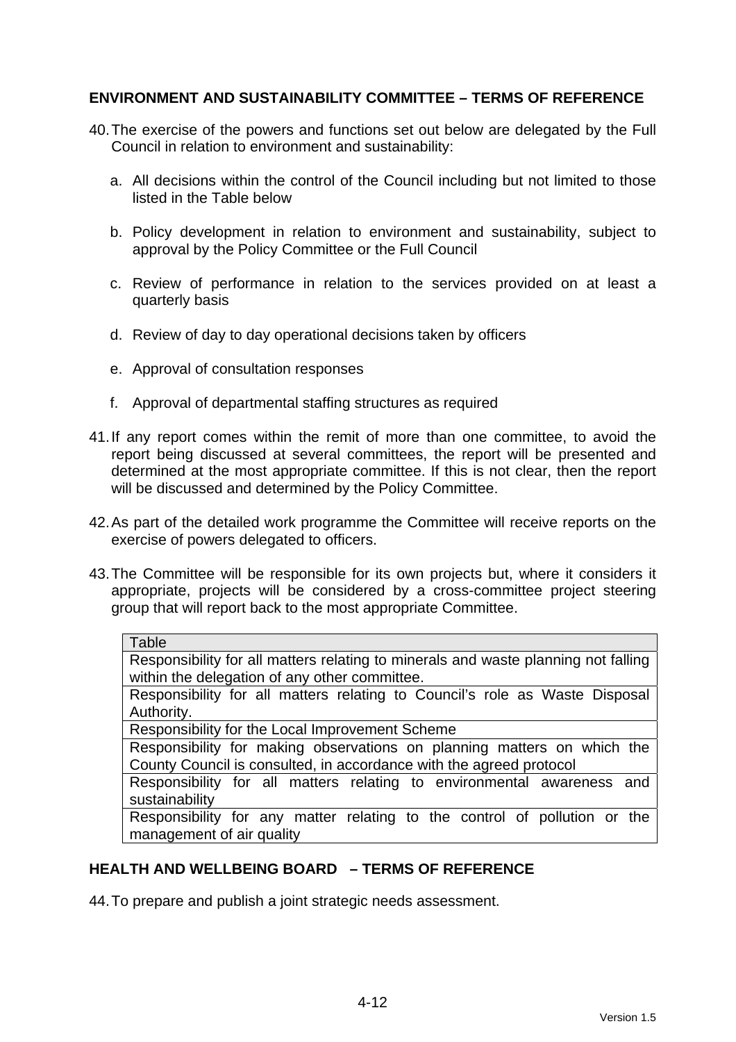## ENVIRONMENT AND SUSTAINABILITY COMMITTEE – TERMS OF REFERENCE

40. The exercise of the powers and functions set out below are delegated by the Full Council in relation to environment and sustainability:

    a. All decisions within the control of the Council including but not limited to those listed in the Table below

    b. Policy development in relation to environment and sustainability, subject to approval by the Policy Committee or the Full Council

    c. Review of performance in relation to the services provided on at least a quarterly basis

    d. Review of day to day operational decisions taken by officers

    e. Approval of consultation responses

    f. Approval of departmental staffing structures as required

41. If any report comes within the remit of more than one committee, to avoid the report being discussed at several committees, the report will be presented and determined at the most appropriate committee. If this is not clear, then the report will be discussed and determined by the Policy Committee.

42. As part of the detailed work programme the Committee will receive reports on the exercise of powers delegated to officers.

43. The Committee will be responsible for its own projects but, where it considers it appropriate, projects will be considered by a cross-committee project steering group that will report back to the most appropriate Committee.

| Table |
|---|
| Responsibility for all matters relating to minerals and waste planning not falling within the delegation of any other committee. |
| Responsibility for all matters relating to Council's role as Waste Disposal Authority. |
| Responsibility for the Local Improvement Scheme |
| Responsibility for making observations on planning matters on which the County Council is consulted, in accordance with the agreed protocol |
| Responsibility for all matters relating to environmental awareness and sustainability |
| Responsibility for any matter relating to the control of pollution or the management of air quality |

## HEALTH AND WELLBEING BOARD – TERMS OF REFERENCE

44. To prepare and publish a joint strategic needs assessment.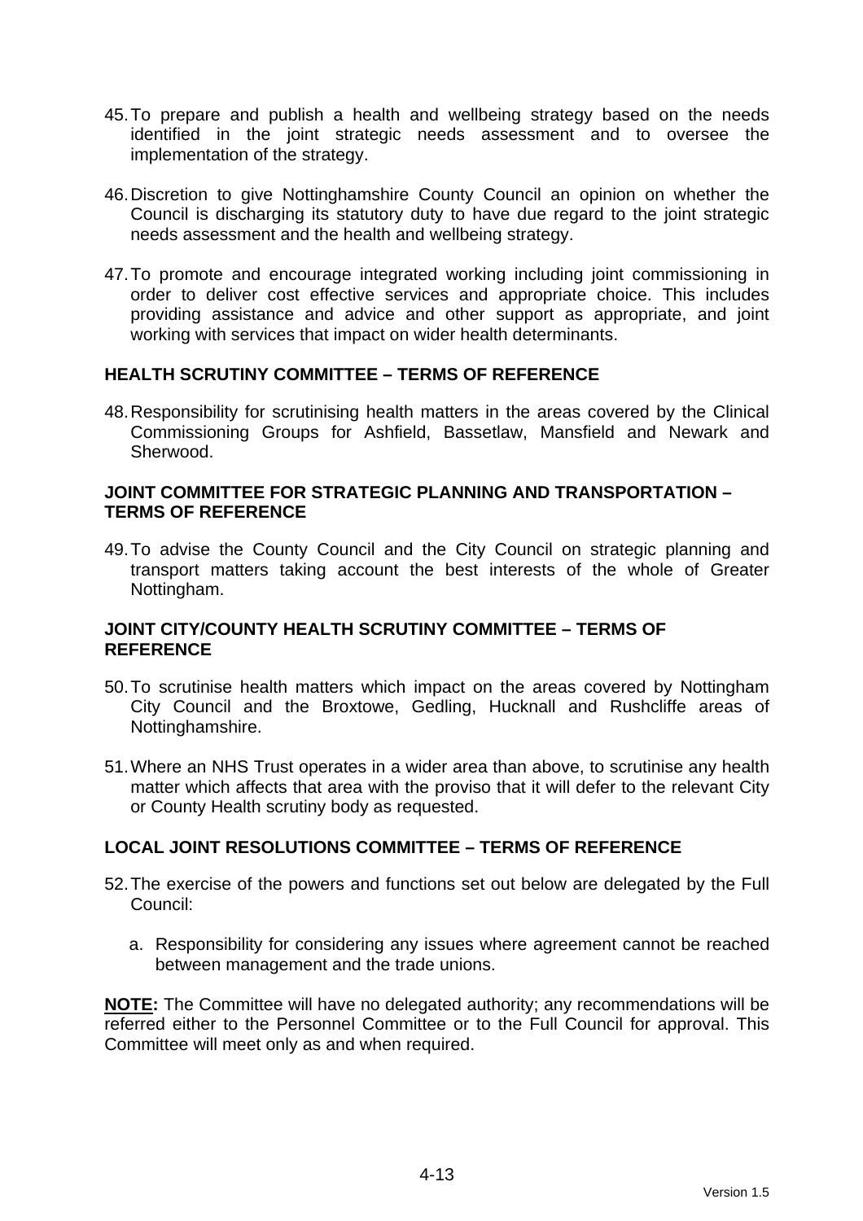45. To prepare and publish a health and wellbeing strategy based on the needs identified in the joint strategic needs assessment and to oversee the implementation of the strategy.

46. Discretion to give Nottinghamshire County Council an opinion on whether the Council is discharging its statutory duty to have due regard to the joint strategic needs assessment and the health and wellbeing strategy.

47. To promote and encourage integrated working including joint commissioning in order to deliver cost effective services and appropriate choice. This includes providing assistance and advice and other support as appropriate, and joint working with services that impact on wider health determinants.

## HEALTH SCRUTINY COMMITTEE – TERMS OF REFERENCE

48. Responsibility for scrutinising health matters in the areas covered by the Clinical Commissioning Groups for Ashfield, Bassetlaw, Mansfield and Newark and Sherwood.

## JOINT COMMITTEE FOR STRATEGIC PLANNING AND TRANSPORTATION – TERMS OF REFERENCE

49. To advise the County Council and the City Council on strategic planning and transport matters taking account the best interests of the whole of Greater Nottingham.

## JOINT CITY/COUNTY HEALTH SCRUTINY COMMITTEE – TERMS OF REFERENCE

50. To scrutinise health matters which impact on the areas covered by Nottingham City Council and the Broxtowe, Gedling, Hucknall and Rushcliffe areas of Nottinghamshire.

51. Where an NHS Trust operates in a wider area than above, to scrutinise any health matter which affects that area with the proviso that it will defer to the relevant City or County Health scrutiny body as requested.

## LOCAL JOINT RESOLUTIONS COMMITTEE – TERMS OF REFERENCE

52. The exercise of the powers and functions set out below are delegated by the Full Council:

    a. Responsibility for considering any issues where agreement cannot be reached between management and the trade unions.

**NOTE:** The Committee will have no delegated authority; any recommendations will be referred either to the Personnel Committee or to the Full Council for approval. This Committee will meet only as and when required.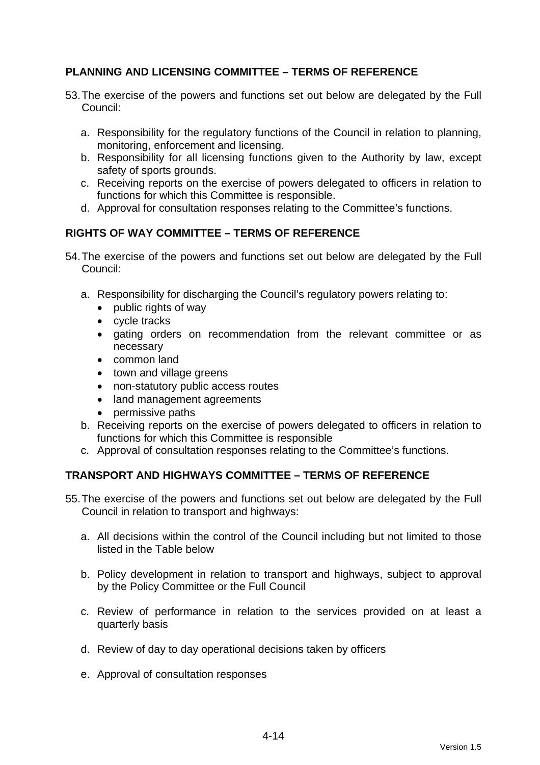## PLANNING AND LICENSING COMMITTEE – TERMS OF REFERENCE

53. The exercise of the powers and functions set out below are delegated by the Full Council:

    a. Responsibility for the regulatory functions of the Council in relation to planning, monitoring, enforcement and licensing.
    b. Responsibility for all licensing functions given to the Authority by law, except safety of sports grounds.
    c. Receiving reports on the exercise of powers delegated to officers in relation to functions for which this Committee is responsible.
    d. Approval for consultation responses relating to the Committee's functions.

## RIGHTS OF WAY COMMITTEE – TERMS OF REFERENCE

54. The exercise of the powers and functions set out below are delegated by the Full Council:

    a. Responsibility for discharging the Council's regulatory powers relating to:
        - public rights of way
        - cycle tracks
        - gating orders on recommendation from the relevant committee or as necessary
        - common land
        - town and village greens
        - non-statutory public access routes
        - land management agreements
        - permissive paths
    b. Receiving reports on the exercise of powers delegated to officers in relation to functions for which this Committee is responsible
    c. Approval of consultation responses relating to the Committee's functions.

## TRANSPORT AND HIGHWAYS COMMITTEE – TERMS OF REFERENCE

55. The exercise of the powers and functions set out below are delegated by the Full Council in relation to transport and highways:

    a. All decisions within the control of the Council including but not limited to those listed in the Table below

    b. Policy development in relation to transport and highways, subject to approval by the Policy Committee or the Full Council

    c. Review of performance in relation to the services provided on at least a quarterly basis

    d. Review of day to day operational decisions taken by officers

    e. Approval of consultation responses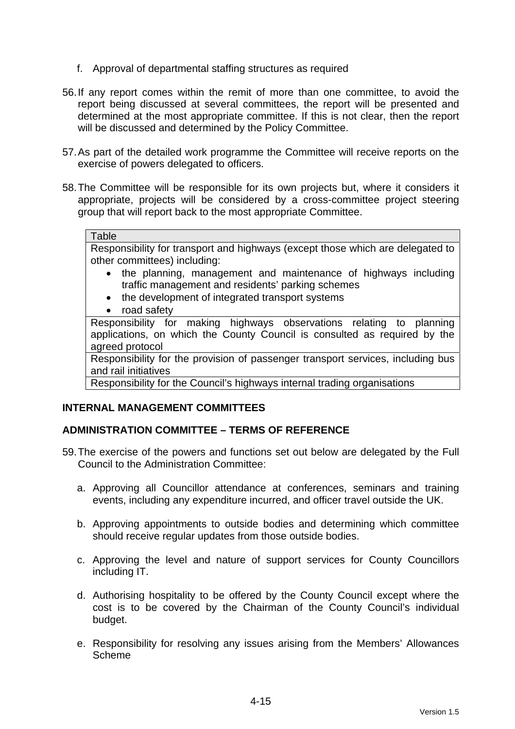f. Approval of departmental staffing structures as required

56. If any report comes within the remit of more than one committee, to avoid the report being discussed at several committees, the report will be presented and determined at the most appropriate committee. If this is not clear, then the report will be discussed and determined by the Policy Committee.

57. As part of the detailed work programme the Committee will receive reports on the exercise of powers delegated to officers.

58. The Committee will be responsible for its own projects but, where it considers it appropriate, projects will be considered by a cross-committee project steering group that will report back to the most appropriate Committee.

| Table |
|---|
| Responsibility for transport and highways (except those which are delegated to other committees) including:<br>• the planning, management and maintenance of highways including traffic management and residents' parking schemes<br>• the development of integrated transport systems<br>• road safety |
| Responsibility for making highways observations relating to planning applications, on which the County Council is consulted as required by the agreed protocol |
| Responsibility for the provision of passenger transport services, including bus and rail initiatives |
| Responsibility for the Council's highways internal trading organisations |

## INTERNAL MANAGEMENT COMMITTEES

## ADMINISTRATION COMMITTEE – TERMS OF REFERENCE

59. The exercise of the powers and functions set out below are delegated by the Full Council to the Administration Committee:

a. Approving all Councillor attendance at conferences, seminars and training events, including any expenditure incurred, and officer travel outside the UK.

b. Approving appointments to outside bodies and determining which committee should receive regular updates from those outside bodies.

c. Approving the level and nature of support services for County Councillors including IT.

d. Authorising hospitality to be offered by the County Council except where the cost is to be covered by the Chairman of the County Council's individual budget.

e. Responsibility for resolving any issues arising from the Members' Allowances Scheme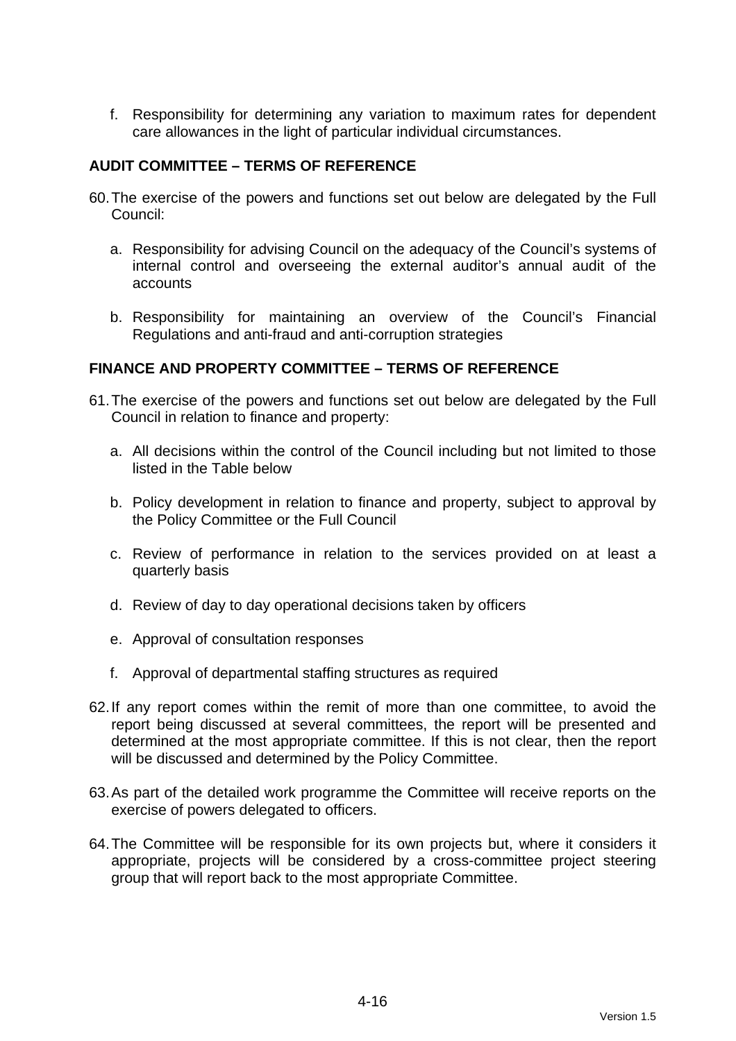f. Responsibility for determining any variation to maximum rates for dependent care allowances in the light of particular individual circumstances.

## AUDIT COMMITTEE – TERMS OF REFERENCE

60. The exercise of the powers and functions set out below are delegated by the Full Council:

    a. Responsibility for advising Council on the adequacy of the Council's systems of internal control and overseeing the external auditor's annual audit of the accounts

    b. Responsibility for maintaining an overview of the Council's Financial Regulations and anti-fraud and anti-corruption strategies

## FINANCE AND PROPERTY COMMITTEE – TERMS OF REFERENCE

61. The exercise of the powers and functions set out below are delegated by the Full Council in relation to finance and property:

    a. All decisions within the control of the Council including but not limited to those listed in the Table below

    b. Policy development in relation to finance and property, subject to approval by the Policy Committee or the Full Council

    c. Review of performance in relation to the services provided on at least a quarterly basis

    d. Review of day to day operational decisions taken by officers

    e. Approval of consultation responses

    f. Approval of departmental staffing structures as required

62. If any report comes within the remit of more than one committee, to avoid the report being discussed at several committees, the report will be presented and determined at the most appropriate committee. If this is not clear, then the report will be discussed and determined by the Policy Committee.

63. As part of the detailed work programme the Committee will receive reports on the exercise of powers delegated to officers.

64. The Committee will be responsible for its own projects but, where it considers it appropriate, projects will be considered by a cross-committee project steering group that will report back to the most appropriate Committee.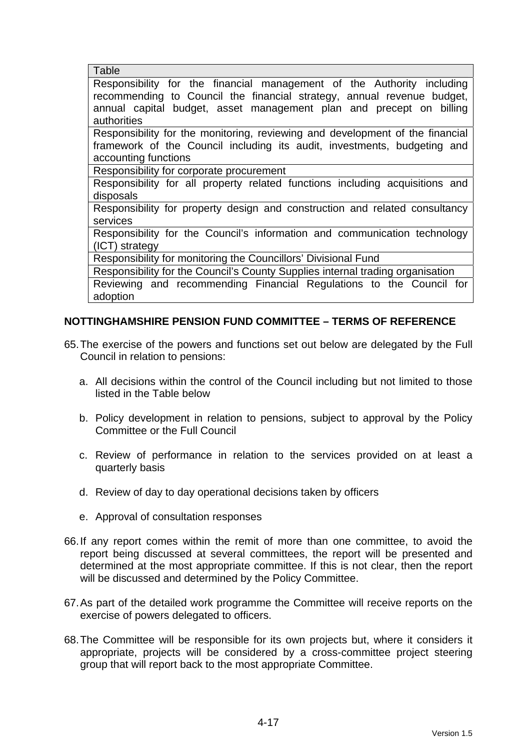| Table |
| --- |
| Responsibility for the financial management of the Authority including recommending to Council the financial strategy, annual revenue budget, annual capital budget, asset management plan and precept on billing authorities |
| Responsibility for the monitoring, reviewing and development of the financial framework of the Council including its audit, investments, budgeting and accounting functions |
| Responsibility for corporate procurement |
| Responsibility for all property related functions including acquisitions and disposals |
| Responsibility for property design and construction and related consultancy services |
| Responsibility for the Council's information and communication technology (ICT) strategy |
| Responsibility for monitoring the Councillors' Divisional Fund |
| Responsibility for the Council's County Supplies internal trading organisation |
| Reviewing and recommending Financial Regulations to the Council for adoption |

**NOTTINGHAMSHIRE PENSION FUND COMMITTEE – TERMS OF REFERENCE**

65. The exercise of the powers and functions set out below are delegated by the Full Council in relation to pensions:

    a. All decisions within the control of the Council including but not limited to those listed in the Table below

    b. Policy development in relation to pensions, subject to approval by the Policy Committee or the Full Council

    c. Review of performance in relation to the services provided on at least a quarterly basis

    d. Review of day to day operational decisions taken by officers

    e. Approval of consultation responses

66. If any report comes within the remit of more than one committee, to avoid the report being discussed at several committees, the report will be presented and determined at the most appropriate committee. If this is not clear, then the report will be discussed and determined by the Policy Committee.

67. As part of the detailed work programme the Committee will receive reports on the exercise of powers delegated to officers.

68. The Committee will be responsible for its own projects but, where it considers it appropriate, projects will be considered by a cross-committee project steering group that will report back to the most appropriate Committee.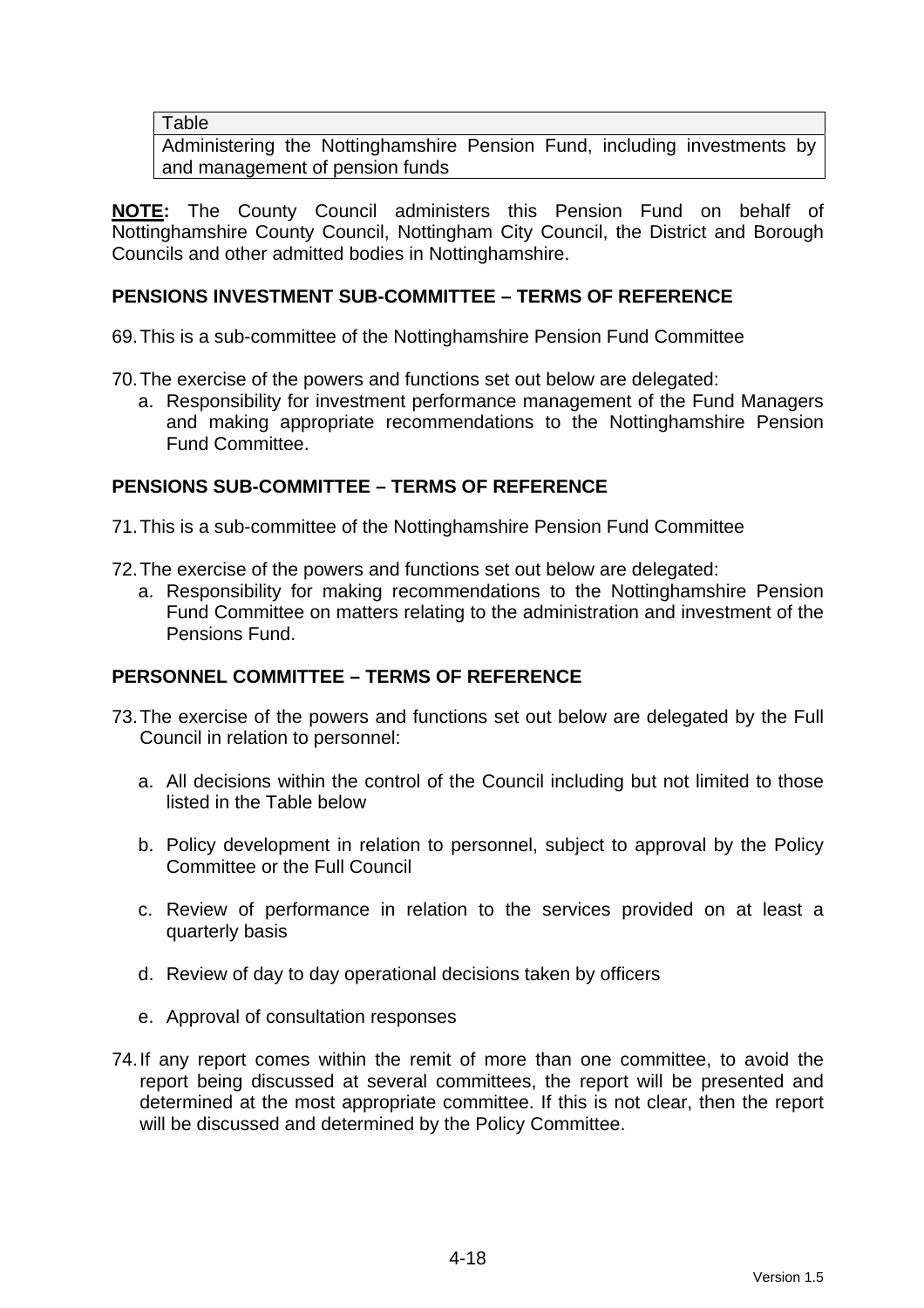| Table |
| --- |
| Administering the Nottinghamshire Pension Fund, including investments by and management of pension funds |

**NOTE:** The County Council administers this Pension Fund on behalf of Nottinghamshire County Council, Nottingham City Council, the District and Borough Councils and other admitted bodies in Nottinghamshire.

## PENSIONS INVESTMENT SUB-COMMITTEE – TERMS OF REFERENCE

69. This is a sub-committee of the Nottinghamshire Pension Fund Committee

70. The exercise of the powers and functions set out below are delegated:
    a. Responsibility for investment performance management of the Fund Managers and making appropriate recommendations to the Nottinghamshire Pension Fund Committee.

## PENSIONS SUB-COMMITTEE – TERMS OF REFERENCE

71. This is a sub-committee of the Nottinghamshire Pension Fund Committee

72. The exercise of the powers and functions set out below are delegated:
    a. Responsibility for making recommendations to the Nottinghamshire Pension Fund Committee on matters relating to the administration and investment of the Pensions Fund.

## PERSONNEL COMMITTEE – TERMS OF REFERENCE

73. The exercise of the powers and functions set out below are delegated by the Full Council in relation to personnel:

    a. All decisions within the control of the Council including but not limited to those listed in the Table below

    b. Policy development in relation to personnel, subject to approval by the Policy Committee or the Full Council

    c. Review of performance in relation to the services provided on at least a quarterly basis

    d. Review of day to day operational decisions taken by officers

    e. Approval of consultation responses

74. If any report comes within the remit of more than one committee, to avoid the report being discussed at several committees, the report will be presented and determined at the most appropriate committee. If this is not clear, then the report will be discussed and determined by the Policy Committee.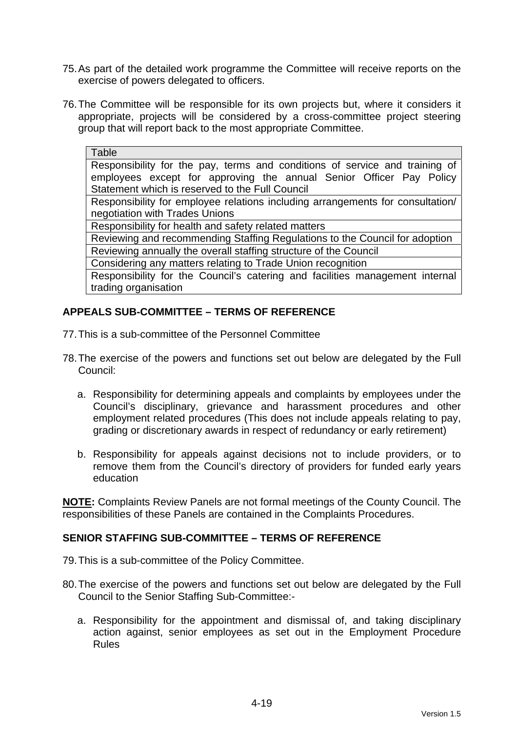75. As part of the detailed work programme the Committee will receive reports on the exercise of powers delegated to officers.

76. The Committee will be responsible for its own projects but, where it considers it appropriate, projects will be considered by a cross-committee project steering group that will report back to the most appropriate Committee.

| Table |
|---|
| Responsibility for the pay, terms and conditions of service and training of employees except for approving the annual Senior Officer Pay Policy Statement which is reserved to the Full Council |
| Responsibility for employee relations including arrangements for consultation/ negotiation with Trades Unions |
| Responsibility for health and safety related matters |
| Reviewing and recommending Staffing Regulations to the Council for adoption |
| Reviewing annually the overall staffing structure of the Council |
| Considering any matters relating to Trade Union recognition |
| Responsibility for the Council's catering and facilities management internal trading organisation |

**APPEALS SUB-COMMITTEE – TERMS OF REFERENCE**

77. This is a sub-committee of the Personnel Committee

78. The exercise of the powers and functions set out below are delegated by the Full Council:

   a. Responsibility for determining appeals and complaints by employees under the Council's disciplinary, grievance and harassment procedures and other employment related procedures (This does not include appeals relating to pay, grading or discretionary awards in respect of redundancy or early retirement)

   b. Responsibility for appeals against decisions not to include providers, or to remove them from the Council's directory of providers for funded early years education

**NOTE:** Complaints Review Panels are not formal meetings of the County Council. The responsibilities of these Panels are contained in the Complaints Procedures.

**SENIOR STAFFING SUB-COMMITTEE – TERMS OF REFERENCE**

79. This is a sub-committee of the Policy Committee.

80. The exercise of the powers and functions set out below are delegated by the Full Council to the Senior Staffing Sub-Committee:-

   a. Responsibility for the appointment and dismissal of, and taking disciplinary action against, senior employees as set out in the Employment Procedure Rules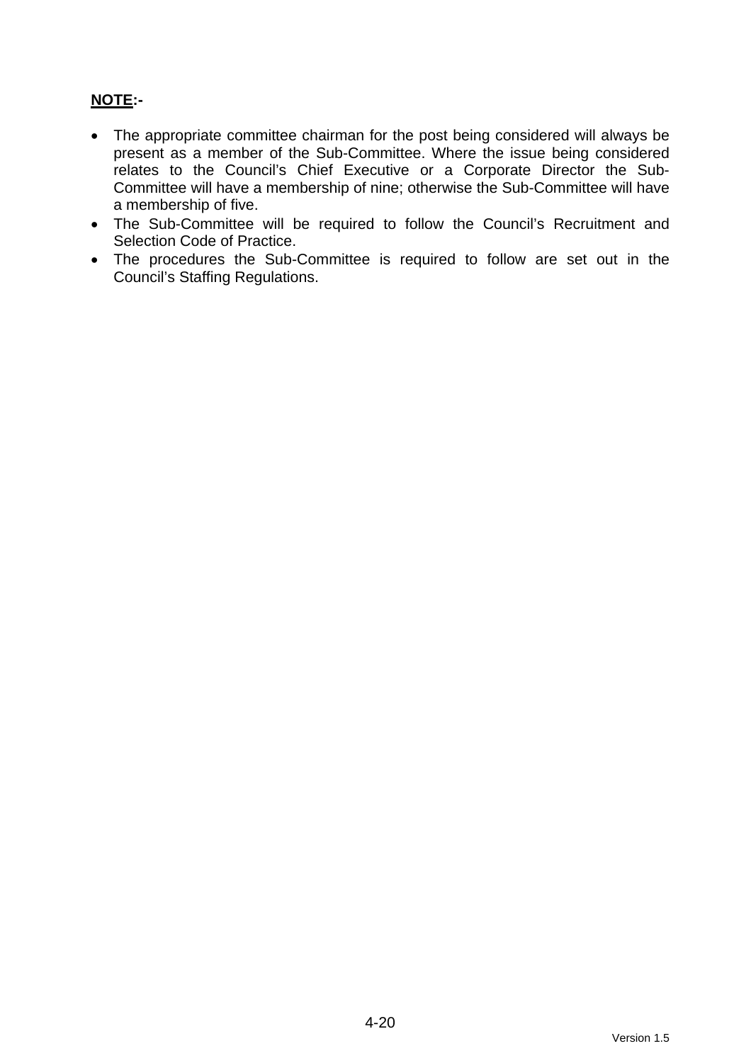**NOTE:-**

- The appropriate committee chairman for the post being considered will always be present as a member of the Sub-Committee. Where the issue being considered relates to the Council's Chief Executive or a Corporate Director the Sub-Committee will have a membership of nine; otherwise the Sub-Committee will have a membership of five.
- The Sub-Committee will be required to follow the Council's Recruitment and Selection Code of Practice.
- The procedures the Sub-Committee is required to follow are set out in the Council's Staffing Regulations.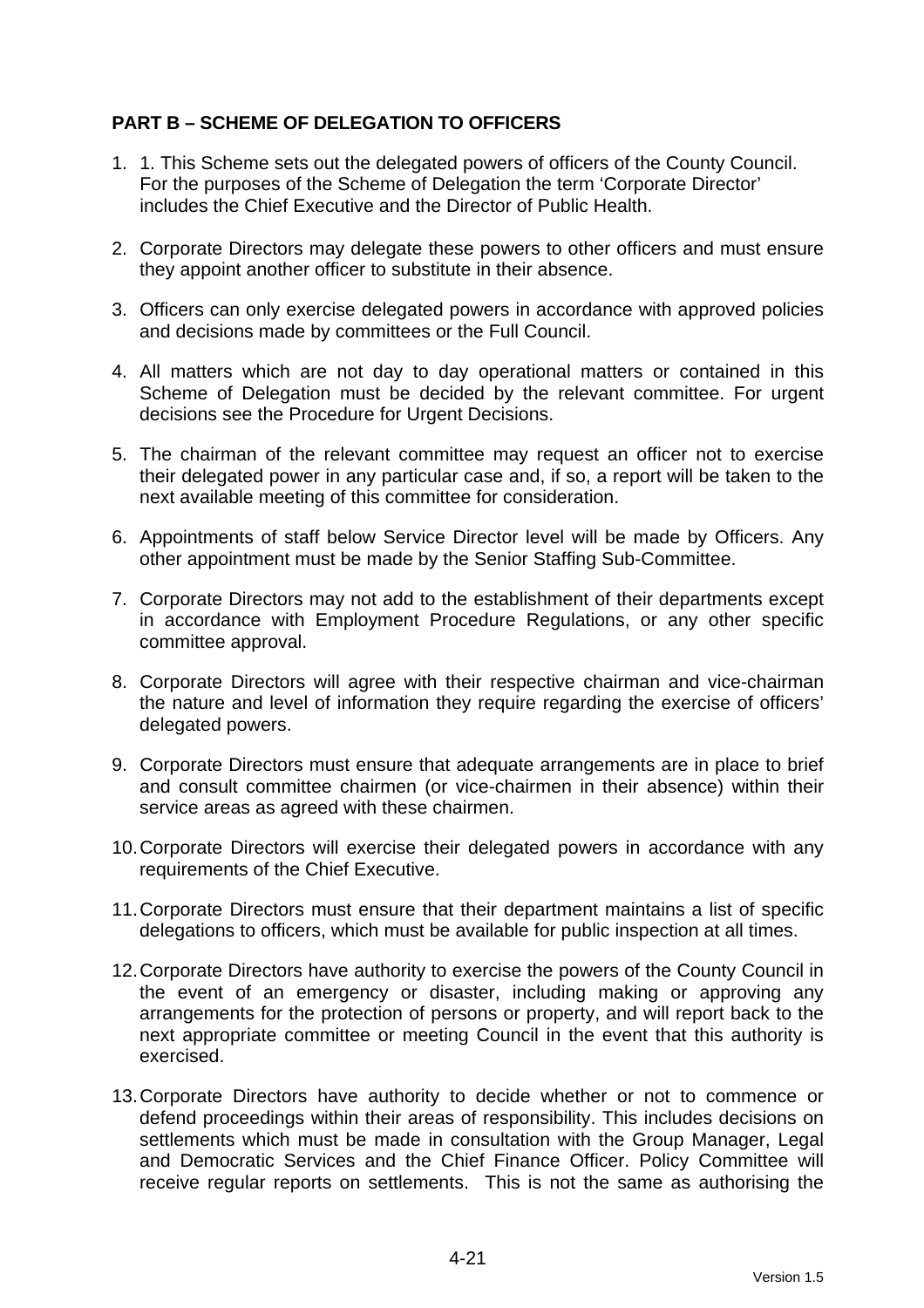**PART B – SCHEME OF DELEGATION TO OFFICERS**

1. 1. This Scheme sets out the delegated powers of officers of the County Council. For the purposes of the Scheme of Delegation the term 'Corporate Director' includes the Chief Executive and the Director of Public Health.

2. Corporate Directors may delegate these powers to other officers and must ensure they appoint another officer to substitute in their absence.

3. Officers can only exercise delegated powers in accordance with approved policies and decisions made by committees or the Full Council.

4. All matters which are not day to day operational matters or contained in this Scheme of Delegation must be decided by the relevant committee. For urgent decisions see the Procedure for Urgent Decisions.

5. The chairman of the relevant committee may request an officer not to exercise their delegated power in any particular case and, if so, a report will be taken to the next available meeting of this committee for consideration.

6. Appointments of staff below Service Director level will be made by Officers. Any other appointment must be made by the Senior Staffing Sub-Committee.

7. Corporate Directors may not add to the establishment of their departments except in accordance with Employment Procedure Regulations, or any other specific committee approval.

8. Corporate Directors will agree with their respective chairman and vice-chairman the nature and level of information they require regarding the exercise of officers' delegated powers.

9. Corporate Directors must ensure that adequate arrangements are in place to brief and consult committee chairmen (or vice-chairmen in their absence) within their service areas as agreed with these chairmen.

10. Corporate Directors will exercise their delegated powers in accordance with any requirements of the Chief Executive.

11. Corporate Directors must ensure that their department maintains a list of specific delegations to officers, which must be available for public inspection at all times.

12. Corporate Directors have authority to exercise the powers of the County Council in the event of an emergency or disaster, including making or approving any arrangements for the protection of persons or property, and will report back to the next appropriate committee or meeting Council in the event that this authority is exercised.

13. Corporate Directors have authority to decide whether or not to commence or defend proceedings within their areas of responsibility. This includes decisions on settlements which must be made in consultation with the Group Manager, Legal and Democratic Services and the Chief Finance Officer. Policy Committee will receive regular reports on settlements. This is not the same as authorising the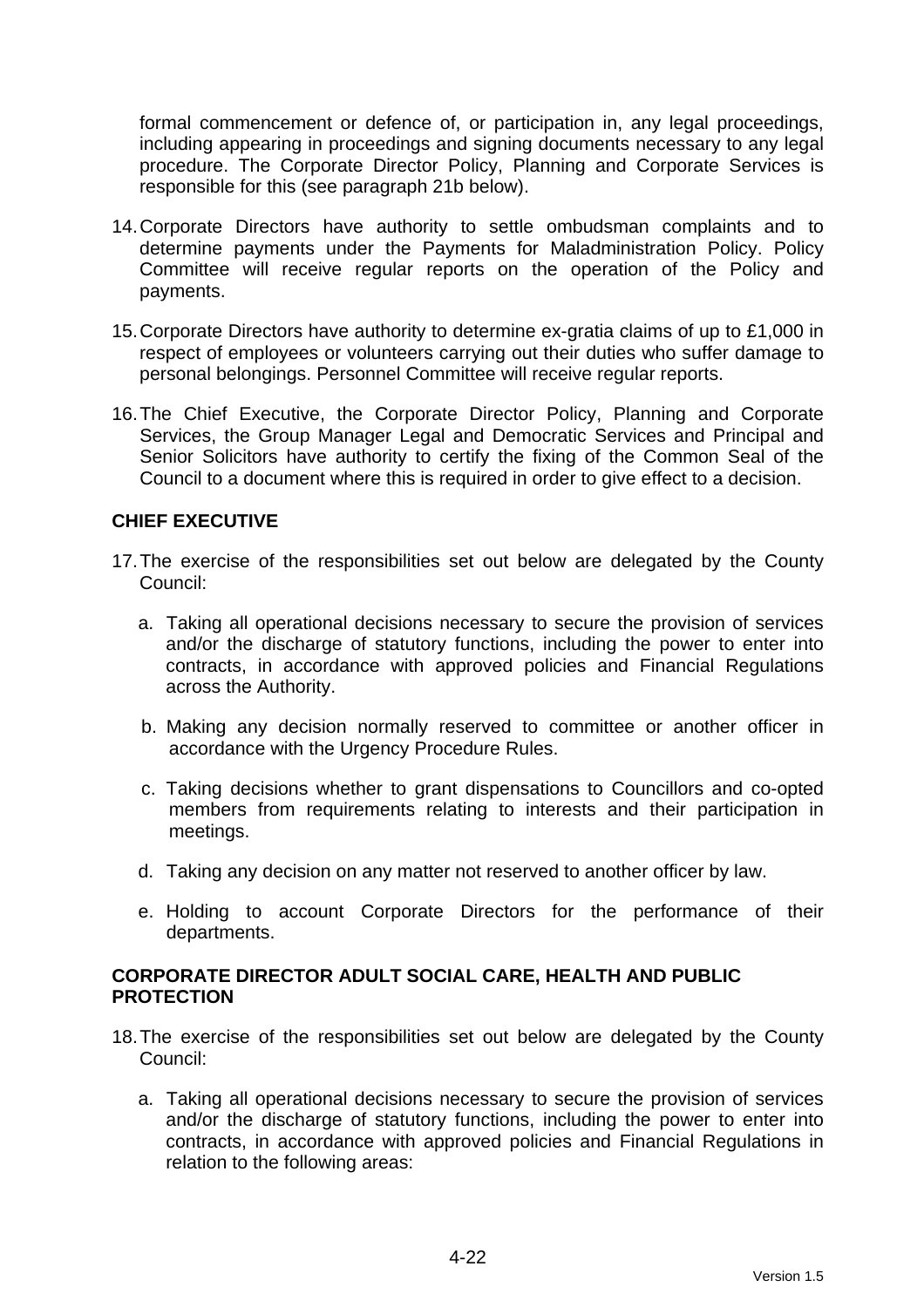formal commencement or defence of, or participation in, any legal proceedings, including appearing in proceedings and signing documents necessary to any legal procedure. The Corporate Director Policy, Planning and Corporate Services is responsible for this (see paragraph 21b below).

14. Corporate Directors have authority to settle ombudsman complaints and to determine payments under the Payments for Maladministration Policy. Policy Committee will receive regular reports on the operation of the Policy and payments.

15. Corporate Directors have authority to determine ex-gratia claims of up to £1,000 in respect of employees or volunteers carrying out their duties who suffer damage to personal belongings. Personnel Committee will receive regular reports.

16. The Chief Executive, the Corporate Director Policy, Planning and Corporate Services, the Group Manager Legal and Democratic Services and Principal and Senior Solicitors have authority to certify the fixing of the Common Seal of the Council to a document where this is required in order to give effect to a decision.

**CHIEF EXECUTIVE**

17. The exercise of the responsibilities set out below are delegated by the County Council:

    a. Taking all operational decisions necessary to secure the provision of services and/or the discharge of statutory functions, including the power to enter into contracts, in accordance with approved policies and Financial Regulations across the Authority.

    b. Making any decision normally reserved to committee or another officer in accordance with the Urgency Procedure Rules.

    c. Taking decisions whether to grant dispensations to Councillors and co-opted members from requirements relating to interests and their participation in meetings.

    d. Taking any decision on any matter not reserved to another officer by law.

    e. Holding to account Corporate Directors for the performance of their departments.

**CORPORATE DIRECTOR ADULT SOCIAL CARE, HEALTH AND PUBLIC PROTECTION**

18. The exercise of the responsibilities set out below are delegated by the County Council:

    a. Taking all operational decisions necessary to secure the provision of services and/or the discharge of statutory functions, including the power to enter into contracts, in accordance with approved policies and Financial Regulations in relation to the following areas: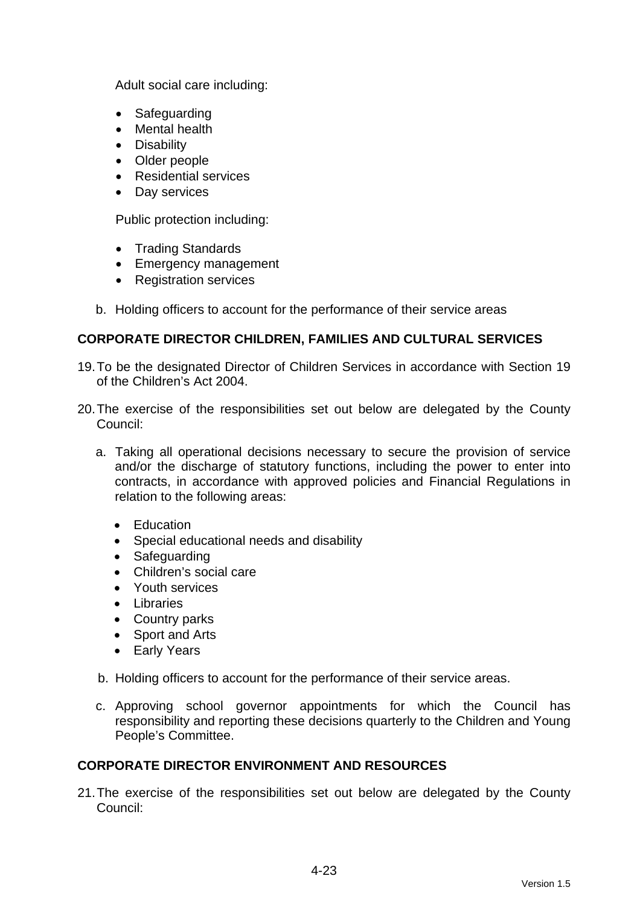Adult social care including:

- Safeguarding
- Mental health
- Disability
- Older people
- Residential services
- Day services

Public protection including:

- Trading Standards
- Emergency management
- Registration services

b. Holding officers to account for the performance of their service areas

## CORPORATE DIRECTOR CHILDREN, FAMILIES AND CULTURAL SERVICES

19. To be the designated Director of Children Services in accordance with Section 19 of the Children's Act 2004.

20. The exercise of the responsibilities set out below are delegated by the County Council:

   a. Taking all operational decisions necessary to secure the provision of service and/or the discharge of statutory functions, including the power to enter into contracts, in accordance with approved policies and Financial Regulations in relation to the following areas:

      - Education
      - Special educational needs and disability
      - Safeguarding
      - Children's social care
      - Youth services
      - Libraries
      - Country parks
      - Sport and Arts
      - Early Years

   b. Holding officers to account for the performance of their service areas.

   c. Approving school governor appointments for which the Council has responsibility and reporting these decisions quarterly to the Children and Young People's Committee.

## CORPORATE DIRECTOR ENVIRONMENT AND RESOURCES

21. The exercise of the responsibilities set out below are delegated by the County Council: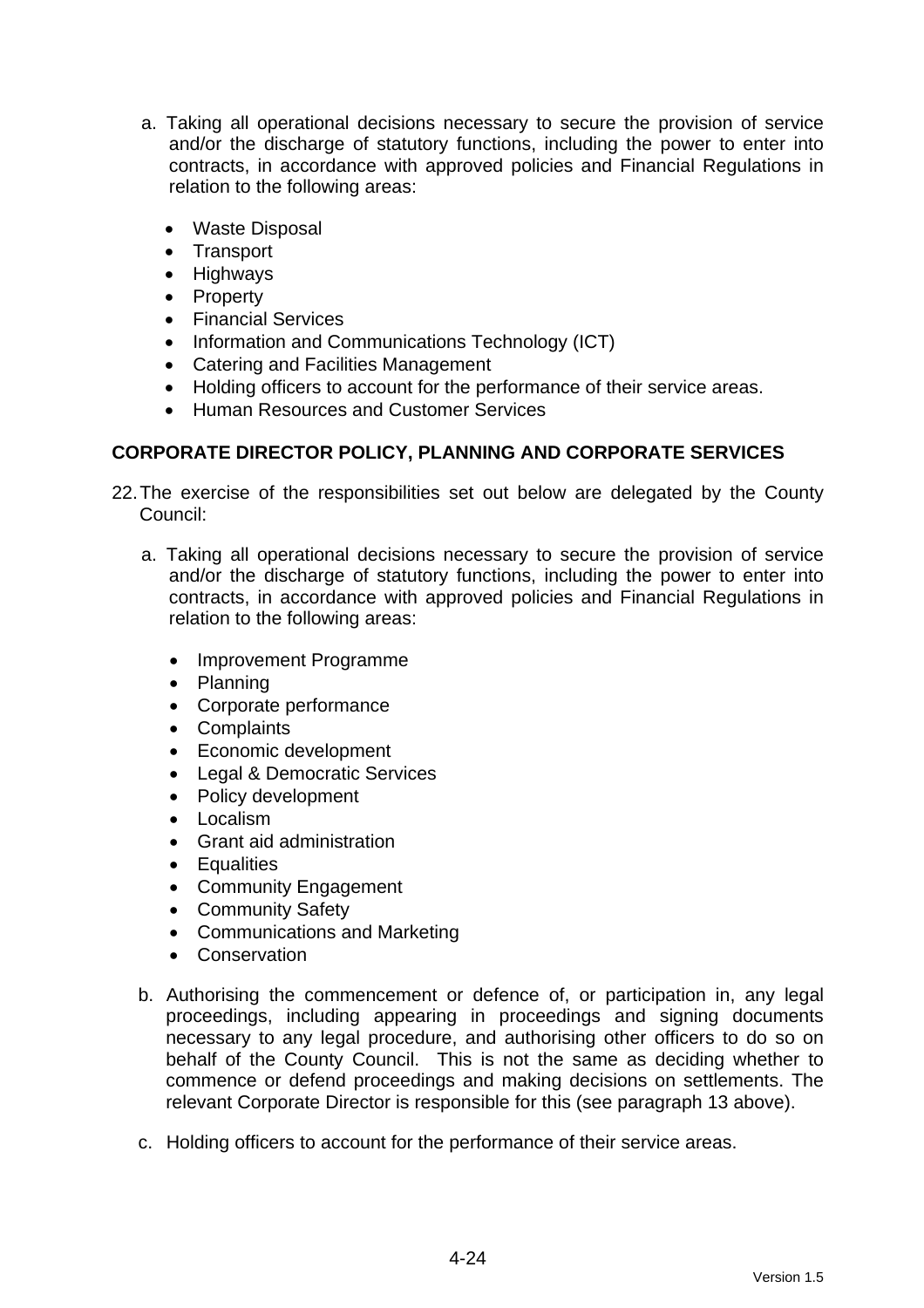a. Taking all operational decisions necessary to secure the provision of service and/or the discharge of statutory functions, including the power to enter into contracts, in accordance with approved policies and Financial Regulations in relation to the following areas:

    - Waste Disposal
    - Transport
    - Highways
    - Property
    - Financial Services
    - Information and Communications Technology (ICT)
    - Catering and Facilities Management
    - Holding officers to account for the performance of their service areas.
    - Human Resources and Customer Services

**CORPORATE DIRECTOR POLICY, PLANNING AND CORPORATE SERVICES**

22. The exercise of the responsibilities set out below are delegated by the County Council:

    a. Taking all operational decisions necessary to secure the provision of service and/or the discharge of statutory functions, including the power to enter into contracts, in accordance with approved policies and Financial Regulations in relation to the following areas:

        - Improvement Programme
        - Planning
        - Corporate performance
        - Complaints
        - Economic development
        - Legal & Democratic Services
        - Policy development
        - Localism
        - Grant aid administration
        - Equalities
        - Community Engagement
        - Community Safety
        - Communications and Marketing
        - Conservation

    b. Authorising the commencement or defence of, or participation in, any legal proceedings, including appearing in proceedings and signing documents necessary to any legal procedure, and authorising other officers to do so on behalf of the County Council. This is not the same as deciding whether to commence or defend proceedings and making decisions on settlements. The relevant Corporate Director is responsible for this (see paragraph 13 above).

    c. Holding officers to account for the performance of their service areas.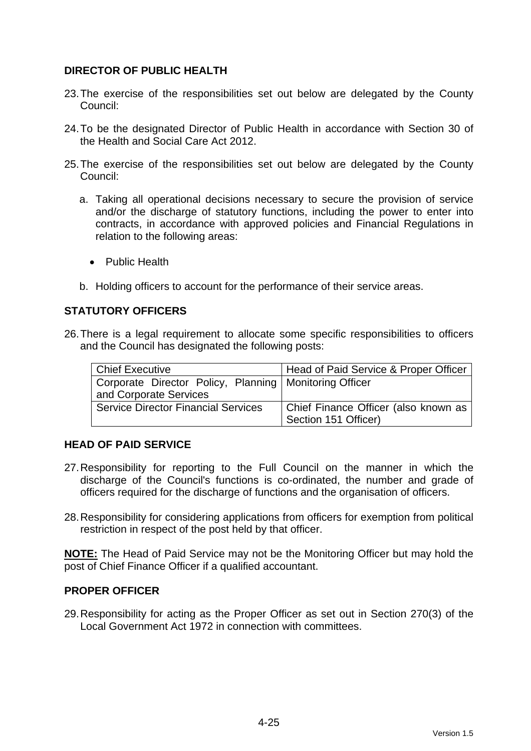### DIRECTOR OF PUBLIC HEALTH

23. The exercise of the responsibilities set out below are delegated by the County Council:

24. To be the designated Director of Public Health in accordance with Section 30 of the Health and Social Care Act 2012.

25. The exercise of the responsibilities set out below are delegated by the County Council:

   a. Taking all operational decisions necessary to secure the provision of service and/or the discharge of statutory functions, including the power to enter into contracts, in accordance with approved policies and Financial Regulations in relation to the following areas:

      - Public Health

   b. Holding officers to account for the performance of their service areas.

### STATUTORY OFFICERS

26. There is a legal requirement to allocate some specific responsibilities to officers and the Council has designated the following posts:

| Post | Designation |
|---|---|
| Chief Executive | Head of Paid Service & Proper Officer |
| Corporate Director Policy, Planning and Corporate Services | Monitoring Officer |
| Service Director Financial Services | Chief Finance Officer (also known as Section 151 Officer) |

### HEAD OF PAID SERVICE

27. Responsibility for reporting to the Full Council on the manner in which the discharge of the Council's functions is co-ordinated, the number and grade of officers required for the discharge of functions and the organisation of officers.

28. Responsibility for considering applications from officers for exemption from political restriction in respect of the post held by that officer.

**NOTE:** The Head of Paid Service may not be the Monitoring Officer but may hold the post of Chief Finance Officer if a qualified accountant.

### PROPER OFFICER

29. Responsibility for acting as the Proper Officer as set out in Section 270(3) of the Local Government Act 1972 in connection with committees.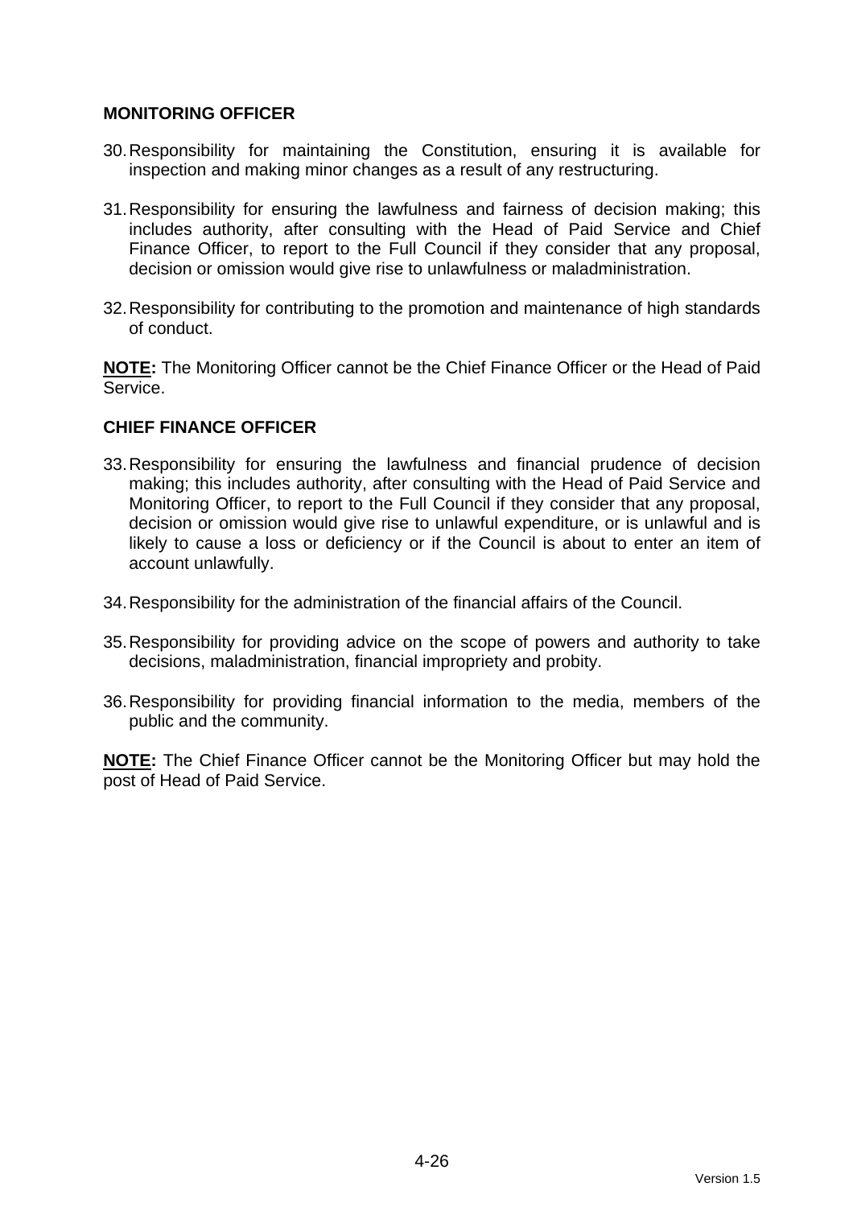**MONITORING OFFICER**

30. Responsibility for maintaining the Constitution, ensuring it is available for inspection and making minor changes as a result of any restructuring.

31. Responsibility for ensuring the lawfulness and fairness of decision making; this includes authority, after consulting with the Head of Paid Service and Chief Finance Officer, to report to the Full Council if they consider that any proposal, decision or omission would give rise to unlawfulness or maladministration.

32. Responsibility for contributing to the promotion and maintenance of high standards of conduct.

**NOTE:** The Monitoring Officer cannot be the Chief Finance Officer or the Head of Paid Service.

**CHIEF FINANCE OFFICER**

33. Responsibility for ensuring the lawfulness and financial prudence of decision making; this includes authority, after consulting with the Head of Paid Service and Monitoring Officer, to report to the Full Council if they consider that any proposal, decision or omission would give rise to unlawful expenditure, or is unlawful and is likely to cause a loss or deficiency or if the Council is about to enter an item of account unlawfully.

34. Responsibility for the administration of the financial affairs of the Council.

35. Responsibility for providing advice on the scope of powers and authority to take decisions, maladministration, financial impropriety and probity.

36. Responsibility for providing financial information to the media, members of the public and the community.

**NOTE:** The Chief Finance Officer cannot be the Monitoring Officer but may hold the post of Head of Paid Service.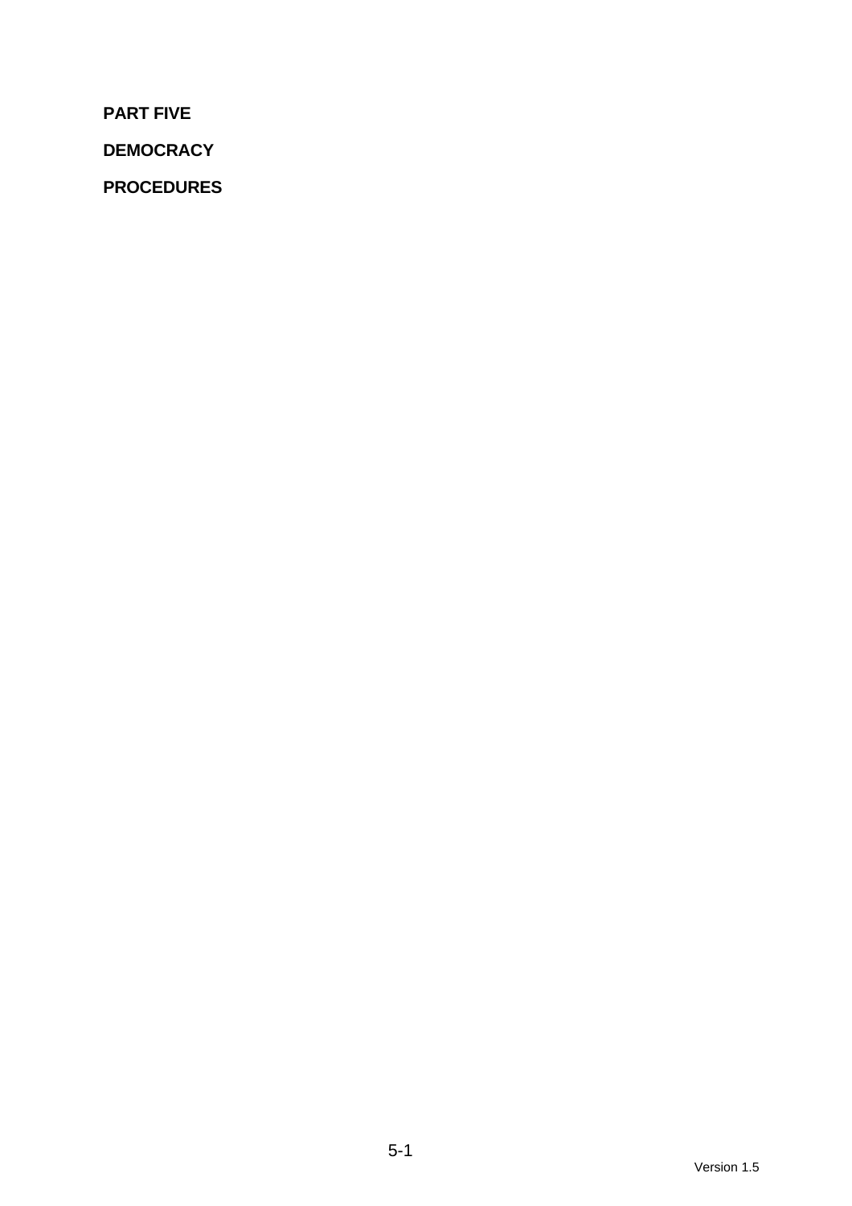**PART FIVE**

**DEMOCRACY**

**PROCEDURES**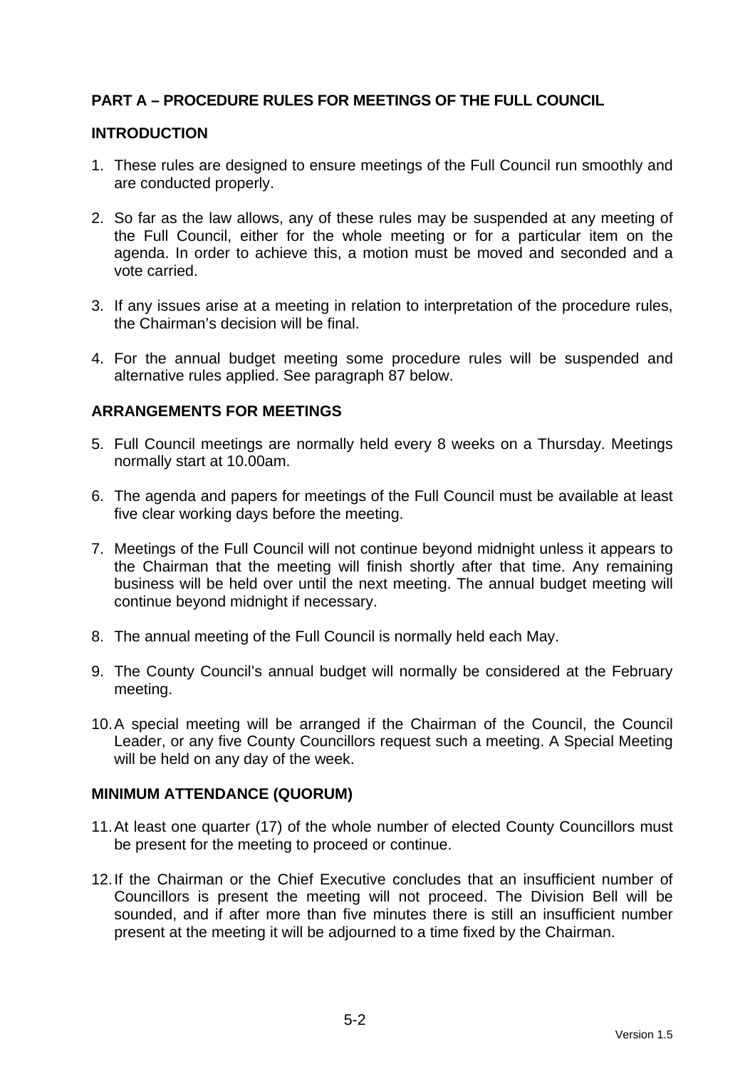## PART A – PROCEDURE RULES FOR MEETINGS OF THE FULL COUNCIL

### INTRODUCTION

1. These rules are designed to ensure meetings of the Full Council run smoothly and are conducted properly.

2. So far as the law allows, any of these rules may be suspended at any meeting of the Full Council, either for the whole meeting or for a particular item on the agenda. In order to achieve this, a motion must be moved and seconded and a vote carried.

3. If any issues arise at a meeting in relation to interpretation of the procedure rules, the Chairman's decision will be final.

4. For the annual budget meeting some procedure rules will be suspended and alternative rules applied. See paragraph 87 below.

### ARRANGEMENTS FOR MEETINGS

5. Full Council meetings are normally held every 8 weeks on a Thursday. Meetings normally start at 10.00am.

6. The agenda and papers for meetings of the Full Council must be available at least five clear working days before the meeting.

7. Meetings of the Full Council will not continue beyond midnight unless it appears to the Chairman that the meeting will finish shortly after that time. Any remaining business will be held over until the next meeting. The annual budget meeting will continue beyond midnight if necessary.

8. The annual meeting of the Full Council is normally held each May.

9. The County Council's annual budget will normally be considered at the February meeting.

10. A special meeting will be arranged if the Chairman of the Council, the Council Leader, or any five County Councillors request such a meeting. A Special Meeting will be held on any day of the week.

### MINIMUM ATTENDANCE (QUORUM)

11. At least one quarter (17) of the whole number of elected County Councillors must be present for the meeting to proceed or continue.

12. If the Chairman or the Chief Executive concludes that an insufficient number of Councillors is present the meeting will not proceed. The Division Bell will be sounded, and if after more than five minutes there is still an insufficient number present at the meeting it will be adjourned to a time fixed by the Chairman.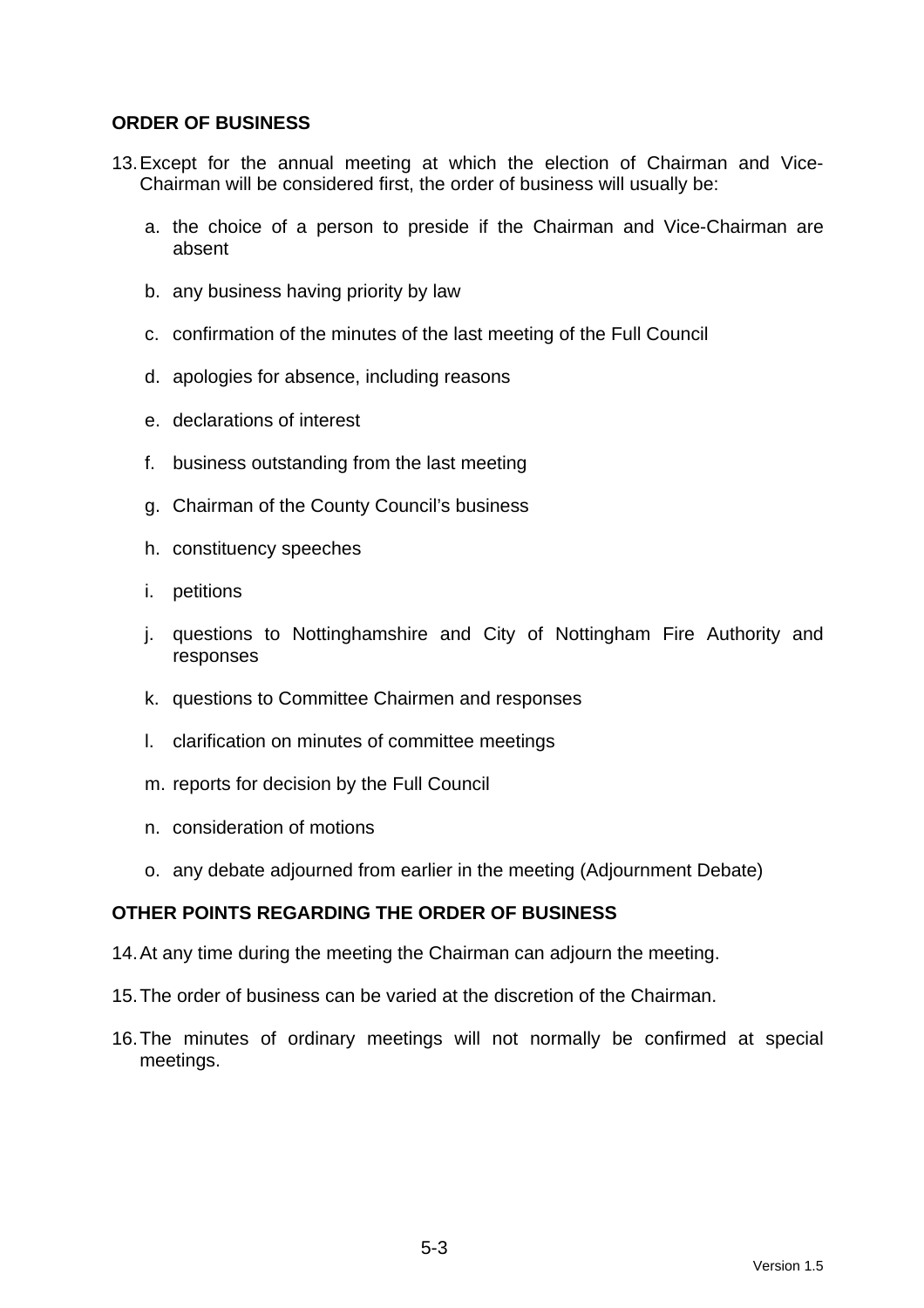## ORDER OF BUSINESS

13. Except for the annual meeting at which the election of Chairman and Vice-Chairman will be considered first, the order of business will usually be:

    a. the choice of a person to preside if the Chairman and Vice-Chairman are absent

    b. any business having priority by law

    c. confirmation of the minutes of the last meeting of the Full Council

    d. apologies for absence, including reasons

    e. declarations of interest

    f. business outstanding from the last meeting

    g. Chairman of the County Council's business

    h. constituency speeches

    i. petitions

    j. questions to Nottinghamshire and City of Nottingham Fire Authority and responses

    k. questions to Committee Chairmen and responses

    l. clarification on minutes of committee meetings

    m. reports for decision by the Full Council

    n. consideration of motions

    o. any debate adjourned from earlier in the meeting (Adjournment Debate)

## OTHER POINTS REGARDING THE ORDER OF BUSINESS

14. At any time during the meeting the Chairman can adjourn the meeting.

15. The order of business can be varied at the discretion of the Chairman.

16. The minutes of ordinary meetings will not normally be confirmed at special meetings.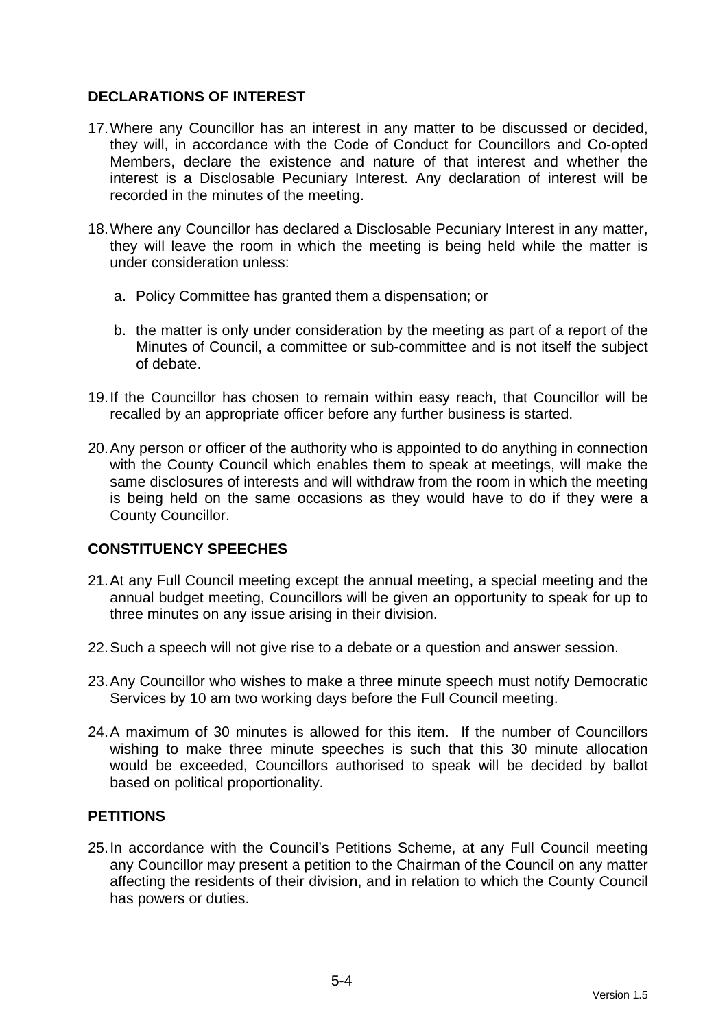## DECLARATIONS OF INTEREST

17. Where any Councillor has an interest in any matter to be discussed or decided, they will, in accordance with the Code of Conduct for Councillors and Co-opted Members, declare the existence and nature of that interest and whether the interest is a Disclosable Pecuniary Interest. Any declaration of interest will be recorded in the minutes of the meeting.

18. Where any Councillor has declared a Disclosable Pecuniary Interest in any matter, they will leave the room in which the meeting is being held while the matter is under consideration unless:

    a. Policy Committee has granted them a dispensation; or

    b. the matter is only under consideration by the meeting as part of a report of the Minutes of Council, a committee or sub-committee and is not itself the subject of debate.

19. If the Councillor has chosen to remain within easy reach, that Councillor will be recalled by an appropriate officer before any further business is started.

20. Any person or officer of the authority who is appointed to do anything in connection with the County Council which enables them to speak at meetings, will make the same disclosures of interests and will withdraw from the room in which the meeting is being held on the same occasions as they would have to do if they were a County Councillor.

## CONSTITUENCY SPEECHES

21. At any Full Council meeting except the annual meeting, a special meeting and the annual budget meeting, Councillors will be given an opportunity to speak for up to three minutes on any issue arising in their division.

22. Such a speech will not give rise to a debate or a question and answer session.

23. Any Councillor who wishes to make a three minute speech must notify Democratic Services by 10 am two working days before the Full Council meeting.

24. A maximum of 30 minutes is allowed for this item. If the number of Councillors wishing to make three minute speeches is such that this 30 minute allocation would be exceeded, Councillors authorised to speak will be decided by ballot based on political proportionality.

## PETITIONS

25. In accordance with the Council's Petitions Scheme, at any Full Council meeting any Councillor may present a petition to the Chairman of the Council on any matter affecting the residents of their division, and in relation to which the County Council has powers or duties.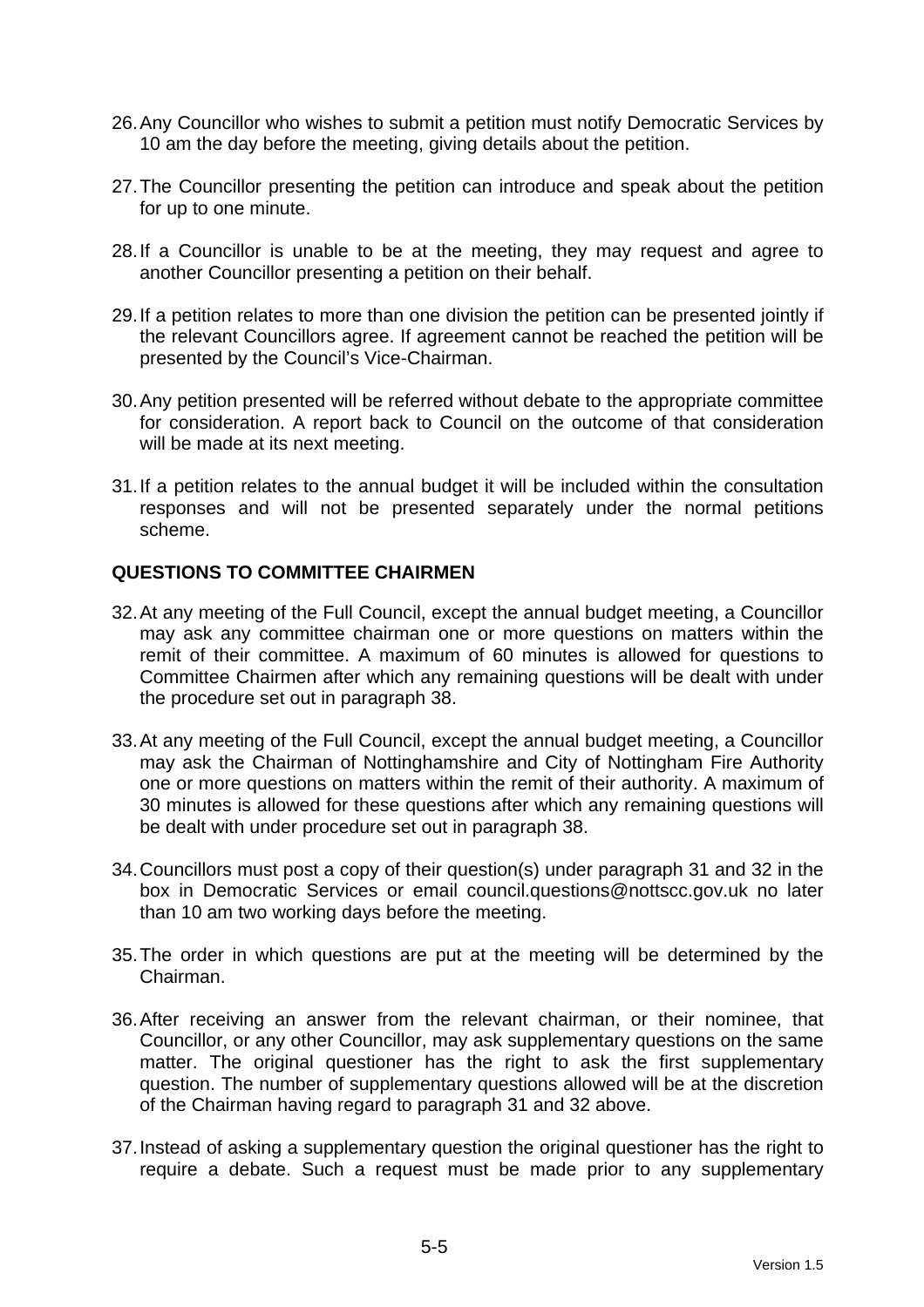26. Any Councillor who wishes to submit a petition must notify Democratic Services by 10 am the day before the meeting, giving details about the petition.

27. The Councillor presenting the petition can introduce and speak about the petition for up to one minute.

28. If a Councillor is unable to be at the meeting, they may request and agree to another Councillor presenting a petition on their behalf.

29. If a petition relates to more than one division the petition can be presented jointly if the relevant Councillors agree. If agreement cannot be reached the petition will be presented by the Council's Vice-Chairman.

30. Any petition presented will be referred without debate to the appropriate committee for consideration. A report back to Council on the outcome of that consideration will be made at its next meeting.

31. If a petition relates to the annual budget it will be included within the consultation responses and will not be presented separately under the normal petitions scheme.

**QUESTIONS TO COMMITTEE CHAIRMEN**

32. At any meeting of the Full Council, except the annual budget meeting, a Councillor may ask any committee chairman one or more questions on matters within the remit of their committee. A maximum of 60 minutes is allowed for questions to Committee Chairmen after which any remaining questions will be dealt with under the procedure set out in paragraph 38.

33. At any meeting of the Full Council, except the annual budget meeting, a Councillor may ask the Chairman of Nottinghamshire and City of Nottingham Fire Authority one or more questions on matters within the remit of their authority. A maximum of 30 minutes is allowed for these questions after which any remaining questions will be dealt with under procedure set out in paragraph 38.

34. Councillors must post a copy of their question(s) under paragraph 31 and 32 in the box in Democratic Services or email council.questions@nottscc.gov.uk no later than 10 am two working days before the meeting.

35. The order in which questions are put at the meeting will be determined by the Chairman.

36. After receiving an answer from the relevant chairman, or their nominee, that Councillor, or any other Councillor, may ask supplementary questions on the same matter. The original questioner has the right to ask the first supplementary question. The number of supplementary questions allowed will be at the discretion of the Chairman having regard to paragraph 31 and 32 above.

37. Instead of asking a supplementary question the original questioner has the right to require a debate. Such a request must be made prior to any supplementary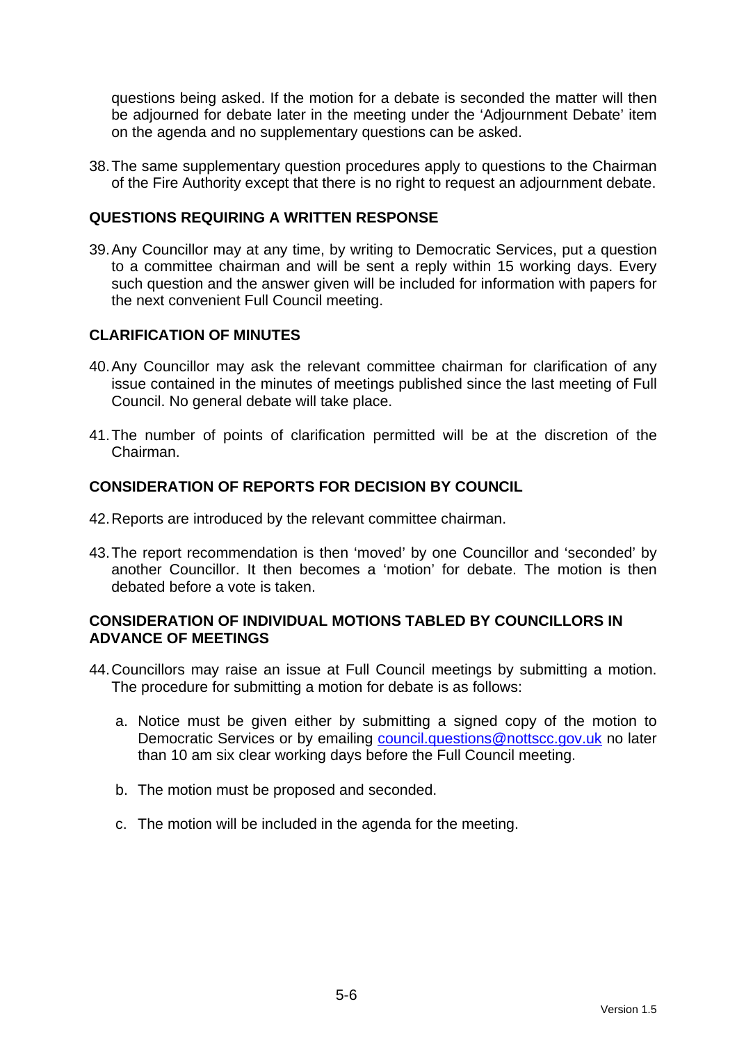questions being asked. If the motion for a debate is seconded the matter will then be adjourned for debate later in the meeting under the 'Adjournment Debate' item on the agenda and no supplementary questions can be asked.

38. The same supplementary question procedures apply to questions to the Chairman of the Fire Authority except that there is no right to request an adjournment debate.

## QUESTIONS REQUIRING A WRITTEN RESPONSE

39. Any Councillor may at any time, by writing to Democratic Services, put a question to a committee chairman and will be sent a reply within 15 working days. Every such question and the answer given will be included for information with papers for the next convenient Full Council meeting.

## CLARIFICATION OF MINUTES

40. Any Councillor may ask the relevant committee chairman for clarification of any issue contained in the minutes of meetings published since the last meeting of Full Council. No general debate will take place.

41. The number of points of clarification permitted will be at the discretion of the Chairman.

## CONSIDERATION OF REPORTS FOR DECISION BY COUNCIL

42. Reports are introduced by the relevant committee chairman.

43. The report recommendation is then 'moved' by one Councillor and 'seconded' by another Councillor. It then becomes a 'motion' for debate. The motion is then debated before a vote is taken.

## CONSIDERATION OF INDIVIDUAL MOTIONS TABLED BY COUNCILLORS IN ADVANCE OF MEETINGS

44. Councillors may raise an issue at Full Council meetings by submitting a motion. The procedure for submitting a motion for debate is as follows:

    a. Notice must be given either by submitting a signed copy of the motion to Democratic Services or by emailing council.questions@nottscc.gov.uk no later than 10 am six clear working days before the Full Council meeting.

    b. The motion must be proposed and seconded.

    c. The motion will be included in the agenda for the meeting.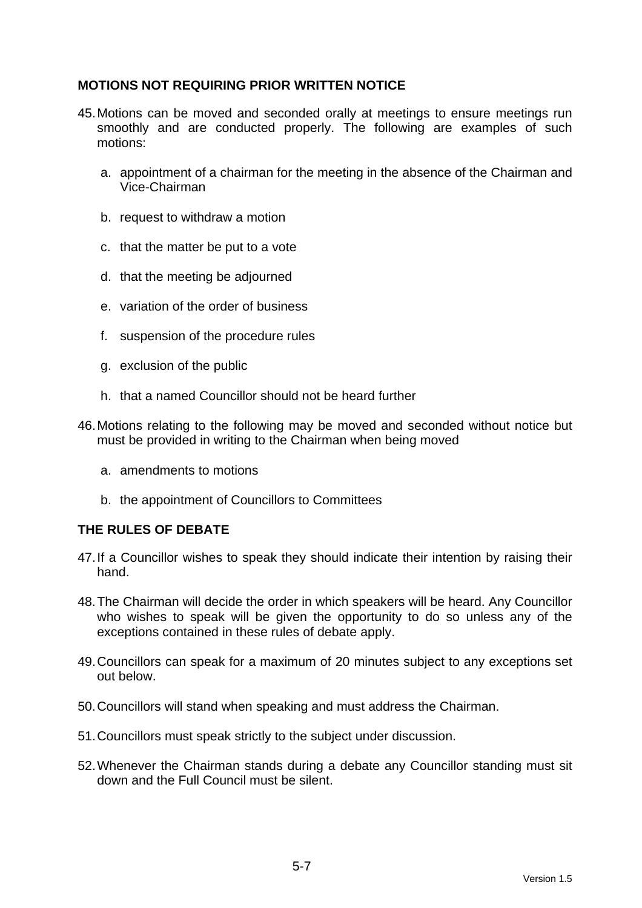### MOTIONS NOT REQUIRING PRIOR WRITTEN NOTICE

45. Motions can be moved and seconded orally at meetings to ensure meetings run smoothly and are conducted properly. The following are examples of such motions:

    a. appointment of a chairman for the meeting in the absence of the Chairman and Vice-Chairman

    b. request to withdraw a motion

    c. that the matter be put to a vote

    d. that the meeting be adjourned

    e. variation of the order of business

    f. suspension of the procedure rules

    g. exclusion of the public

    h. that a named Councillor should not be heard further

46. Motions relating to the following may be moved and seconded without notice but must be provided in writing to the Chairman when being moved

    a. amendments to motions

    b. the appointment of Councillors to Committees

### THE RULES OF DEBATE

47. If a Councillor wishes to speak they should indicate their intention by raising their hand.

48. The Chairman will decide the order in which speakers will be heard. Any Councillor who wishes to speak will be given the opportunity to do so unless any of the exceptions contained in these rules of debate apply.

49. Councillors can speak for a maximum of 20 minutes subject to any exceptions set out below.

50. Councillors will stand when speaking and must address the Chairman.

51. Councillors must speak strictly to the subject under discussion.

52. Whenever the Chairman stands during a debate any Councillor standing must sit down and the Full Council must be silent.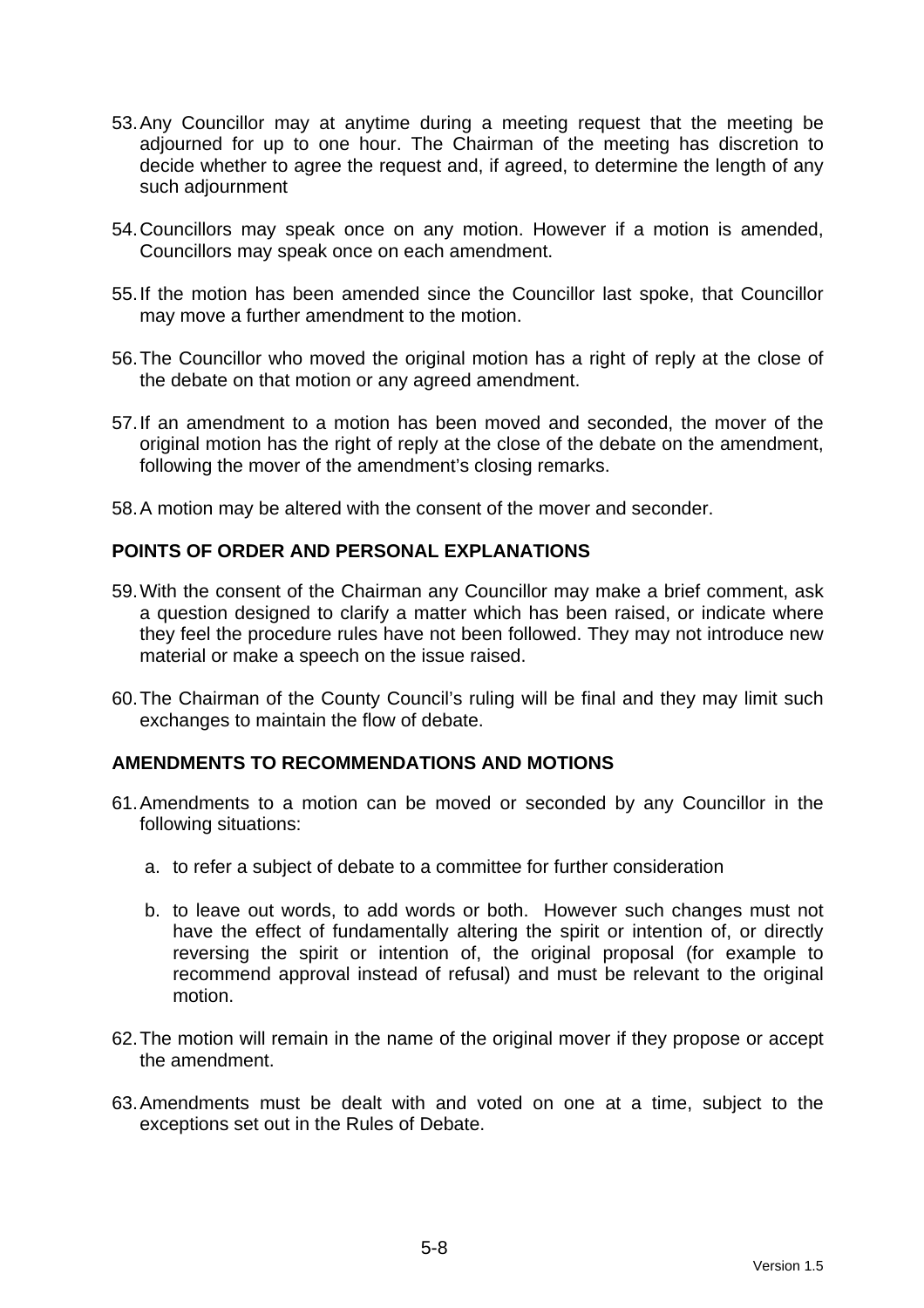53. Any Councillor may at anytime during a meeting request that the meeting be adjourned for up to one hour. The Chairman of the meeting has discretion to decide whether to agree the request and, if agreed, to determine the length of any such adjournment

54. Councillors may speak once on any motion. However if a motion is amended, Councillors may speak once on each amendment.

55. If the motion has been amended since the Councillor last spoke, that Councillor may move a further amendment to the motion.

56. The Councillor who moved the original motion has a right of reply at the close of the debate on that motion or any agreed amendment.

57. If an amendment to a motion has been moved and seconded, the mover of the original motion has the right of reply at the close of the debate on the amendment, following the mover of the amendment's closing remarks.

58. A motion may be altered with the consent of the mover and seconder.

**POINTS OF ORDER AND PERSONAL EXPLANATIONS**

59. With the consent of the Chairman any Councillor may make a brief comment, ask a question designed to clarify a matter which has been raised, or indicate where they feel the procedure rules have not been followed. They may not introduce new material or make a speech on the issue raised.

60. The Chairman of the County Council's ruling will be final and they may limit such exchanges to maintain the flow of debate.

**AMENDMENTS TO RECOMMENDATIONS AND MOTIONS**

61. Amendments to a motion can be moved or seconded by any Councillor in the following situations:

    a. to refer a subject of debate to a committee for further consideration

    b. to leave out words, to add words or both. However such changes must not have the effect of fundamentally altering the spirit or intention of, or directly reversing the spirit or intention of, the original proposal (for example to recommend approval instead of refusal) and must be relevant to the original motion.

62. The motion will remain in the name of the original mover if they propose or accept the amendment.

63. Amendments must be dealt with and voted on one at a time, subject to the exceptions set out in the Rules of Debate.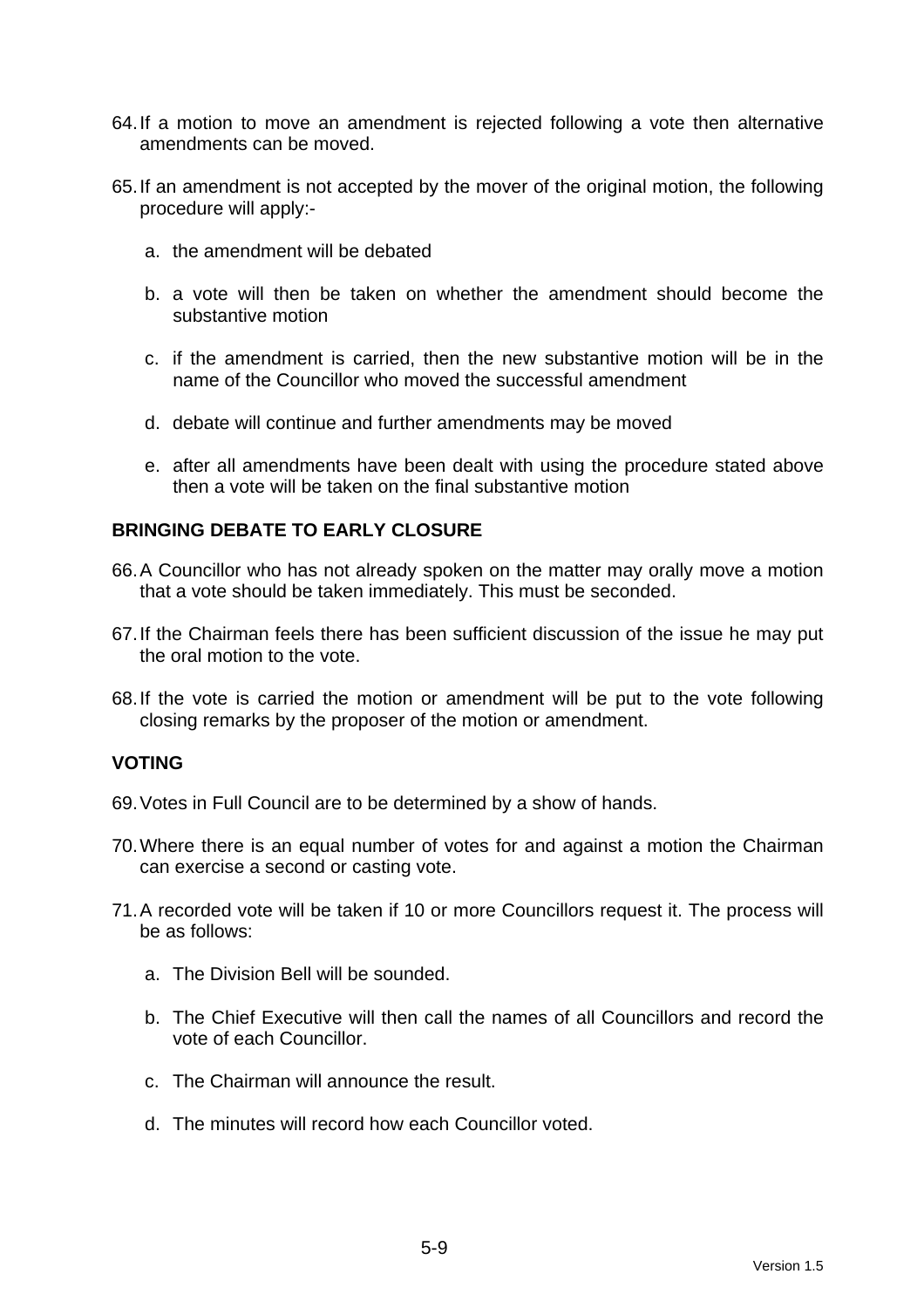64. If a motion to move an amendment is rejected following a vote then alternative amendments can be moved.

65. If an amendment is not accepted by the mover of the original motion, the following procedure will apply:-

    a. the amendment will be debated

    b. a vote will then be taken on whether the amendment should become the substantive motion

    c. if the amendment is carried, then the new substantive motion will be in the name of the Councillor who moved the successful amendment

    d. debate will continue and further amendments may be moved

    e. after all amendments have been dealt with using the procedure stated above then a vote will be taken on the final substantive motion

**BRINGING DEBATE TO EARLY CLOSURE**

66. A Councillor who has not already spoken on the matter may orally move a motion that a vote should be taken immediately. This must be seconded.

67. If the Chairman feels there has been sufficient discussion of the issue he may put the oral motion to the vote.

68. If the vote is carried the motion or amendment will be put to the vote following closing remarks by the proposer of the motion or amendment.

**VOTING**

69. Votes in Full Council are to be determined by a show of hands.

70. Where there is an equal number of votes for and against a motion the Chairman can exercise a second or casting vote.

71. A recorded vote will be taken if 10 or more Councillors request it. The process will be as follows:

    a. The Division Bell will be sounded.

    b. The Chief Executive will then call the names of all Councillors and record the vote of each Councillor.

    c. The Chairman will announce the result.

    d. The minutes will record how each Councillor voted.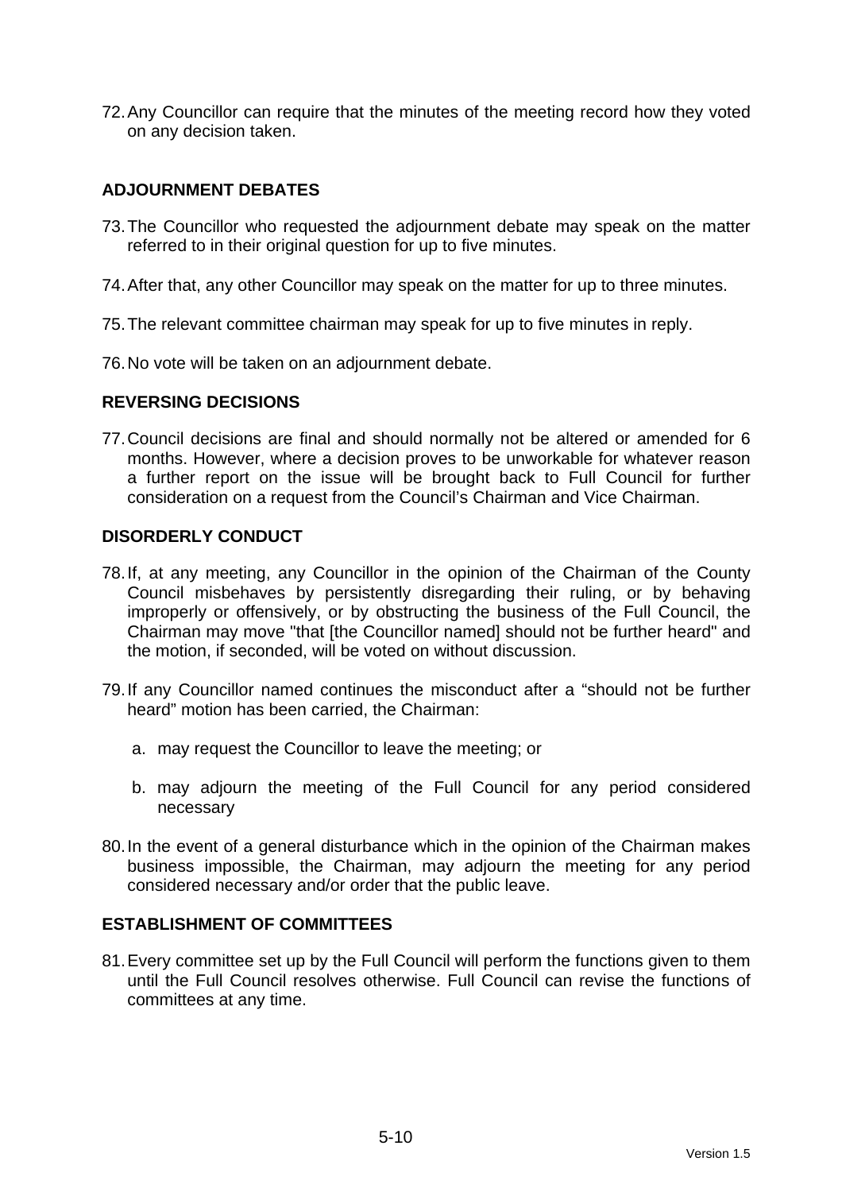72. Any Councillor can require that the minutes of the meeting record how they voted on any decision taken.

## ADJOURNMENT DEBATES

73. The Councillor who requested the adjournment debate may speak on the matter referred to in their original question for up to five minutes.

74. After that, any other Councillor may speak on the matter for up to three minutes.

75. The relevant committee chairman may speak for up to five minutes in reply.

76. No vote will be taken on an adjournment debate.

## REVERSING DECISIONS

77. Council decisions are final and should normally not be altered or amended for 6 months. However, where a decision proves to be unworkable for whatever reason a further report on the issue will be brought back to Full Council for further consideration on a request from the Council's Chairman and Vice Chairman.

## DISORDERLY CONDUCT

78. If, at any meeting, any Councillor in the opinion of the Chairman of the County Council misbehaves by persistently disregarding their ruling, or by behaving improperly or offensively, or by obstructing the business of the Full Council, the Chairman may move "that [the Councillor named] should not be further heard" and the motion, if seconded, will be voted on without discussion.

79. If any Councillor named continues the misconduct after a "should not be further heard" motion has been carried, the Chairman:

    a. may request the Councillor to leave the meeting; or

    b. may adjourn the meeting of the Full Council for any period considered necessary

80. In the event of a general disturbance which in the opinion of the Chairman makes business impossible, the Chairman, may adjourn the meeting for any period considered necessary and/or order that the public leave.

## ESTABLISHMENT OF COMMITTEES

81. Every committee set up by the Full Council will perform the functions given to them until the Full Council resolves otherwise. Full Council can revise the functions of committees at any time.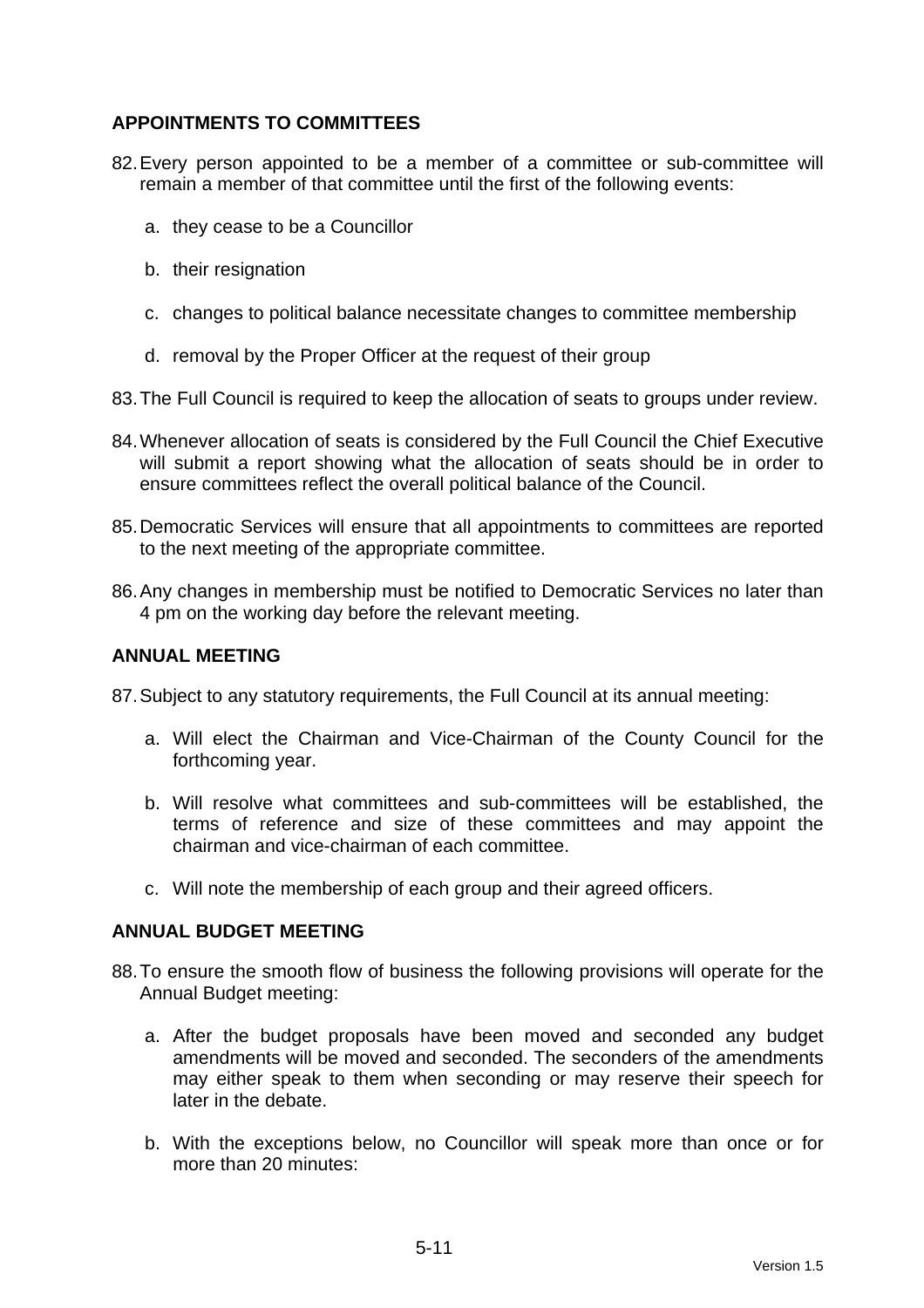## APPOINTMENTS TO COMMITTEES

82. Every person appointed to be a member of a committee or sub-committee will remain a member of that committee until the first of the following events:

    a. they cease to be a Councillor

    b. their resignation

    c. changes to political balance necessitate changes to committee membership

    d. removal by the Proper Officer at the request of their group

83. The Full Council is required to keep the allocation of seats to groups under review.

84. Whenever allocation of seats is considered by the Full Council the Chief Executive will submit a report showing what the allocation of seats should be in order to ensure committees reflect the overall political balance of the Council.

85. Democratic Services will ensure that all appointments to committees are reported to the next meeting of the appropriate committee.

86. Any changes in membership must be notified to Democratic Services no later than 4 pm on the working day before the relevant meeting.

## ANNUAL MEETING

87. Subject to any statutory requirements, the Full Council at its annual meeting:

    a. Will elect the Chairman and Vice-Chairman of the County Council for the forthcoming year.

    b. Will resolve what committees and sub-committees will be established, the terms of reference and size of these committees and may appoint the chairman and vice-chairman of each committee.

    c. Will note the membership of each group and their agreed officers.

## ANNUAL BUDGET MEETING

88. To ensure the smooth flow of business the following provisions will operate for the Annual Budget meeting:

    a. After the budget proposals have been moved and seconded any budget amendments will be moved and seconded. The seconders of the amendments may either speak to them when seconding or may reserve their speech for later in the debate.

    b. With the exceptions below, no Councillor will speak more than once or for more than 20 minutes: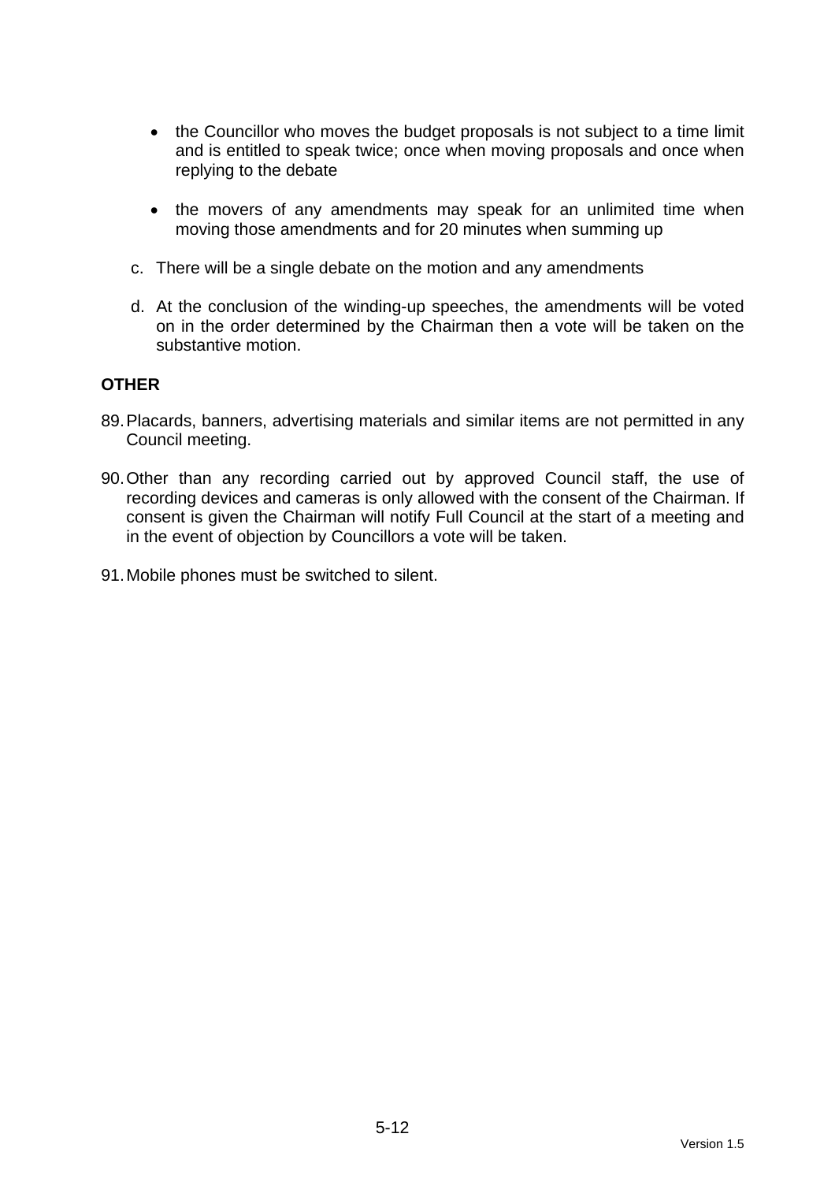- the Councillor who moves the budget proposals is not subject to a time limit and is entitled to speak twice; once when moving proposals and once when replying to the debate

- the movers of any amendments may speak for an unlimited time when moving those amendments and for 20 minutes when summing up

c. There will be a single debate on the motion and any amendments

d. At the conclusion of the winding-up speeches, the amendments will be voted on in the order determined by the Chairman then a vote will be taken on the substantive motion.

**OTHER**

89. Placards, banners, advertising materials and similar items are not permitted in any Council meeting.

90. Other than any recording carried out by approved Council staff, the use of recording devices and cameras is only allowed with the consent of the Chairman. If consent is given the Chairman will notify Full Council at the start of a meeting and in the event of objection by Councillors a vote will be taken.

91. Mobile phones must be switched to silent.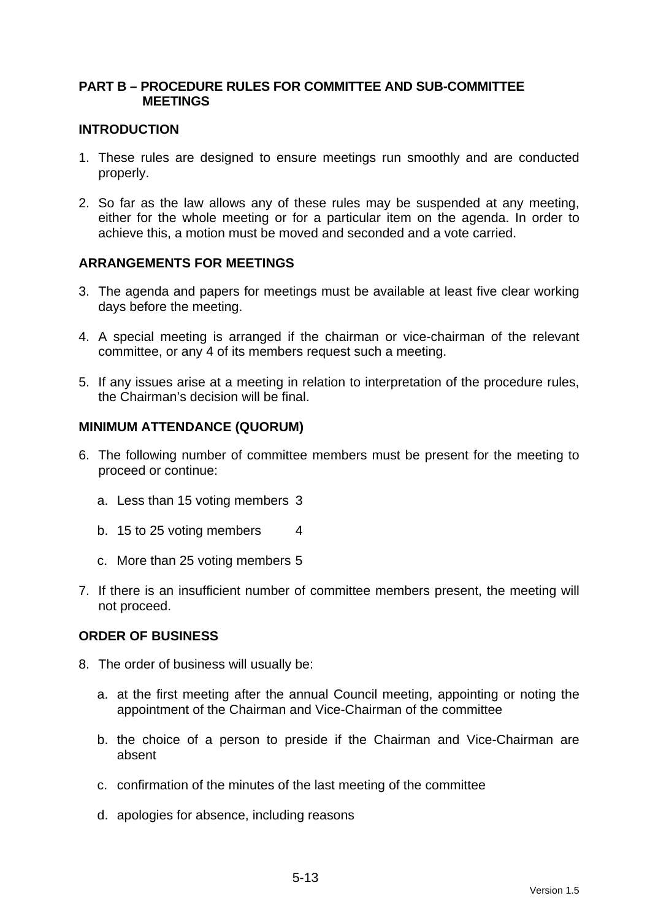## PART B – PROCEDURE RULES FOR COMMITTEE AND SUB-COMMITTEE MEETINGS

### INTRODUCTION

1. These rules are designed to ensure meetings run smoothly and are conducted properly.

2. So far as the law allows any of these rules may be suspended at any meeting, either for the whole meeting or for a particular item on the agenda. In order to achieve this, a motion must be moved and seconded and a vote carried.

### ARRANGEMENTS FOR MEETINGS

3. The agenda and papers for meetings must be available at least five clear working days before the meeting.

4. A special meeting is arranged if the chairman or vice-chairman of the relevant committee, or any 4 of its members request such a meeting.

5. If any issues arise at a meeting in relation to interpretation of the procedure rules, the Chairman's decision will be final.

### MINIMUM ATTENDANCE (QUORUM)

6. The following number of committee members must be present for the meeting to proceed or continue:

   a. Less than 15 voting members 3

   b. 15 to 25 voting members 4

   c. More than 25 voting members 5

7. If there is an insufficient number of committee members present, the meeting will not proceed.

### ORDER OF BUSINESS

8. The order of business will usually be:

   a. at the first meeting after the annual Council meeting, appointing or noting the appointment of the Chairman and Vice-Chairman of the committee

   b. the choice of a person to preside if the Chairman and Vice-Chairman are absent

   c. confirmation of the minutes of the last meeting of the committee

   d. apologies for absence, including reasons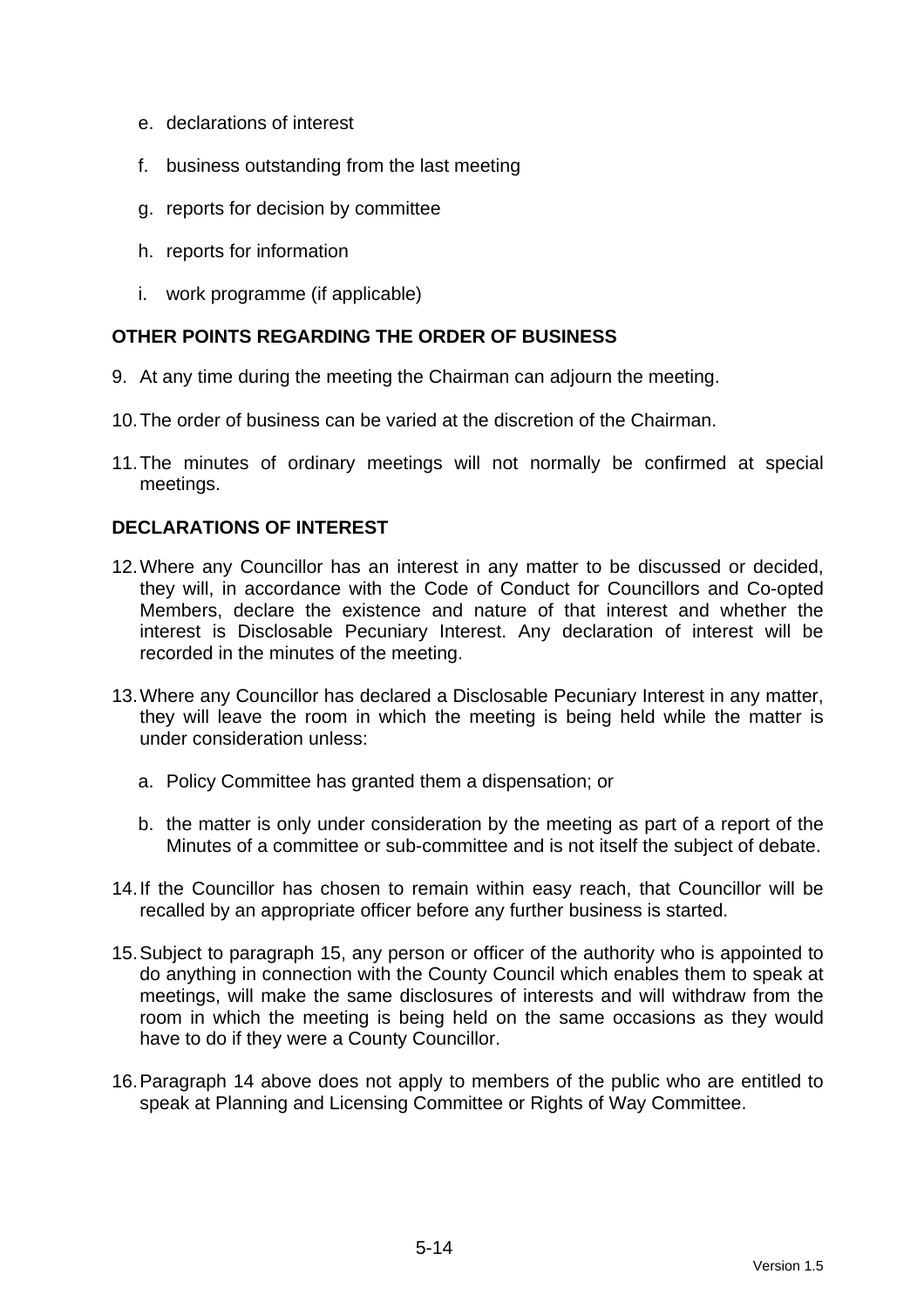e. declarations of interest

f. business outstanding from the last meeting

g. reports for decision by committee

h. reports for information

i. work programme (if applicable)

**OTHER POINTS REGARDING THE ORDER OF BUSINESS**

9. At any time during the meeting the Chairman can adjourn the meeting.

10. The order of business can be varied at the discretion of the Chairman.

11. The minutes of ordinary meetings will not normally be confirmed at special meetings.

**DECLARATIONS OF INTEREST**

12. Where any Councillor has an interest in any matter to be discussed or decided, they will, in accordance with the Code of Conduct for Councillors and Co-opted Members, declare the existence and nature of that interest and whether the interest is Disclosable Pecuniary Interest. Any declaration of interest will be recorded in the minutes of the meeting.

13. Where any Councillor has declared a Disclosable Pecuniary Interest in any matter, they will leave the room in which the meeting is being held while the matter is under consideration unless:

    a. Policy Committee has granted them a dispensation; or

    b. the matter is only under consideration by the meeting as part of a report of the Minutes of a committee or sub-committee and is not itself the subject of debate.

14. If the Councillor has chosen to remain within easy reach, that Councillor will be recalled by an appropriate officer before any further business is started.

15. Subject to paragraph 15, any person or officer of the authority who is appointed to do anything in connection with the County Council which enables them to speak at meetings, will make the same disclosures of interests and will withdraw from the room in which the meeting is being held on the same occasions as they would have to do if they were a County Councillor.

16. Paragraph 14 above does not apply to members of the public who are entitled to speak at Planning and Licensing Committee or Rights of Way Committee.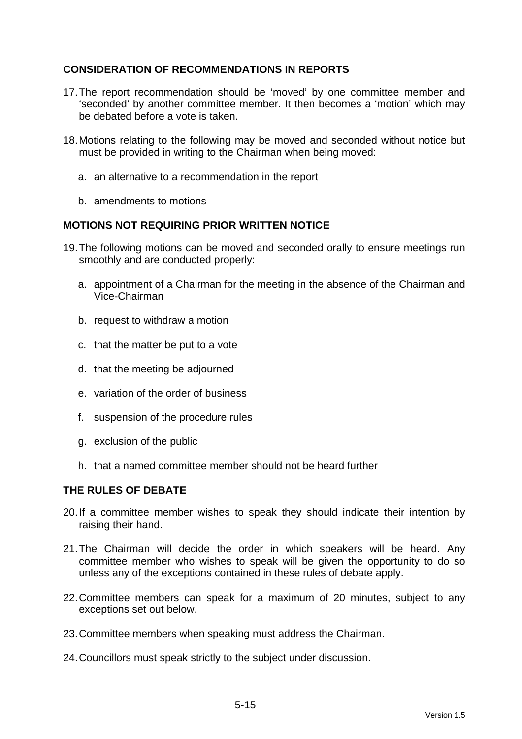## CONSIDERATION OF RECOMMENDATIONS IN REPORTS

17. The report recommendation should be 'moved' by one committee member and 'seconded' by another committee member. It then becomes a 'motion' which may be debated before a vote is taken.

18. Motions relating to the following may be moved and seconded without notice but must be provided in writing to the Chairman when being moved:

    a. an alternative to a recommendation in the report

    b. amendments to motions

## MOTIONS NOT REQUIRING PRIOR WRITTEN NOTICE

19. The following motions can be moved and seconded orally to ensure meetings run smoothly and are conducted properly:

    a. appointment of a Chairman for the meeting in the absence of the Chairman and Vice-Chairman

    b. request to withdraw a motion

    c. that the matter be put to a vote

    d. that the meeting be adjourned

    e. variation of the order of business

    f. suspension of the procedure rules

    g. exclusion of the public

    h. that a named committee member should not be heard further

## THE RULES OF DEBATE

20. If a committee member wishes to speak they should indicate their intention by raising their hand.

21. The Chairman will decide the order in which speakers will be heard. Any committee member who wishes to speak will be given the opportunity to do so unless any of the exceptions contained in these rules of debate apply.

22. Committee members can speak for a maximum of 20 minutes, subject to any exceptions set out below.

23. Committee members when speaking must address the Chairman.

24. Councillors must speak strictly to the subject under discussion.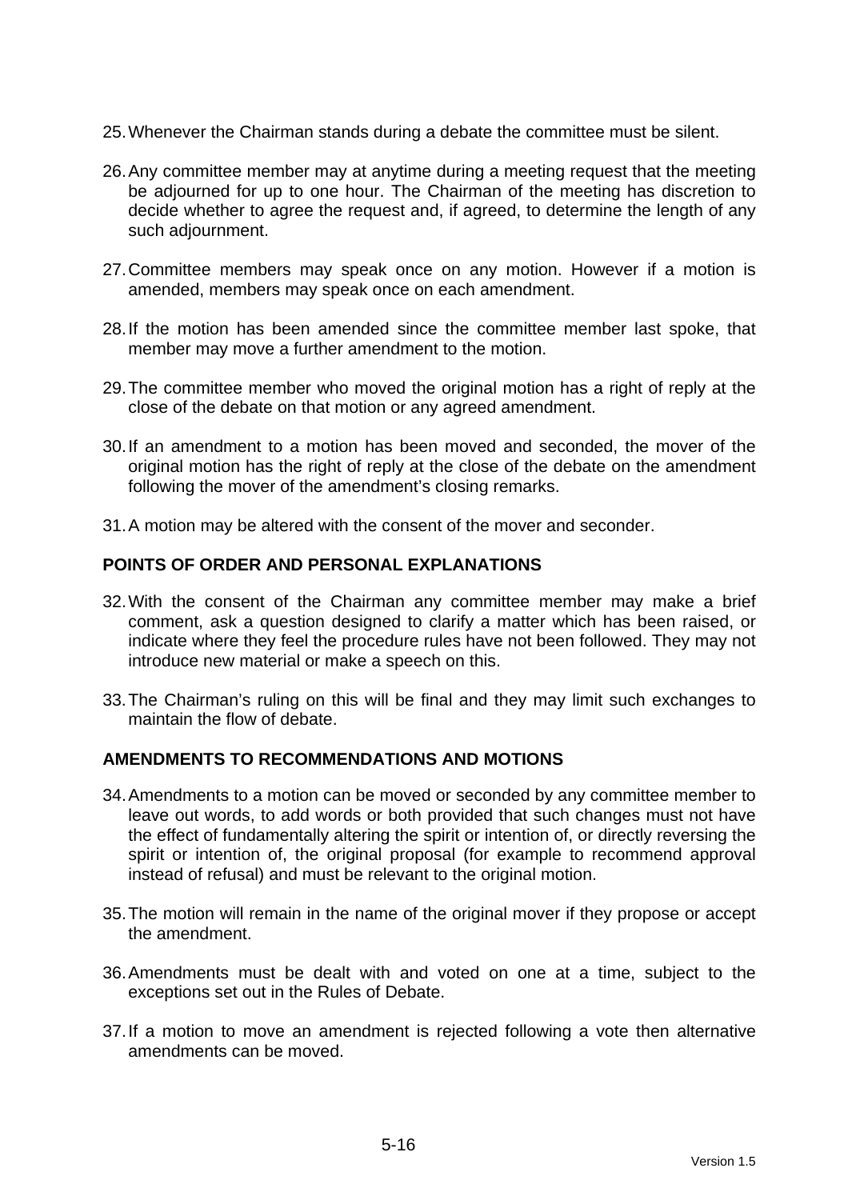25. Whenever the Chairman stands during a debate the committee must be silent.

26. Any committee member may at anytime during a meeting request that the meeting be adjourned for up to one hour. The Chairman of the meeting has discretion to decide whether to agree the request and, if agreed, to determine the length of any such adjournment.

27. Committee members may speak once on any motion. However if a motion is amended, members may speak once on each amendment.

28. If the motion has been amended since the committee member last spoke, that member may move a further amendment to the motion.

29. The committee member who moved the original motion has a right of reply at the close of the debate on that motion or any agreed amendment.

30. If an amendment to a motion has been moved and seconded, the mover of the original motion has the right of reply at the close of the debate on the amendment following the mover of the amendment's closing remarks.

31. A motion may be altered with the consent of the mover and seconder.

**POINTS OF ORDER AND PERSONAL EXPLANATIONS**

32. With the consent of the Chairman any committee member may make a brief comment, ask a question designed to clarify a matter which has been raised, or indicate where they feel the procedure rules have not been followed. They may not introduce new material or make a speech on this.

33. The Chairman's ruling on this will be final and they may limit such exchanges to maintain the flow of debate.

**AMENDMENTS TO RECOMMENDATIONS AND MOTIONS**

34. Amendments to a motion can be moved or seconded by any committee member to leave out words, to add words or both provided that such changes must not have the effect of fundamentally altering the spirit or intention of, or directly reversing the spirit or intention of, the original proposal (for example to recommend approval instead of refusal) and must be relevant to the original motion.

35. The motion will remain in the name of the original mover if they propose or accept the amendment.

36. Amendments must be dealt with and voted on one at a time, subject to the exceptions set out in the Rules of Debate.

37. If a motion to move an amendment is rejected following a vote then alternative amendments can be moved.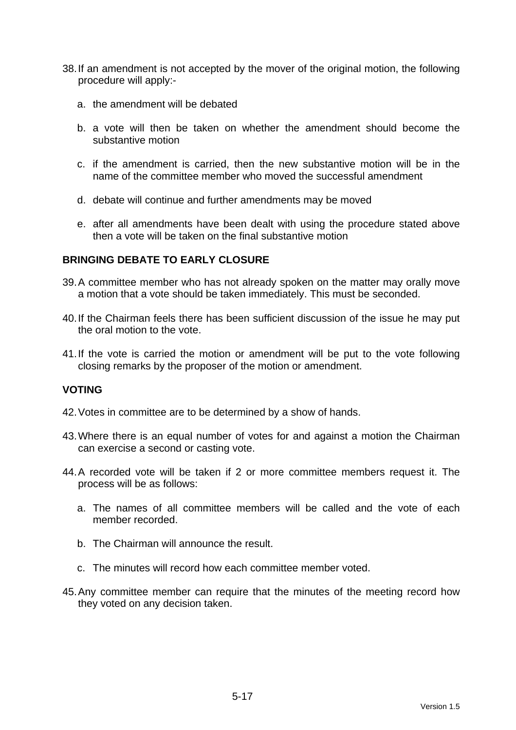38. If an amendment is not accepted by the mover of the original motion, the following procedure will apply:-

    a. the amendment will be debated

    b. a vote will then be taken on whether the amendment should become the substantive motion

    c. if the amendment is carried, then the new substantive motion will be in the name of the committee member who moved the successful amendment

    d. debate will continue and further amendments may be moved

    e. after all amendments have been dealt with using the procedure stated above then a vote will be taken on the final substantive motion

**BRINGING DEBATE TO EARLY CLOSURE**

39. A committee member who has not already spoken on the matter may orally move a motion that a vote should be taken immediately. This must be seconded.

40. If the Chairman feels there has been sufficient discussion of the issue he may put the oral motion to the vote.

41. If the vote is carried the motion or amendment will be put to the vote following closing remarks by the proposer of the motion or amendment.

**VOTING**

42. Votes in committee are to be determined by a show of hands.

43. Where there is an equal number of votes for and against a motion the Chairman can exercise a second or casting vote.

44. A recorded vote will be taken if 2 or more committee members request it. The process will be as follows:

    a. The names of all committee members will be called and the vote of each member recorded.

    b. The Chairman will announce the result.

    c. The minutes will record how each committee member voted.

45. Any committee member can require that the minutes of the meeting record how they voted on any decision taken.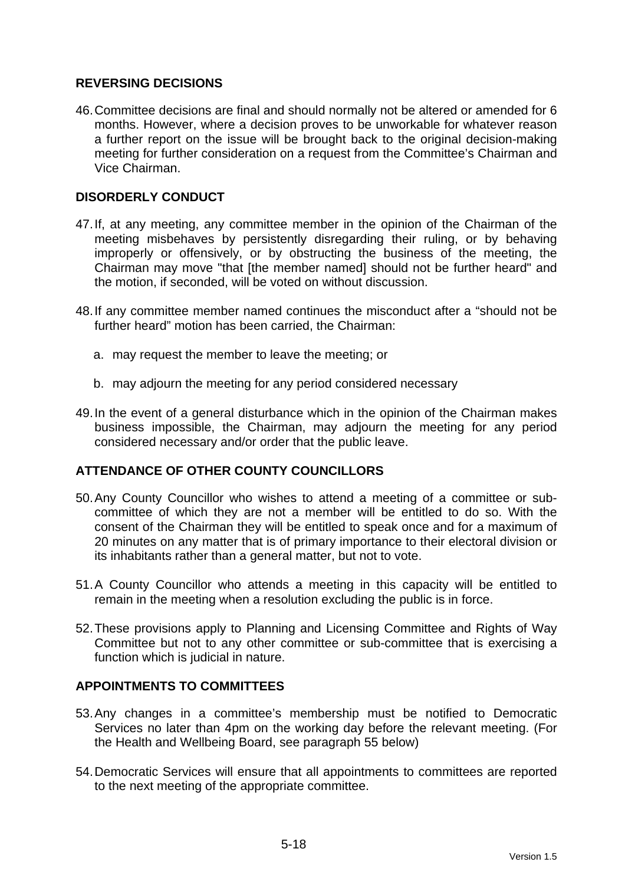## REVERSING DECISIONS

46. Committee decisions are final and should normally not be altered or amended for 6 months. However, where a decision proves to be unworkable for whatever reason a further report on the issue will be brought back to the original decision-making meeting for further consideration on a request from the Committee's Chairman and Vice Chairman.

## DISORDERLY CONDUCT

47. If, at any meeting, any committee member in the opinion of the Chairman of the meeting misbehaves by persistently disregarding their ruling, or by behaving improperly or offensively, or by obstructing the business of the meeting, the Chairman may move "that [the member named] should not be further heard" and the motion, if seconded, will be voted on without discussion.

48. If any committee member named continues the misconduct after a "should not be further heard" motion has been carried, the Chairman:

    a. may request the member to leave the meeting; or

    b. may adjourn the meeting for any period considered necessary

49. In the event of a general disturbance which in the opinion of the Chairman makes business impossible, the Chairman, may adjourn the meeting for any period considered necessary and/or order that the public leave.

## ATTENDANCE OF OTHER COUNTY COUNCILLORS

50. Any County Councillor who wishes to attend a meeting of a committee or sub-committee of which they are not a member will be entitled to do so. With the consent of the Chairman they will be entitled to speak once and for a maximum of 20 minutes on any matter that is of primary importance to their electoral division or its inhabitants rather than a general matter, but not to vote.

51. A County Councillor who attends a meeting in this capacity will be entitled to remain in the meeting when a resolution excluding the public is in force.

52. These provisions apply to Planning and Licensing Committee and Rights of Way Committee but not to any other committee or sub-committee that is exercising a function which is judicial in nature.

## APPOINTMENTS TO COMMITTEES

53. Any changes in a committee's membership must be notified to Democratic Services no later than 4pm on the working day before the relevant meeting. (For the Health and Wellbeing Board, see paragraph 55 below)

54. Democratic Services will ensure that all appointments to committees are reported to the next meeting of the appropriate committee.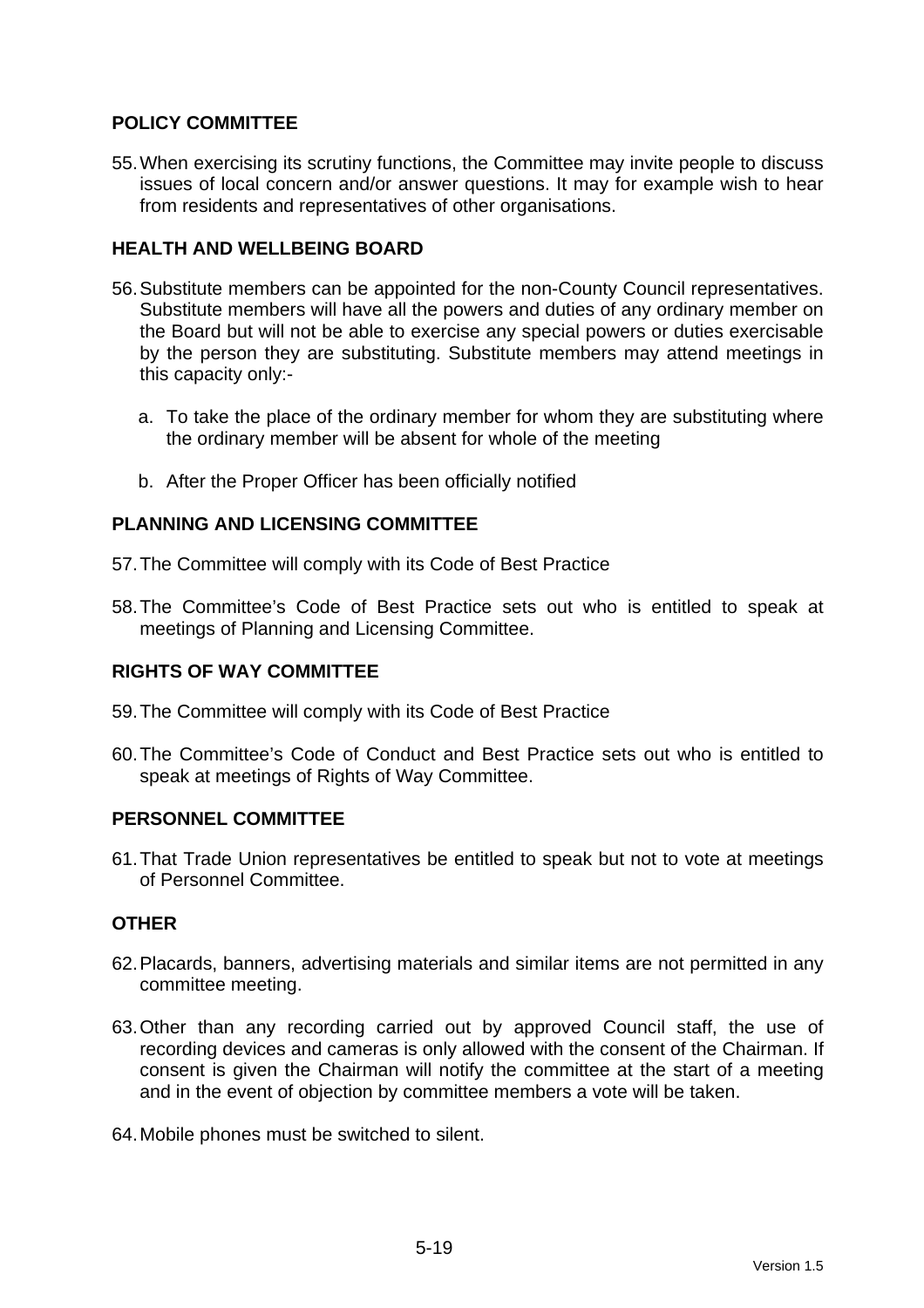## POLICY COMMITTEE

55. When exercising its scrutiny functions, the Committee may invite people to discuss issues of local concern and/or answer questions. It may for example wish to hear from residents and representatives of other organisations.

## HEALTH AND WELLBEING BOARD

56. Substitute members can be appointed for the non-County Council representatives. Substitute members will have all the powers and duties of any ordinary member on the Board but will not be able to exercise any special powers or duties exercisable by the person they are substituting. Substitute members may attend meetings in this capacity only:-

    a. To take the place of the ordinary member for whom they are substituting where the ordinary member will be absent for whole of the meeting

    b. After the Proper Officer has been officially notified

## PLANNING AND LICENSING COMMITTEE

57. The Committee will comply with its Code of Best Practice

58. The Committee's Code of Best Practice sets out who is entitled to speak at meetings of Planning and Licensing Committee.

## RIGHTS OF WAY COMMITTEE

59. The Committee will comply with its Code of Best Practice

60. The Committee's Code of Conduct and Best Practice sets out who is entitled to speak at meetings of Rights of Way Committee.

## PERSONNEL COMMITTEE

61. That Trade Union representatives be entitled to speak but not to vote at meetings of Personnel Committee.

## OTHER

62. Placards, banners, advertising materials and similar items are not permitted in any committee meeting.

63. Other than any recording carried out by approved Council staff, the use of recording devices and cameras is only allowed with the consent of the Chairman. If consent is given the Chairman will notify the committee at the start of a meeting and in the event of objection by committee members a vote will be taken.

64. Mobile phones must be switched to silent.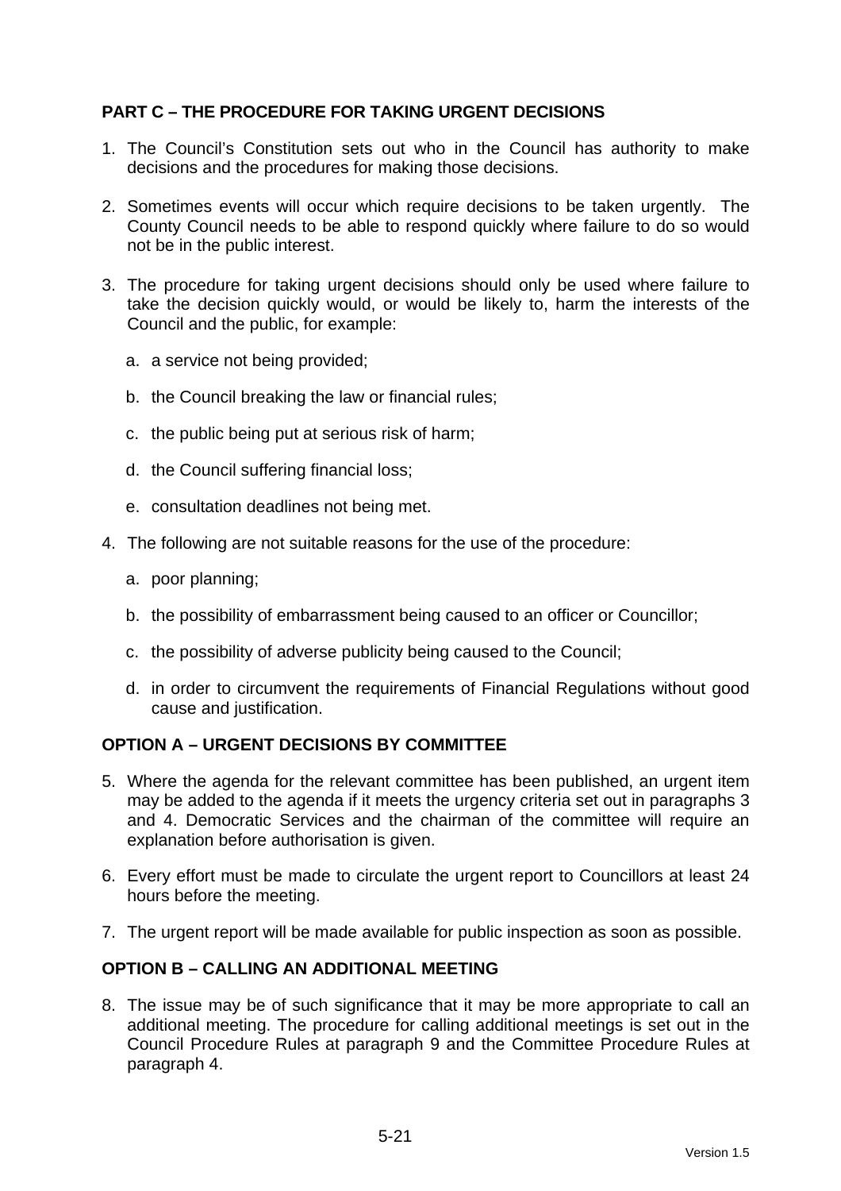## PART C – THE PROCEDURE FOR TAKING URGENT DECISIONS

1. The Council's Constitution sets out who in the Council has authority to make decisions and the procedures for making those decisions.

2. Sometimes events will occur which require decisions to be taken urgently. The County Council needs to be able to respond quickly where failure to do so would not be in the public interest.

3. The procedure for taking urgent decisions should only be used where failure to take the decision quickly would, or would be likely to, harm the interests of the Council and the public, for example:

   a. a service not being provided;

   b. the Council breaking the law or financial rules;

   c. the public being put at serious risk of harm;

   d. the Council suffering financial loss;

   e. consultation deadlines not being met.

4. The following are not suitable reasons for the use of the procedure:

   a. poor planning;

   b. the possibility of embarrassment being caused to an officer or Councillor;

   c. the possibility of adverse publicity being caused to the Council;

   d. in order to circumvent the requirements of Financial Regulations without good cause and justification.

### OPTION A – URGENT DECISIONS BY COMMITTEE

5. Where the agenda for the relevant committee has been published, an urgent item may be added to the agenda if it meets the urgency criteria set out in paragraphs 3 and 4. Democratic Services and the chairman of the committee will require an explanation before authorisation is given.

6. Every effort must be made to circulate the urgent report to Councillors at least 24 hours before the meeting.

7. The urgent report will be made available for public inspection as soon as possible.

### OPTION B – CALLING AN ADDITIONAL MEETING

8. The issue may be of such significance that it may be more appropriate to call an additional meeting. The procedure for calling additional meetings is set out in the Council Procedure Rules at paragraph 9 and the Committee Procedure Rules at paragraph 4.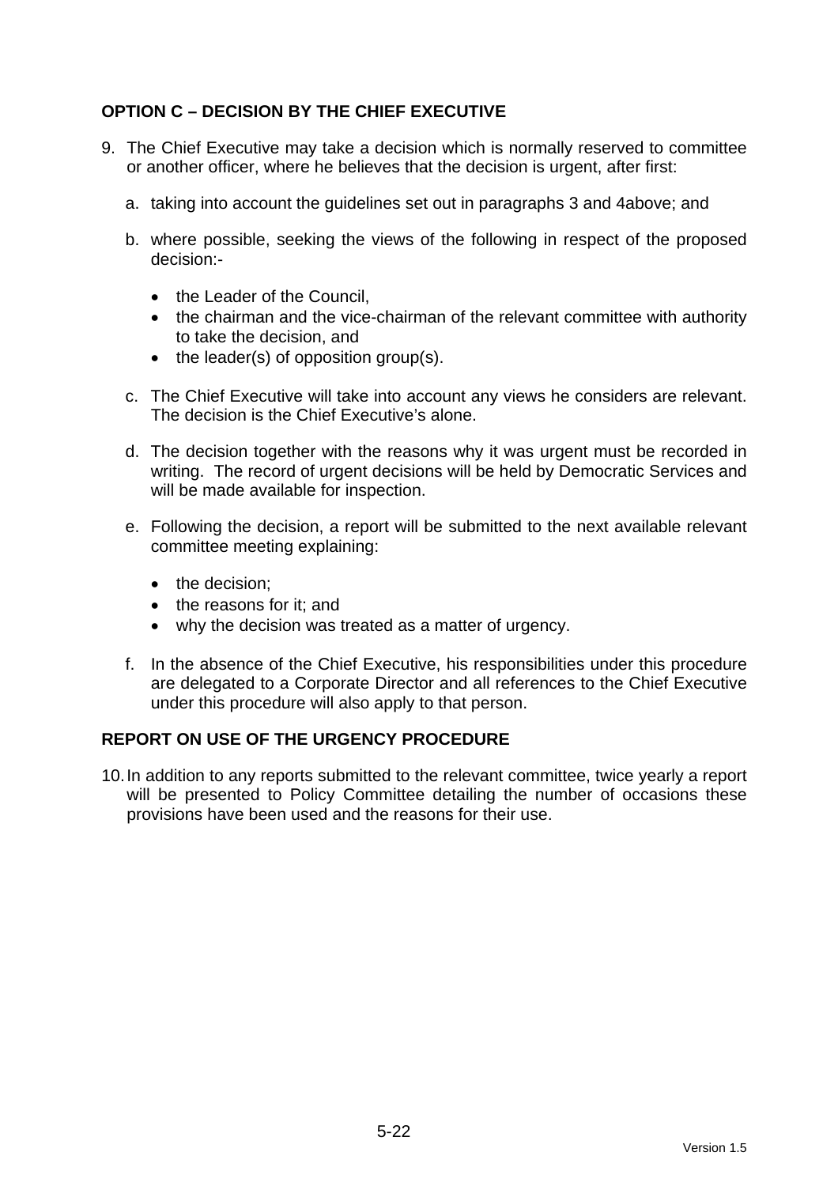## OPTION C – DECISION BY THE CHIEF EXECUTIVE

9. The Chief Executive may take a decision which is normally reserved to committee or another officer, where he believes that the decision is urgent, after first:

   a. taking into account the guidelines set out in paragraphs 3 and 4above; and

   b. where possible, seeking the views of the following in respect of the proposed decision:-

      - the Leader of the Council,
      - the chairman and the vice-chairman of the relevant committee with authority to take the decision, and
      - the leader(s) of opposition group(s).

   c. The Chief Executive will take into account any views he considers are relevant. The decision is the Chief Executive's alone.

   d. The decision together with the reasons why it was urgent must be recorded in writing. The record of urgent decisions will be held by Democratic Services and will be made available for inspection.

   e. Following the decision, a report will be submitted to the next available relevant committee meeting explaining:

      - the decision;
      - the reasons for it; and
      - why the decision was treated as a matter of urgency.

   f. In the absence of the Chief Executive, his responsibilities under this procedure are delegated to a Corporate Director and all references to the Chief Executive under this procedure will also apply to that person.

## REPORT ON USE OF THE URGENCY PROCEDURE

10. In addition to any reports submitted to the relevant committee, twice yearly a report will be presented to Policy Committee detailing the number of occasions these provisions have been used and the reasons for their use.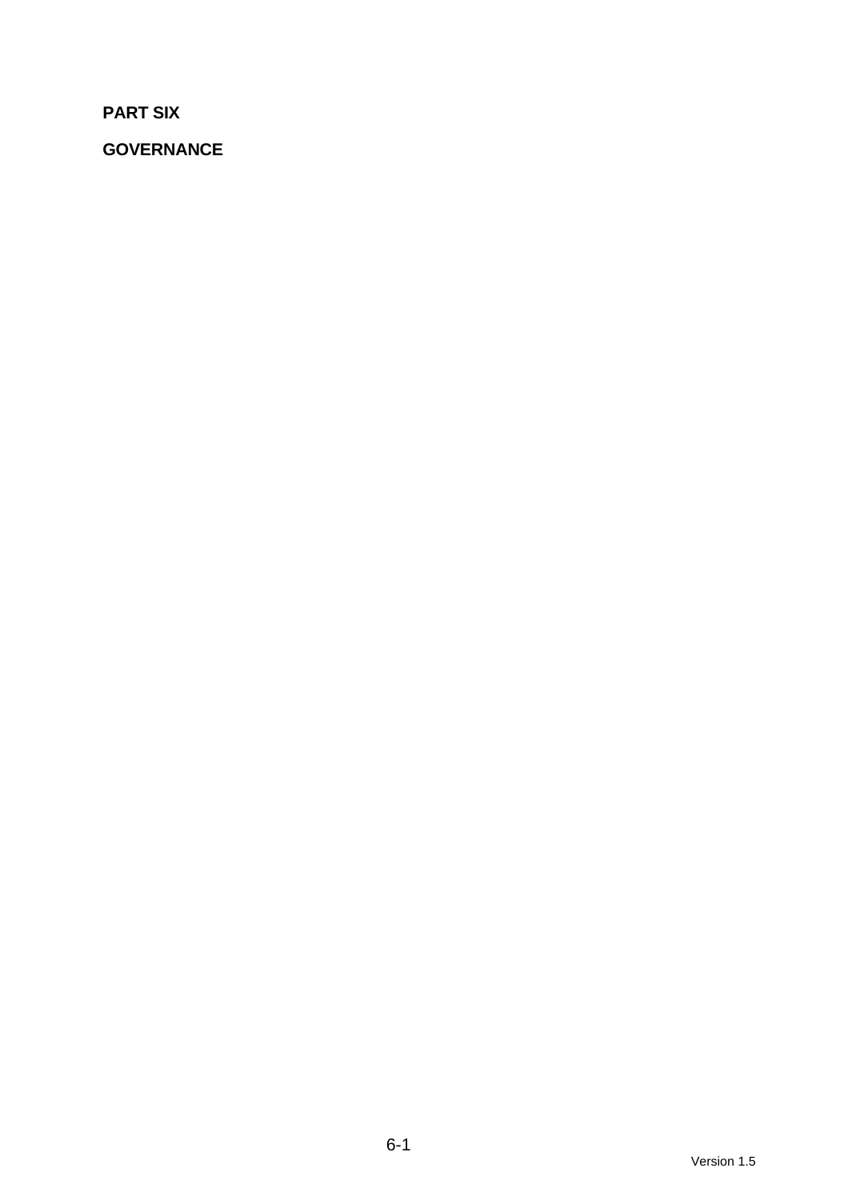**PART SIX**

**GOVERNANCE**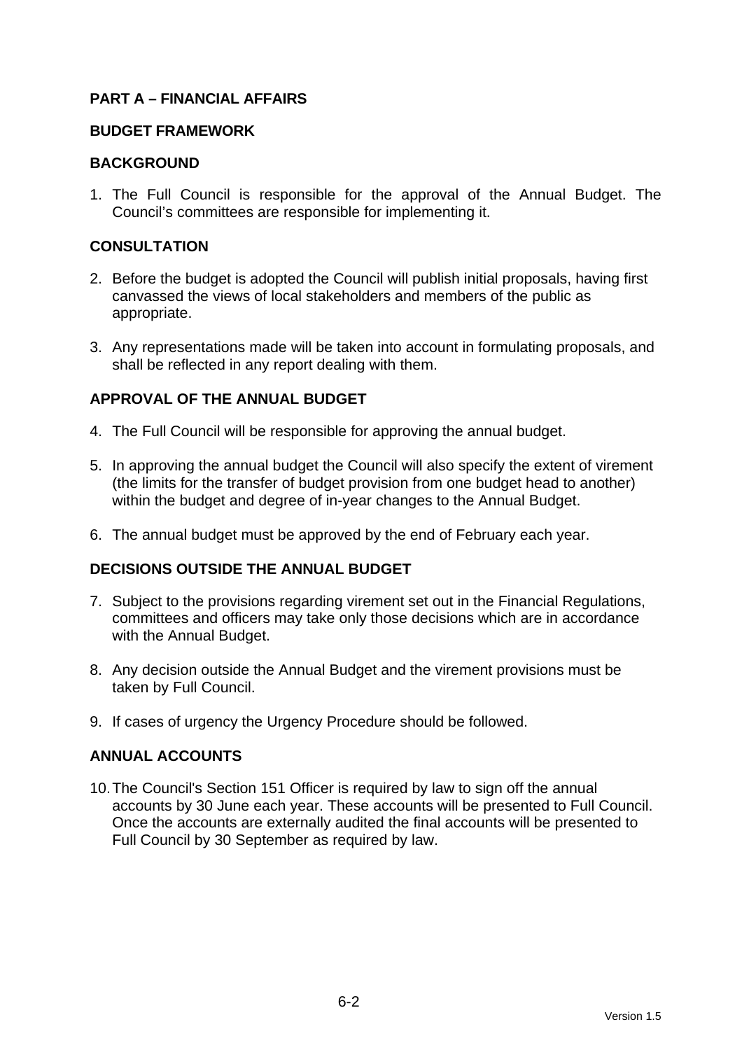## PART A – FINANCIAL AFFAIRS

### BUDGET FRAMEWORK

### BACKGROUND

1. The Full Council is responsible for the approval of the Annual Budget. The Council's committees are responsible for implementing it.

### CONSULTATION

2. Before the budget is adopted the Council will publish initial proposals, having first canvassed the views of local stakeholders and members of the public as appropriate.

3. Any representations made will be taken into account in formulating proposals, and shall be reflected in any report dealing with them.

### APPROVAL OF THE ANNUAL BUDGET

4. The Full Council will be responsible for approving the annual budget.

5. In approving the annual budget the Council will also specify the extent of virement (the limits for the transfer of budget provision from one budget head to another) within the budget and degree of in-year changes to the Annual Budget.

6. The annual budget must be approved by the end of February each year.

### DECISIONS OUTSIDE THE ANNUAL BUDGET

7. Subject to the provisions regarding virement set out in the Financial Regulations, committees and officers may take only those decisions which are in accordance with the Annual Budget.

8. Any decision outside the Annual Budget and the virement provisions must be taken by Full Council.

9. If cases of urgency the Urgency Procedure should be followed.

### ANNUAL ACCOUNTS

10. The Council's Section 151 Officer is required by law to sign off the annual accounts by 30 June each year. These accounts will be presented to Full Council. Once the accounts are externally audited the final accounts will be presented to Full Council by 30 September as required by law.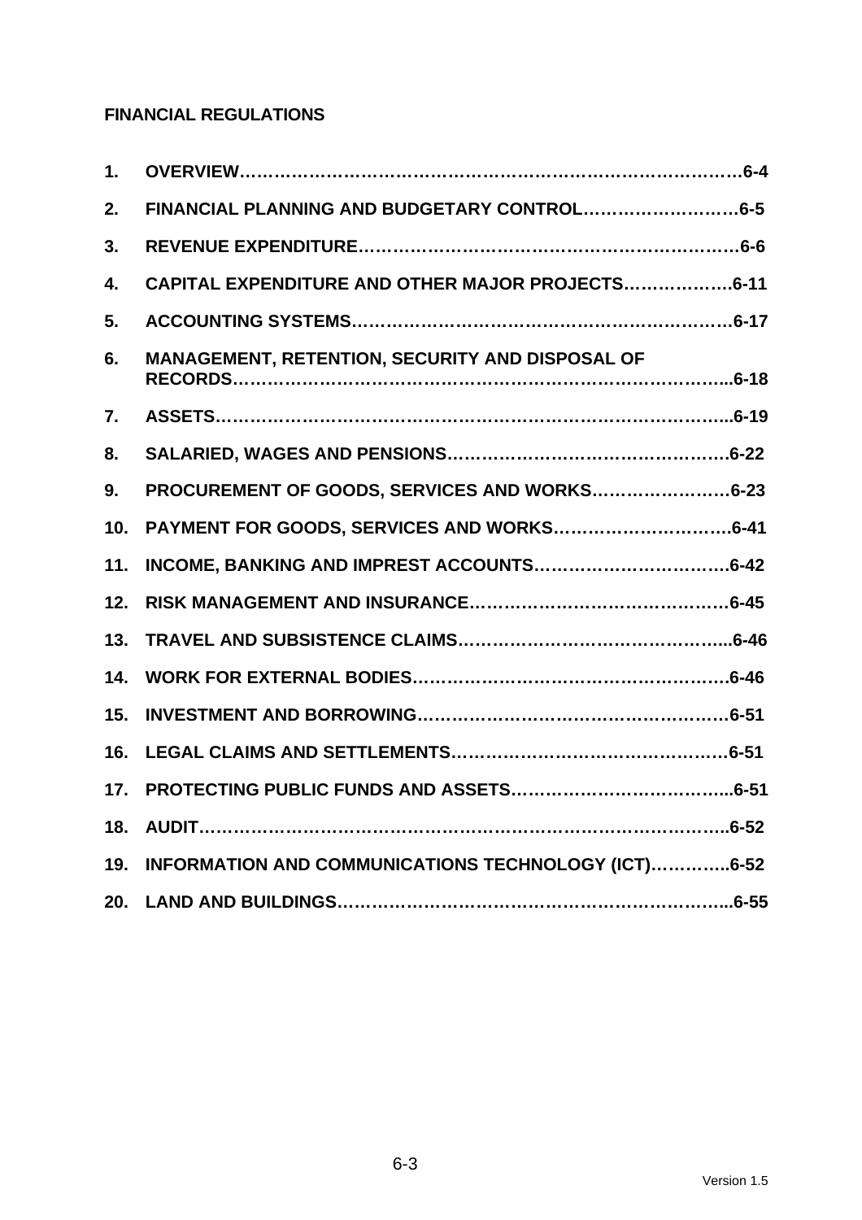**FINANCIAL REGULATIONS**

1. **OVERVIEW……………………………………………………………………………6-4**
2. **FINANCIAL PLANNING AND BUDGETARY CONTROL………………………6-5**
3. **REVENUE EXPENDITURE………………………………………………………6-6**
4. **CAPITAL EXPENDITURE AND OTHER MAJOR PROJECTS……………….6-11**
5. **ACCOUNTING SYSTEMS………………………………………………………6-17**
6. **MANAGEMENT, RETENTION, SECURITY AND DISPOSAL OF RECORDS……………………………………………………………………………..6-18**
7. **ASSETS…………………………………………………………………………...6-19**
8. **SALARIED, WAGES AND PENSIONS……………………………………….6-22**
9. **PROCUREMENT OF GOODS, SERVICES AND WORKS……………………6-23**
10. **PAYMENT FOR GOODS, SERVICES AND WORKS…………………………..6-41**
11. **INCOME, BANKING AND IMPREST ACCOUNTS…………………………….6-42**
12. **RISK MANAGEMENT AND INSURANCE………………………………………6-45**
13. **TRAVEL AND SUBSISTENCE CLAIMS………………………………………...6-46**
14. **WORK FOR EXTERNAL BODIES……………………………………………….6-46**
15. **INVESTMENT AND BORROWING………………………………………………6-51**
16. **LEGAL CLAIMS AND SETTLEMENTS…………………………………………6-51**
17. **PROTECTING PUBLIC FUNDS AND ASSETS………………………………...6-51**
18. **AUDIT……………………………………………………………………………...6-52**
19. **INFORMATION AND COMMUNICATIONS TECHNOLOGY (ICT)…………..6-52**
20. **LAND AND BUILDINGS…………………………………………………………..6-55**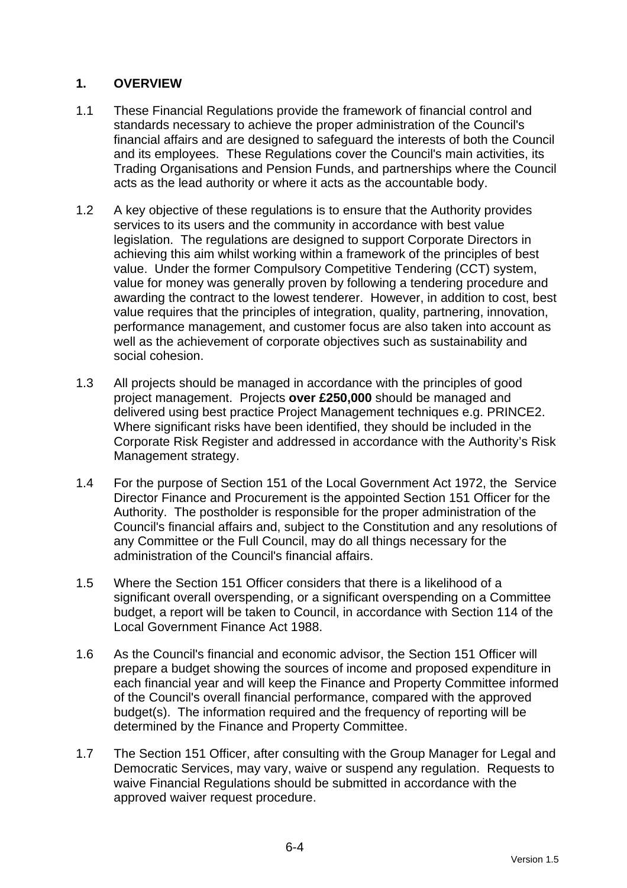## 1. OVERVIEW

1.1 These Financial Regulations provide the framework of financial control and standards necessary to achieve the proper administration of the Council's financial affairs and are designed to safeguard the interests of both the Council and its employees. These Regulations cover the Council's main activities, its Trading Organisations and Pension Funds, and partnerships where the Council acts as the lead authority or where it acts as the accountable body.

1.2 A key objective of these regulations is to ensure that the Authority provides services to its users and the community in accordance with best value legislation. The regulations are designed to support Corporate Directors in achieving this aim whilst working within a framework of the principles of best value. Under the former Compulsory Competitive Tendering (CCT) system, value for money was generally proven by following a tendering procedure and awarding the contract to the lowest tenderer. However, in addition to cost, best value requires that the principles of integration, quality, partnering, innovation, performance management, and customer focus are also taken into account as well as the achievement of corporate objectives such as sustainability and social cohesion.

1.3 All projects should be managed in accordance with the principles of good project management. Projects **over £250,000** should be managed and delivered using best practice Project Management techniques e.g. PRINCE2. Where significant risks have been identified, they should be included in the Corporate Risk Register and addressed in accordance with the Authority's Risk Management strategy.

1.4 For the purpose of Section 151 of the Local Government Act 1972, the Service Director Finance and Procurement is the appointed Section 151 Officer for the Authority. The postholder is responsible for the proper administration of the Council's financial affairs and, subject to the Constitution and any resolutions of any Committee or the Full Council, may do all things necessary for the administration of the Council's financial affairs.

1.5 Where the Section 151 Officer considers that there is a likelihood of a significant overall overspending, or a significant overspending on a Committee budget, a report will be taken to Council, in accordance with Section 114 of the Local Government Finance Act 1988.

1.6 As the Council's financial and economic advisor, the Section 151 Officer will prepare a budget showing the sources of income and proposed expenditure in each financial year and will keep the Finance and Property Committee informed of the Council's overall financial performance, compared with the approved budget(s). The information required and the frequency of reporting will be determined by the Finance and Property Committee.

1.7 The Section 151 Officer, after consulting with the Group Manager for Legal and Democratic Services, may vary, waive or suspend any regulation. Requests to waive Financial Regulations should be submitted in accordance with the approved waiver request procedure.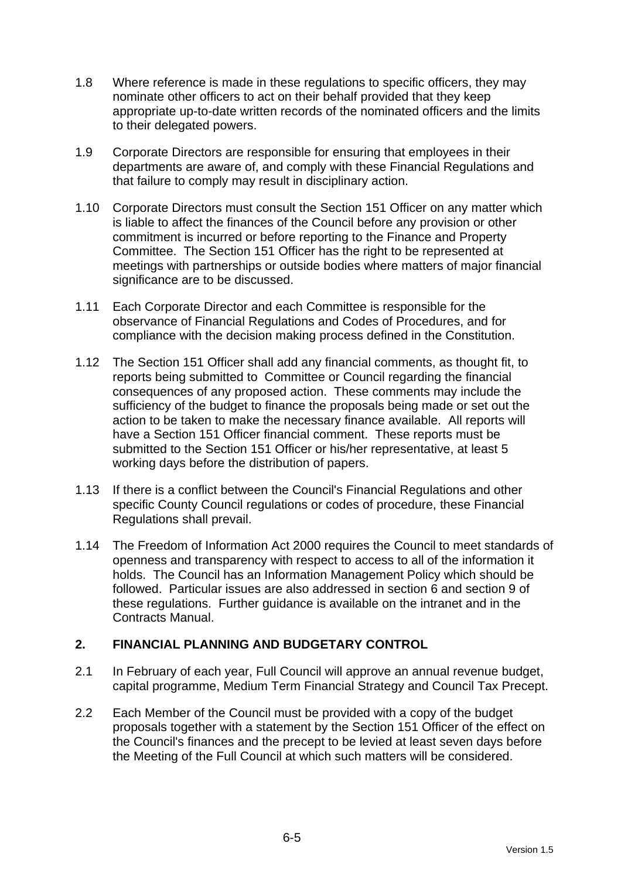1.8 Where reference is made in these regulations to specific officers, they may nominate other officers to act on their behalf provided that they keep appropriate up-to-date written records of the nominated officers and the limits to their delegated powers.

1.9 Corporate Directors are responsible for ensuring that employees in their departments are aware of, and comply with these Financial Regulations and that failure to comply may result in disciplinary action.

1.10 Corporate Directors must consult the Section 151 Officer on any matter which is liable to affect the finances of the Council before any provision or other commitment is incurred or before reporting to the Finance and Property Committee. The Section 151 Officer has the right to be represented at meetings with partnerships or outside bodies where matters of major financial significance are to be discussed.

1.11 Each Corporate Director and each Committee is responsible for the observance of Financial Regulations and Codes of Procedures, and for compliance with the decision making process defined in the Constitution.

1.12 The Section 151 Officer shall add any financial comments, as thought fit, to reports being submitted to Committee or Council regarding the financial consequences of any proposed action. These comments may include the sufficiency of the budget to finance the proposals being made or set out the action to be taken to make the necessary finance available. All reports will have a Section 151 Officer financial comment. These reports must be submitted to the Section 151 Officer or his/her representative, at least 5 working days before the distribution of papers.

1.13 If there is a conflict between the Council's Financial Regulations and other specific County Council regulations or codes of procedure, these Financial Regulations shall prevail.

1.14 The Freedom of Information Act 2000 requires the Council to meet standards of openness and transparency with respect to access to all of the information it holds. The Council has an Information Management Policy which should be followed. Particular issues are also addressed in section 6 and section 9 of these regulations. Further guidance is available on the intranet and in the Contracts Manual.

## 2. FINANCIAL PLANNING AND BUDGETARY CONTROL

2.1 In February of each year, Full Council will approve an annual revenue budget, capital programme, Medium Term Financial Strategy and Council Tax Precept.

2.2 Each Member of the Council must be provided with a copy of the budget proposals together with a statement by the Section 151 Officer of the effect on the Council's finances and the precept to be levied at least seven days before the Meeting of the Full Council at which such matters will be considered.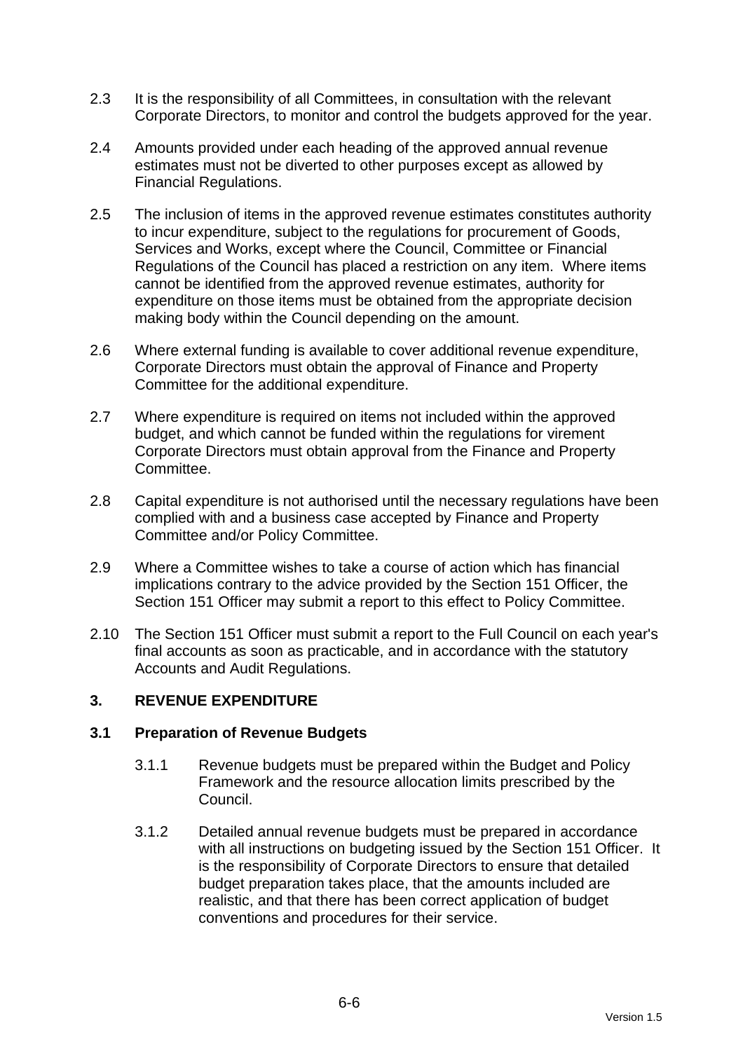2.3 It is the responsibility of all Committees, in consultation with the relevant Corporate Directors, to monitor and control the budgets approved for the year.

2.4 Amounts provided under each heading of the approved annual revenue estimates must not be diverted to other purposes except as allowed by Financial Regulations.

2.5 The inclusion of items in the approved revenue estimates constitutes authority to incur expenditure, subject to the regulations for procurement of Goods, Services and Works, except where the Council, Committee or Financial Regulations of the Council has placed a restriction on any item. Where items cannot be identified from the approved revenue estimates, authority for expenditure on those items must be obtained from the appropriate decision making body within the Council depending on the amount.

2.6 Where external funding is available to cover additional revenue expenditure, Corporate Directors must obtain the approval of Finance and Property Committee for the additional expenditure.

2.7 Where expenditure is required on items not included within the approved budget, and which cannot be funded within the regulations for virement Corporate Directors must obtain approval from the Finance and Property Committee.

2.8 Capital expenditure is not authorised until the necessary regulations have been complied with and a business case accepted by Finance and Property Committee and/or Policy Committee.

2.9 Where a Committee wishes to take a course of action which has financial implications contrary to the advice provided by the Section 151 Officer, the Section 151 Officer may submit a report to this effect to Policy Committee.

2.10 The Section 151 Officer must submit a report to the Full Council on each year's final accounts as soon as practicable, and in accordance with the statutory Accounts and Audit Regulations.

## 3. REVENUE EXPENDITURE

### 3.1 Preparation of Revenue Budgets

3.1.1 Revenue budgets must be prepared within the Budget and Policy Framework and the resource allocation limits prescribed by the Council.

3.1.2 Detailed annual revenue budgets must be prepared in accordance with all instructions on budgeting issued by the Section 151 Officer. It is the responsibility of Corporate Directors to ensure that detailed budget preparation takes place, that the amounts included are realistic, and that there has been correct application of budget conventions and procedures for their service.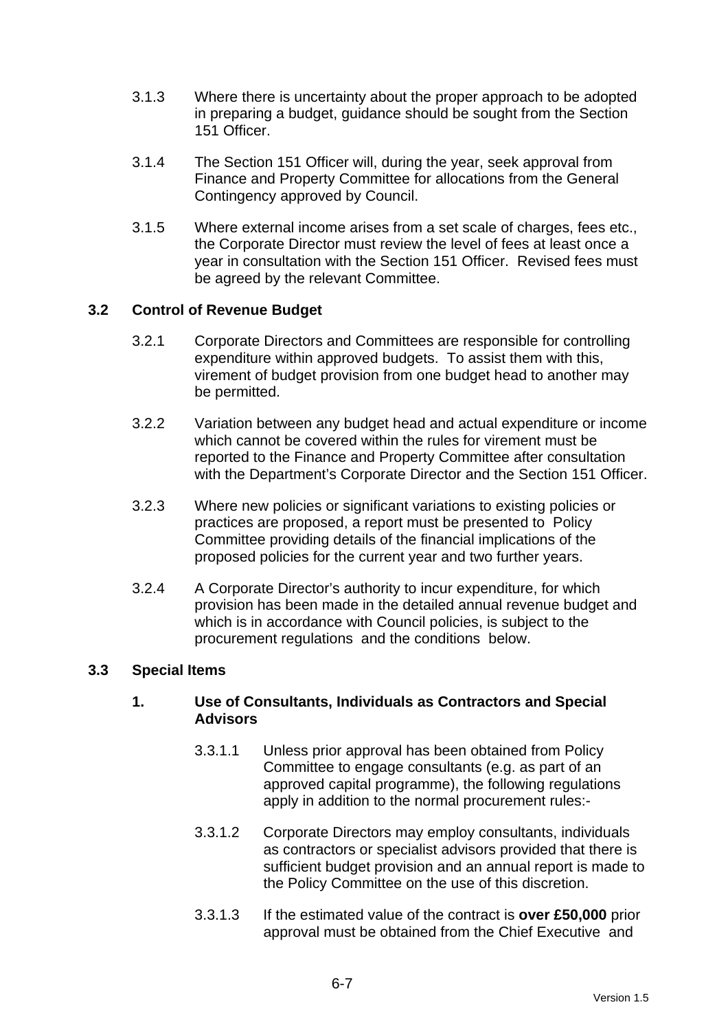3.1.3 Where there is uncertainty about the proper approach to be adopted in preparing a budget, guidance should be sought from the Section 151 Officer.

3.1.4 The Section 151 Officer will, during the year, seek approval from Finance and Property Committee for allocations from the General Contingency approved by Council.

3.1.5 Where external income arises from a set scale of charges, fees etc., the Corporate Director must review the level of fees at least once a year in consultation with the Section 151 Officer. Revised fees must be agreed by the relevant Committee.

### 3.2 Control of Revenue Budget

3.2.1 Corporate Directors and Committees are responsible for controlling expenditure within approved budgets. To assist them with this, virement of budget provision from one budget head to another may be permitted.

3.2.2 Variation between any budget head and actual expenditure or income which cannot be covered within the rules for virement must be reported to the Finance and Property Committee after consultation with the Department's Corporate Director and the Section 151 Officer.

3.2.3 Where new policies or significant variations to existing policies or practices are proposed, a report must be presented to Policy Committee providing details of the financial implications of the proposed policies for the current year and two further years.

3.2.4 A Corporate Director's authority to incur expenditure, for which provision has been made in the detailed annual revenue budget and which is in accordance with Council policies, is subject to the procurement regulations and the conditions below.

### 3.3 Special Items

#### 1. Use of Consultants, Individuals as Contractors and Special Advisors

3.3.1.1 Unless prior approval has been obtained from Policy Committee to engage consultants (e.g. as part of an approved capital programme), the following regulations apply in addition to the normal procurement rules:-

3.3.1.2 Corporate Directors may employ consultants, individuals as contractors or specialist advisors provided that there is sufficient budget provision and an annual report is made to the Policy Committee on the use of this discretion.

3.3.1.3 If the estimated value of the contract is **over £50,000** prior approval must be obtained from the Chief Executive and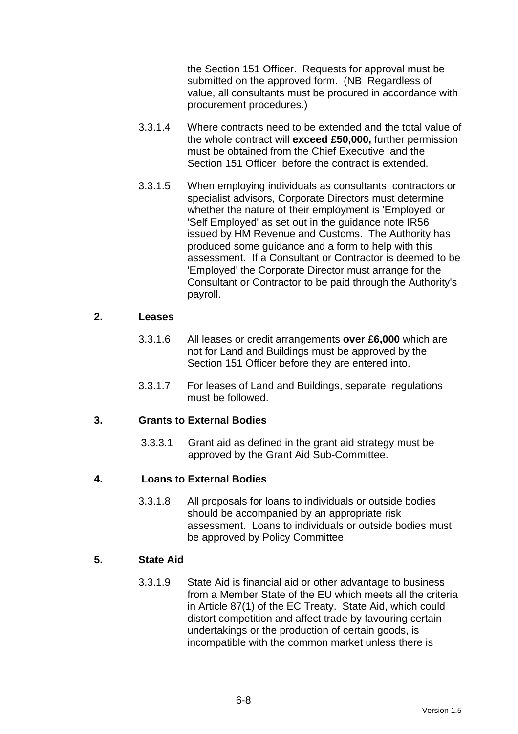the Section 151 Officer. Requests for approval must be submitted on the approved form. (NB Regardless of value, all consultants must be procured in accordance with procurement procedures.)

3.3.1.4 Where contracts need to be extended and the total value of the whole contract will **exceed £50,000,** further permission must be obtained from the Chief Executive and the Section 151 Officer before the contract is extended.

3.3.1.5 When employing individuals as consultants, contractors or specialist advisors, Corporate Directors must determine whether the nature of their employment is 'Employed' or 'Self Employed' as set out in the guidance note IR56 issued by HM Revenue and Customs. The Authority has produced some guidance and a form to help with this assessment. If a Consultant or Contractor is deemed to be 'Employed' the Corporate Director must arrange for the Consultant or Contractor to be paid through the Authority's payroll.

**2. Leases**

3.3.1.6 All leases or credit arrangements **over £6,000** which are not for Land and Buildings must be approved by the Section 151 Officer before they are entered into.

3.3.1.7 For leases of Land and Buildings, separate regulations must be followed.

**3. Grants to External Bodies**

3.3.3.1 Grant aid as defined in the grant aid strategy must be approved by the Grant Aid Sub-Committee.

**4. Loans to External Bodies**

3.3.1.8 All proposals for loans to individuals or outside bodies should be accompanied by an appropriate risk assessment. Loans to individuals or outside bodies must be approved by Policy Committee.

**5. State Aid**

3.3.1.9 State Aid is financial aid or other advantage to business from a Member State of the EU which meets all the criteria in Article 87(1) of the EC Treaty. State Aid, which could distort competition and affect trade by favouring certain undertakings or the production of certain goods, is incompatible with the common market unless there is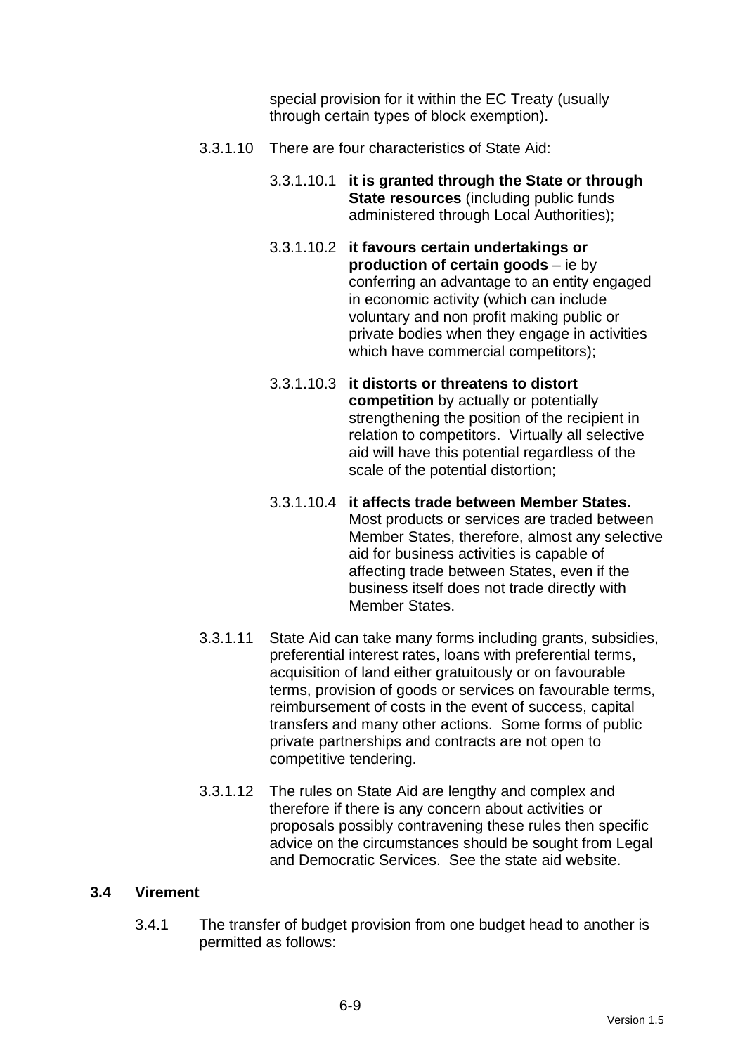special provision for it within the EC Treaty (usually through certain types of block exemption).

3.3.1.10 There are four characteristics of State Aid:

3.3.1.10.1 **it is granted through the State or through State resources** (including public funds administered through Local Authorities);

3.3.1.10.2 **it favours certain undertakings or production of certain goods** – ie by conferring an advantage to an entity engaged in economic activity (which can include voluntary and non profit making public or private bodies when they engage in activities which have commercial competitors);

3.3.1.10.3 **it distorts or threatens to distort competition** by actually or potentially strengthening the position of the recipient in relation to competitors. Virtually all selective aid will have this potential regardless of the scale of the potential distortion;

3.3.1.10.4 **it affects trade between Member States.** Most products or services are traded between Member States, therefore, almost any selective aid for business activities is capable of affecting trade between States, even if the business itself does not trade directly with Member States.

3.3.1.11 State Aid can take many forms including grants, subsidies, preferential interest rates, loans with preferential terms, acquisition of land either gratuitously or on favourable terms, provision of goods or services on favourable terms, reimbursement of costs in the event of success, capital transfers and many other actions. Some forms of public private partnerships and contracts are not open to competitive tendering.

3.3.1.12 The rules on State Aid are lengthy and complex and therefore if there is any concern about activities or proposals possibly contravening these rules then specific advice on the circumstances should be sought from Legal and Democratic Services. See the state aid website.

## 3.4 Virement

3.4.1 The transfer of budget provision from one budget head to another is permitted as follows: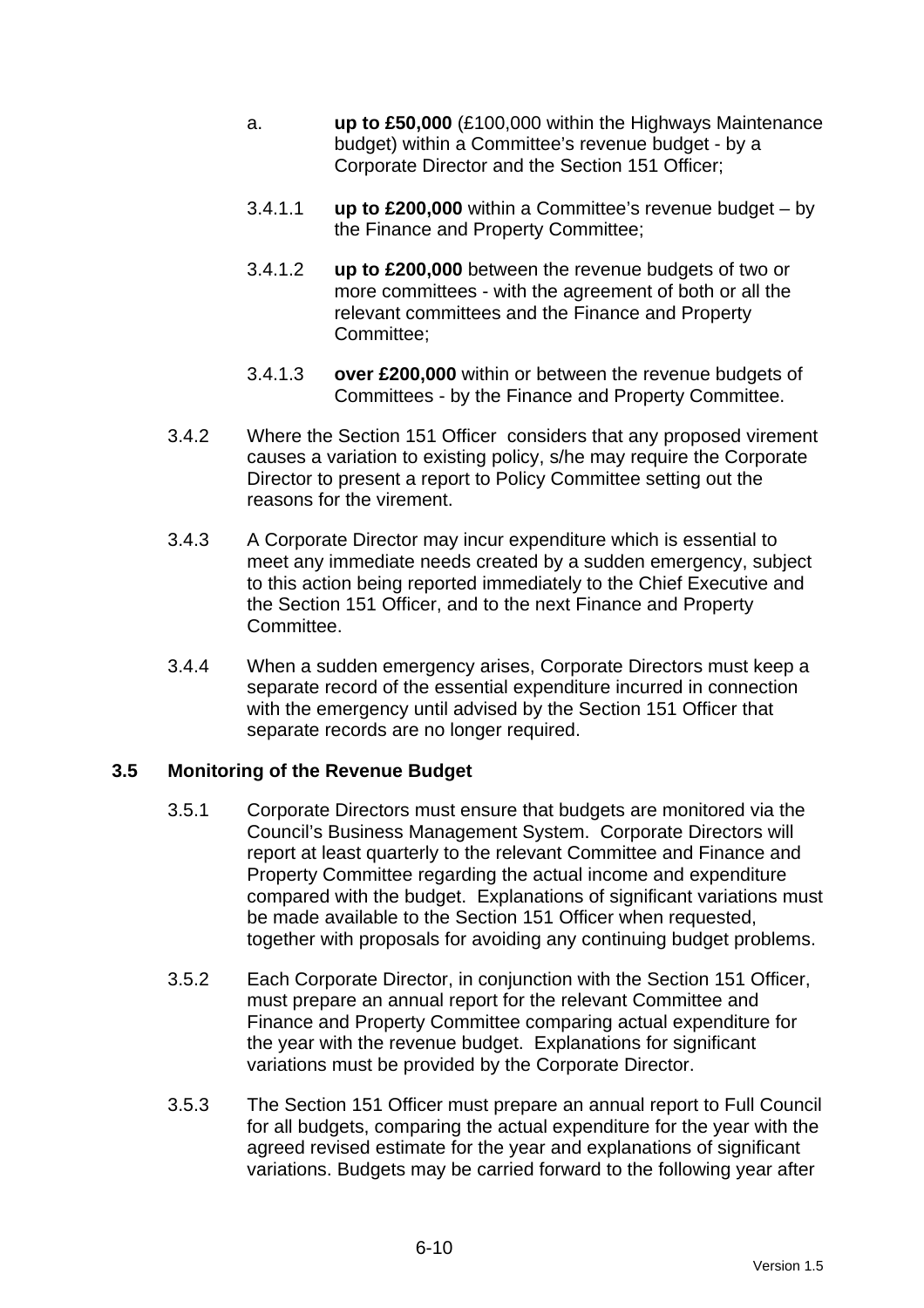a. **up to £50,000** (£100,000 within the Highways Maintenance budget) within a Committee's revenue budget - by a Corporate Director and the Section 151 Officer;

3.4.1.1 **up to £200,000** within a Committee's revenue budget – by the Finance and Property Committee;

3.4.1.2 **up to £200,000** between the revenue budgets of two or more committees - with the agreement of both or all the relevant committees and the Finance and Property Committee;

3.4.1.3 **over £200,000** within or between the revenue budgets of Committees - by the Finance and Property Committee.

3.4.2 Where the Section 151 Officer considers that any proposed virement causes a variation to existing policy, s/he may require the Corporate Director to present a report to Policy Committee setting out the reasons for the virement.

3.4.3 A Corporate Director may incur expenditure which is essential to meet any immediate needs created by a sudden emergency, subject to this action being reported immediately to the Chief Executive and the Section 151 Officer, and to the next Finance and Property Committee.

3.4.4 When a sudden emergency arises, Corporate Directors must keep a separate record of the essential expenditure incurred in connection with the emergency until advised by the Section 151 Officer that separate records are no longer required.

### 3.5 Monitoring of the Revenue Budget

3.5.1 Corporate Directors must ensure that budgets are monitored via the Council's Business Management System. Corporate Directors will report at least quarterly to the relevant Committee and Finance and Property Committee regarding the actual income and expenditure compared with the budget. Explanations of significant variations must be made available to the Section 151 Officer when requested, together with proposals for avoiding any continuing budget problems.

3.5.2 Each Corporate Director, in conjunction with the Section 151 Officer, must prepare an annual report for the relevant Committee and Finance and Property Committee comparing actual expenditure for the year with the revenue budget. Explanations for significant variations must be provided by the Corporate Director.

3.5.3 The Section 151 Officer must prepare an annual report to Full Council for all budgets, comparing the actual expenditure for the year with the agreed revised estimate for the year and explanations of significant variations. Budgets may be carried forward to the following year after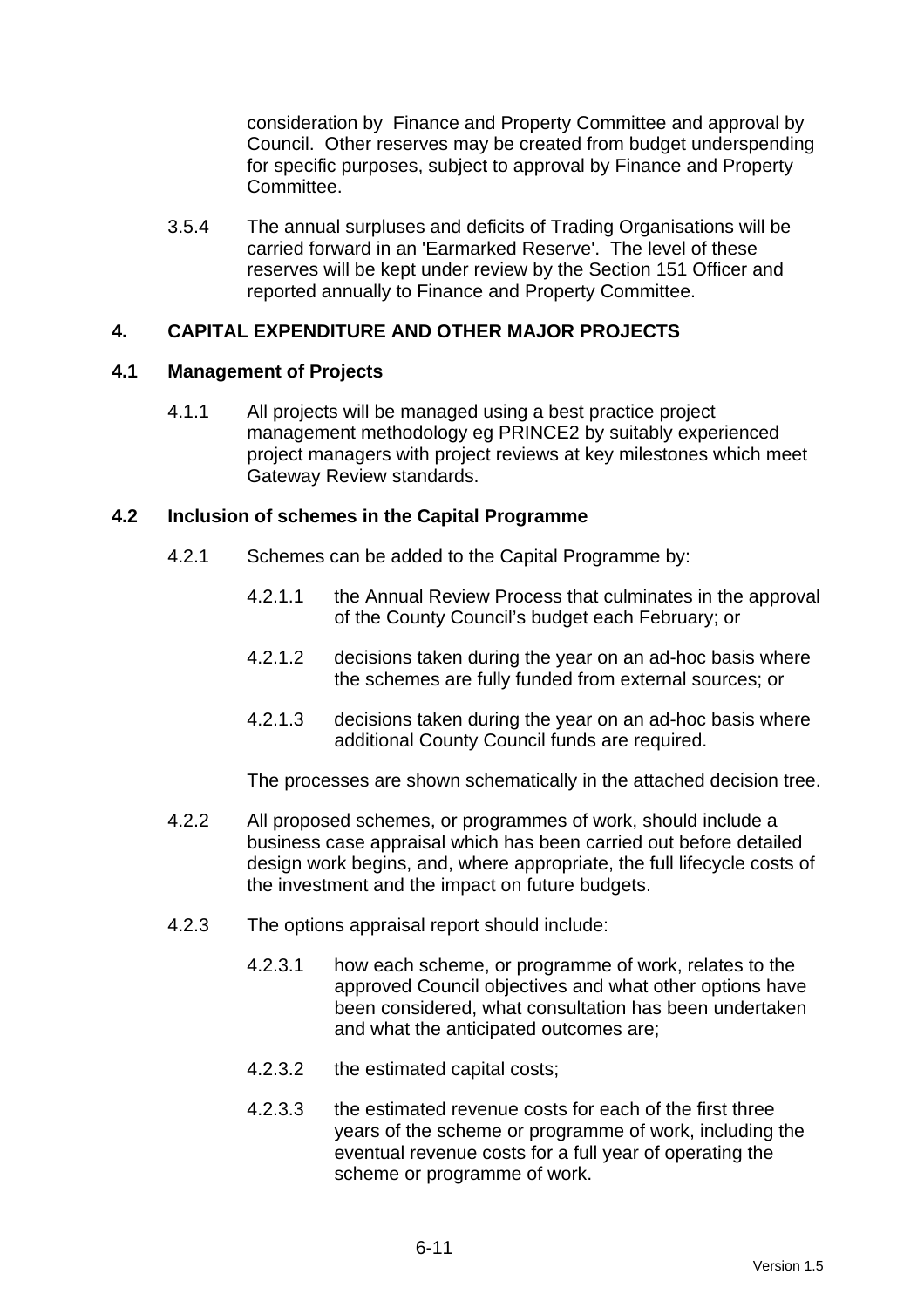consideration by Finance and Property Committee and approval by Council. Other reserves may be created from budget underspending for specific purposes, subject to approval by Finance and Property Committee.

3.5.4 The annual surpluses and deficits of Trading Organisations will be carried forward in an 'Earmarked Reserve'. The level of these reserves will be kept under review by the Section 151 Officer and reported annually to Finance and Property Committee.

## 4. CAPITAL EXPENDITURE AND OTHER MAJOR PROJECTS

### 4.1 Management of Projects

4.1.1 All projects will be managed using a best practice project management methodology eg PRINCE2 by suitably experienced project managers with project reviews at key milestones which meet Gateway Review standards.

### 4.2 Inclusion of schemes in the Capital Programme

4.2.1 Schemes can be added to the Capital Programme by:

4.2.1.1 the Annual Review Process that culminates in the approval of the County Council's budget each February; or

4.2.1.2 decisions taken during the year on an ad-hoc basis where the schemes are fully funded from external sources; or

4.2.1.3 decisions taken during the year on an ad-hoc basis where additional County Council funds are required.

The processes are shown schematically in the attached decision tree.

4.2.2 All proposed schemes, or programmes of work, should include a business case appraisal which has been carried out before detailed design work begins, and, where appropriate, the full lifecycle costs of the investment and the impact on future budgets.

4.2.3 The options appraisal report should include:

4.2.3.1 how each scheme, or programme of work, relates to the approved Council objectives and what other options have been considered, what consultation has been undertaken and what the anticipated outcomes are;

4.2.3.2 the estimated capital costs;

4.2.3.3 the estimated revenue costs for each of the first three years of the scheme or programme of work, including the eventual revenue costs for a full year of operating the scheme or programme of work.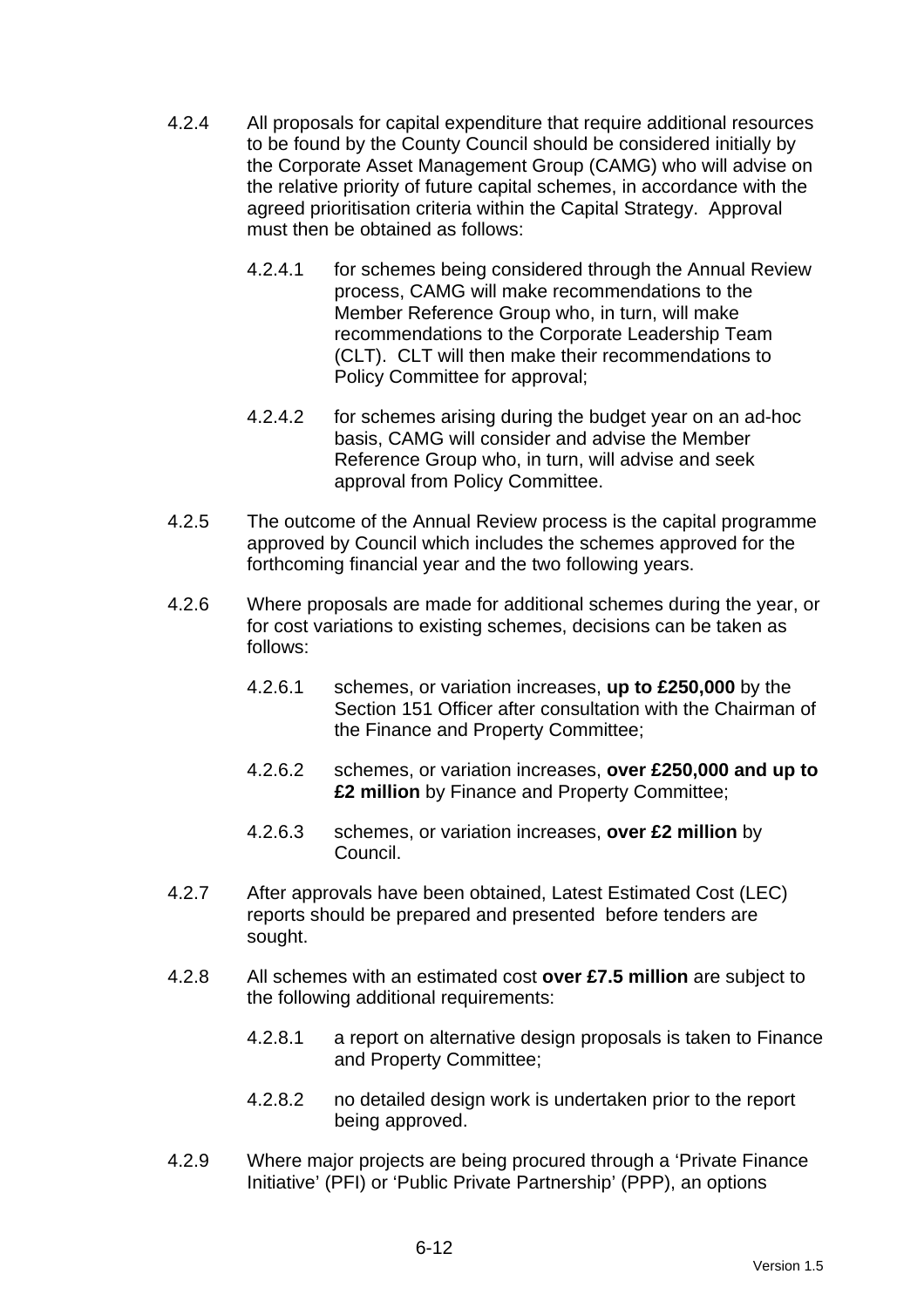4.2.4 All proposals for capital expenditure that require additional resources to be found by the County Council should be considered initially by the Corporate Asset Management Group (CAMG) who will advise on the relative priority of future capital schemes, in accordance with the agreed prioritisation criteria within the Capital Strategy. Approval must then be obtained as follows:

> 4.2.4.1 for schemes being considered through the Annual Review process, CAMG will make recommendations to the Member Reference Group who, in turn, will make recommendations to the Corporate Leadership Team (CLT). CLT will then make their recommendations to Policy Committee for approval;
>
> 4.2.4.2 for schemes arising during the budget year on an ad-hoc basis, CAMG will consider and advise the Member Reference Group who, in turn, will advise and seek approval from Policy Committee.

4.2.5 The outcome of the Annual Review process is the capital programme approved by Council which includes the schemes approved for the forthcoming financial year and the two following years.

4.2.6 Where proposals are made for additional schemes during the year, or for cost variations to existing schemes, decisions can be taken as follows:

> 4.2.6.1 schemes, or variation increases, **up to £250,000** by the Section 151 Officer after consultation with the Chairman of the Finance and Property Committee;
>
> 4.2.6.2 schemes, or variation increases, **over £250,000 and up to £2 million** by Finance and Property Committee;
>
> 4.2.6.3 schemes, or variation increases, **over £2 million** by Council.

4.2.7 After approvals have been obtained, Latest Estimated Cost (LEC) reports should be prepared and presented before tenders are sought.

4.2.8 All schemes with an estimated cost **over £7.5 million** are subject to the following additional requirements:

> 4.2.8.1 a report on alternative design proposals is taken to Finance and Property Committee;
>
> 4.2.8.2 no detailed design work is undertaken prior to the report being approved.

4.2.9 Where major projects are being procured through a 'Private Finance Initiative' (PFI) or 'Public Private Partnership' (PPP), an options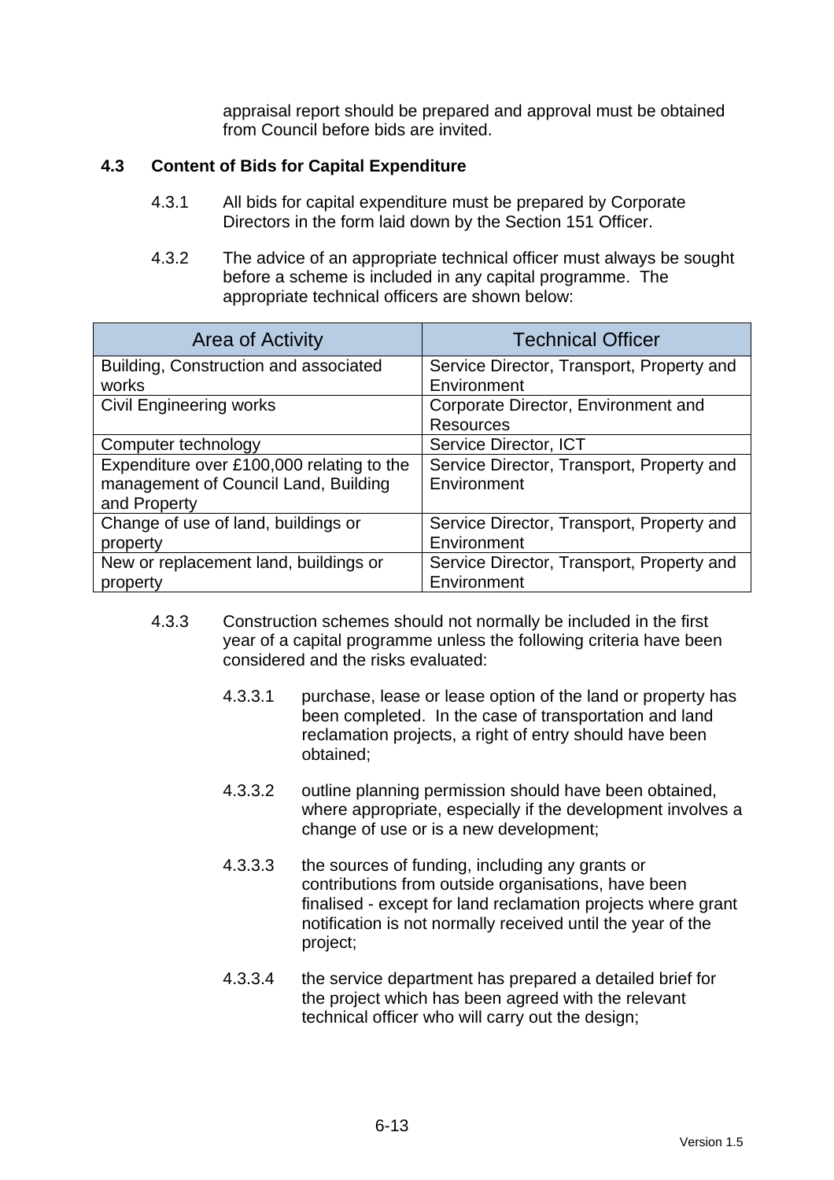appraisal report should be prepared and approval must be obtained from Council before bids are invited.

## 4.3 Content of Bids for Capital Expenditure

4.3.1 All bids for capital expenditure must be prepared by Corporate Directors in the form laid down by the Section 151 Officer.

4.3.2 The advice of an appropriate technical officer must always be sought before a scheme is included in any capital programme. The appropriate technical officers are shown below:

| Area of Activity | Technical Officer |
|---|---|
| Building, Construction and associated works | Service Director, Transport, Property and Environment |
| Civil Engineering works | Corporate Director, Environment and Resources |
| Computer technology | Service Director, ICT |
| Expenditure over £100,000 relating to the management of Council Land, Building and Property | Service Director, Transport, Property and Environment |
| Change of use of land, buildings or property | Service Director, Transport, Property and Environment |
| New or replacement land, buildings or property | Service Director, Transport, Property and Environment |

4.3.3 Construction schemes should not normally be included in the first year of a capital programme unless the following criteria have been considered and the risks evaluated:

4.3.3.1 purchase, lease or lease option of the land or property has been completed. In the case of transportation and land reclamation projects, a right of entry should have been obtained;

4.3.3.2 outline planning permission should have been obtained, where appropriate, especially if the development involves a change of use or is a new development;

4.3.3.3 the sources of funding, including any grants or contributions from outside organisations, have been finalised - except for land reclamation projects where grant notification is not normally received until the year of the project;

4.3.3.4 the service department has prepared a detailed brief for the project which has been agreed with the relevant technical officer who will carry out the design;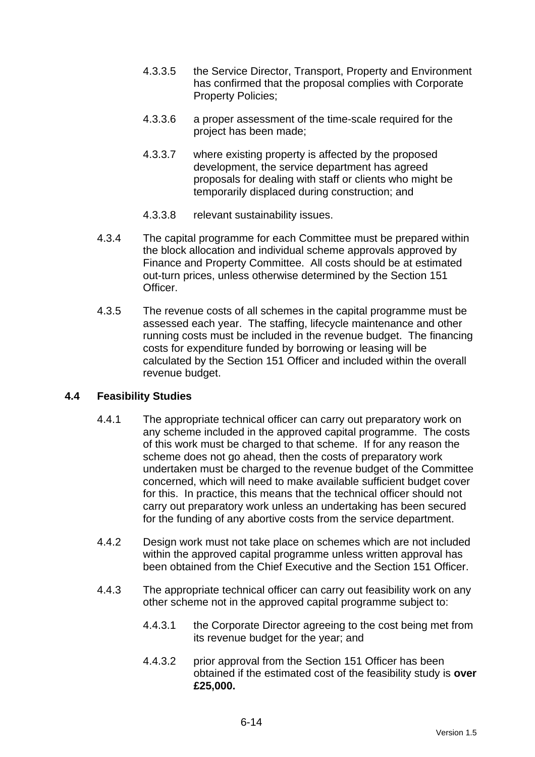4.3.3.5 the Service Director, Transport, Property and Environment has confirmed that the proposal complies with Corporate Property Policies;

4.3.3.6 a proper assessment of the time-scale required for the project has been made;

4.3.3.7 where existing property is affected by the proposed development, the service department has agreed proposals for dealing with staff or clients who might be temporarily displaced during construction; and

4.3.3.8 relevant sustainability issues.

4.3.4 The capital programme for each Committee must be prepared within the block allocation and individual scheme approvals approved by Finance and Property Committee. All costs should be at estimated out-turn prices, unless otherwise determined by the Section 151 Officer.

4.3.5 The revenue costs of all schemes in the capital programme must be assessed each year. The staffing, lifecycle maintenance and other running costs must be included in the revenue budget. The financing costs for expenditure funded by borrowing or leasing will be calculated by the Section 151 Officer and included within the overall revenue budget.

## 4.4 Feasibility Studies

4.4.1 The appropriate technical officer can carry out preparatory work on any scheme included in the approved capital programme. The costs of this work must be charged to that scheme. If for any reason the scheme does not go ahead, then the costs of preparatory work undertaken must be charged to the revenue budget of the Committee concerned, which will need to make available sufficient budget cover for this. In practice, this means that the technical officer should not carry out preparatory work unless an undertaking has been secured for the funding of any abortive costs from the service department.

4.4.2 Design work must not take place on schemes which are not included within the approved capital programme unless written approval has been obtained from the Chief Executive and the Section 151 Officer.

4.4.3 The appropriate technical officer can carry out feasibility work on any other scheme not in the approved capital programme subject to:

4.4.3.1 the Corporate Director agreeing to the cost being met from its revenue budget for the year; and

4.4.3.2 prior approval from the Section 151 Officer has been obtained if the estimated cost of the feasibility study is **over £25,000.**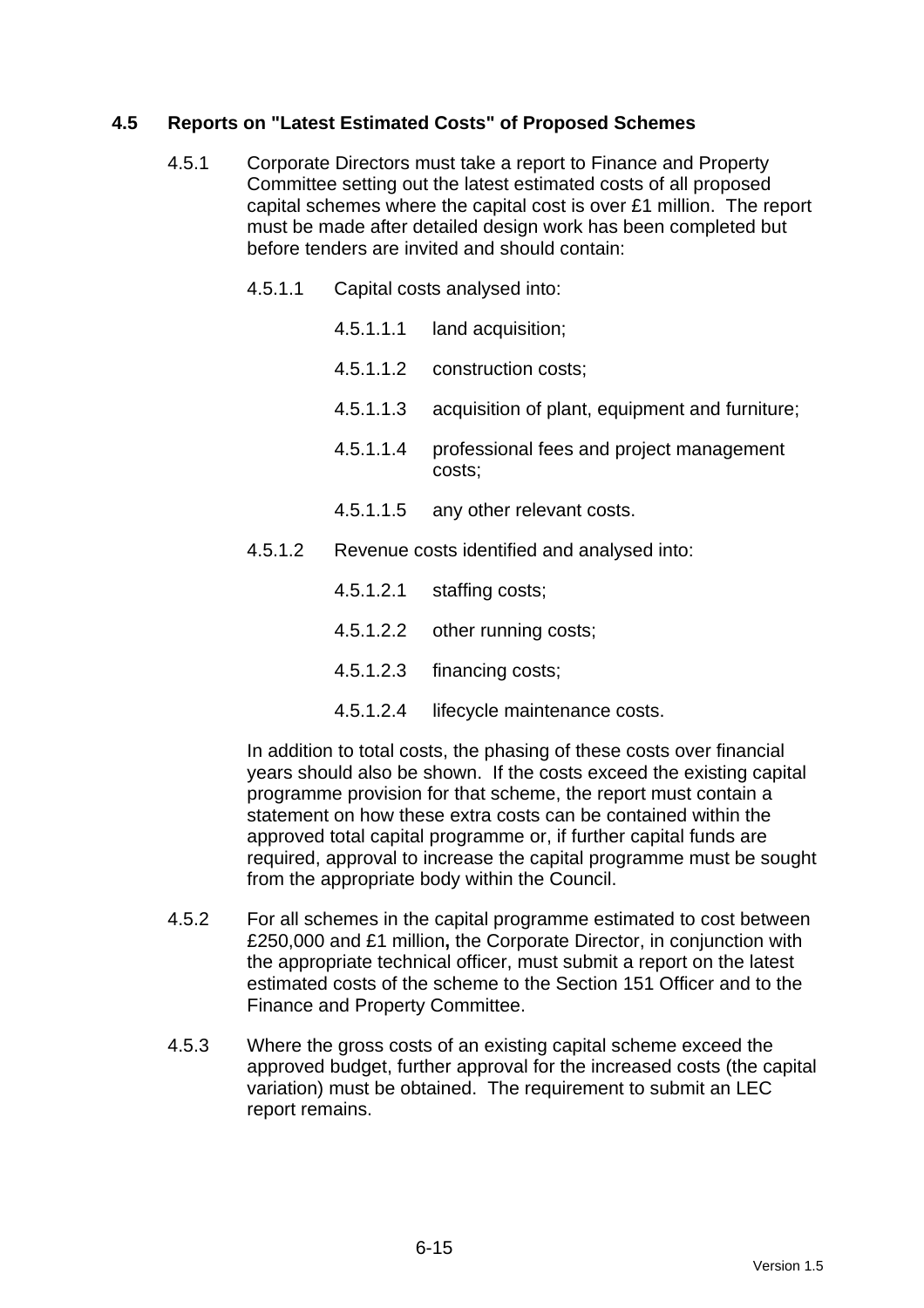## 4.5 Reports on "Latest Estimated Costs" of Proposed Schemes

4.5.1 Corporate Directors must take a report to Finance and Property Committee setting out the latest estimated costs of all proposed capital schemes where the capital cost is over £1 million. The report must be made after detailed design work has been completed but before tenders are invited and should contain:

4.5.1.1 Capital costs analysed into:

4.5.1.1.1 land acquisition;

4.5.1.1.2 construction costs;

4.5.1.1.3 acquisition of plant, equipment and furniture;

4.5.1.1.4 professional fees and project management costs;

4.5.1.1.5 any other relevant costs.

4.5.1.2 Revenue costs identified and analysed into:

4.5.1.2.1 staffing costs;

4.5.1.2.2 other running costs;

4.5.1.2.3 financing costs;

4.5.1.2.4 lifecycle maintenance costs.

In addition to total costs, the phasing of these costs over financial years should also be shown. If the costs exceed the existing capital programme provision for that scheme, the report must contain a statement on how these extra costs can be contained within the approved total capital programme or, if further capital funds are required, approval to increase the capital programme must be sought from the appropriate body within the Council.

4.5.2 For all schemes in the capital programme estimated to cost between £250,000 and £1 million**,** the Corporate Director, in conjunction with the appropriate technical officer, must submit a report on the latest estimated costs of the scheme to the Section 151 Officer and to the Finance and Property Committee.

4.5.3 Where the gross costs of an existing capital scheme exceed the approved budget, further approval for the increased costs (the capital variation) must be obtained. The requirement to submit an LEC report remains.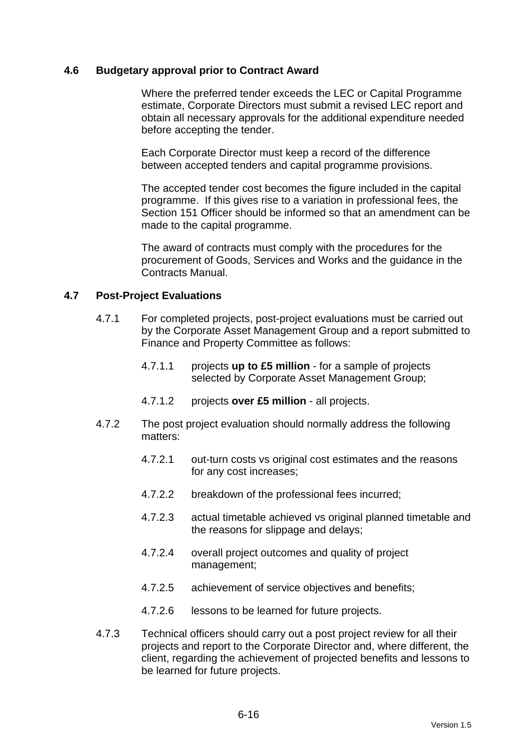### 4.6 Budgetary approval prior to Contract Award

Where the preferred tender exceeds the LEC or Capital Programme estimate, Corporate Directors must submit a revised LEC report and obtain all necessary approvals for the additional expenditure needed before accepting the tender.

Each Corporate Director must keep a record of the difference between accepted tenders and capital programme provisions.

The accepted tender cost becomes the figure included in the capital programme. If this gives rise to a variation in professional fees, the Section 151 Officer should be informed so that an amendment can be made to the capital programme.

The award of contracts must comply with the procedures for the procurement of Goods, Services and Works and the guidance in the Contracts Manual.

### 4.7 Post-Project Evaluations

4.7.1 For completed projects, post-project evaluations must be carried out by the Corporate Asset Management Group and a report submitted to Finance and Property Committee as follows:

- 4.7.1.1 projects **up to £5 million** - for a sample of projects selected by Corporate Asset Management Group;
- 4.7.1.2 projects **over £5 million** - all projects.

4.7.2 The post project evaluation should normally address the following matters:

- 4.7.2.1 out-turn costs vs original cost estimates and the reasons for any cost increases;
- 4.7.2.2 breakdown of the professional fees incurred;
- 4.7.2.3 actual timetable achieved vs original planned timetable and the reasons for slippage and delays;
- 4.7.2.4 overall project outcomes and quality of project management;
- 4.7.2.5 achievement of service objectives and benefits;
- 4.7.2.6 lessons to be learned for future projects.

4.7.3 Technical officers should carry out a post project review for all their projects and report to the Corporate Director and, where different, the client, regarding the achievement of projected benefits and lessons to be learned for future projects.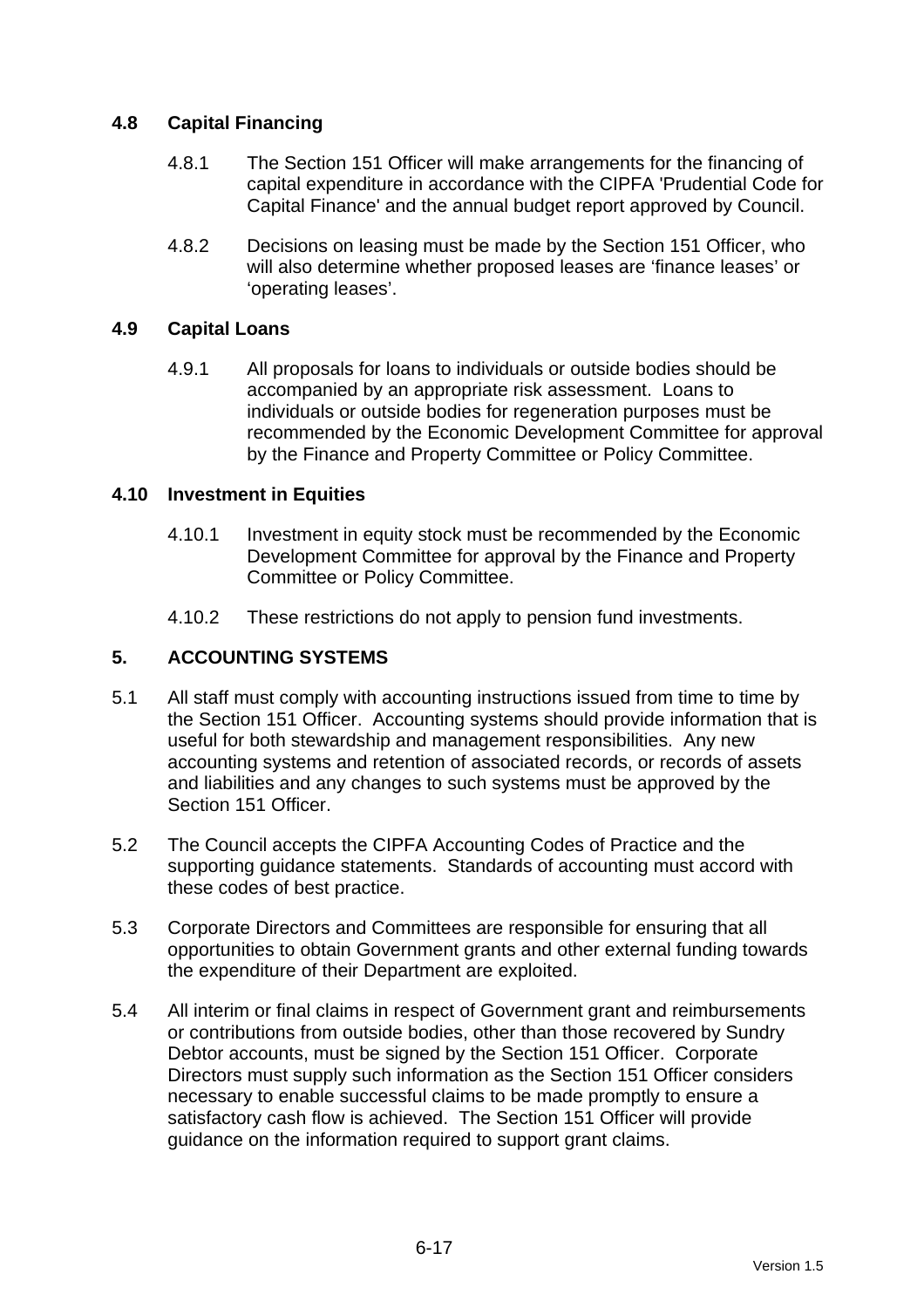### 4.8 Capital Financing

4.8.1 The Section 151 Officer will make arrangements for the financing of capital expenditure in accordance with the CIPFA 'Prudential Code for Capital Finance' and the annual budget report approved by Council.

4.8.2 Decisions on leasing must be made by the Section 151 Officer, who will also determine whether proposed leases are 'finance leases' or 'operating leases'.

### 4.9 Capital Loans

4.9.1 All proposals for loans to individuals or outside bodies should be accompanied by an appropriate risk assessment. Loans to individuals or outside bodies for regeneration purposes must be recommended by the Economic Development Committee for approval by the Finance and Property Committee or Policy Committee.

### 4.10 Investment in Equities

4.10.1 Investment in equity stock must be recommended by the Economic Development Committee for approval by the Finance and Property Committee or Policy Committee.

4.10.2 These restrictions do not apply to pension fund investments.

## 5. ACCOUNTING SYSTEMS

5.1 All staff must comply with accounting instructions issued from time to time by the Section 151 Officer. Accounting systems should provide information that is useful for both stewardship and management responsibilities. Any new accounting systems and retention of associated records, or records of assets and liabilities and any changes to such systems must be approved by the Section 151 Officer.

5.2 The Council accepts the CIPFA Accounting Codes of Practice and the supporting guidance statements. Standards of accounting must accord with these codes of best practice.

5.3 Corporate Directors and Committees are responsible for ensuring that all opportunities to obtain Government grants and other external funding towards the expenditure of their Department are exploited.

5.4 All interim or final claims in respect of Government grant and reimbursements or contributions from outside bodies, other than those recovered by Sundry Debtor accounts, must be signed by the Section 151 Officer. Corporate Directors must supply such information as the Section 151 Officer considers necessary to enable successful claims to be made promptly to ensure a satisfactory cash flow is achieved. The Section 151 Officer will provide guidance on the information required to support grant claims.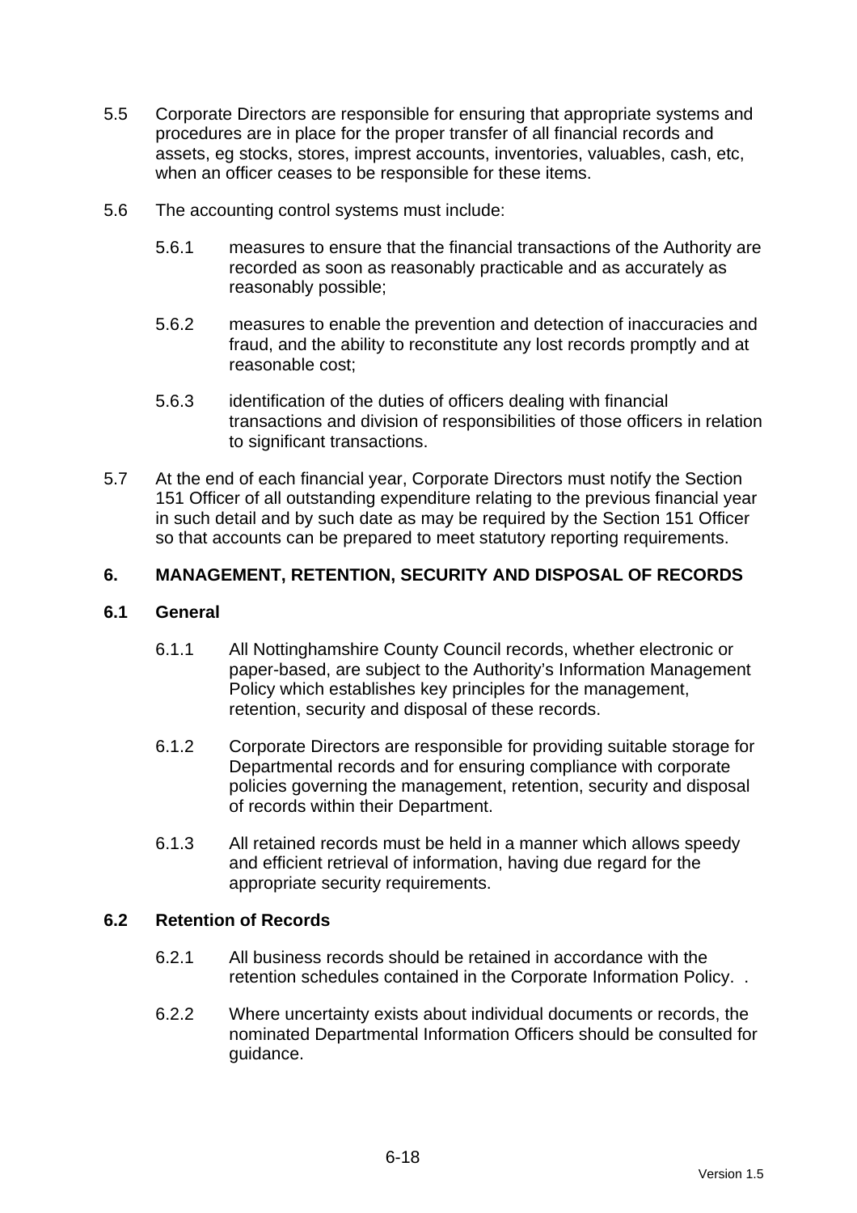5.5 Corporate Directors are responsible for ensuring that appropriate systems and procedures are in place for the proper transfer of all financial records and assets, eg stocks, stores, imprest accounts, inventories, valuables, cash, etc, when an officer ceases to be responsible for these items.

5.6 The accounting control systems must include:

5.6.1 measures to ensure that the financial transactions of the Authority are recorded as soon as reasonably practicable and as accurately as reasonably possible;

5.6.2 measures to enable the prevention and detection of inaccuracies and fraud, and the ability to reconstitute any lost records promptly and at reasonable cost;

5.6.3 identification of the duties of officers dealing with financial transactions and division of responsibilities of those officers in relation to significant transactions.

5.7 At the end of each financial year, Corporate Directors must notify the Section 151 Officer of all outstanding expenditure relating to the previous financial year in such detail and by such date as may be required by the Section 151 Officer so that accounts can be prepared to meet statutory reporting requirements.

## 6. MANAGEMENT, RETENTION, SECURITY AND DISPOSAL OF RECORDS

### 6.1 General

6.1.1 All Nottinghamshire County Council records, whether electronic or paper-based, are subject to the Authority's Information Management Policy which establishes key principles for the management, retention, security and disposal of these records.

6.1.2 Corporate Directors are responsible for providing suitable storage for Departmental records and for ensuring compliance with corporate policies governing the management, retention, security and disposal of records within their Department.

6.1.3 All retained records must be held in a manner which allows speedy and efficient retrieval of information, having due regard for the appropriate security requirements.

### 6.2 Retention of Records

6.2.1 All business records should be retained in accordance with the retention schedules contained in the Corporate Information Policy. .

6.2.2 Where uncertainty exists about individual documents or records, the nominated Departmental Information Officers should be consulted for guidance.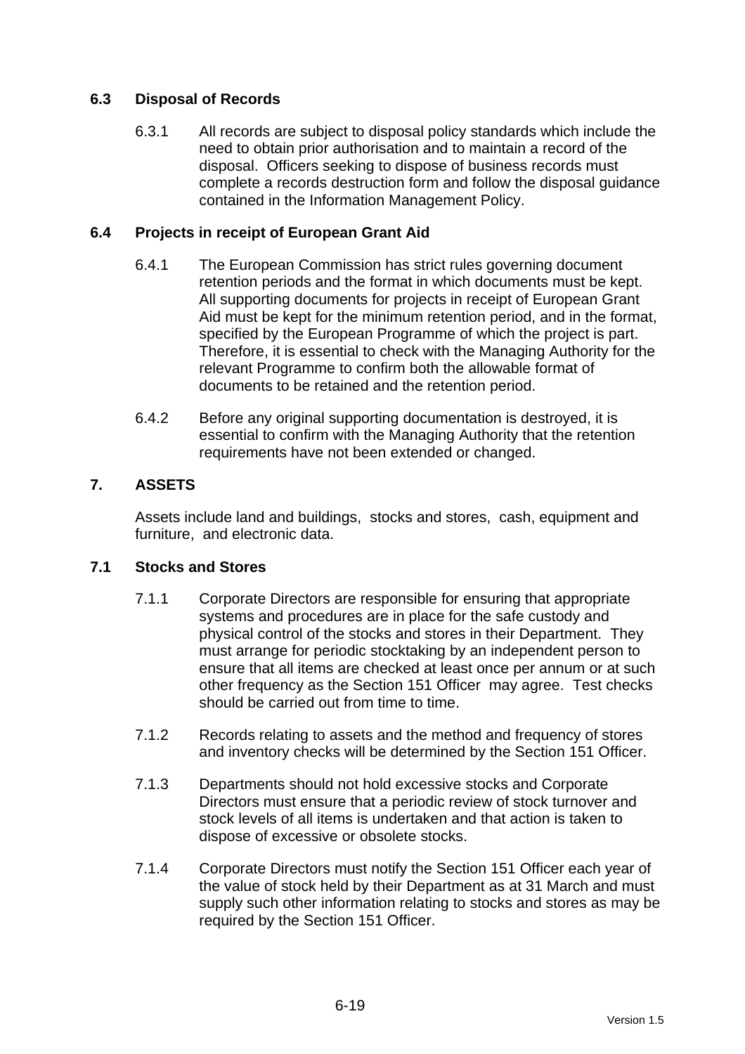### 6.3 Disposal of Records

6.3.1 All records are subject to disposal policy standards which include the need to obtain prior authorisation and to maintain a record of the disposal. Officers seeking to dispose of business records must complete a records destruction form and follow the disposal guidance contained in the Information Management Policy.

### 6.4 Projects in receipt of European Grant Aid

6.4.1 The European Commission has strict rules governing document retention periods and the format in which documents must be kept. All supporting documents for projects in receipt of European Grant Aid must be kept for the minimum retention period, and in the format, specified by the European Programme of which the project is part. Therefore, it is essential to check with the Managing Authority for the relevant Programme to confirm both the allowable format of documents to be retained and the retention period.

6.4.2 Before any original supporting documentation is destroyed, it is essential to confirm with the Managing Authority that the retention requirements have not been extended or changed.

## 7. ASSETS

Assets include land and buildings, stocks and stores, cash, equipment and furniture, and electronic data.

### 7.1 Stocks and Stores

7.1.1 Corporate Directors are responsible for ensuring that appropriate systems and procedures are in place for the safe custody and physical control of the stocks and stores in their Department. They must arrange for periodic stocktaking by an independent person to ensure that all items are checked at least once per annum or at such other frequency as the Section 151 Officer may agree. Test checks should be carried out from time to time.

7.1.2 Records relating to assets and the method and frequency of stores and inventory checks will be determined by the Section 151 Officer.

7.1.3 Departments should not hold excessive stocks and Corporate Directors must ensure that a periodic review of stock turnover and stock levels of all items is undertaken and that action is taken to dispose of excessive or obsolete stocks.

7.1.4 Corporate Directors must notify the Section 151 Officer each year of the value of stock held by their Department as at 31 March and must supply such other information relating to stocks and stores as may be required by the Section 151 Officer.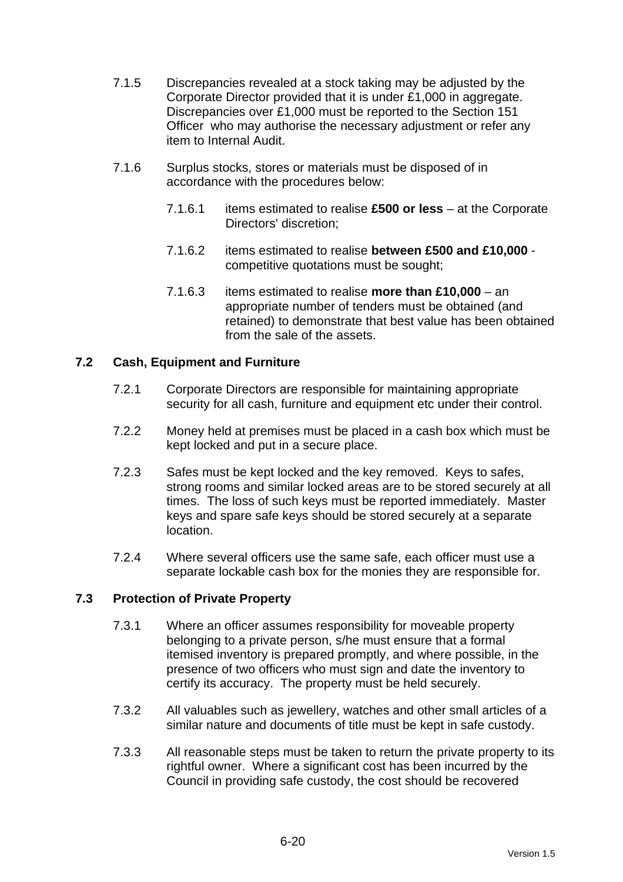7.1.5 Discrepancies revealed at a stock taking may be adjusted by the Corporate Director provided that it is under £1,000 in aggregate. Discrepancies over £1,000 must be reported to the Section 151 Officer who may authorise the necessary adjustment or refer any item to Internal Audit.

7.1.6 Surplus stocks, stores or materials must be disposed of in accordance with the procedures below:

7.1.6.1 items estimated to realise **£500 or less** – at the Corporate Directors' discretion;

7.1.6.2 items estimated to realise **between £500 and £10,000** - competitive quotations must be sought;

7.1.6.3 items estimated to realise **more than £10,000** – an appropriate number of tenders must be obtained (and retained) to demonstrate that best value has been obtained from the sale of the assets.

### 7.2 Cash, Equipment and Furniture

7.2.1 Corporate Directors are responsible for maintaining appropriate security for all cash, furniture and equipment etc under their control.

7.2.2 Money held at premises must be placed in a cash box which must be kept locked and put in a secure place.

7.2.3 Safes must be kept locked and the key removed. Keys to safes, strong rooms and similar locked areas are to be stored securely at all times. The loss of such keys must be reported immediately. Master keys and spare safe keys should be stored securely at a separate location.

7.2.4 Where several officers use the same safe, each officer must use a separate lockable cash box for the monies they are responsible for.

### 7.3 Protection of Private Property

7.3.1 Where an officer assumes responsibility for moveable property belonging to a private person, s/he must ensure that a formal itemised inventory is prepared promptly, and where possible, in the presence of two officers who must sign and date the inventory to certify its accuracy. The property must be held securely.

7.3.2 All valuables such as jewellery, watches and other small articles of a similar nature and documents of title must be kept in safe custody.

7.3.3 All reasonable steps must be taken to return the private property to its rightful owner. Where a significant cost has been incurred by the Council in providing safe custody, the cost should be recovered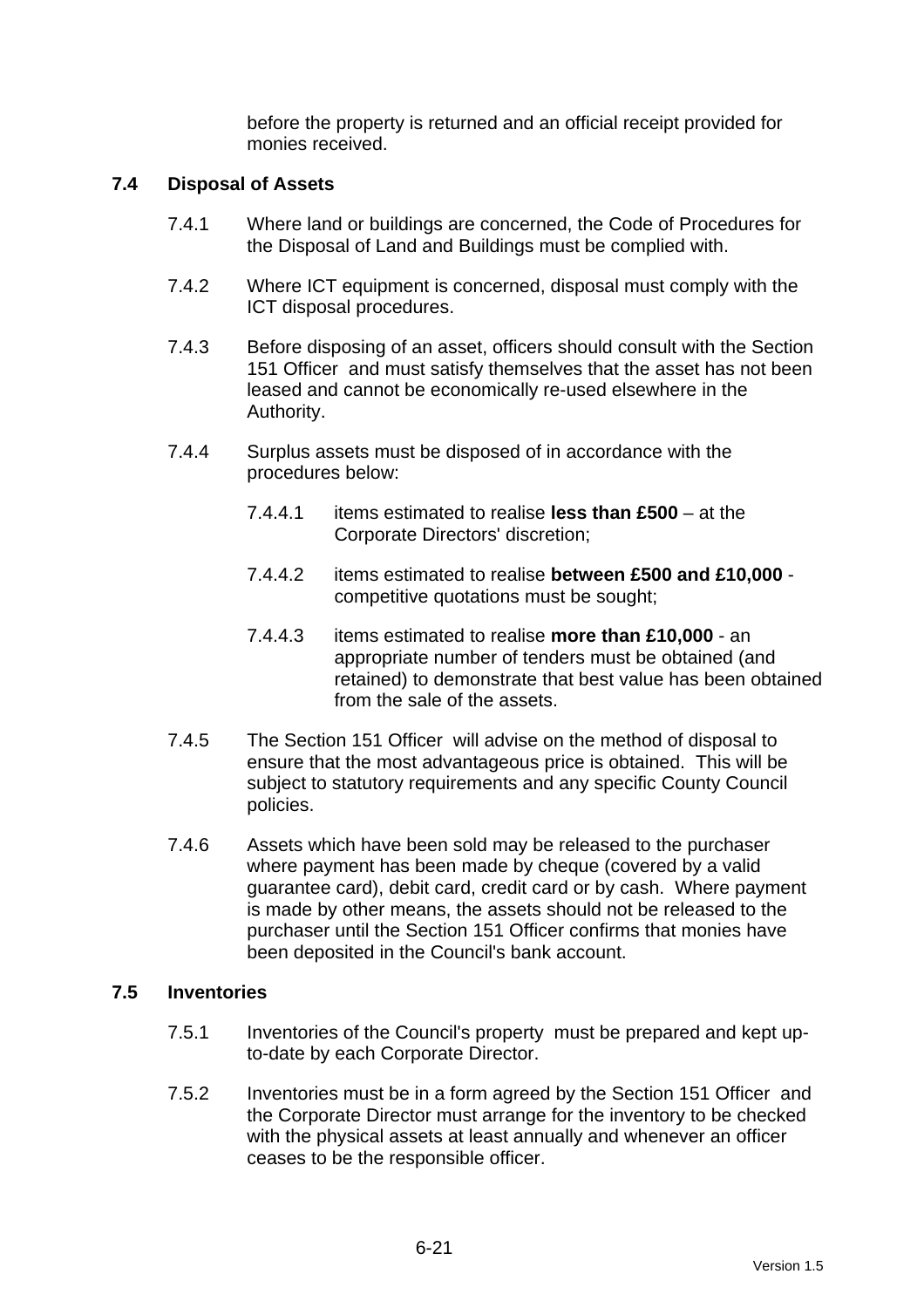before the property is returned and an official receipt provided for monies received.

### 7.4 Disposal of Assets

7.4.1 Where land or buildings are concerned, the Code of Procedures for the Disposal of Land and Buildings must be complied with.

7.4.2 Where ICT equipment is concerned, disposal must comply with the ICT disposal procedures.

7.4.3 Before disposing of an asset, officers should consult with the Section 151 Officer and must satisfy themselves that the asset has not been leased and cannot be economically re-used elsewhere in the Authority.

7.4.4 Surplus assets must be disposed of in accordance with the procedures below:

7.4.4.1 items estimated to realise **less than £500** – at the Corporate Directors' discretion;

7.4.4.2 items estimated to realise **between £500 and £10,000** - competitive quotations must be sought;

7.4.4.3 items estimated to realise **more than £10,000** - an appropriate number of tenders must be obtained (and retained) to demonstrate that best value has been obtained from the sale of the assets.

7.4.5 The Section 151 Officer will advise on the method of disposal to ensure that the most advantageous price is obtained. This will be subject to statutory requirements and any specific County Council policies.

7.4.6 Assets which have been sold may be released to the purchaser where payment has been made by cheque (covered by a valid guarantee card), debit card, credit card or by cash. Where payment is made by other means, the assets should not be released to the purchaser until the Section 151 Officer confirms that monies have been deposited in the Council's bank account.

### 7.5 Inventories

7.5.1 Inventories of the Council's property must be prepared and kept up-to-date by each Corporate Director.

7.5.2 Inventories must be in a form agreed by the Section 151 Officer and the Corporate Director must arrange for the inventory to be checked with the physical assets at least annually and whenever an officer ceases to be the responsible officer.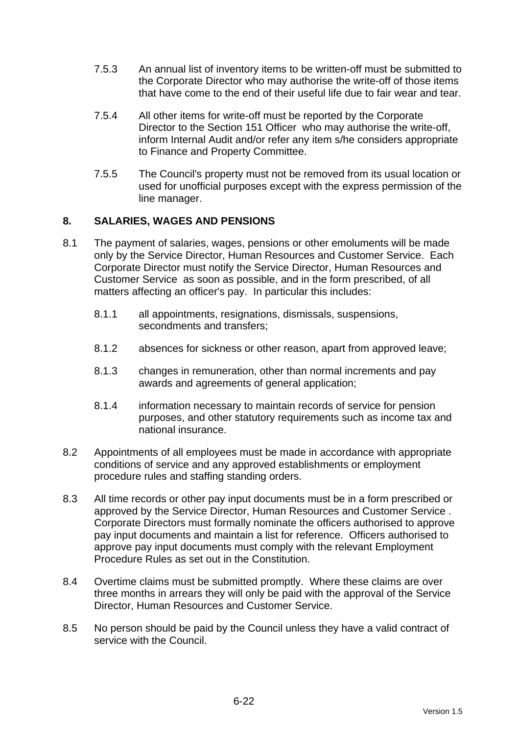7.5.3 An annual list of inventory items to be written-off must be submitted to the Corporate Director who may authorise the write-off of those items that have come to the end of their useful life due to fair wear and tear.

7.5.4 All other items for write-off must be reported by the Corporate Director to the Section 151 Officer who may authorise the write-off, inform Internal Audit and/or refer any item s/he considers appropriate to Finance and Property Committee.

7.5.5 The Council's property must not be removed from its usual location or used for unofficial purposes except with the express permission of the line manager.

## 8. SALARIES, WAGES AND PENSIONS

8.1 The payment of salaries, wages, pensions or other emoluments will be made only by the Service Director, Human Resources and Customer Service. Each Corporate Director must notify the Service Director, Human Resources and Customer Service as soon as possible, and in the form prescribed, of all matters affecting an officer's pay. In particular this includes:

8.1.1 all appointments, resignations, dismissals, suspensions, secondments and transfers;

8.1.2 absences for sickness or other reason, apart from approved leave;

8.1.3 changes in remuneration, other than normal increments and pay awards and agreements of general application;

8.1.4 information necessary to maintain records of service for pension purposes, and other statutory requirements such as income tax and national insurance.

8.2 Appointments of all employees must be made in accordance with appropriate conditions of service and any approved establishments or employment procedure rules and staffing standing orders.

8.3 All time records or other pay input documents must be in a form prescribed or approved by the Service Director, Human Resources and Customer Service . Corporate Directors must formally nominate the officers authorised to approve pay input documents and maintain a list for reference. Officers authorised to approve pay input documents must comply with the relevant Employment Procedure Rules as set out in the Constitution.

8.4 Overtime claims must be submitted promptly. Where these claims are over three months in arrears they will only be paid with the approval of the Service Director, Human Resources and Customer Service.

8.5 No person should be paid by the Council unless they have a valid contract of service with the Council.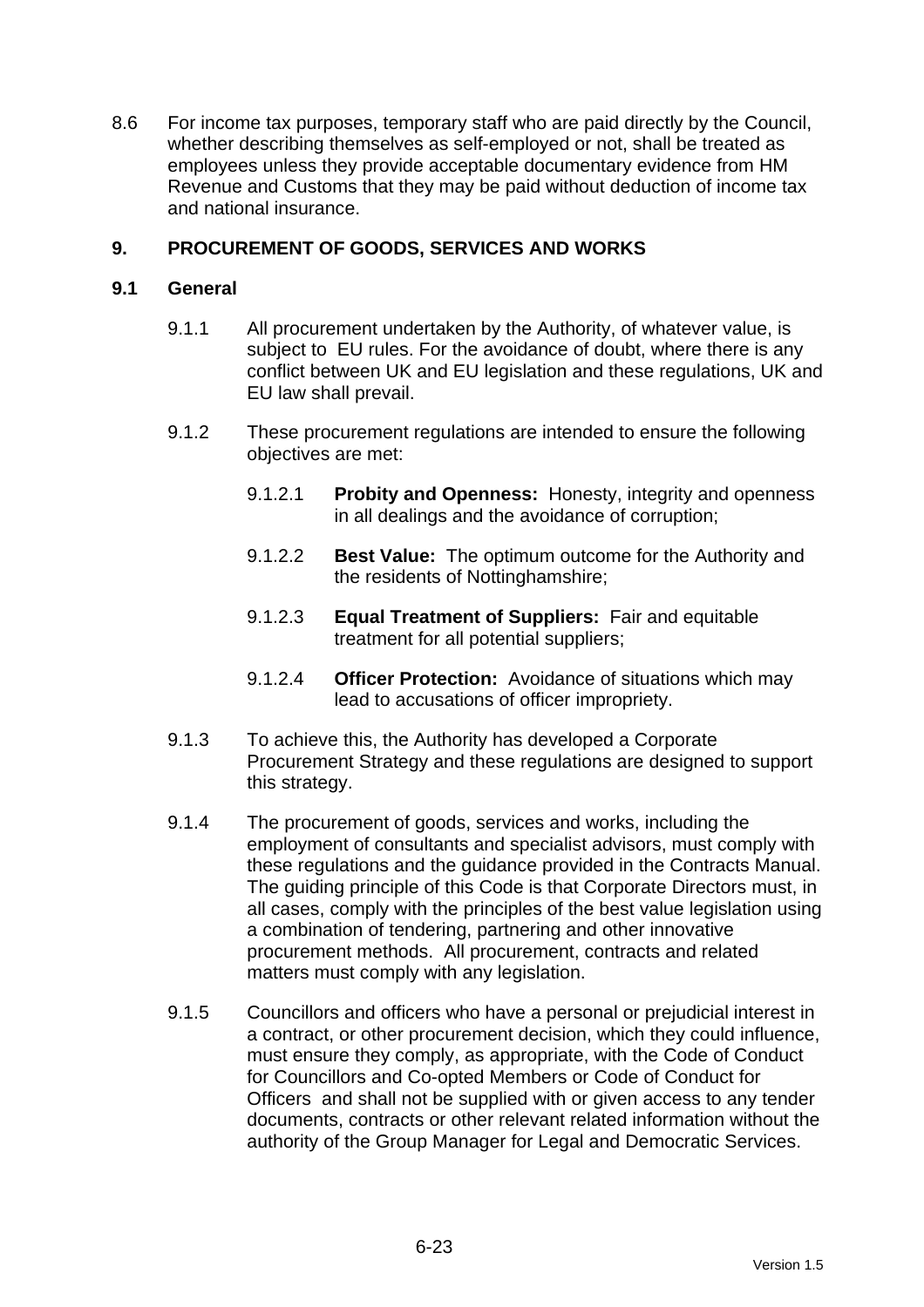8.6 For income tax purposes, temporary staff who are paid directly by the Council, whether describing themselves as self-employed or not, shall be treated as employees unless they provide acceptable documentary evidence from HM Revenue and Customs that they may be paid without deduction of income tax and national insurance.

## 9. PROCUREMENT OF GOODS, SERVICES AND WORKS

### 9.1 General

9.1.1 All procurement undertaken by the Authority, of whatever value, is subject to EU rules. For the avoidance of doubt, where there is any conflict between UK and EU legislation and these regulations, UK and EU law shall prevail.

9.1.2 These procurement regulations are intended to ensure the following objectives are met:

9.1.2.1 **Probity and Openness:** Honesty, integrity and openness in all dealings and the avoidance of corruption;

9.1.2.2 **Best Value:** The optimum outcome for the Authority and the residents of Nottinghamshire;

9.1.2.3 **Equal Treatment of Suppliers:** Fair and equitable treatment for all potential suppliers;

9.1.2.4 **Officer Protection:** Avoidance of situations which may lead to accusations of officer impropriety.

9.1.3 To achieve this, the Authority has developed a Corporate Procurement Strategy and these regulations are designed to support this strategy.

9.1.4 The procurement of goods, services and works, including the employment of consultants and specialist advisors, must comply with these regulations and the guidance provided in the Contracts Manual. The guiding principle of this Code is that Corporate Directors must, in all cases, comply with the principles of the best value legislation using a combination of tendering, partnering and other innovative procurement methods. All procurement, contracts and related matters must comply with any legislation.

9.1.5 Councillors and officers who have a personal or prejudicial interest in a contract, or other procurement decision, which they could influence, must ensure they comply, as appropriate, with the Code of Conduct for Councillors and Co-opted Members or Code of Conduct for Officers and shall not be supplied with or given access to any tender documents, contracts or other relevant related information without the authority of the Group Manager for Legal and Democratic Services.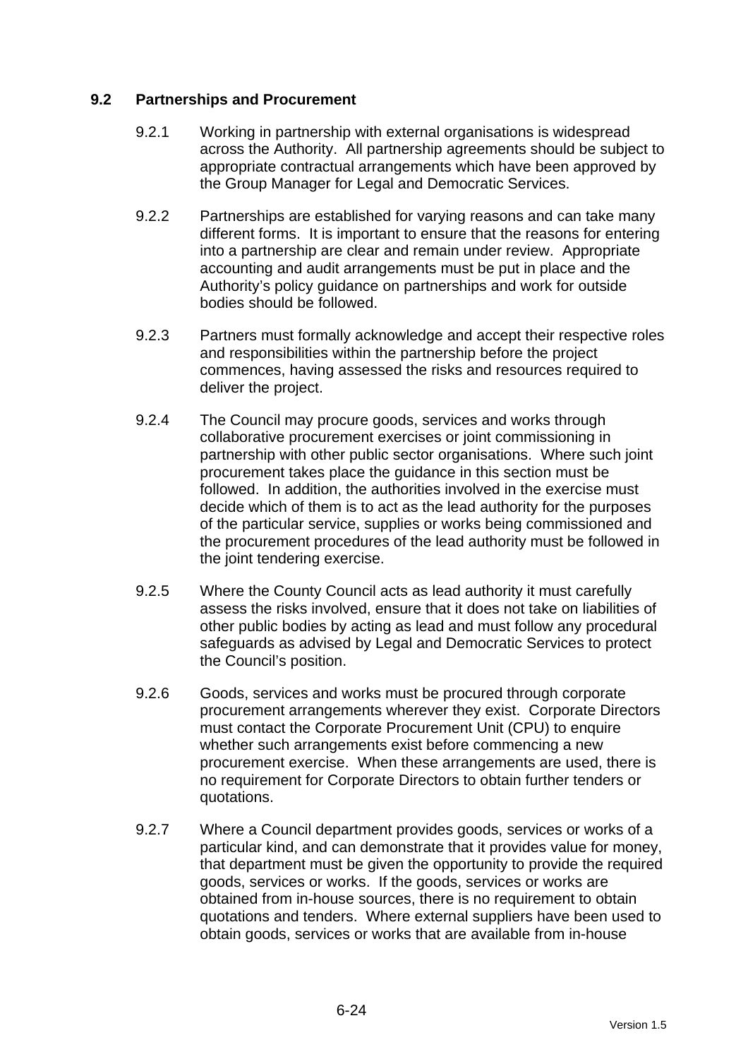### 9.2 Partnerships and Procurement

9.2.1 Working in partnership with external organisations is widespread across the Authority. All partnership agreements should be subject to appropriate contractual arrangements which have been approved by the Group Manager for Legal and Democratic Services.

9.2.2 Partnerships are established for varying reasons and can take many different forms. It is important to ensure that the reasons for entering into a partnership are clear and remain under review. Appropriate accounting and audit arrangements must be put in place and the Authority's policy guidance on partnerships and work for outside bodies should be followed.

9.2.3 Partners must formally acknowledge and accept their respective roles and responsibilities within the partnership before the project commences, having assessed the risks and resources required to deliver the project.

9.2.4 The Council may procure goods, services and works through collaborative procurement exercises or joint commissioning in partnership with other public sector organisations. Where such joint procurement takes place the guidance in this section must be followed. In addition, the authorities involved in the exercise must decide which of them is to act as the lead authority for the purposes of the particular service, supplies or works being commissioned and the procurement procedures of the lead authority must be followed in the joint tendering exercise.

9.2.5 Where the County Council acts as lead authority it must carefully assess the risks involved, ensure that it does not take on liabilities of other public bodies by acting as lead and must follow any procedural safeguards as advised by Legal and Democratic Services to protect the Council's position.

9.2.6 Goods, services and works must be procured through corporate procurement arrangements wherever they exist. Corporate Directors must contact the Corporate Procurement Unit (CPU) to enquire whether such arrangements exist before commencing a new procurement exercise. When these arrangements are used, there is no requirement for Corporate Directors to obtain further tenders or quotations.

9.2.7 Where a Council department provides goods, services or works of a particular kind, and can demonstrate that it provides value for money, that department must be given the opportunity to provide the required goods, services or works. If the goods, services or works are obtained from in-house sources, there is no requirement to obtain quotations and tenders. Where external suppliers have been used to obtain goods, services or works that are available from in-house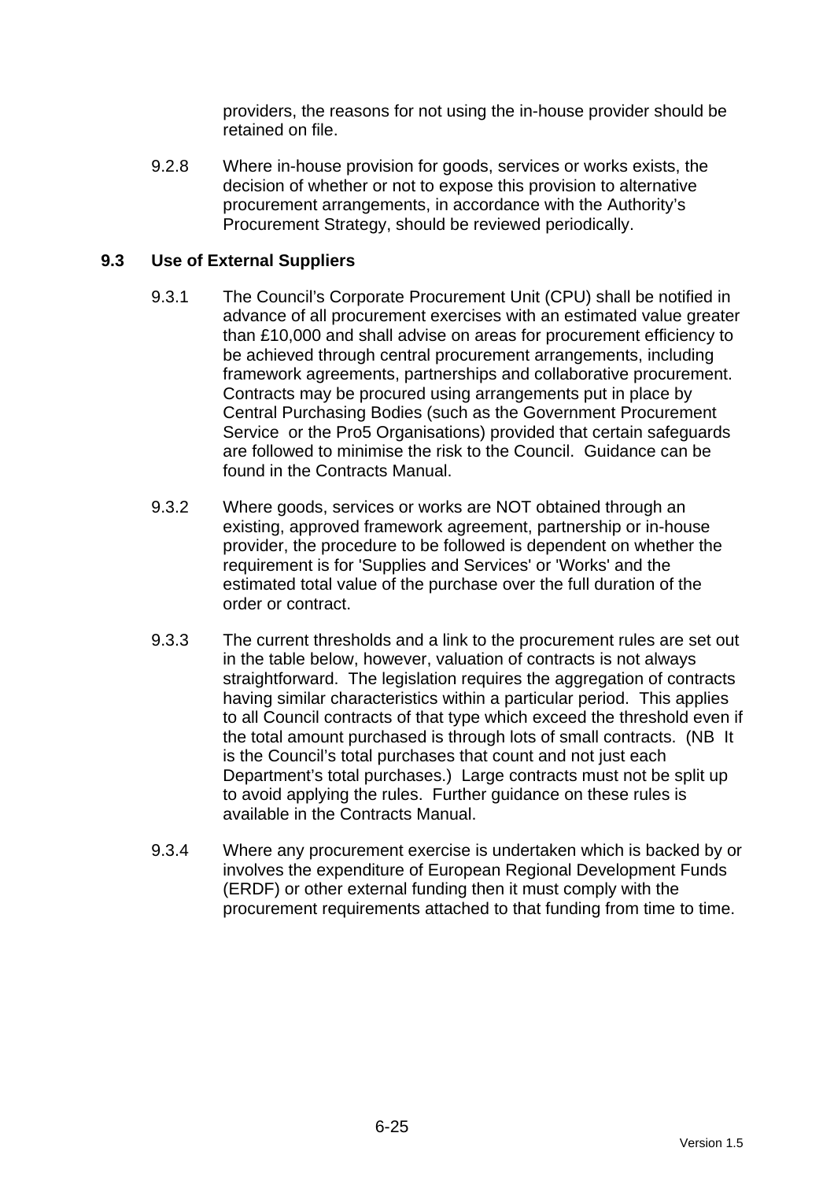providers, the reasons for not using the in-house provider should be retained on file.

9.2.8 Where in-house provision for goods, services or works exists, the decision of whether or not to expose this provision to alternative procurement arrangements, in accordance with the Authority's Procurement Strategy, should be reviewed periodically.

## 9.3 Use of External Suppliers

9.3.1 The Council's Corporate Procurement Unit (CPU) shall be notified in advance of all procurement exercises with an estimated value greater than £10,000 and shall advise on areas for procurement efficiency to be achieved through central procurement arrangements, including framework agreements, partnerships and collaborative procurement. Contracts may be procured using arrangements put in place by Central Purchasing Bodies (such as the Government Procurement Service or the Pro5 Organisations) provided that certain safeguards are followed to minimise the risk to the Council. Guidance can be found in the Contracts Manual.

9.3.2 Where goods, services or works are NOT obtained through an existing, approved framework agreement, partnership or in-house provider, the procedure to be followed is dependent on whether the requirement is for 'Supplies and Services' or 'Works' and the estimated total value of the purchase over the full duration of the order or contract.

9.3.3 The current thresholds and a link to the procurement rules are set out in the table below, however, valuation of contracts is not always straightforward. The legislation requires the aggregation of contracts having similar characteristics within a particular period. This applies to all Council contracts of that type which exceed the threshold even if the total amount purchased is through lots of small contracts. (NB It is the Council's total purchases that count and not just each Department's total purchases.) Large contracts must not be split up to avoid applying the rules. Further guidance on these rules is available in the Contracts Manual.

9.3.4 Where any procurement exercise is undertaken which is backed by or involves the expenditure of European Regional Development Funds (ERDF) or other external funding then it must comply with the procurement requirements attached to that funding from time to time.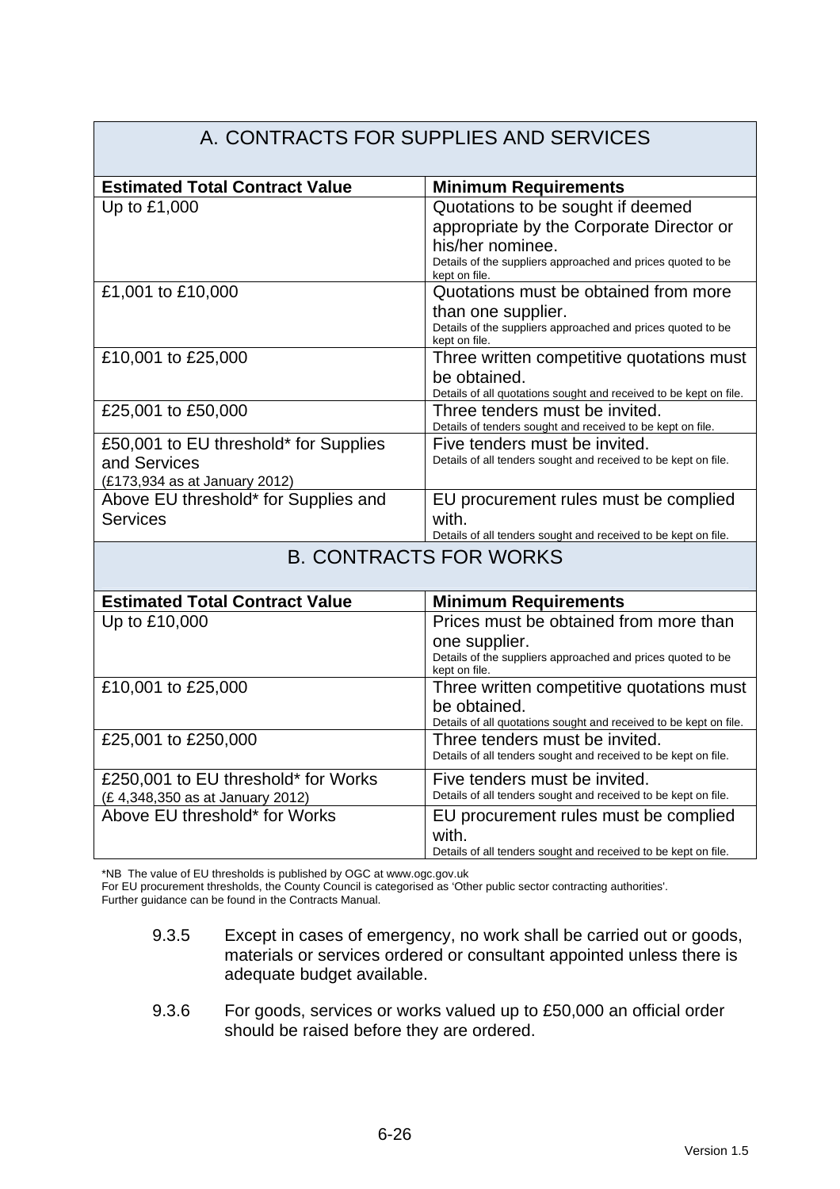| A. CONTRACTS FOR SUPPLIES AND SERVICES | |
|---|---|
| **Estimated Total Contract Value** | **Minimum Requirements** |
| Up to £1,000 | Quotations to be sought if deemed appropriate by the Corporate Director or his/her nominee. Details of the suppliers approached and prices quoted to be kept on file. |
| £1,001 to £10,000 | Quotations must be obtained from more than one supplier. Details of the suppliers approached and prices quoted to be kept on file. |
| £10,001 to £25,000 | Three written competitive quotations must be obtained. Details of all quotations sought and received to be kept on file. |
| £25,001 to £50,000 | Three tenders must be invited. Details of tenders sought and received to be kept on file. |
| £50,001 to EU threshold* for Supplies and Services (£173,934 as at January 2012) | Five tenders must be invited. Details of all tenders sought and received to be kept on file. |
| Above EU threshold* for Supplies and Services | EU procurement rules must be complied with. Details of all tenders sought and received to be kept on file. |

| B. CONTRACTS FOR WORKS | |
|---|---|
| **Estimated Total Contract Value** | **Minimum Requirements** |
| Up to £10,000 | Prices must be obtained from more than one supplier. Details of the suppliers approached and prices quoted to be kept on file. |
| £10,001 to £25,000 | Three written competitive quotations must be obtained. Details of all quotations sought and received to be kept on file. |
| £25,001 to £250,000 | Three tenders must be invited. Details of all tenders sought and received to be kept on file. |
| £250,001 to EU threshold* for Works (£ 4,348,350 as at January 2012) | Five tenders must be invited. Details of all tenders sought and received to be kept on file. |
| Above EU threshold* for Works | EU procurement rules must be complied with. Details of all tenders sought and received to be kept on file. |

*NB The value of EU thresholds is published by OGC at www.ogc.gov.uk
For EU procurement thresholds, the County Council is categorised as 'Other public sector contracting authorities'.
Further guidance can be found in the Contracts Manual.

9.3.5 Except in cases of emergency, no work shall be carried out or goods, materials or services ordered or consultant appointed unless there is adequate budget available.

9.3.6 For goods, services or works valued up to £50,000 an official order should be raised before they are ordered.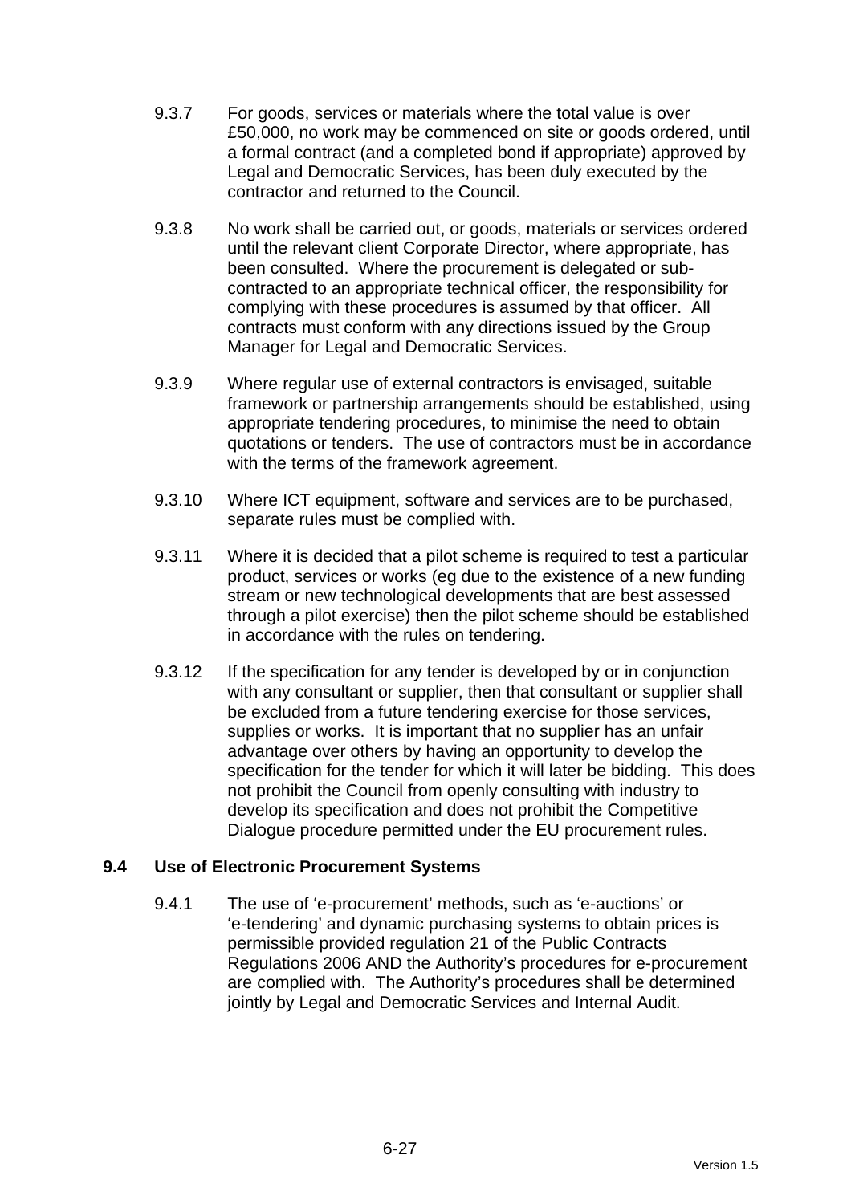9.3.7 For goods, services or materials where the total value is over £50,000, no work may be commenced on site or goods ordered, until a formal contract (and a completed bond if appropriate) approved by Legal and Democratic Services, has been duly executed by the contractor and returned to the Council.

9.3.8 No work shall be carried out, or goods, materials or services ordered until the relevant client Corporate Director, where appropriate, has been consulted. Where the procurement is delegated or sub-contracted to an appropriate technical officer, the responsibility for complying with these procedures is assumed by that officer. All contracts must conform with any directions issued by the Group Manager for Legal and Democratic Services.

9.3.9 Where regular use of external contractors is envisaged, suitable framework or partnership arrangements should be established, using appropriate tendering procedures, to minimise the need to obtain quotations or tenders. The use of contractors must be in accordance with the terms of the framework agreement.

9.3.10 Where ICT equipment, software and services are to be purchased, separate rules must be complied with.

9.3.11 Where it is decided that a pilot scheme is required to test a particular product, services or works (eg due to the existence of a new funding stream or new technological developments that are best assessed through a pilot exercise) then the pilot scheme should be established in accordance with the rules on tendering.

9.3.12 If the specification for any tender is developed by or in conjunction with any consultant or supplier, then that consultant or supplier shall be excluded from a future tendering exercise for those services, supplies or works. It is important that no supplier has an unfair advantage over others by having an opportunity to develop the specification for the tender for which it will later be bidding. This does not prohibit the Council from openly consulting with industry to develop its specification and does not prohibit the Competitive Dialogue procedure permitted under the EU procurement rules.

### 9.4 Use of Electronic Procurement Systems

9.4.1 The use of 'e-procurement' methods, such as 'e-auctions' or 'e-tendering' and dynamic purchasing systems to obtain prices is permissible provided regulation 21 of the Public Contracts Regulations 2006 AND the Authority's procedures for e-procurement are complied with. The Authority's procedures shall be determined jointly by Legal and Democratic Services and Internal Audit.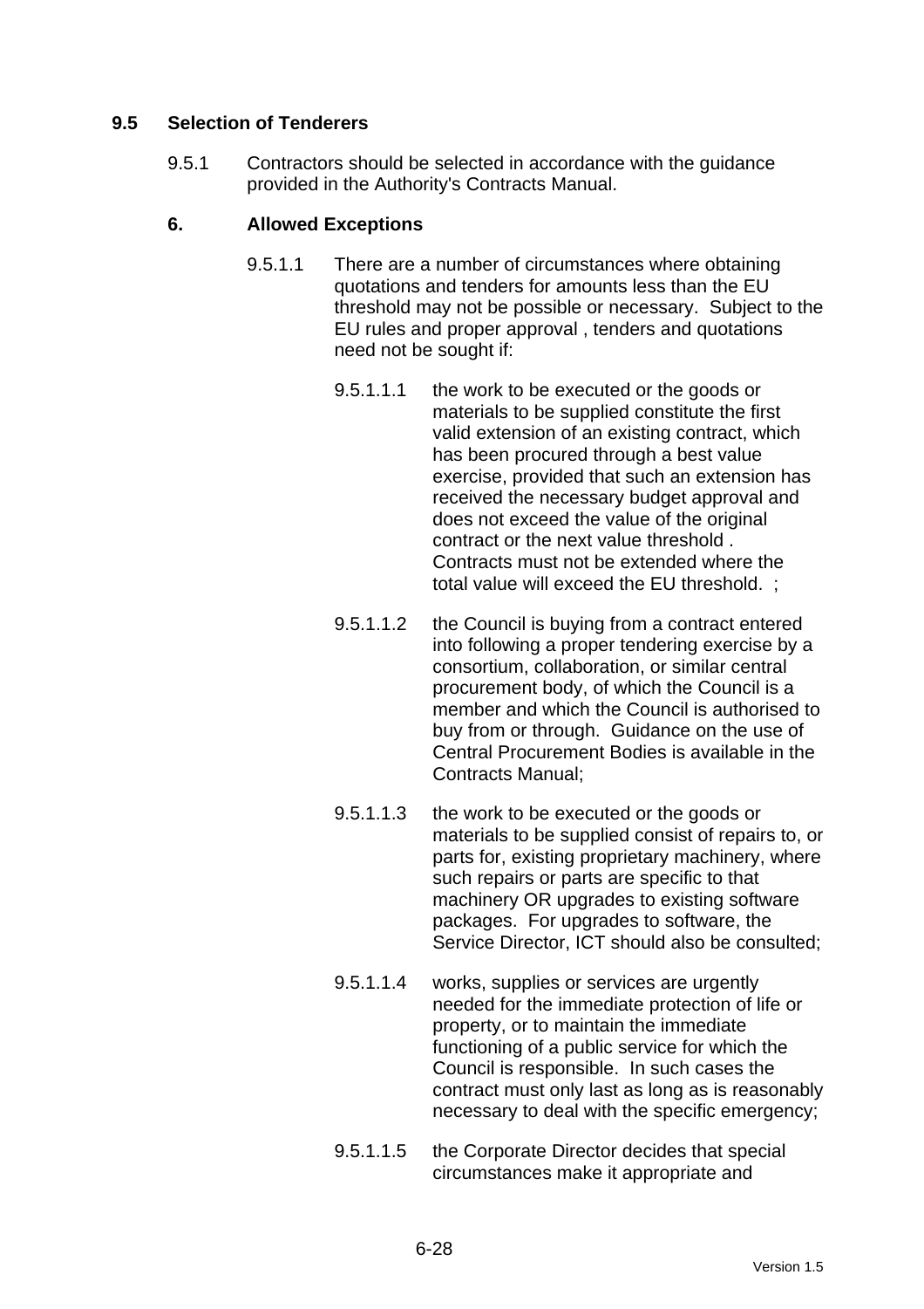## 9.5 Selection of Tenderers

9.5.1 Contractors should be selected in accordance with the guidance provided in the Authority's Contracts Manual.

### 6. Allowed Exceptions

9.5.1.1 There are a number of circumstances where obtaining quotations and tenders for amounts less than the EU threshold may not be possible or necessary. Subject to the EU rules and proper approval , tenders and quotations need not be sought if:

9.5.1.1.1 the work to be executed or the goods or materials to be supplied constitute the first valid extension of an existing contract, which has been procured through a best value exercise, provided that such an extension has received the necessary budget approval and does not exceed the value of the original contract or the next value threshold . Contracts must not be extended where the total value will exceed the EU threshold. ;

9.5.1.1.2 the Council is buying from a contract entered into following a proper tendering exercise by a consortium, collaboration, or similar central procurement body, of which the Council is a member and which the Council is authorised to buy from or through. Guidance on the use of Central Procurement Bodies is available in the Contracts Manual;

9.5.1.1.3 the work to be executed or the goods or materials to be supplied consist of repairs to, or parts for, existing proprietary machinery, where such repairs or parts are specific to that machinery OR upgrades to existing software packages. For upgrades to software, the Service Director, ICT should also be consulted;

9.5.1.1.4 works, supplies or services are urgently needed for the immediate protection of life or property, or to maintain the immediate functioning of a public service for which the Council is responsible. In such cases the contract must only last as long as is reasonably necessary to deal with the specific emergency;

9.5.1.1.5 the Corporate Director decides that special circumstances make it appropriate and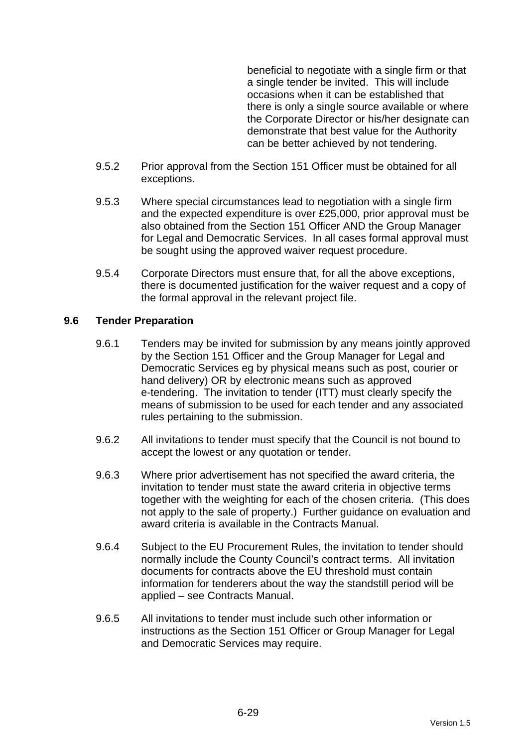beneficial to negotiate with a single firm or that a single tender be invited. This will include occasions when it can be established that there is only a single source available or where the Corporate Director or his/her designate can demonstrate that best value for the Authority can be better achieved by not tendering.

9.5.2 Prior approval from the Section 151 Officer must be obtained for all exceptions.

9.5.3 Where special circumstances lead to negotiation with a single firm and the expected expenditure is over £25,000, prior approval must be also obtained from the Section 151 Officer AND the Group Manager for Legal and Democratic Services. In all cases formal approval must be sought using the approved waiver request procedure.

9.5.4 Corporate Directors must ensure that, for all the above exceptions, there is documented justification for the waiver request and a copy of the formal approval in the relevant project file.

### 9.6 Tender Preparation

9.6.1 Tenders may be invited for submission by any means jointly approved by the Section 151 Officer and the Group Manager for Legal and Democratic Services eg by physical means such as post, courier or hand delivery) OR by electronic means such as approved e-tendering. The invitation to tender (ITT) must clearly specify the means of submission to be used for each tender and any associated rules pertaining to the submission.

9.6.2 All invitations to tender must specify that the Council is not bound to accept the lowest or any quotation or tender.

9.6.3 Where prior advertisement has not specified the award criteria, the invitation to tender must state the award criteria in objective terms together with the weighting for each of the chosen criteria. (This does not apply to the sale of property.) Further guidance on evaluation and award criteria is available in the Contracts Manual.

9.6.4 Subject to the EU Procurement Rules, the invitation to tender should normally include the County Council's contract terms. All invitation documents for contracts above the EU threshold must contain information for tenderers about the way the standstill period will be applied – see Contracts Manual.

9.6.5 All invitations to tender must include such other information or instructions as the Section 151 Officer or Group Manager for Legal and Democratic Services may require.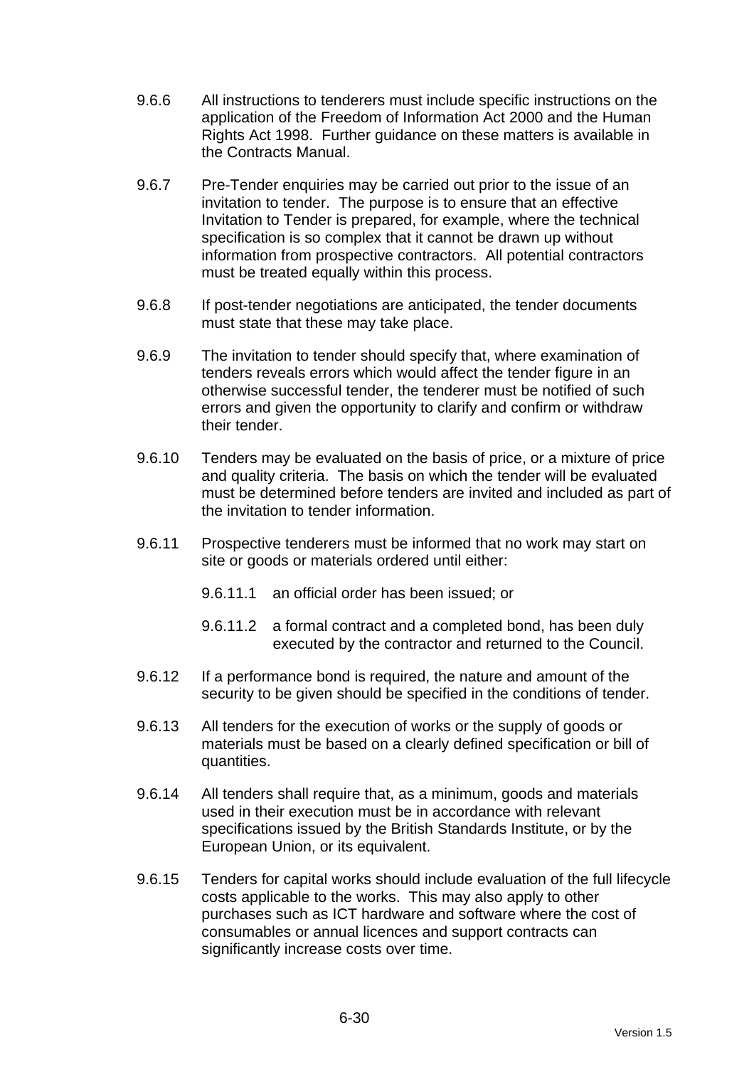9.6.6 All instructions to tenderers must include specific instructions on the application of the Freedom of Information Act 2000 and the Human Rights Act 1998. Further guidance on these matters is available in the Contracts Manual.

9.6.7 Pre-Tender enquiries may be carried out prior to the issue of an invitation to tender. The purpose is to ensure that an effective Invitation to Tender is prepared, for example, where the technical specification is so complex that it cannot be drawn up without information from prospective contractors. All potential contractors must be treated equally within this process.

9.6.8 If post-tender negotiations are anticipated, the tender documents must state that these may take place.

9.6.9 The invitation to tender should specify that, where examination of tenders reveals errors which would affect the tender figure in an otherwise successful tender, the tenderer must be notified of such errors and given the opportunity to clarify and confirm or withdraw their tender.

9.6.10 Tenders may be evaluated on the basis of price, or a mixture of price and quality criteria. The basis on which the tender will be evaluated must be determined before tenders are invited and included as part of the invitation to tender information.

9.6.11 Prospective tenderers must be informed that no work may start on site or goods or materials ordered until either:

> 9.6.11.1 an official order has been issued; or
>
> 9.6.11.2 a formal contract and a completed bond, has been duly executed by the contractor and returned to the Council.

9.6.12 If a performance bond is required, the nature and amount of the security to be given should be specified in the conditions of tender.

9.6.13 All tenders for the execution of works or the supply of goods or materials must be based on a clearly defined specification or bill of quantities.

9.6.14 All tenders shall require that, as a minimum, goods and materials used in their execution must be in accordance with relevant specifications issued by the British Standards Institute, or by the European Union, or its equivalent.

9.6.15 Tenders for capital works should include evaluation of the full lifecycle costs applicable to the works. This may also apply to other purchases such as ICT hardware and software where the cost of consumables or annual licences and support contracts can significantly increase costs over time.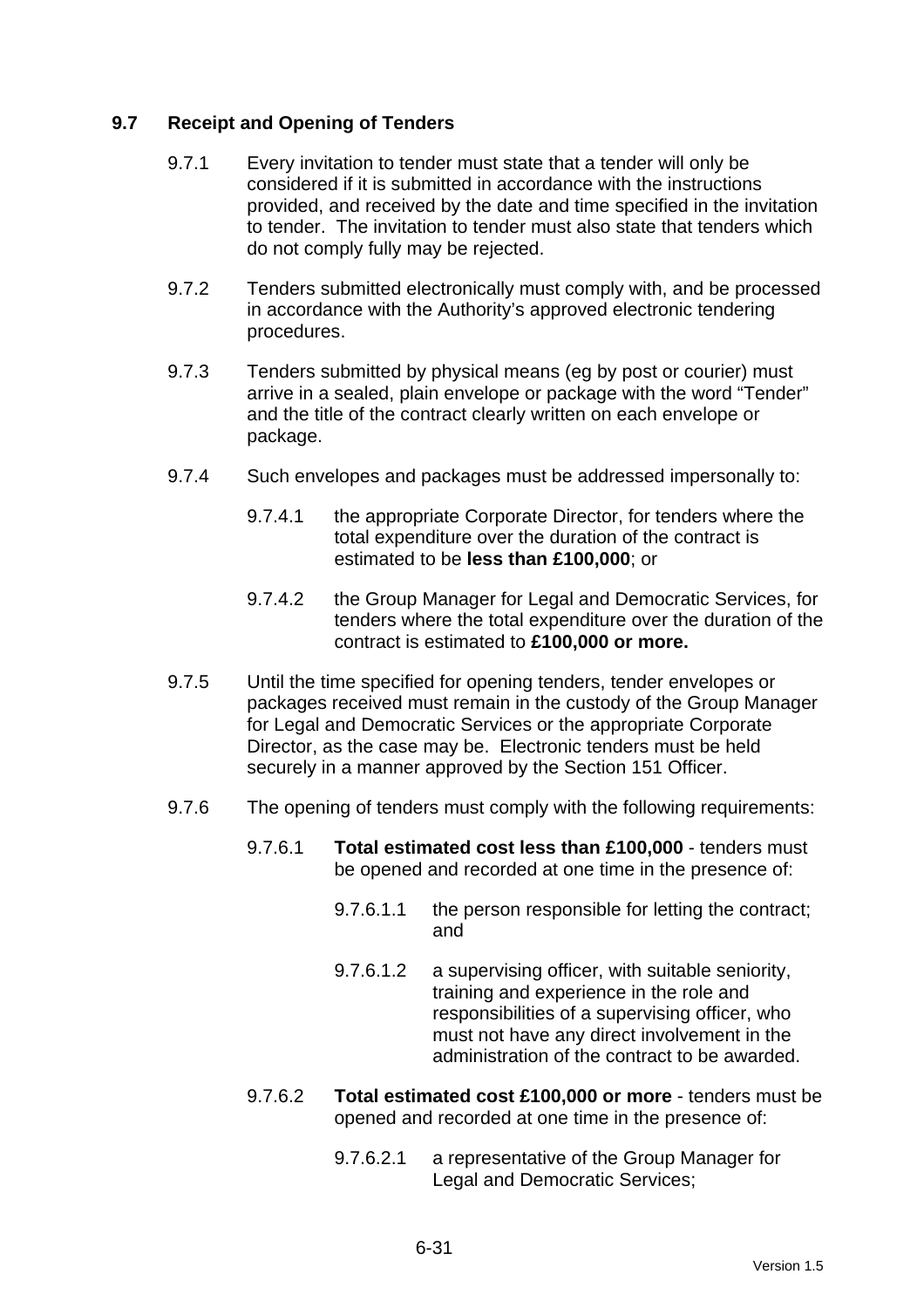## 9.7 Receipt and Opening of Tenders

9.7.1 Every invitation to tender must state that a tender will only be considered if it is submitted in accordance with the instructions provided, and received by the date and time specified in the invitation to tender. The invitation to tender must also state that tenders which do not comply fully may be rejected.

9.7.2 Tenders submitted electronically must comply with, and be processed in accordance with the Authority's approved electronic tendering procedures.

9.7.3 Tenders submitted by physical means (eg by post or courier) must arrive in a sealed, plain envelope or package with the word "Tender" and the title of the contract clearly written on each envelope or package.

9.7.4 Such envelopes and packages must be addressed impersonally to:

9.7.4.1 the appropriate Corporate Director, for tenders where the total expenditure over the duration of the contract is estimated to be **less than £100,000**; or

9.7.4.2 the Group Manager for Legal and Democratic Services, for tenders where the total expenditure over the duration of the contract is estimated to **£100,000 or more.**

9.7.5 Until the time specified for opening tenders, tender envelopes or packages received must remain in the custody of the Group Manager for Legal and Democratic Services or the appropriate Corporate Director, as the case may be. Electronic tenders must be held securely in a manner approved by the Section 151 Officer.

9.7.6 The opening of tenders must comply with the following requirements:

9.7.6.1 **Total estimated cost less than £100,000** - tenders must be opened and recorded at one time in the presence of:

9.7.6.1.1 the person responsible for letting the contract; and

9.7.6.1.2 a supervising officer, with suitable seniority, training and experience in the role and responsibilities of a supervising officer, who must not have any direct involvement in the administration of the contract to be awarded.

9.7.6.2 **Total estimated cost £100,000 or more** - tenders must be opened and recorded at one time in the presence of:

9.7.6.2.1 a representative of the Group Manager for Legal and Democratic Services;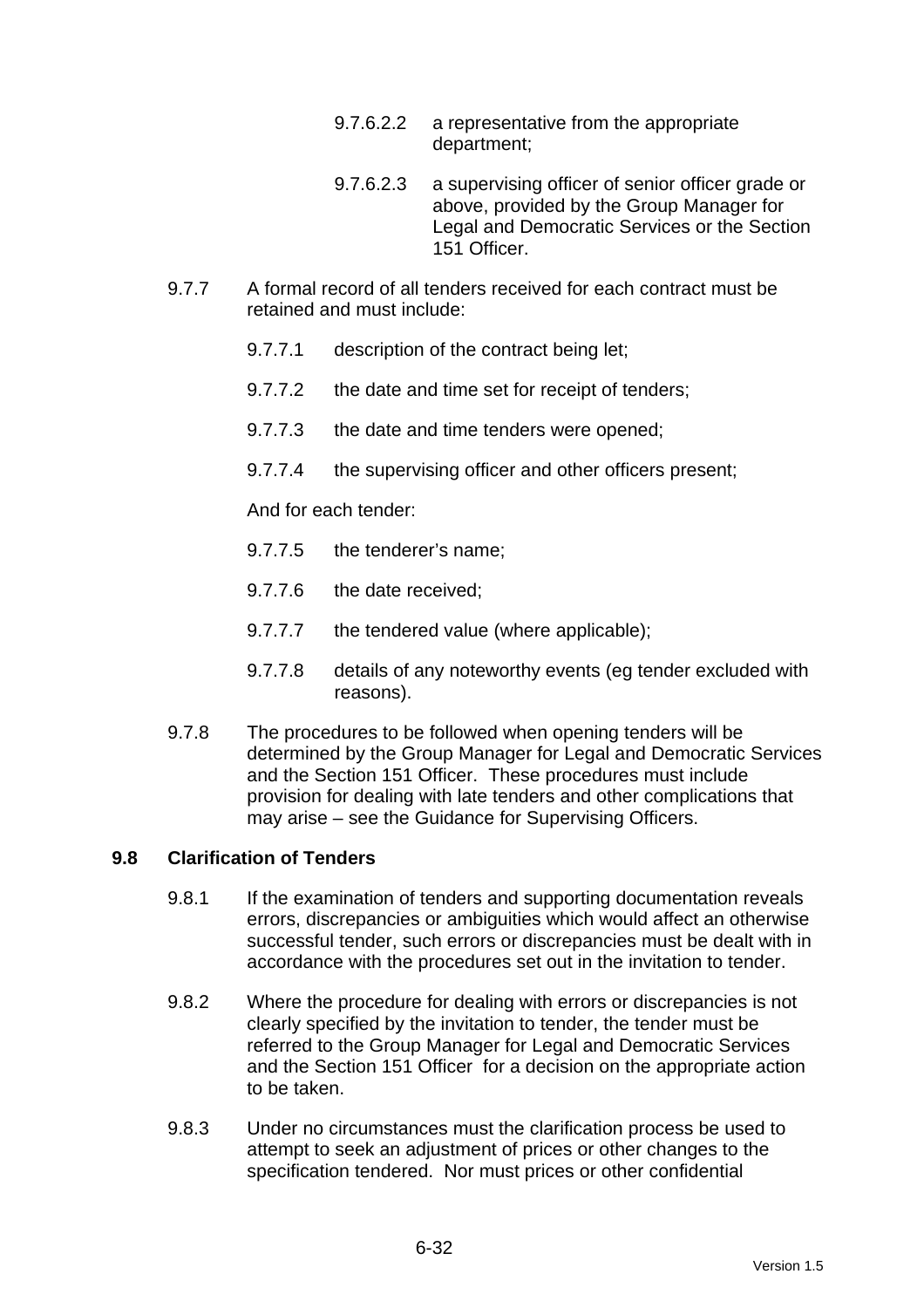9.7.6.2.2 a representative from the appropriate department;

9.7.6.2.3 a supervising officer of senior officer grade or above, provided by the Group Manager for Legal and Democratic Services or the Section 151 Officer.

9.7.7 A formal record of all tenders received for each contract must be retained and must include:

9.7.7.1 description of the contract being let;

9.7.7.2 the date and time set for receipt of tenders;

9.7.7.3 the date and time tenders were opened;

9.7.7.4 the supervising officer and other officers present;

And for each tender:

9.7.7.5 the tenderer's name;

9.7.7.6 the date received;

9.7.7.7 the tendered value (where applicable);

9.7.7.8 details of any noteworthy events (eg tender excluded with reasons).

9.7.8 The procedures to be followed when opening tenders will be determined by the Group Manager for Legal and Democratic Services and the Section 151 Officer. These procedures must include provision for dealing with late tenders and other complications that may arise – see the Guidance for Supervising Officers.

**9.8 Clarification of Tenders**

9.8.1 If the examination of tenders and supporting documentation reveals errors, discrepancies or ambiguities which would affect an otherwise successful tender, such errors or discrepancies must be dealt with in accordance with the procedures set out in the invitation to tender.

9.8.2 Where the procedure for dealing with errors or discrepancies is not clearly specified by the invitation to tender, the tender must be referred to the Group Manager for Legal and Democratic Services and the Section 151 Officer for a decision on the appropriate action to be taken.

9.8.3 Under no circumstances must the clarification process be used to attempt to seek an adjustment of prices or other changes to the specification tendered. Nor must prices or other confidential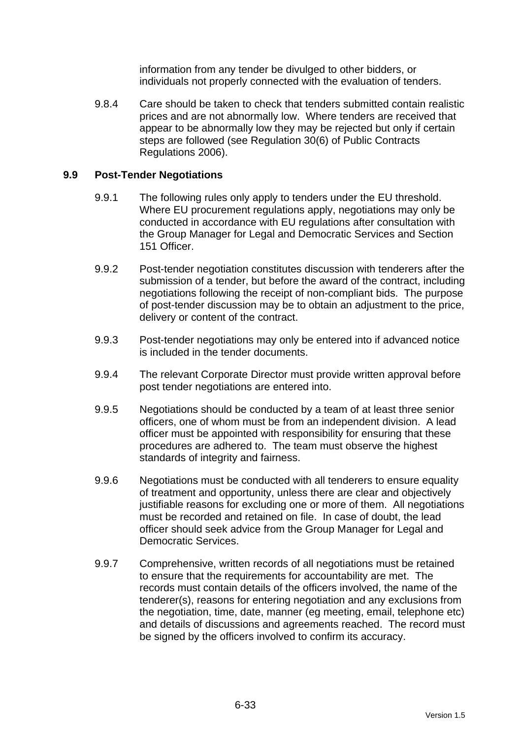information from any tender be divulged to other bidders, or individuals not properly connected with the evaluation of tenders.

9.8.4 Care should be taken to check that tenders submitted contain realistic prices and are not abnormally low. Where tenders are received that appear to be abnormally low they may be rejected but only if certain steps are followed (see Regulation 30(6) of Public Contracts Regulations 2006).

### 9.9 Post-Tender Negotiations

9.9.1 The following rules only apply to tenders under the EU threshold. Where EU procurement regulations apply, negotiations may only be conducted in accordance with EU regulations after consultation with the Group Manager for Legal and Democratic Services and Section 151 Officer.

9.9.2 Post-tender negotiation constitutes discussion with tenderers after the submission of a tender, but before the award of the contract, including negotiations following the receipt of non-compliant bids. The purpose of post-tender discussion may be to obtain an adjustment to the price, delivery or content of the contract.

9.9.3 Post-tender negotiations may only be entered into if advanced notice is included in the tender documents.

9.9.4 The relevant Corporate Director must provide written approval before post tender negotiations are entered into.

9.9.5 Negotiations should be conducted by a team of at least three senior officers, one of whom must be from an independent division. A lead officer must be appointed with responsibility for ensuring that these procedures are adhered to. The team must observe the highest standards of integrity and fairness.

9.9.6 Negotiations must be conducted with all tenderers to ensure equality of treatment and opportunity, unless there are clear and objectively justifiable reasons for excluding one or more of them. All negotiations must be recorded and retained on file. In case of doubt, the lead officer should seek advice from the Group Manager for Legal and Democratic Services.

9.9.7 Comprehensive, written records of all negotiations must be retained to ensure that the requirements for accountability are met. The records must contain details of the officers involved, the name of the tenderer(s), reasons for entering negotiation and any exclusions from the negotiation, time, date, manner (eg meeting, email, telephone etc) and details of discussions and agreements reached. The record must be signed by the officers involved to confirm its accuracy.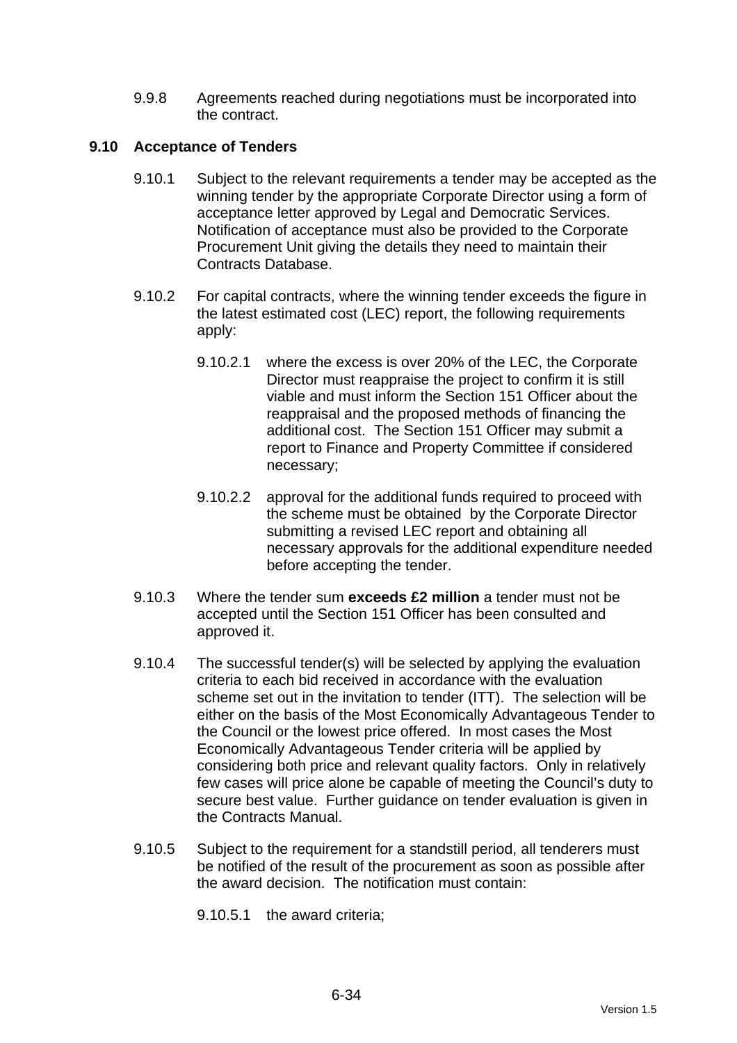9.9.8 Agreements reached during negotiations must be incorporated into the contract.

## 9.10 Acceptance of Tenders

9.10.1 Subject to the relevant requirements a tender may be accepted as the winning tender by the appropriate Corporate Director using a form of acceptance letter approved by Legal and Democratic Services. Notification of acceptance must also be provided to the Corporate Procurement Unit giving the details they need to maintain their Contracts Database.

9.10.2 For capital contracts, where the winning tender exceeds the figure in the latest estimated cost (LEC) report, the following requirements apply:

9.10.2.1 where the excess is over 20% of the LEC, the Corporate Director must reappraise the project to confirm it is still viable and must inform the Section 151 Officer about the reappraisal and the proposed methods of financing the additional cost. The Section 151 Officer may submit a report to Finance and Property Committee if considered necessary;

9.10.2.2 approval for the additional funds required to proceed with the scheme must be obtained by the Corporate Director submitting a revised LEC report and obtaining all necessary approvals for the additional expenditure needed before accepting the tender.

9.10.3 Where the tender sum **exceeds £2 million** a tender must not be accepted until the Section 151 Officer has been consulted and approved it.

9.10.4 The successful tender(s) will be selected by applying the evaluation criteria to each bid received in accordance with the evaluation scheme set out in the invitation to tender (ITT). The selection will be either on the basis of the Most Economically Advantageous Tender to the Council or the lowest price offered. In most cases the Most Economically Advantageous Tender criteria will be applied by considering both price and relevant quality factors. Only in relatively few cases will price alone be capable of meeting the Council's duty to secure best value. Further guidance on tender evaluation is given in the Contracts Manual.

9.10.5 Subject to the requirement for a standstill period, all tenderers must be notified of the result of the procurement as soon as possible after the award decision. The notification must contain:

9.10.5.1 the award criteria;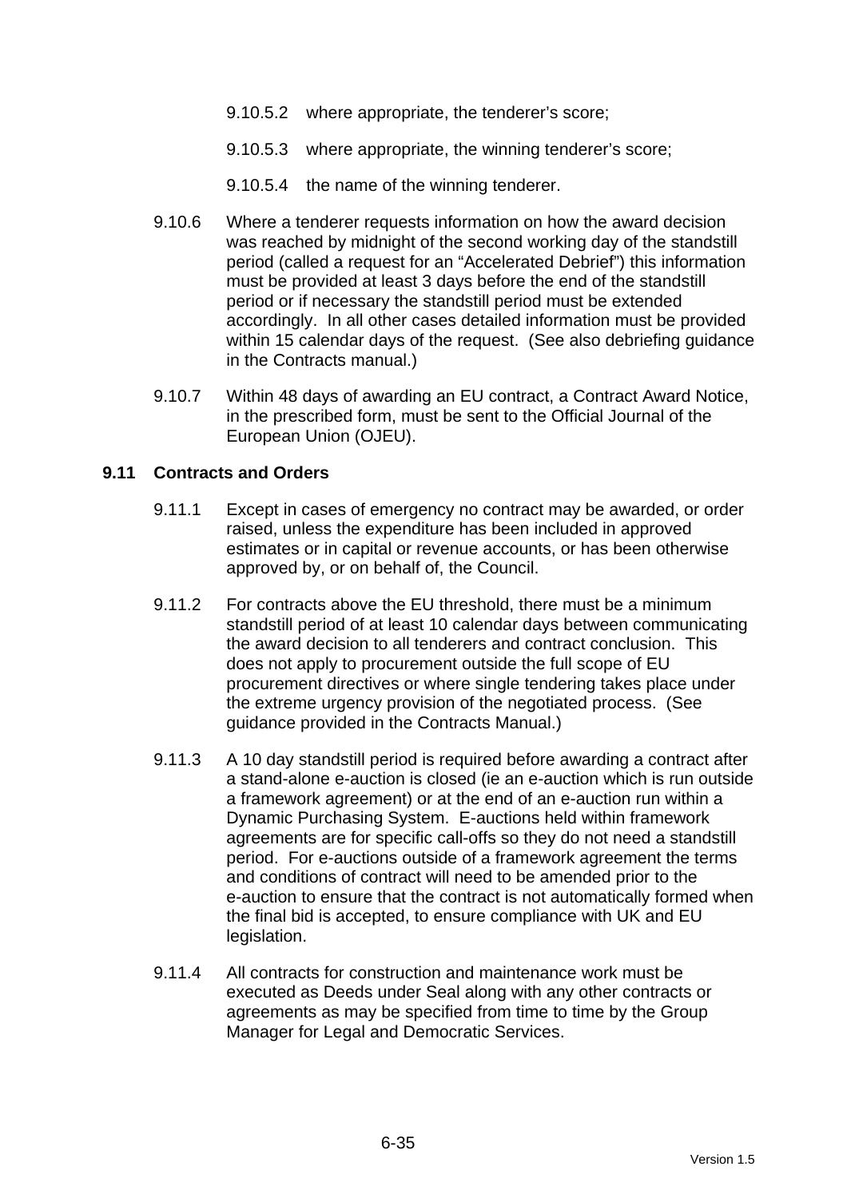9.10.5.2 where appropriate, the tenderer's score;

9.10.5.3 where appropriate, the winning tenderer's score;

9.10.5.4 the name of the winning tenderer.

9.10.6 Where a tenderer requests information on how the award decision was reached by midnight of the second working day of the standstill period (called a request for an "Accelerated Debrief") this information must be provided at least 3 days before the end of the standstill period or if necessary the standstill period must be extended accordingly. In all other cases detailed information must be provided within 15 calendar days of the request. (See also debriefing guidance in the Contracts manual.)

9.10.7 Within 48 days of awarding an EU contract, a Contract Award Notice, in the prescribed form, must be sent to the Official Journal of the European Union (OJEU).

## 9.11 Contracts and Orders

9.11.1 Except in cases of emergency no contract may be awarded, or order raised, unless the expenditure has been included in approved estimates or in capital or revenue accounts, or has been otherwise approved by, or on behalf of, the Council.

9.11.2 For contracts above the EU threshold, there must be a minimum standstill period of at least 10 calendar days between communicating the award decision to all tenderers and contract conclusion. This does not apply to procurement outside the full scope of EU procurement directives or where single tendering takes place under the extreme urgency provision of the negotiated process. (See guidance provided in the Contracts Manual.)

9.11.3 A 10 day standstill period is required before awarding a contract after a stand-alone e-auction is closed (ie an e-auction which is run outside a framework agreement) or at the end of an e-auction run within a Dynamic Purchasing System. E-auctions held within framework agreements are for specific call-offs so they do not need a standstill period. For e-auctions outside of a framework agreement the terms and conditions of contract will need to be amended prior to the e-auction to ensure that the contract is not automatically formed when the final bid is accepted, to ensure compliance with UK and EU legislation.

9.11.4 All contracts for construction and maintenance work must be executed as Deeds under Seal along with any other contracts or agreements as may be specified from time to time by the Group Manager for Legal and Democratic Services.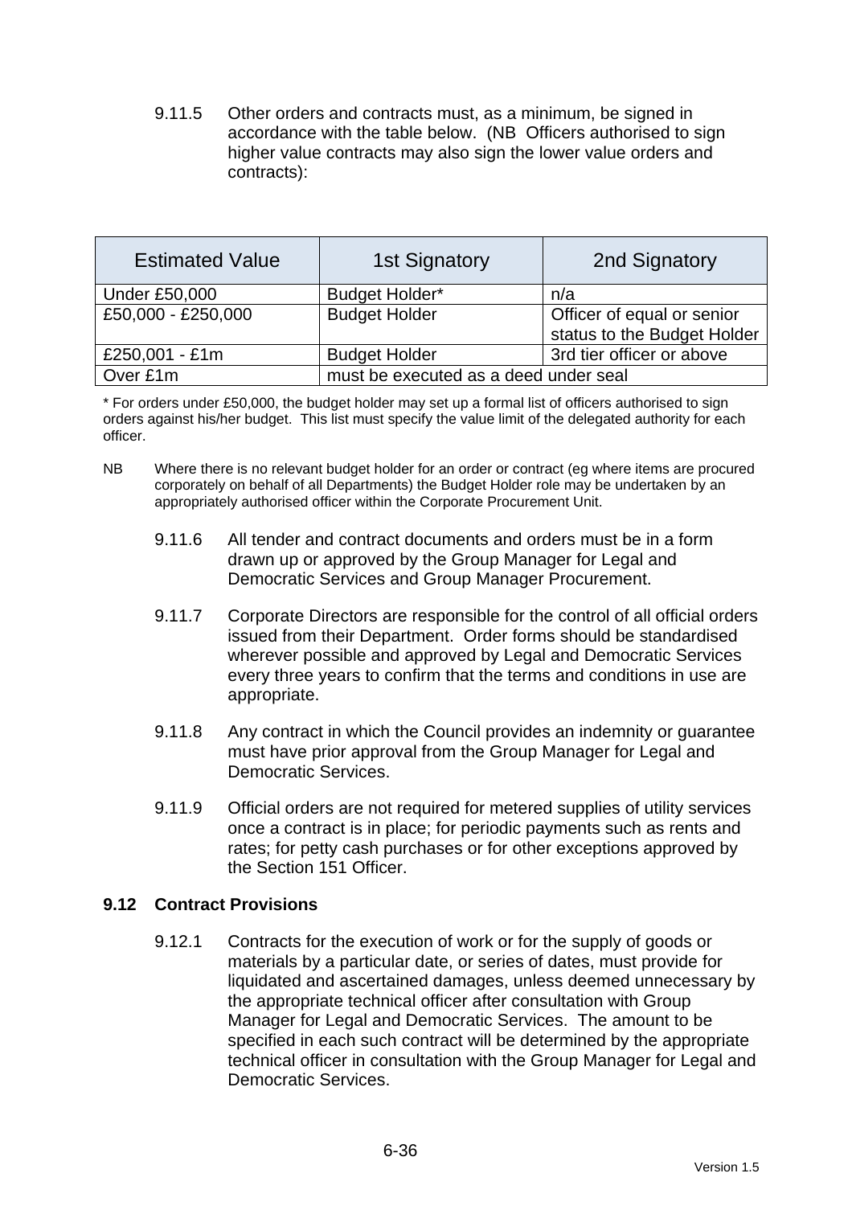9.11.5 Other orders and contracts must, as a minimum, be signed in accordance with the table below. (NB Officers authorised to sign higher value contracts may also sign the lower value orders and contracts):

| Estimated Value | 1st Signatory | 2nd Signatory |
|---|---|---|
| Under £50,000 | Budget Holder* | n/a |
| £50,000 - £250,000 | Budget Holder | Officer of equal or senior status to the Budget Holder |
| £250,001 - £1m | Budget Holder | 3rd tier officer or above |
| Over £1m | must be executed as a deed under seal | |

* For orders under £50,000, the budget holder may set up a formal list of officers authorised to sign orders against his/her budget. This list must specify the value limit of the delegated authority for each officer.

NB Where there is no relevant budget holder for an order or contract (eg where items are procured corporately on behalf of all Departments) the Budget Holder role may be undertaken by an appropriately authorised officer within the Corporate Procurement Unit.

9.11.6 All tender and contract documents and orders must be in a form drawn up or approved by the Group Manager for Legal and Democratic Services and Group Manager Procurement.

9.11.7 Corporate Directors are responsible for the control of all official orders issued from their Department. Order forms should be standardised wherever possible and approved by Legal and Democratic Services every three years to confirm that the terms and conditions in use are appropriate.

9.11.8 Any contract in which the Council provides an indemnity or guarantee must have prior approval from the Group Manager for Legal and Democratic Services.

9.11.9 Official orders are not required for metered supplies of utility services once a contract is in place; for periodic payments such as rents and rates; for petty cash purchases or for other exceptions approved by the Section 151 Officer.

## 9.12 Contract Provisions

9.12.1 Contracts for the execution of work or for the supply of goods or materials by a particular date, or series of dates, must provide for liquidated and ascertained damages, unless deemed unnecessary by the appropriate technical officer after consultation with Group Manager for Legal and Democratic Services. The amount to be specified in each such contract will be determined by the appropriate technical officer in consultation with the Group Manager for Legal and Democratic Services.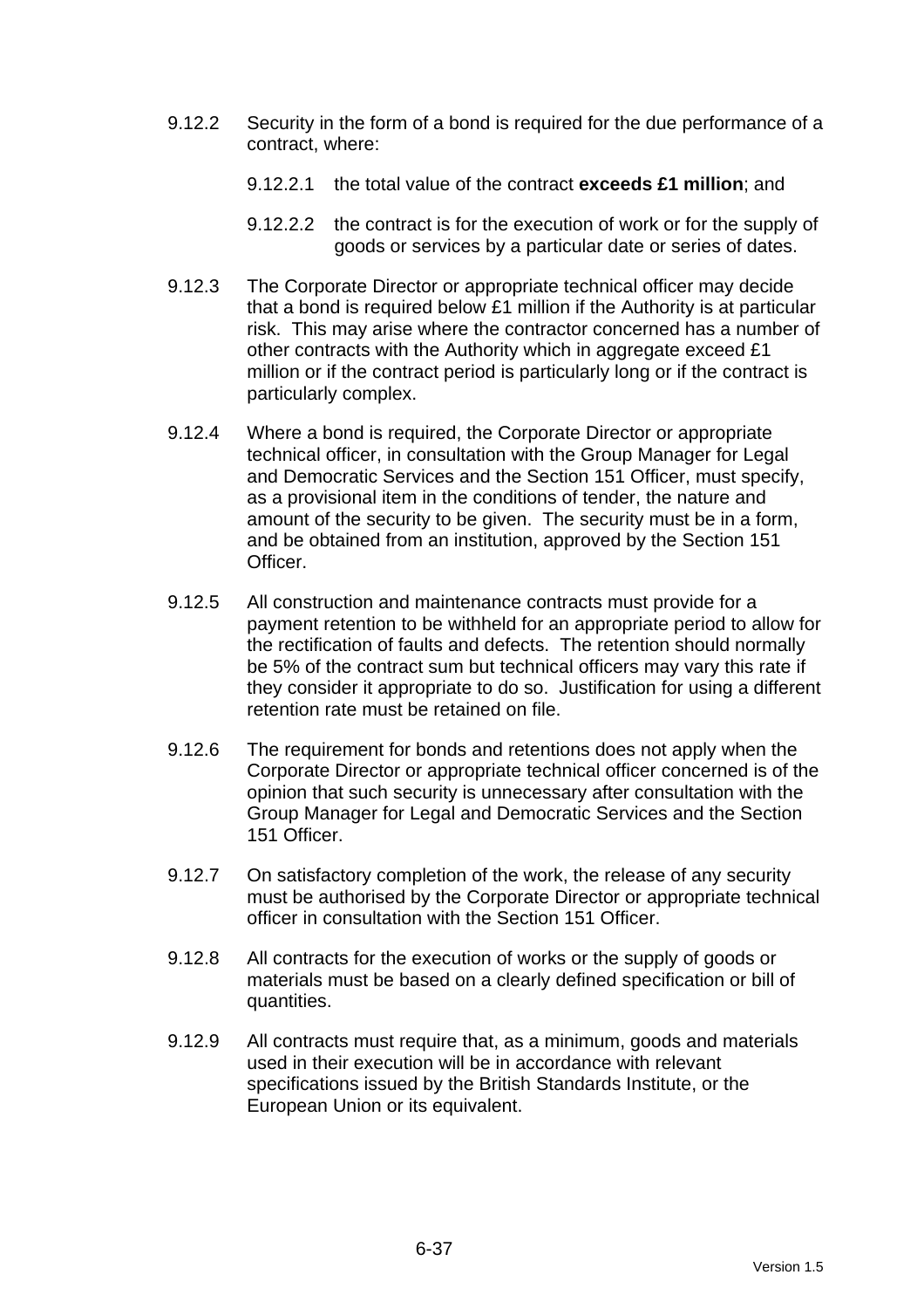9.12.2 Security in the form of a bond is required for the due performance of a contract, where:

9.12.2.1 the total value of the contract **exceeds £1 million**; and

9.12.2.2 the contract is for the execution of work or for the supply of goods or services by a particular date or series of dates.

9.12.3 The Corporate Director or appropriate technical officer may decide that a bond is required below £1 million if the Authority is at particular risk. This may arise where the contractor concerned has a number of other contracts with the Authority which in aggregate exceed £1 million or if the contract period is particularly long or if the contract is particularly complex.

9.12.4 Where a bond is required, the Corporate Director or appropriate technical officer, in consultation with the Group Manager for Legal and Democratic Services and the Section 151 Officer, must specify, as a provisional item in the conditions of tender, the nature and amount of the security to be given. The security must be in a form, and be obtained from an institution, approved by the Section 151 Officer.

9.12.5 All construction and maintenance contracts must provide for a payment retention to be withheld for an appropriate period to allow for the rectification of faults and defects. The retention should normally be 5% of the contract sum but technical officers may vary this rate if they consider it appropriate to do so. Justification for using a different retention rate must be retained on file.

9.12.6 The requirement for bonds and retentions does not apply when the Corporate Director or appropriate technical officer concerned is of the opinion that such security is unnecessary after consultation with the Group Manager for Legal and Democratic Services and the Section 151 Officer.

9.12.7 On satisfactory completion of the work, the release of any security must be authorised by the Corporate Director or appropriate technical officer in consultation with the Section 151 Officer.

9.12.8 All contracts for the execution of works or the supply of goods or materials must be based on a clearly defined specification or bill of quantities.

9.12.9 All contracts must require that, as a minimum, goods and materials used in their execution will be in accordance with relevant specifications issued by the British Standards Institute, or the European Union or its equivalent.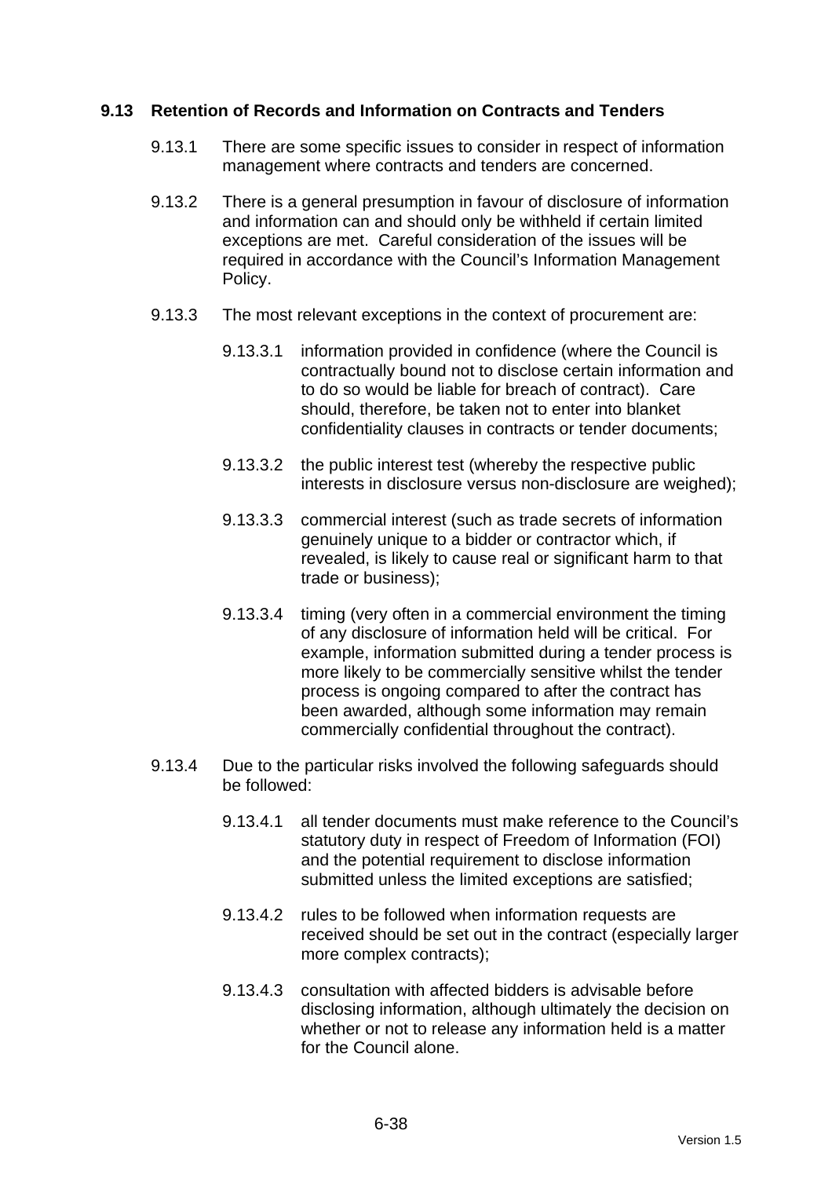### 9.13 Retention of Records and Information on Contracts and Tenders

9.13.1 There are some specific issues to consider in respect of information management where contracts and tenders are concerned.

9.13.2 There is a general presumption in favour of disclosure of information and information can and should only be withheld if certain limited exceptions are met. Careful consideration of the issues will be required in accordance with the Council's Information Management Policy.

9.13.3 The most relevant exceptions in the context of procurement are:

- 9.13.3.1 information provided in confidence (where the Council is contractually bound not to disclose certain information and to do so would be liable for breach of contract). Care should, therefore, be taken not to enter into blanket confidentiality clauses in contracts or tender documents;
- 9.13.3.2 the public interest test (whereby the respective public interests in disclosure versus non-disclosure are weighed);
- 9.13.3.3 commercial interest (such as trade secrets of information genuinely unique to a bidder or contractor which, if revealed, is likely to cause real or significant harm to that trade or business);
- 9.13.3.4 timing (very often in a commercial environment the timing of any disclosure of information held will be critical. For example, information submitted during a tender process is more likely to be commercially sensitive whilst the tender process is ongoing compared to after the contract has been awarded, although some information may remain commercially confidential throughout the contract).

9.13.4 Due to the particular risks involved the following safeguards should be followed:

- 9.13.4.1 all tender documents must make reference to the Council's statutory duty in respect of Freedom of Information (FOI) and the potential requirement to disclose information submitted unless the limited exceptions are satisfied;
- 9.13.4.2 rules to be followed when information requests are received should be set out in the contract (especially larger more complex contracts);
- 9.13.4.3 consultation with affected bidders is advisable before disclosing information, although ultimately the decision on whether or not to release any information held is a matter for the Council alone.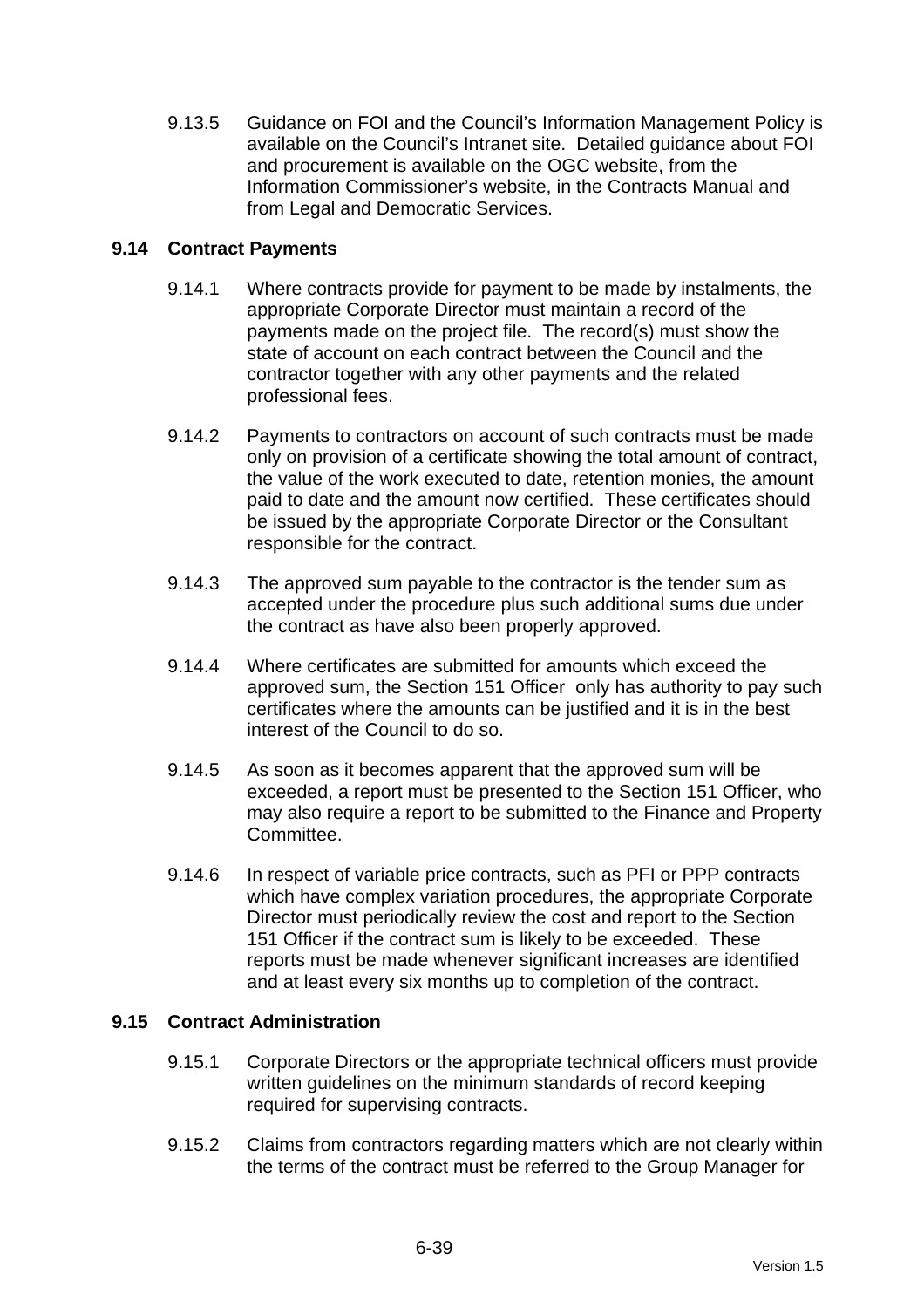9.13.5 Guidance on FOI and the Council's Information Management Policy is available on the Council's Intranet site. Detailed guidance about FOI and procurement is available on the OGC website, from the Information Commissioner's website, in the Contracts Manual and from Legal and Democratic Services.

### 9.14 Contract Payments

9.14.1 Where contracts provide for payment to be made by instalments, the appropriate Corporate Director must maintain a record of the payments made on the project file. The record(s) must show the state of account on each contract between the Council and the contractor together with any other payments and the related professional fees.

9.14.2 Payments to contractors on account of such contracts must be made only on provision of a certificate showing the total amount of contract, the value of the work executed to date, retention monies, the amount paid to date and the amount now certified. These certificates should be issued by the appropriate Corporate Director or the Consultant responsible for the contract.

9.14.3 The approved sum payable to the contractor is the tender sum as accepted under the procedure plus such additional sums due under the contract as have also been properly approved.

9.14.4 Where certificates are submitted for amounts which exceed the approved sum, the Section 151 Officer only has authority to pay such certificates where the amounts can be justified and it is in the best interest of the Council to do so.

9.14.5 As soon as it becomes apparent that the approved sum will be exceeded, a report must be presented to the Section 151 Officer, who may also require a report to be submitted to the Finance and Property Committee.

9.14.6 In respect of variable price contracts, such as PFI or PPP contracts which have complex variation procedures, the appropriate Corporate Director must periodically review the cost and report to the Section 151 Officer if the contract sum is likely to be exceeded. These reports must be made whenever significant increases are identified and at least every six months up to completion of the contract.

### 9.15 Contract Administration

9.15.1 Corporate Directors or the appropriate technical officers must provide written guidelines on the minimum standards of record keeping required for supervising contracts.

9.15.2 Claims from contractors regarding matters which are not clearly within the terms of the contract must be referred to the Group Manager for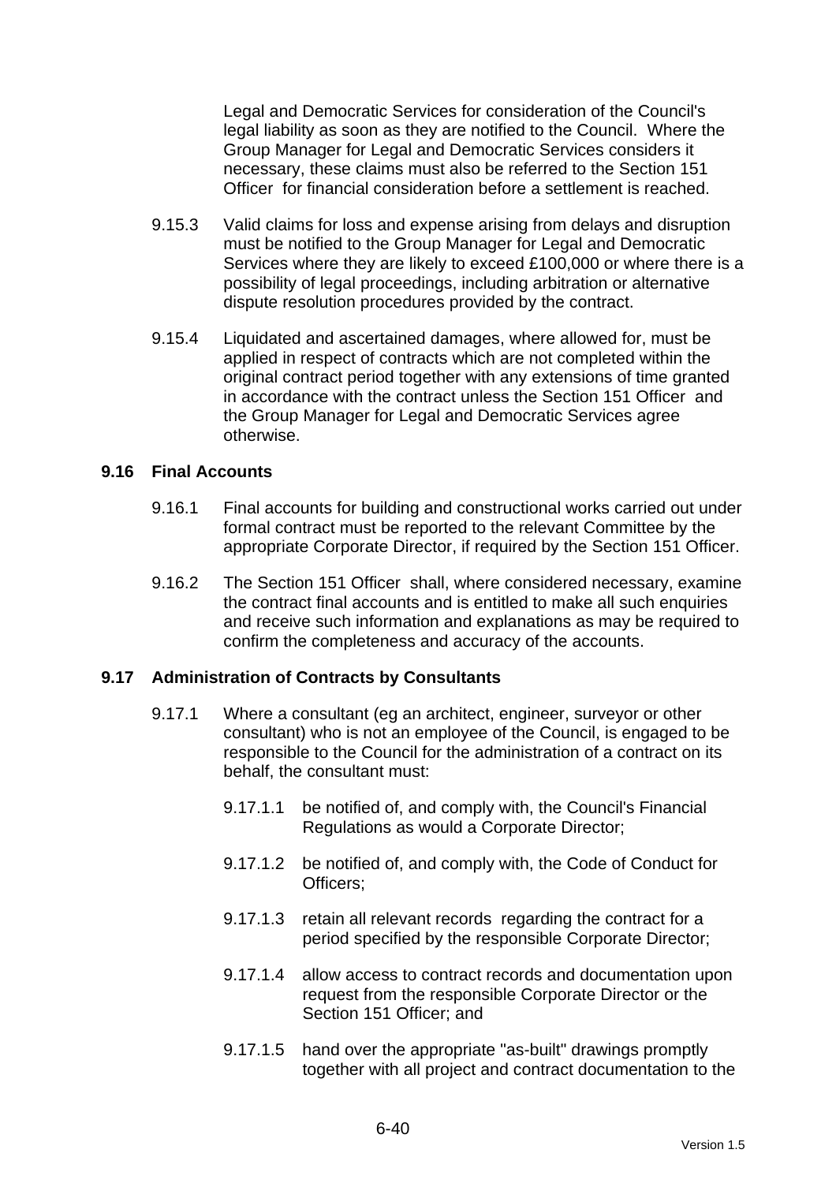Legal and Democratic Services for consideration of the Council's legal liability as soon as they are notified to the Council. Where the Group Manager for Legal and Democratic Services considers it necessary, these claims must also be referred to the Section 151 Officer for financial consideration before a settlement is reached.

9.15.3 Valid claims for loss and expense arising from delays and disruption must be notified to the Group Manager for Legal and Democratic Services where they are likely to exceed £100,000 or where there is a possibility of legal proceedings, including arbitration or alternative dispute resolution procedures provided by the contract.

9.15.4 Liquidated and ascertained damages, where allowed for, must be applied in respect of contracts which are not completed within the original contract period together with any extensions of time granted in accordance with the contract unless the Section 151 Officer and the Group Manager for Legal and Democratic Services agree otherwise.

### 9.16 Final Accounts

9.16.1 Final accounts for building and constructional works carried out under formal contract must be reported to the relevant Committee by the appropriate Corporate Director, if required by the Section 151 Officer.

9.16.2 The Section 151 Officer shall, where considered necessary, examine the contract final accounts and is entitled to make all such enquiries and receive such information and explanations as may be required to confirm the completeness and accuracy of the accounts.

### 9.17 Administration of Contracts by Consultants

9.17.1 Where a consultant (eg an architect, engineer, surveyor or other consultant) who is not an employee of the Council, is engaged to be responsible to the Council for the administration of a contract on its behalf, the consultant must:

9.17.1.1 be notified of, and comply with, the Council's Financial Regulations as would a Corporate Director;

9.17.1.2 be notified of, and comply with, the Code of Conduct for Officers;

9.17.1.3 retain all relevant records regarding the contract for a period specified by the responsible Corporate Director;

9.17.1.4 allow access to contract records and documentation upon request from the responsible Corporate Director or the Section 151 Officer; and

9.17.1.5 hand over the appropriate "as-built" drawings promptly together with all project and contract documentation to the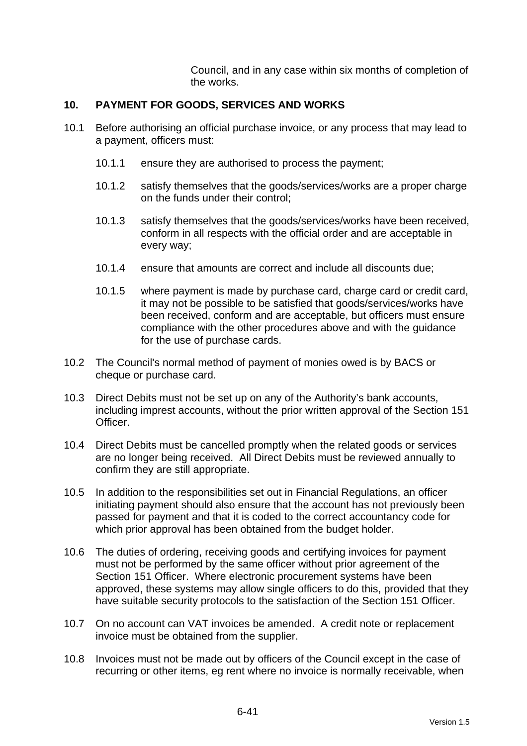Council, and in any case within six months of completion of the works.

## 10. PAYMENT FOR GOODS, SERVICES AND WORKS

10.1 Before authorising an official purchase invoice, or any process that may lead to a payment, officers must:

10.1.1 ensure they are authorised to process the payment;

10.1.2 satisfy themselves that the goods/services/works are a proper charge on the funds under their control;

10.1.3 satisfy themselves that the goods/services/works have been received, conform in all respects with the official order and are acceptable in every way;

10.1.4 ensure that amounts are correct and include all discounts due;

10.1.5 where payment is made by purchase card, charge card or credit card, it may not be possible to be satisfied that goods/services/works have been received, conform and are acceptable, but officers must ensure compliance with the other procedures above and with the guidance for the use of purchase cards.

10.2 The Council's normal method of payment of monies owed is by BACS or cheque or purchase card.

10.3 Direct Debits must not be set up on any of the Authority's bank accounts, including imprest accounts, without the prior written approval of the Section 151 Officer.

10.4 Direct Debits must be cancelled promptly when the related goods or services are no longer being received. All Direct Debits must be reviewed annually to confirm they are still appropriate.

10.5 In addition to the responsibilities set out in Financial Regulations, an officer initiating payment should also ensure that the account has not previously been passed for payment and that it is coded to the correct accountancy code for which prior approval has been obtained from the budget holder.

10.6 The duties of ordering, receiving goods and certifying invoices for payment must not be performed by the same officer without prior agreement of the Section 151 Officer. Where electronic procurement systems have been approved, these systems may allow single officers to do this, provided that they have suitable security protocols to the satisfaction of the Section 151 Officer.

10.7 On no account can VAT invoices be amended. A credit note or replacement invoice must be obtained from the supplier.

10.8 Invoices must not be made out by officers of the Council except in the case of recurring or other items, eg rent where no invoice is normally receivable, when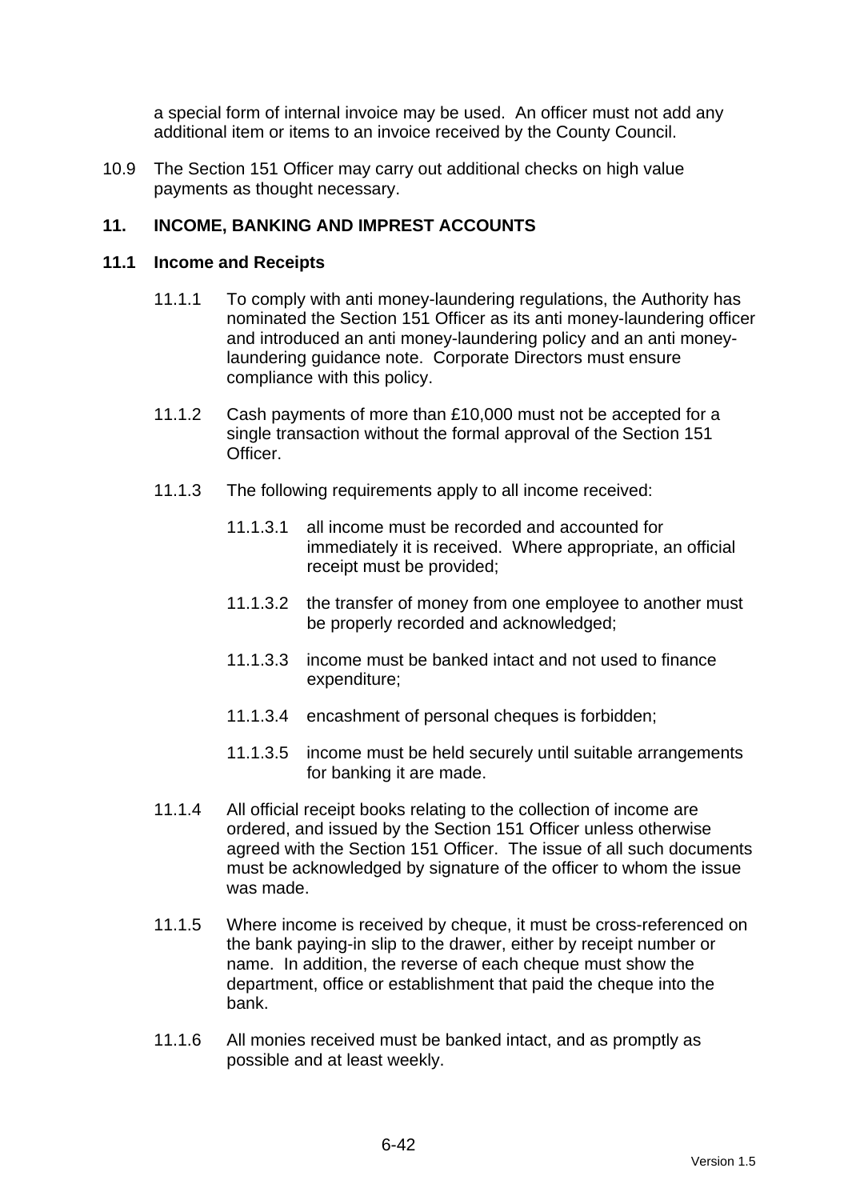a special form of internal invoice may be used. An officer must not add any additional item or items to an invoice received by the County Council.

10.9 The Section 151 Officer may carry out additional checks on high value payments as thought necessary.

## 11. INCOME, BANKING AND IMPREST ACCOUNTS

### 11.1 Income and Receipts

11.1.1 To comply with anti money-laundering regulations, the Authority has nominated the Section 151 Officer as its anti money-laundering officer and introduced an anti money-laundering policy and an anti money-laundering guidance note. Corporate Directors must ensure compliance with this policy.

11.1.2 Cash payments of more than £10,000 must not be accepted for a single transaction without the formal approval of the Section 151 Officer.

11.1.3 The following requirements apply to all income received:

11.1.3.1 all income must be recorded and accounted for immediately it is received. Where appropriate, an official receipt must be provided;

11.1.3.2 the transfer of money from one employee to another must be properly recorded and acknowledged;

11.1.3.3 income must be banked intact and not used to finance expenditure;

11.1.3.4 encashment of personal cheques is forbidden;

11.1.3.5 income must be held securely until suitable arrangements for banking it are made.

11.1.4 All official receipt books relating to the collection of income are ordered, and issued by the Section 151 Officer unless otherwise agreed with the Section 151 Officer. The issue of all such documents must be acknowledged by signature of the officer to whom the issue was made.

11.1.5 Where income is received by cheque, it must be cross-referenced on the bank paying-in slip to the drawer, either by receipt number or name. In addition, the reverse of each cheque must show the department, office or establishment that paid the cheque into the bank.

11.1.6 All monies received must be banked intact, and as promptly as possible and at least weekly.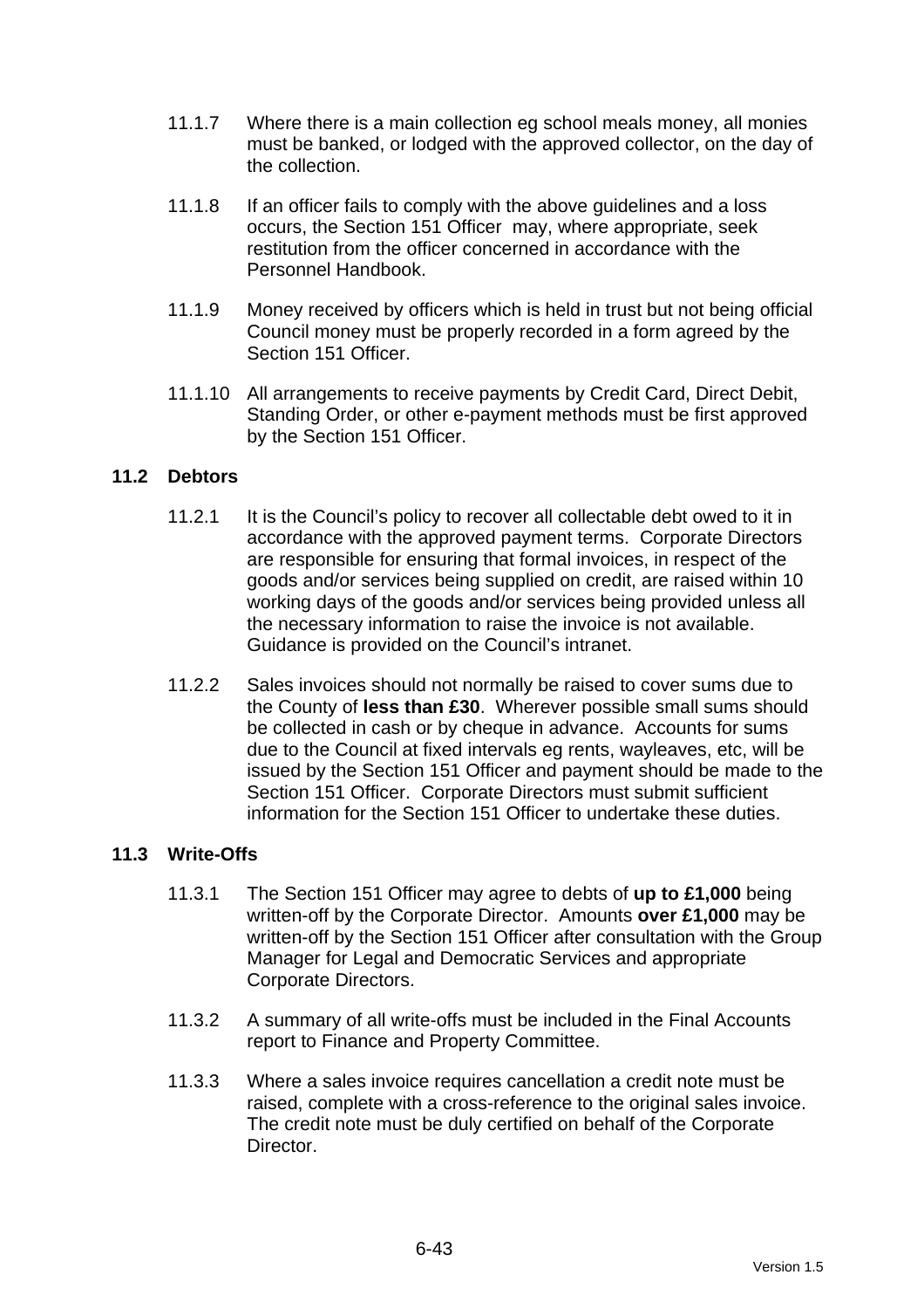11.1.7 Where there is a main collection eg school meals money, all monies must be banked, or lodged with the approved collector, on the day of the collection.

11.1.8 If an officer fails to comply with the above guidelines and a loss occurs, the Section 151 Officer may, where appropriate, seek restitution from the officer concerned in accordance with the Personnel Handbook.

11.1.9 Money received by officers which is held in trust but not being official Council money must be properly recorded in a form agreed by the Section 151 Officer.

11.1.10 All arrangements to receive payments by Credit Card, Direct Debit, Standing Order, or other e-payment methods must be first approved by the Section 151 Officer.

### 11.2 Debtors

11.2.1 It is the Council's policy to recover all collectable debt owed to it in accordance with the approved payment terms. Corporate Directors are responsible for ensuring that formal invoices, in respect of the goods and/or services being supplied on credit, are raised within 10 working days of the goods and/or services being provided unless all the necessary information to raise the invoice is not available. Guidance is provided on the Council's intranet.

11.2.2 Sales invoices should not normally be raised to cover sums due to the County of **less than £30**. Wherever possible small sums should be collected in cash or by cheque in advance. Accounts for sums due to the Council at fixed intervals eg rents, wayleaves, etc, will be issued by the Section 151 Officer and payment should be made to the Section 151 Officer. Corporate Directors must submit sufficient information for the Section 151 Officer to undertake these duties.

### 11.3 Write-Offs

11.3.1 The Section 151 Officer may agree to debts of **up to £1,000** being written-off by the Corporate Director. Amounts **over £1,000** may be written-off by the Section 151 Officer after consultation with the Group Manager for Legal and Democratic Services and appropriate Corporate Directors.

11.3.2 A summary of all write-offs must be included in the Final Accounts report to Finance and Property Committee.

11.3.3 Where a sales invoice requires cancellation a credit note must be raised, complete with a cross-reference to the original sales invoice. The credit note must be duly certified on behalf of the Corporate Director.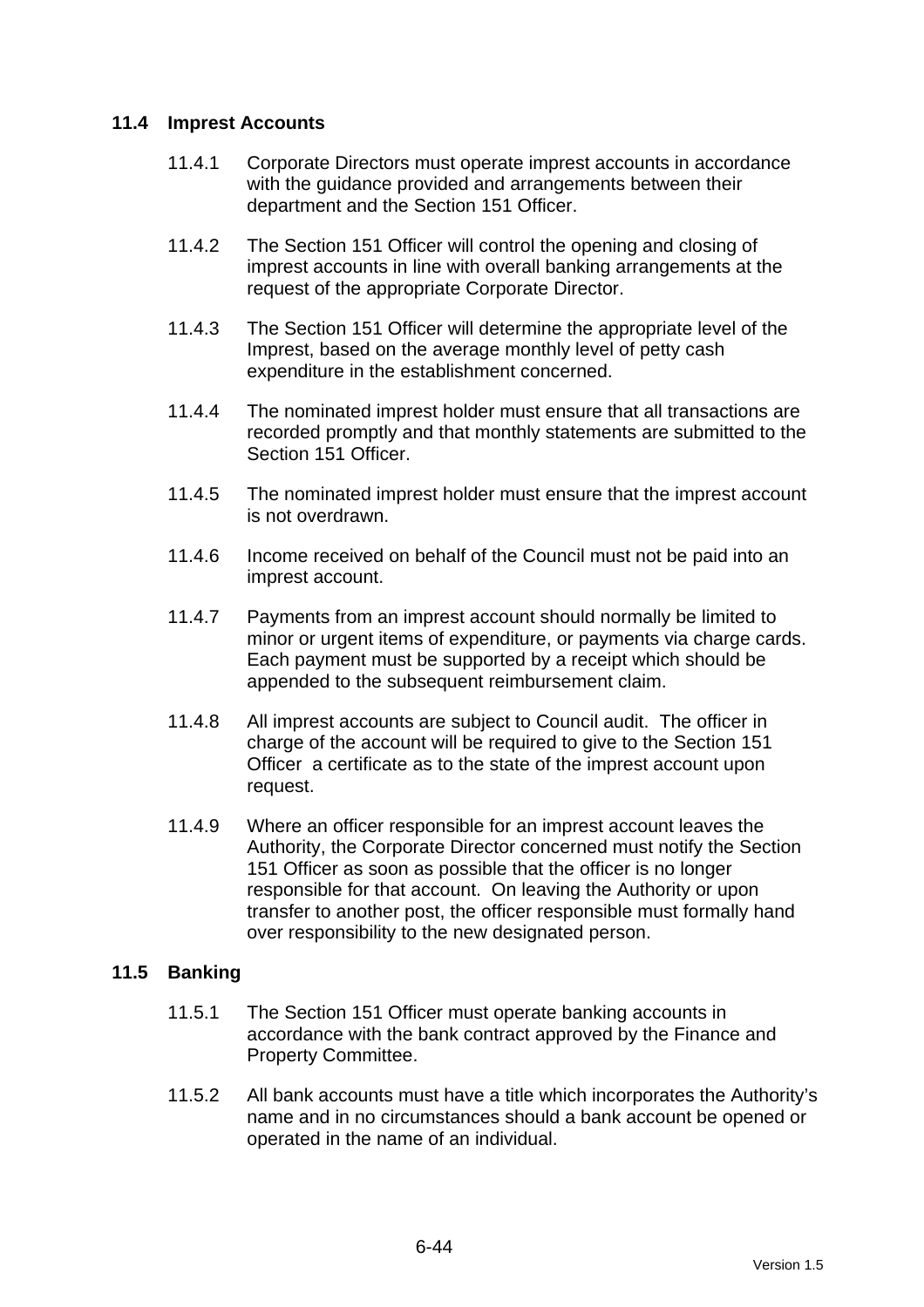### 11.4 Imprest Accounts

11.4.1 Corporate Directors must operate imprest accounts in accordance with the guidance provided and arrangements between their department and the Section 151 Officer.

11.4.2 The Section 151 Officer will control the opening and closing of imprest accounts in line with overall banking arrangements at the request of the appropriate Corporate Director.

11.4.3 The Section 151 Officer will determine the appropriate level of the Imprest, based on the average monthly level of petty cash expenditure in the establishment concerned.

11.4.4 The nominated imprest holder must ensure that all transactions are recorded promptly and that monthly statements are submitted to the Section 151 Officer.

11.4.5 The nominated imprest holder must ensure that the imprest account is not overdrawn.

11.4.6 Income received on behalf of the Council must not be paid into an imprest account.

11.4.7 Payments from an imprest account should normally be limited to minor or urgent items of expenditure, or payments via charge cards. Each payment must be supported by a receipt which should be appended to the subsequent reimbursement claim.

11.4.8 All imprest accounts are subject to Council audit. The officer in charge of the account will be required to give to the Section 151 Officer a certificate as to the state of the imprest account upon request.

11.4.9 Where an officer responsible for an imprest account leaves the Authority, the Corporate Director concerned must notify the Section 151 Officer as soon as possible that the officer is no longer responsible for that account. On leaving the Authority or upon transfer to another post, the officer responsible must formally hand over responsibility to the new designated person.

### 11.5 Banking

11.5.1 The Section 151 Officer must operate banking accounts in accordance with the bank contract approved by the Finance and Property Committee.

11.5.2 All bank accounts must have a title which incorporates the Authority's name and in no circumstances should a bank account be opened or operated in the name of an individual.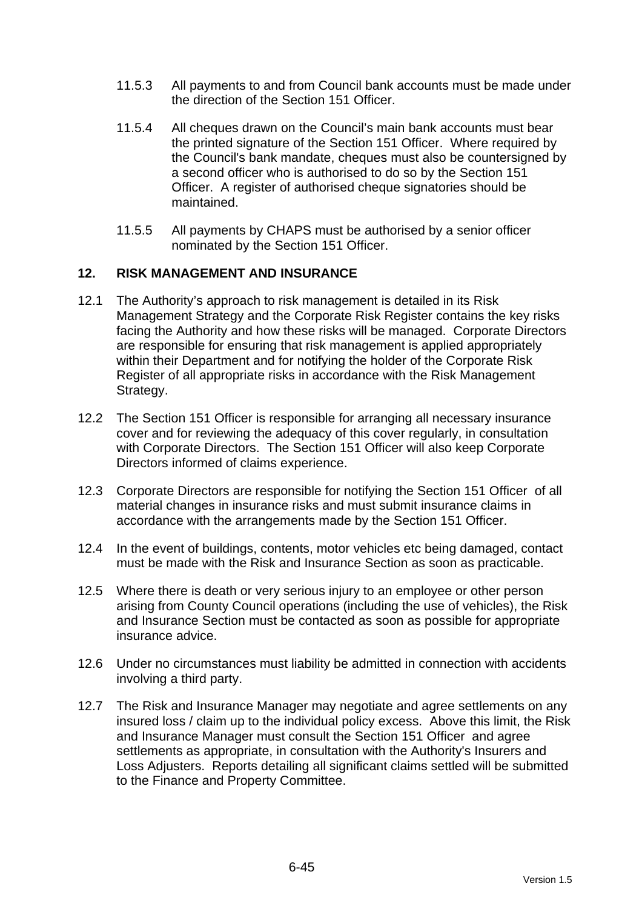11.5.3 All payments to and from Council bank accounts must be made under the direction of the Section 151 Officer.

11.5.4 All cheques drawn on the Council's main bank accounts must bear the printed signature of the Section 151 Officer. Where required by the Council's bank mandate, cheques must also be countersigned by a second officer who is authorised to do so by the Section 151 Officer. A register of authorised cheque signatories should be maintained.

11.5.5 All payments by CHAPS must be authorised by a senior officer nominated by the Section 151 Officer.

## 12. RISK MANAGEMENT AND INSURANCE

12.1 The Authority's approach to risk management is detailed in its Risk Management Strategy and the Corporate Risk Register contains the key risks facing the Authority and how these risks will be managed. Corporate Directors are responsible for ensuring that risk management is applied appropriately within their Department and for notifying the holder of the Corporate Risk Register of all appropriate risks in accordance with the Risk Management Strategy.

12.2 The Section 151 Officer is responsible for arranging all necessary insurance cover and for reviewing the adequacy of this cover regularly, in consultation with Corporate Directors. The Section 151 Officer will also keep Corporate Directors informed of claims experience.

12.3 Corporate Directors are responsible for notifying the Section 151 Officer of all material changes in insurance risks and must submit insurance claims in accordance with the arrangements made by the Section 151 Officer.

12.4 In the event of buildings, contents, motor vehicles etc being damaged, contact must be made with the Risk and Insurance Section as soon as practicable.

12.5 Where there is death or very serious injury to an employee or other person arising from County Council operations (including the use of vehicles), the Risk and Insurance Section must be contacted as soon as possible for appropriate insurance advice.

12.6 Under no circumstances must liability be admitted in connection with accidents involving a third party.

12.7 The Risk and Insurance Manager may negotiate and agree settlements on any insured loss / claim up to the individual policy excess. Above this limit, the Risk and Insurance Manager must consult the Section 151 Officer and agree settlements as appropriate, in consultation with the Authority's Insurers and Loss Adjusters. Reports detailing all significant claims settled will be submitted to the Finance and Property Committee.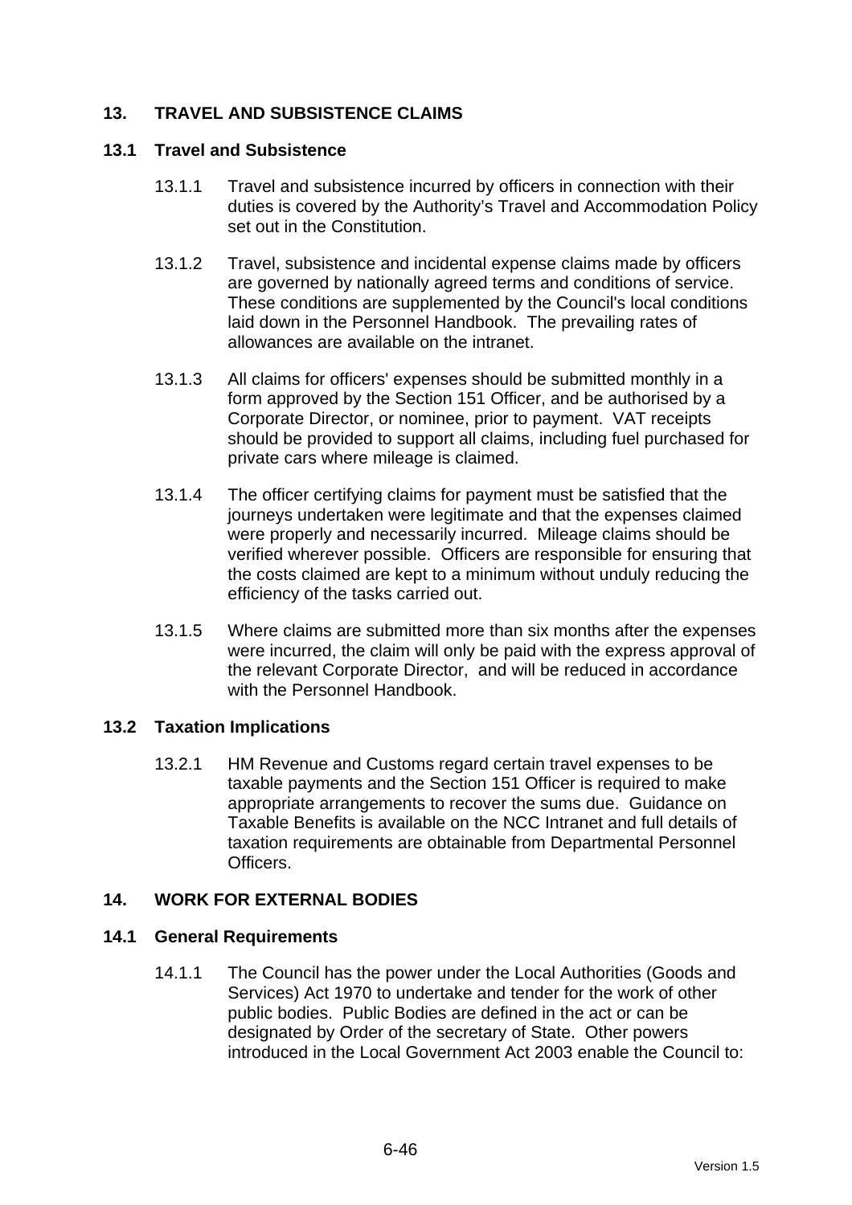## 13. TRAVEL AND SUBSISTENCE CLAIMS

### 13.1 Travel and Subsistence

13.1.1 Travel and subsistence incurred by officers in connection with their duties is covered by the Authority's Travel and Accommodation Policy set out in the Constitution.

13.1.2 Travel, subsistence and incidental expense claims made by officers are governed by nationally agreed terms and conditions of service. These conditions are supplemented by the Council's local conditions laid down in the Personnel Handbook. The prevailing rates of allowances are available on the intranet.

13.1.3 All claims for officers' expenses should be submitted monthly in a form approved by the Section 151 Officer, and be authorised by a Corporate Director, or nominee, prior to payment. VAT receipts should be provided to support all claims, including fuel purchased for private cars where mileage is claimed.

13.1.4 The officer certifying claims for payment must be satisfied that the journeys undertaken were legitimate and that the expenses claimed were properly and necessarily incurred. Mileage claims should be verified wherever possible. Officers are responsible for ensuring that the costs claimed are kept to a minimum without unduly reducing the efficiency of the tasks carried out.

13.1.5 Where claims are submitted more than six months after the expenses were incurred, the claim will only be paid with the express approval of the relevant Corporate Director, and will be reduced in accordance with the Personnel Handbook.

### 13.2 Taxation Implications

13.2.1 HM Revenue and Customs regard certain travel expenses to be taxable payments and the Section 151 Officer is required to make appropriate arrangements to recover the sums due. Guidance on Taxable Benefits is available on the NCC Intranet and full details of taxation requirements are obtainable from Departmental Personnel Officers.

## 14. WORK FOR EXTERNAL BODIES

### 14.1 General Requirements

14.1.1 The Council has the power under the Local Authorities (Goods and Services) Act 1970 to undertake and tender for the work of other public bodies. Public Bodies are defined in the act or can be designated by Order of the secretary of State. Other powers introduced in the Local Government Act 2003 enable the Council to: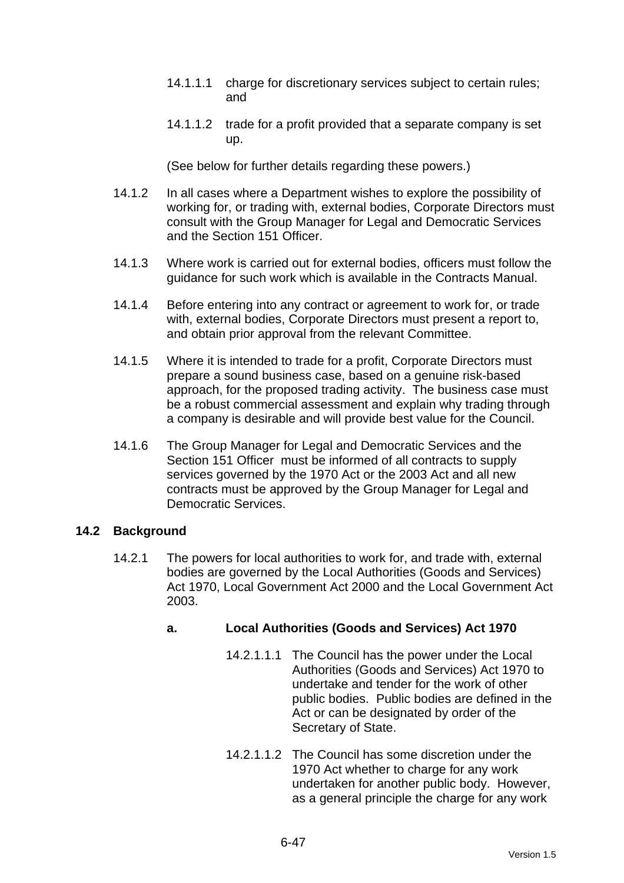14.1.1.1 charge for discretionary services subject to certain rules; and

14.1.1.2 trade for a profit provided that a separate company is set up.

(See below for further details regarding these powers.)

14.1.2 In all cases where a Department wishes to explore the possibility of working for, or trading with, external bodies, Corporate Directors must consult with the Group Manager for Legal and Democratic Services and the Section 151 Officer.

14.1.3 Where work is carried out for external bodies, officers must follow the guidance for such work which is available in the Contracts Manual.

14.1.4 Before entering into any contract or agreement to work for, or trade with, external bodies, Corporate Directors must present a report to, and obtain prior approval from the relevant Committee.

14.1.5 Where it is intended to trade for a profit, Corporate Directors must prepare a sound business case, based on a genuine risk-based approach, for the proposed trading activity. The business case must be a robust commercial assessment and explain why trading through a company is desirable and will provide best value for the Council.

14.1.6 The Group Manager for Legal and Democratic Services and the Section 151 Officer must be informed of all contracts to supply services governed by the 1970 Act or the 2003 Act and all new contracts must be approved by the Group Manager for Legal and Democratic Services.

## 14.2 Background

14.2.1 The powers for local authorities to work for, and trade with, external bodies are governed by the Local Authorities (Goods and Services) Act 1970, Local Government Act 2000 and the Local Government Act 2003.

**a. Local Authorities (Goods and Services) Act 1970**

14.2.1.1.1 The Council has the power under the Local Authorities (Goods and Services) Act 1970 to undertake and tender for the work of other public bodies. Public bodies are defined in the Act or can be designated by order of the Secretary of State.

14.2.1.1.2 The Council has some discretion under the 1970 Act whether to charge for any work undertaken for another public body. However, as a general principle the charge for any work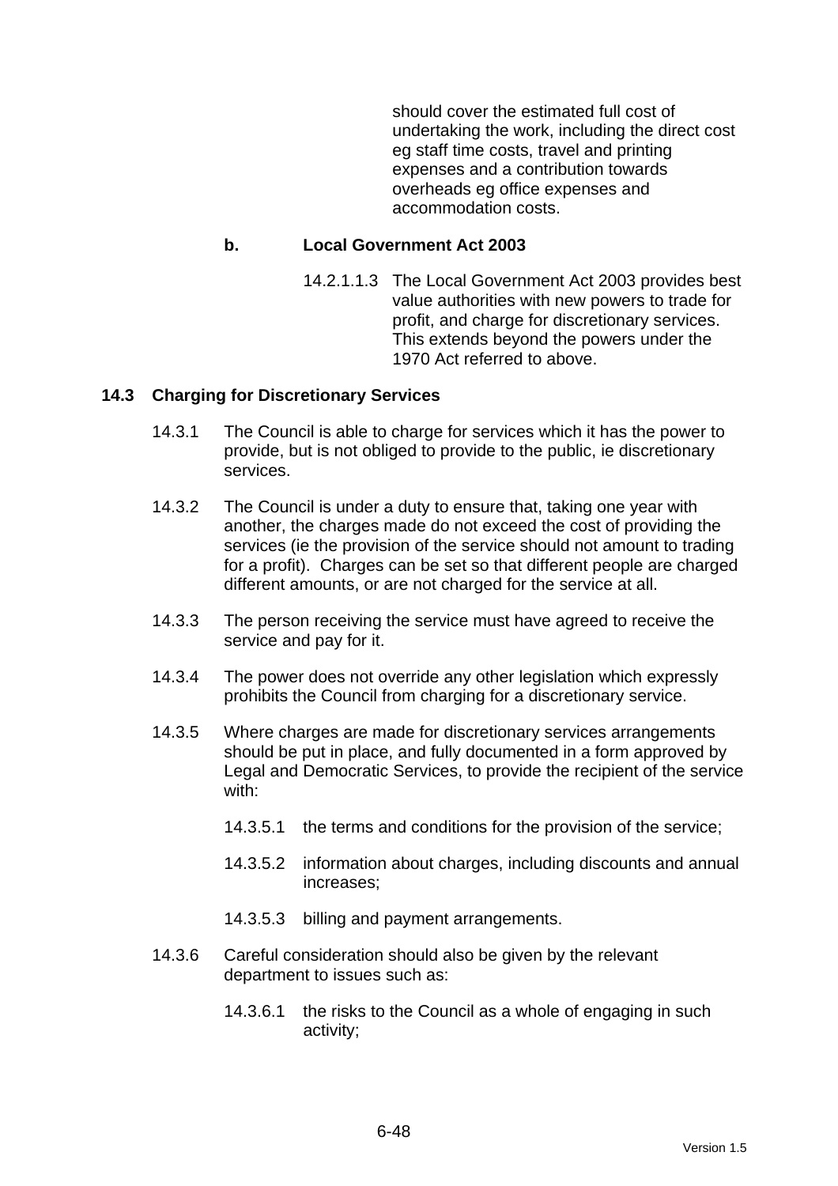should cover the estimated full cost of undertaking the work, including the direct cost eg staff time costs, travel and printing expenses and a contribution towards overheads eg office expenses and accommodation costs.

**b. Local Government Act 2003**

14.2.1.1.3 The Local Government Act 2003 provides best value authorities with new powers to trade for profit, and charge for discretionary services. This extends beyond the powers under the 1970 Act referred to above.

## 14.3 Charging for Discretionary Services

14.3.1 The Council is able to charge for services which it has the power to provide, but is not obliged to provide to the public, ie discretionary services.

14.3.2 The Council is under a duty to ensure that, taking one year with another, the charges made do not exceed the cost of providing the services (ie the provision of the service should not amount to trading for a profit). Charges can be set so that different people are charged different amounts, or are not charged for the service at all.

14.3.3 The person receiving the service must have agreed to receive the service and pay for it.

14.3.4 The power does not override any other legislation which expressly prohibits the Council from charging for a discretionary service.

14.3.5 Where charges are made for discretionary services arrangements should be put in place, and fully documented in a form approved by Legal and Democratic Services, to provide the recipient of the service with:

14.3.5.1 the terms and conditions for the provision of the service;

14.3.5.2 information about charges, including discounts and annual increases;

14.3.5.3 billing and payment arrangements.

14.3.6 Careful consideration should also be given by the relevant department to issues such as:

14.3.6.1 the risks to the Council as a whole of engaging in such activity;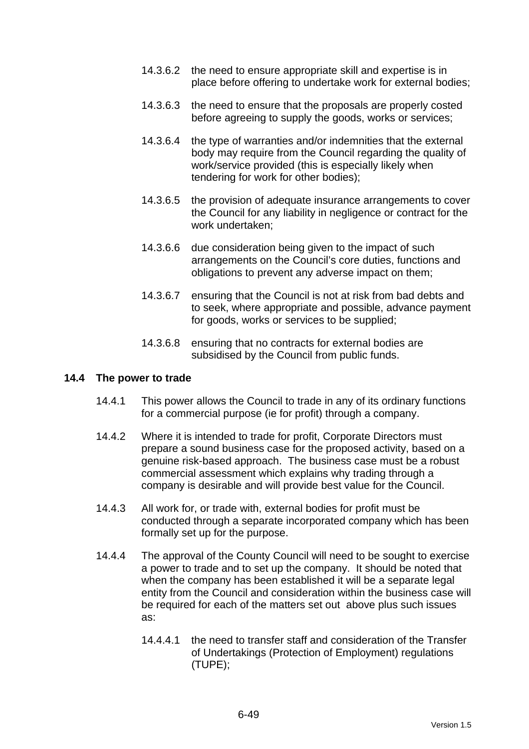14.3.6.2 the need to ensure appropriate skill and expertise is in place before offering to undertake work for external bodies;

14.3.6.3 the need to ensure that the proposals are properly costed before agreeing to supply the goods, works or services;

14.3.6.4 the type of warranties and/or indemnities that the external body may require from the Council regarding the quality of work/service provided (this is especially likely when tendering for work for other bodies);

14.3.6.5 the provision of adequate insurance arrangements to cover the Council for any liability in negligence or contract for the work undertaken;

14.3.6.6 due consideration being given to the impact of such arrangements on the Council's core duties, functions and obligations to prevent any adverse impact on them;

14.3.6.7 ensuring that the Council is not at risk from bad debts and to seek, where appropriate and possible, advance payment for goods, works or services to be supplied;

14.3.6.8 ensuring that no contracts for external bodies are subsidised by the Council from public funds.

## 14.4 The power to trade

14.4.1 This power allows the Council to trade in any of its ordinary functions for a commercial purpose (ie for profit) through a company.

14.4.2 Where it is intended to trade for profit, Corporate Directors must prepare a sound business case for the proposed activity, based on a genuine risk-based approach. The business case must be a robust commercial assessment which explains why trading through a company is desirable and will provide best value for the Council.

14.4.3 All work for, or trade with, external bodies for profit must be conducted through a separate incorporated company which has been formally set up for the purpose.

14.4.4 The approval of the County Council will need to be sought to exercise a power to trade and to set up the company. It should be noted that when the company has been established it will be a separate legal entity from the Council and consideration within the business case will be required for each of the matters set out above plus such issues as:

14.4.4.1 the need to transfer staff and consideration of the Transfer of Undertakings (Protection of Employment) regulations (TUPE);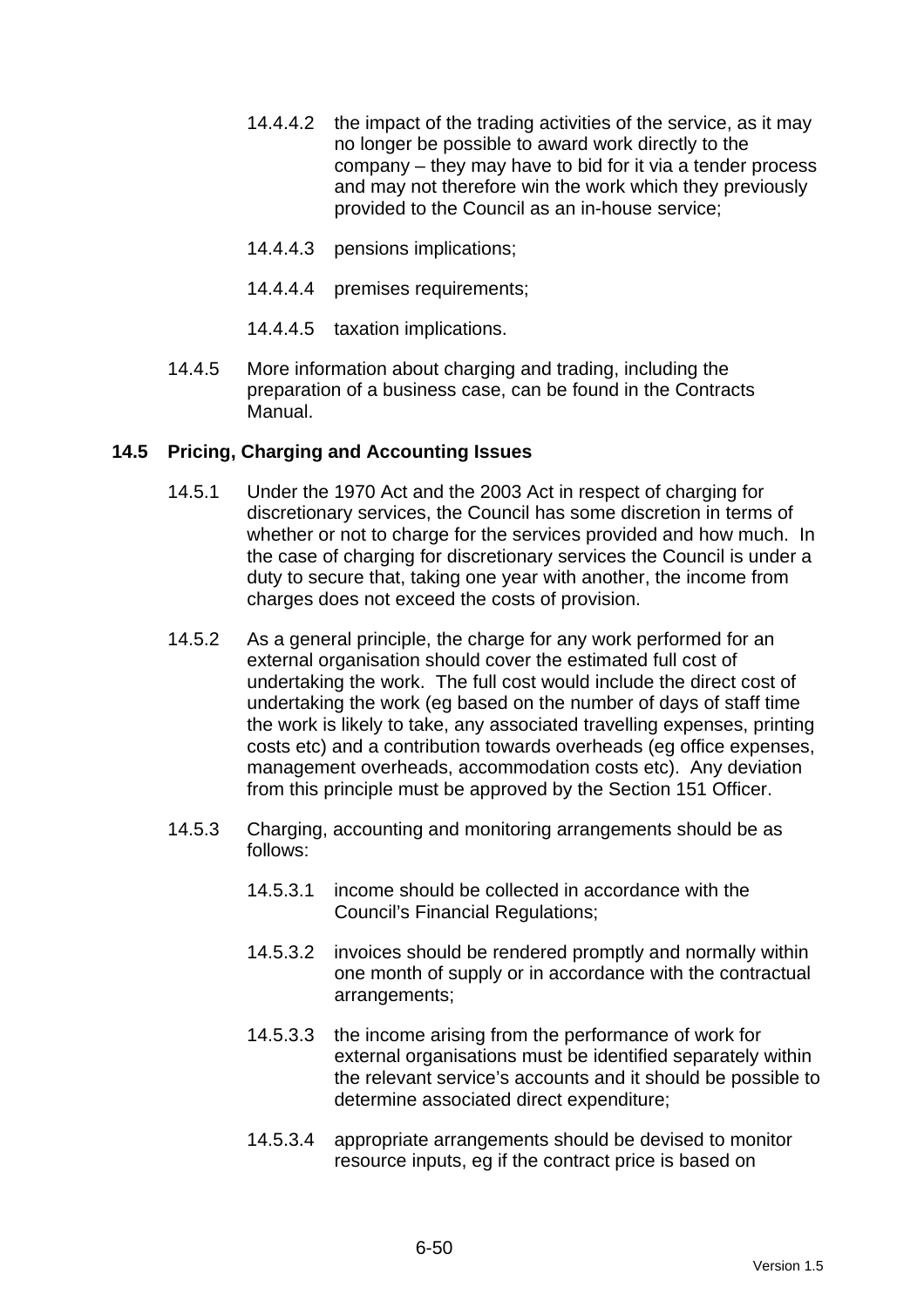14.4.4.2 the impact of the trading activities of the service, as it may no longer be possible to award work directly to the company – they may have to bid for it via a tender process and may not therefore win the work which they previously provided to the Council as an in-house service;

14.4.4.3 pensions implications;

14.4.4.4 premises requirements;

14.4.4.5 taxation implications.

14.4.5 More information about charging and trading, including the preparation of a business case, can be found in the Contracts Manual.

### 14.5 Pricing, Charging and Accounting Issues

14.5.1 Under the 1970 Act and the 2003 Act in respect of charging for discretionary services, the Council has some discretion in terms of whether or not to charge for the services provided and how much. In the case of charging for discretionary services the Council is under a duty to secure that, taking one year with another, the income from charges does not exceed the costs of provision.

14.5.2 As a general principle, the charge for any work performed for an external organisation should cover the estimated full cost of undertaking the work. The full cost would include the direct cost of undertaking the work (eg based on the number of days of staff time the work is likely to take, any associated travelling expenses, printing costs etc) and a contribution towards overheads (eg office expenses, management overheads, accommodation costs etc). Any deviation from this principle must be approved by the Section 151 Officer.

14.5.3 Charging, accounting and monitoring arrangements should be as follows:

14.5.3.1 income should be collected in accordance with the Council's Financial Regulations;

14.5.3.2 invoices should be rendered promptly and normally within one month of supply or in accordance with the contractual arrangements;

14.5.3.3 the income arising from the performance of work for external organisations must be identified separately within the relevant service's accounts and it should be possible to determine associated direct expenditure;

14.5.3.4 appropriate arrangements should be devised to monitor resource inputs, eg if the contract price is based on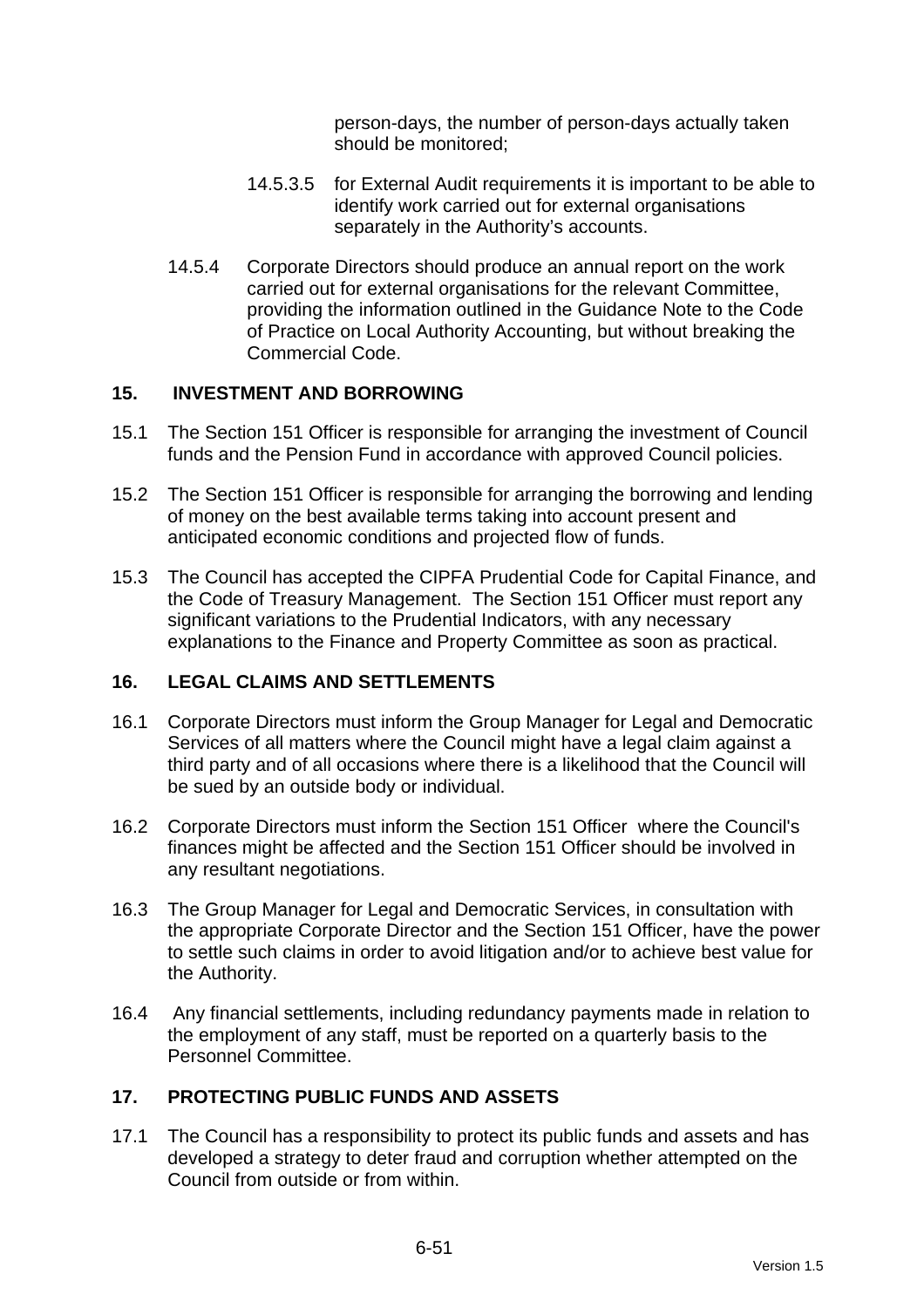person-days, the number of person-days actually taken should be monitored;

14.5.3.5 for External Audit requirements it is important to be able to identify work carried out for external organisations separately in the Authority's accounts.

14.5.4 Corporate Directors should produce an annual report on the work carried out for external organisations for the relevant Committee, providing the information outlined in the Guidance Note to the Code of Practice on Local Authority Accounting, but without breaking the Commercial Code.

## 15. INVESTMENT AND BORROWING

15.1 The Section 151 Officer is responsible for arranging the investment of Council funds and the Pension Fund in accordance with approved Council policies.

15.2 The Section 151 Officer is responsible for arranging the borrowing and lending of money on the best available terms taking into account present and anticipated economic conditions and projected flow of funds.

15.3 The Council has accepted the CIPFA Prudential Code for Capital Finance, and the Code of Treasury Management. The Section 151 Officer must report any significant variations to the Prudential Indicators, with any necessary explanations to the Finance and Property Committee as soon as practical.

## 16. LEGAL CLAIMS AND SETTLEMENTS

16.1 Corporate Directors must inform the Group Manager for Legal and Democratic Services of all matters where the Council might have a legal claim against a third party and of all occasions where there is a likelihood that the Council will be sued by an outside body or individual.

16.2 Corporate Directors must inform the Section 151 Officer where the Council's finances might be affected and the Section 151 Officer should be involved in any resultant negotiations.

16.3 The Group Manager for Legal and Democratic Services, in consultation with the appropriate Corporate Director and the Section 151 Officer, have the power to settle such claims in order to avoid litigation and/or to achieve best value for the Authority.

16.4 Any financial settlements, including redundancy payments made in relation to the employment of any staff, must be reported on a quarterly basis to the Personnel Committee.

## 17. PROTECTING PUBLIC FUNDS AND ASSETS

17.1 The Council has a responsibility to protect its public funds and assets and has developed a strategy to deter fraud and corruption whether attempted on the Council from outside or from within.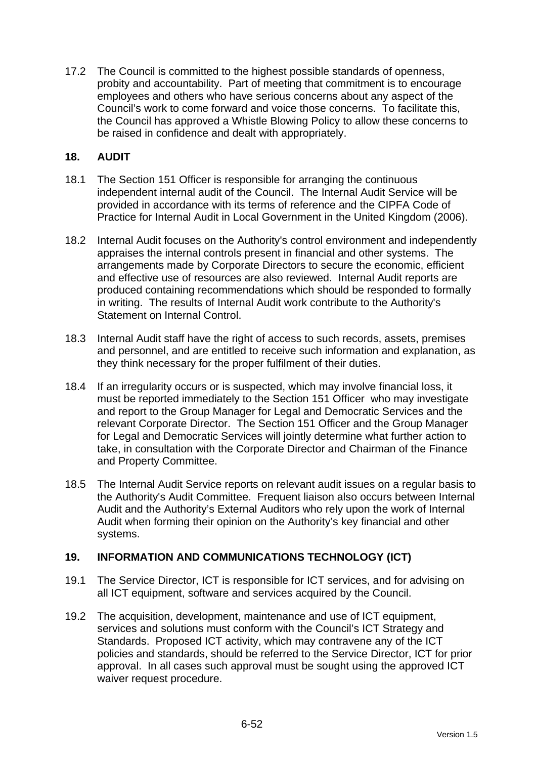17.2 The Council is committed to the highest possible standards of openness, probity and accountability. Part of meeting that commitment is to encourage employees and others who have serious concerns about any aspect of the Council's work to come forward and voice those concerns. To facilitate this, the Council has approved a Whistle Blowing Policy to allow these concerns to be raised in confidence and dealt with appropriately.

## 18. AUDIT

18.1 The Section 151 Officer is responsible for arranging the continuous independent internal audit of the Council. The Internal Audit Service will be provided in accordance with its terms of reference and the CIPFA Code of Practice for Internal Audit in Local Government in the United Kingdom (2006).

18.2 Internal Audit focuses on the Authority's control environment and independently appraises the internal controls present in financial and other systems. The arrangements made by Corporate Directors to secure the economic, efficient and effective use of resources are also reviewed. Internal Audit reports are produced containing recommendations which should be responded to formally in writing. The results of Internal Audit work contribute to the Authority's Statement on Internal Control.

18.3 Internal Audit staff have the right of access to such records, assets, premises and personnel, and are entitled to receive such information and explanation, as they think necessary for the proper fulfilment of their duties.

18.4 If an irregularity occurs or is suspected, which may involve financial loss, it must be reported immediately to the Section 151 Officer who may investigate and report to the Group Manager for Legal and Democratic Services and the relevant Corporate Director. The Section 151 Officer and the Group Manager for Legal and Democratic Services will jointly determine what further action to take, in consultation with the Corporate Director and Chairman of the Finance and Property Committee.

18.5 The Internal Audit Service reports on relevant audit issues on a regular basis to the Authority's Audit Committee. Frequent liaison also occurs between Internal Audit and the Authority's External Auditors who rely upon the work of Internal Audit when forming their opinion on the Authority's key financial and other systems.

## 19. INFORMATION AND COMMUNICATIONS TECHNOLOGY (ICT)

19.1 The Service Director, ICT is responsible for ICT services, and for advising on all ICT equipment, software and services acquired by the Council.

19.2 The acquisition, development, maintenance and use of ICT equipment, services and solutions must conform with the Council's ICT Strategy and Standards. Proposed ICT activity, which may contravene any of the ICT policies and standards, should be referred to the Service Director, ICT for prior approval. In all cases such approval must be sought using the approved ICT waiver request procedure.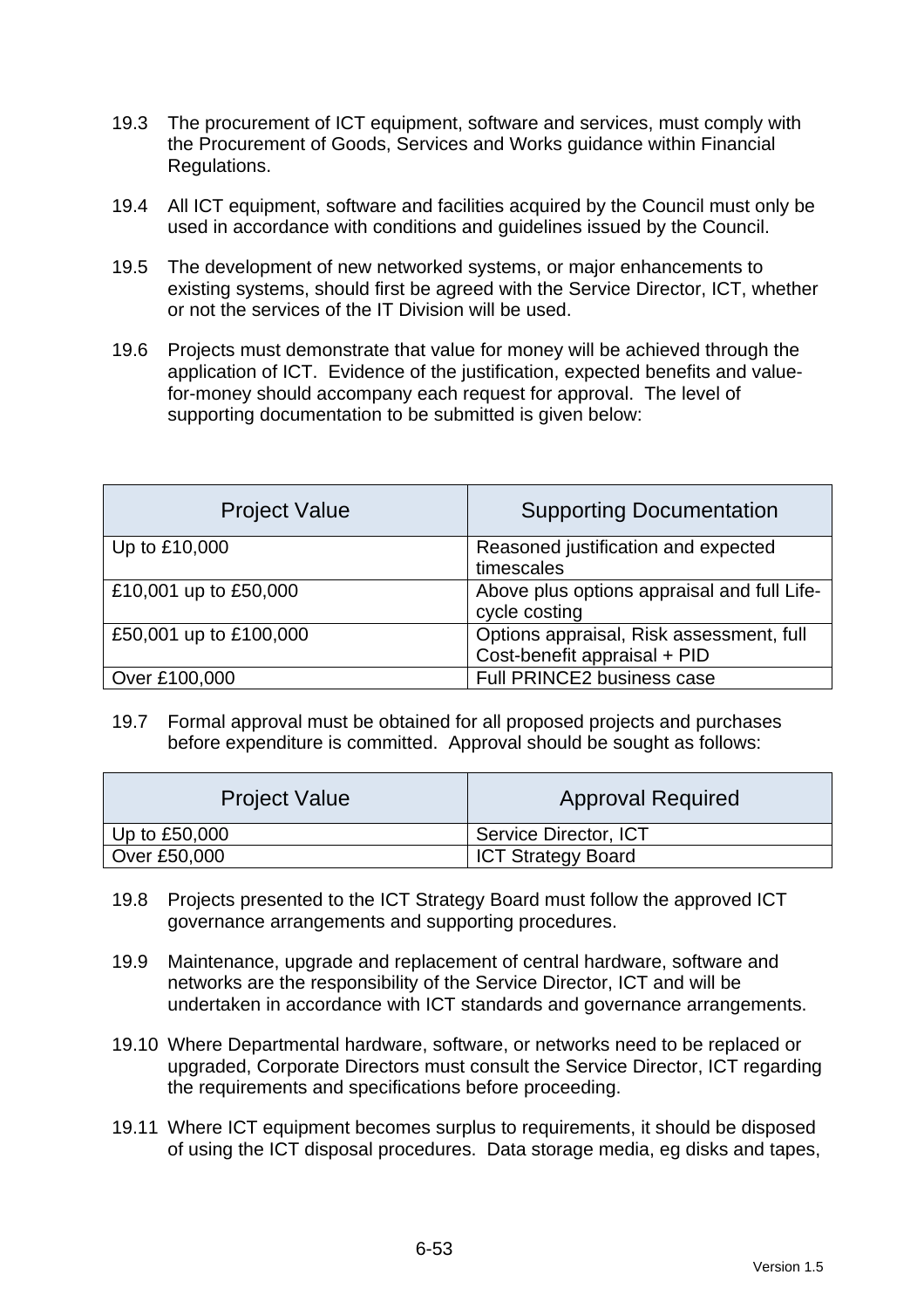19.3 The procurement of ICT equipment, software and services, must comply with the Procurement of Goods, Services and Works guidance within Financial Regulations.

19.4 All ICT equipment, software and facilities acquired by the Council must only be used in accordance with conditions and guidelines issued by the Council.

19.5 The development of new networked systems, or major enhancements to existing systems, should first be agreed with the Service Director, ICT, whether or not the services of the IT Division will be used.

19.6 Projects must demonstrate that value for money will be achieved through the application of ICT. Evidence of the justification, expected benefits and value-for-money should accompany each request for approval. The level of supporting documentation to be submitted is given below:

| Project Value | Supporting Documentation |
|---|---|
| Up to £10,000 | Reasoned justification and expected timescales |
| £10,001 up to £50,000 | Above plus options appraisal and full Life-cycle costing |
| £50,001 up to £100,000 | Options appraisal, Risk assessment, full Cost-benefit appraisal + PID |
| Over £100,000 | Full PRINCE2 business case |

19.7 Formal approval must be obtained for all proposed projects and purchases before expenditure is committed. Approval should be sought as follows:

| Project Value | Approval Required |
|---|---|
| Up to £50,000 | Service Director, ICT |
| Over £50,000 | ICT Strategy Board |

19.8 Projects presented to the ICT Strategy Board must follow the approved ICT governance arrangements and supporting procedures.

19.9 Maintenance, upgrade and replacement of central hardware, software and networks are the responsibility of the Service Director, ICT and will be undertaken in accordance with ICT standards and governance arrangements.

19.10 Where Departmental hardware, software, or networks need to be replaced or upgraded, Corporate Directors must consult the Service Director, ICT regarding the requirements and specifications before proceeding.

19.11 Where ICT equipment becomes surplus to requirements, it should be disposed of using the ICT disposal procedures. Data storage media, eg disks and tapes,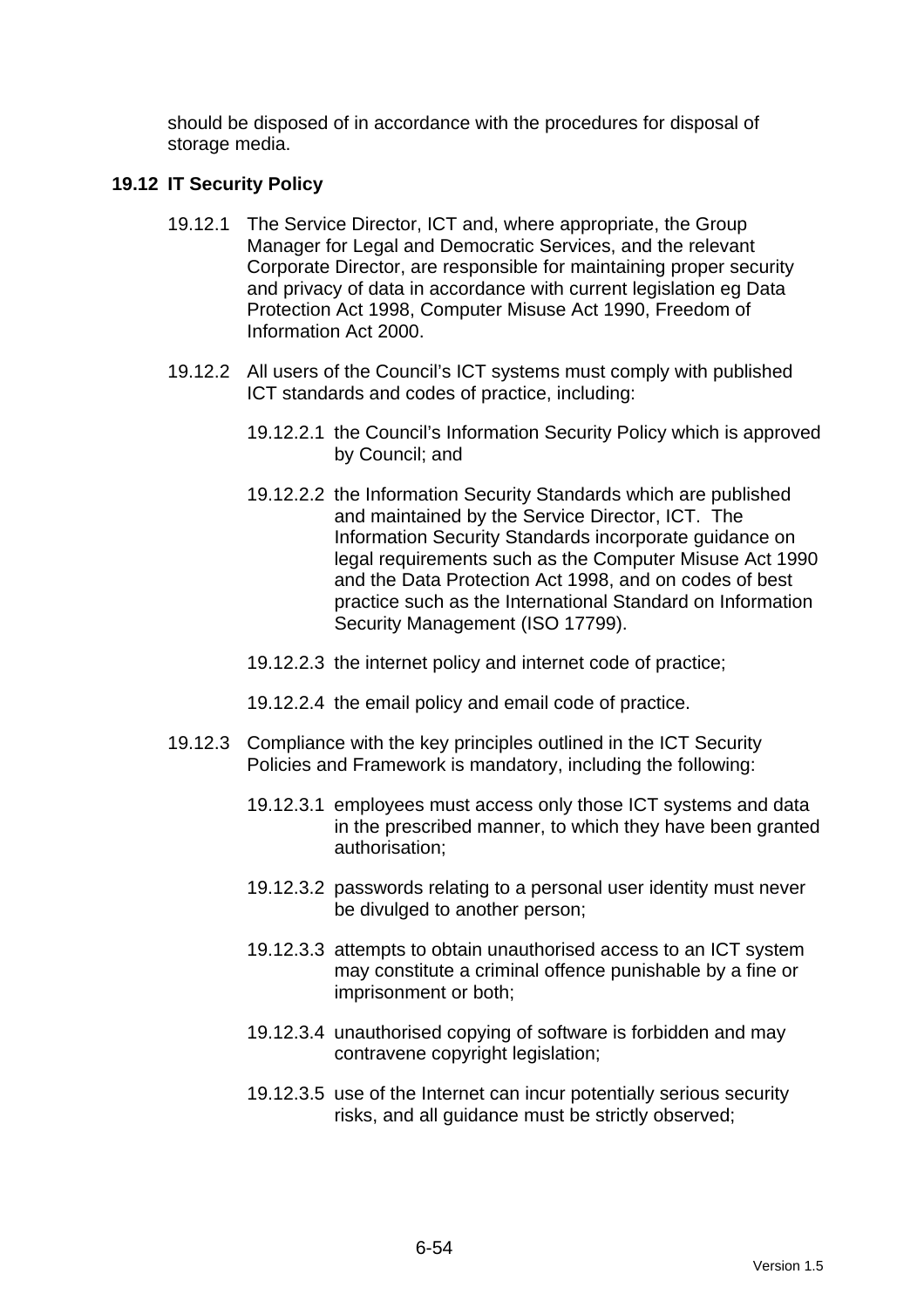should be disposed of in accordance with the procedures for disposal of storage media.

## 19.12 IT Security Policy

19.12.1 The Service Director, ICT and, where appropriate, the Group Manager for Legal and Democratic Services, and the relevant Corporate Director, are responsible for maintaining proper security and privacy of data in accordance with current legislation eg Data Protection Act 1998, Computer Misuse Act 1990, Freedom of Information Act 2000.

19.12.2 All users of the Council's ICT systems must comply with published ICT standards and codes of practice, including:

19.12.2.1 the Council's Information Security Policy which is approved by Council; and

19.12.2.2 the Information Security Standards which are published and maintained by the Service Director, ICT. The Information Security Standards incorporate guidance on legal requirements such as the Computer Misuse Act 1990 and the Data Protection Act 1998, and on codes of best practice such as the International Standard on Information Security Management (ISO 17799).

19.12.2.3 the internet policy and internet code of practice;

19.12.2.4 the email policy and email code of practice.

19.12.3 Compliance with the key principles outlined in the ICT Security Policies and Framework is mandatory, including the following:

19.12.3.1 employees must access only those ICT systems and data in the prescribed manner, to which they have been granted authorisation;

19.12.3.2 passwords relating to a personal user identity must never be divulged to another person;

19.12.3.3 attempts to obtain unauthorised access to an ICT system may constitute a criminal offence punishable by a fine or imprisonment or both;

19.12.3.4 unauthorised copying of software is forbidden and may contravene copyright legislation;

19.12.3.5 use of the Internet can incur potentially serious security risks, and all guidance must be strictly observed;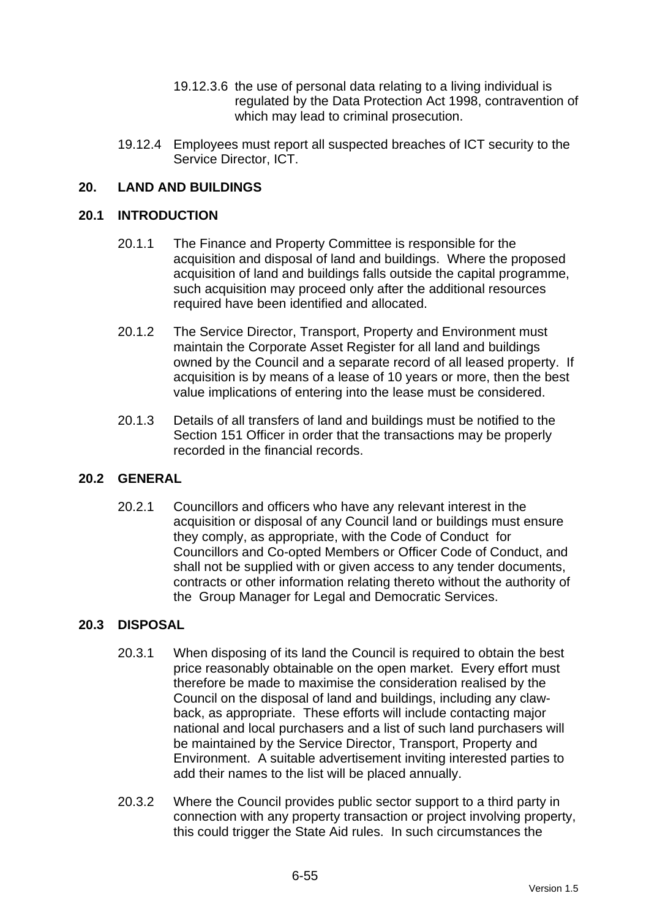19.12.3.6 the use of personal data relating to a living individual is regulated by the Data Protection Act 1998, contravention of which may lead to criminal prosecution.

19.12.4 Employees must report all suspected breaches of ICT security to the Service Director, ICT.

## 20. LAND AND BUILDINGS

### 20.1 INTRODUCTION

20.1.1 The Finance and Property Committee is responsible for the acquisition and disposal of land and buildings. Where the proposed acquisition of land and buildings falls outside the capital programme, such acquisition may proceed only after the additional resources required have been identified and allocated.

20.1.2 The Service Director, Transport, Property and Environment must maintain the Corporate Asset Register for all land and buildings owned by the Council and a separate record of all leased property. If acquisition is by means of a lease of 10 years or more, then the best value implications of entering into the lease must be considered.

20.1.3 Details of all transfers of land and buildings must be notified to the Section 151 Officer in order that the transactions may be properly recorded in the financial records.

### 20.2 GENERAL

20.2.1 Councillors and officers who have any relevant interest in the acquisition or disposal of any Council land or buildings must ensure they comply, as appropriate, with the Code of Conduct for Councillors and Co-opted Members or Officer Code of Conduct, and shall not be supplied with or given access to any tender documents, contracts or other information relating thereto without the authority of the Group Manager for Legal and Democratic Services.

### 20.3 DISPOSAL

20.3.1 When disposing of its land the Council is required to obtain the best price reasonably obtainable on the open market. Every effort must therefore be made to maximise the consideration realised by the Council on the disposal of land and buildings, including any claw-back, as appropriate. These efforts will include contacting major national and local purchasers and a list of such land purchasers will be maintained by the Service Director, Transport, Property and Environment. A suitable advertisement inviting interested parties to add their names to the list will be placed annually.

20.3.2 Where the Council provides public sector support to a third party in connection with any property transaction or project involving property, this could trigger the State Aid rules. In such circumstances the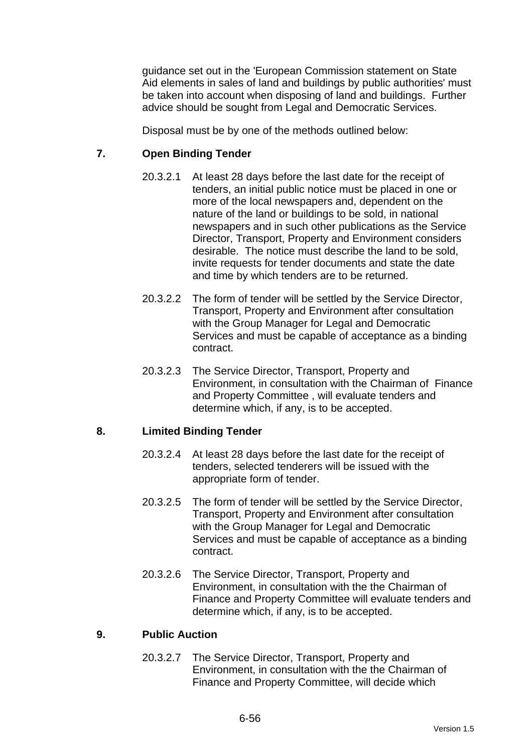guidance set out in the 'European Commission statement on State Aid elements in sales of land and buildings by public authorities' must be taken into account when disposing of land and buildings. Further advice should be sought from Legal and Democratic Services.

Disposal must be by one of the methods outlined below:

### 7. Open Binding Tender

20.3.2.1 At least 28 days before the last date for the receipt of tenders, an initial public notice must be placed in one or more of the local newspapers and, dependent on the nature of the land or buildings to be sold, in national newspapers and in such other publications as the Service Director, Transport, Property and Environment considers desirable. The notice must describe the land to be sold, invite requests for tender documents and state the date and time by which tenders are to be returned.

20.3.2.2 The form of tender will be settled by the Service Director, Transport, Property and Environment after consultation with the Group Manager for Legal and Democratic Services and must be capable of acceptance as a binding contract.

20.3.2.3 The Service Director, Transport, Property and Environment, in consultation with the Chairman of Finance and Property Committee , will evaluate tenders and determine which, if any, is to be accepted.

### 8. Limited Binding Tender

20.3.2.4 At least 28 days before the last date for the receipt of tenders, selected tenderers will be issued with the appropriate form of tender.

20.3.2.5 The form of tender will be settled by the Service Director, Transport, Property and Environment after consultation with the Group Manager for Legal and Democratic Services and must be capable of acceptance as a binding contract.

20.3.2.6 The Service Director, Transport, Property and Environment, in consultation with the the Chairman of Finance and Property Committee will evaluate tenders and determine which, if any, is to be accepted.

### 9. Public Auction

20.3.2.7 The Service Director, Transport, Property and Environment, in consultation with the the Chairman of Finance and Property Committee, will decide which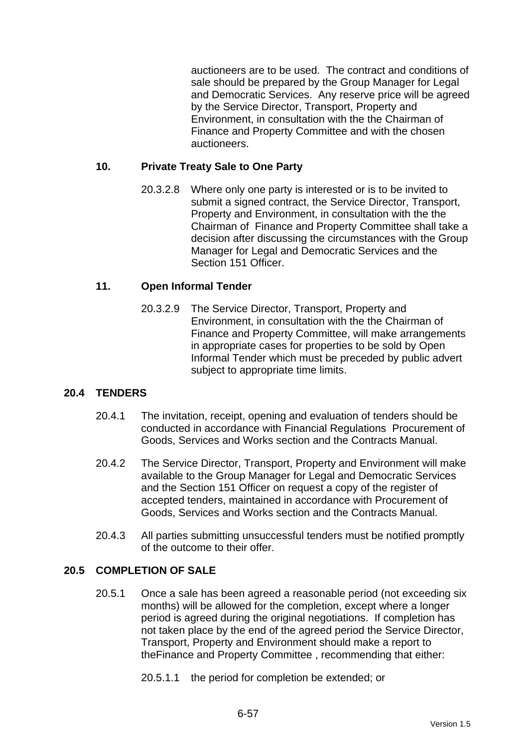auctioneers are to be used. The contract and conditions of sale should be prepared by the Group Manager for Legal and Democratic Services. Any reserve price will be agreed by the Service Director, Transport, Property and Environment, in consultation with the the Chairman of Finance and Property Committee and with the chosen auctioneers.

### 10. Private Treaty Sale to One Party

20.3.2.8 Where only one party is interested or is to be invited to submit a signed contract, the Service Director, Transport, Property and Environment, in consultation with the the Chairman of Finance and Property Committee shall take a decision after discussing the circumstances with the Group Manager for Legal and Democratic Services and the Section 151 Officer.

### 11. Open Informal Tender

20.3.2.9 The Service Director, Transport, Property and Environment, in consultation with the the Chairman of Finance and Property Committee, will make arrangements in appropriate cases for properties to be sold by Open Informal Tender which must be preceded by public advert subject to appropriate time limits.

## 20.4 TENDERS

20.4.1 The invitation, receipt, opening and evaluation of tenders should be conducted in accordance with Financial Regulations Procurement of Goods, Services and Works section and the Contracts Manual.

20.4.2 The Service Director, Transport, Property and Environment will make available to the Group Manager for Legal and Democratic Services and the Section 151 Officer on request a copy of the register of accepted tenders, maintained in accordance with Procurement of Goods, Services and Works section and the Contracts Manual.

20.4.3 All parties submitting unsuccessful tenders must be notified promptly of the outcome to their offer.

## 20.5 COMPLETION OF SALE

20.5.1 Once a sale has been agreed a reasonable period (not exceeding six months) will be allowed for the completion, except where a longer period is agreed during the original negotiations. If completion has not taken place by the end of the agreed period the Service Director, Transport, Property and Environment should make a report to theFinance and Property Committee , recommending that either:

20.5.1.1 the period for completion be extended; or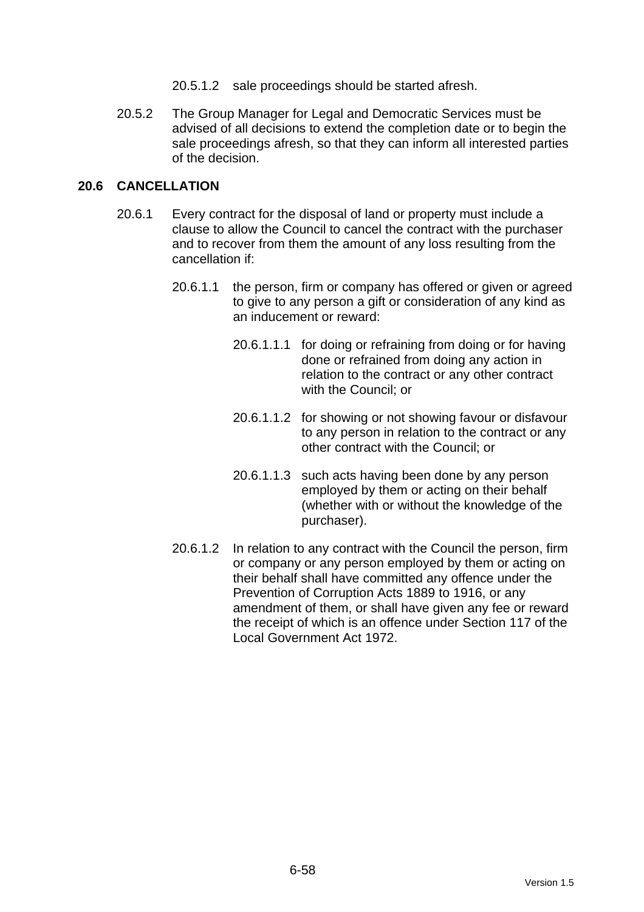20.5.1.2 sale proceedings should be started afresh.

20.5.2 The Group Manager for Legal and Democratic Services must be advised of all decisions to extend the completion date or to begin the sale proceedings afresh, so that they can inform all interested parties of the decision.

## 20.6 CANCELLATION

20.6.1 Every contract for the disposal of land or property must include a clause to allow the Council to cancel the contract with the purchaser and to recover from them the amount of any loss resulting from the cancellation if:

20.6.1.1 the person, firm or company has offered or given or agreed to give to any person a gift or consideration of any kind as an inducement or reward:

20.6.1.1.1 for doing or refraining from doing or for having done or refrained from doing any action in relation to the contract or any other contract with the Council; or

20.6.1.1.2 for showing or not showing favour or disfavour to any person in relation to the contract or any other contract with the Council; or

20.6.1.1.3 such acts having been done by any person employed by them or acting on their behalf (whether with or without the knowledge of the purchaser).

20.6.1.2 In relation to any contract with the Council the person, firm or company or any person employed by them or acting on their behalf shall have committed any offence under the Prevention of Corruption Acts 1889 to 1916, or any amendment of them, or shall have given any fee or reward the receipt of which is an offence under Section 117 of the Local Government Act 1972.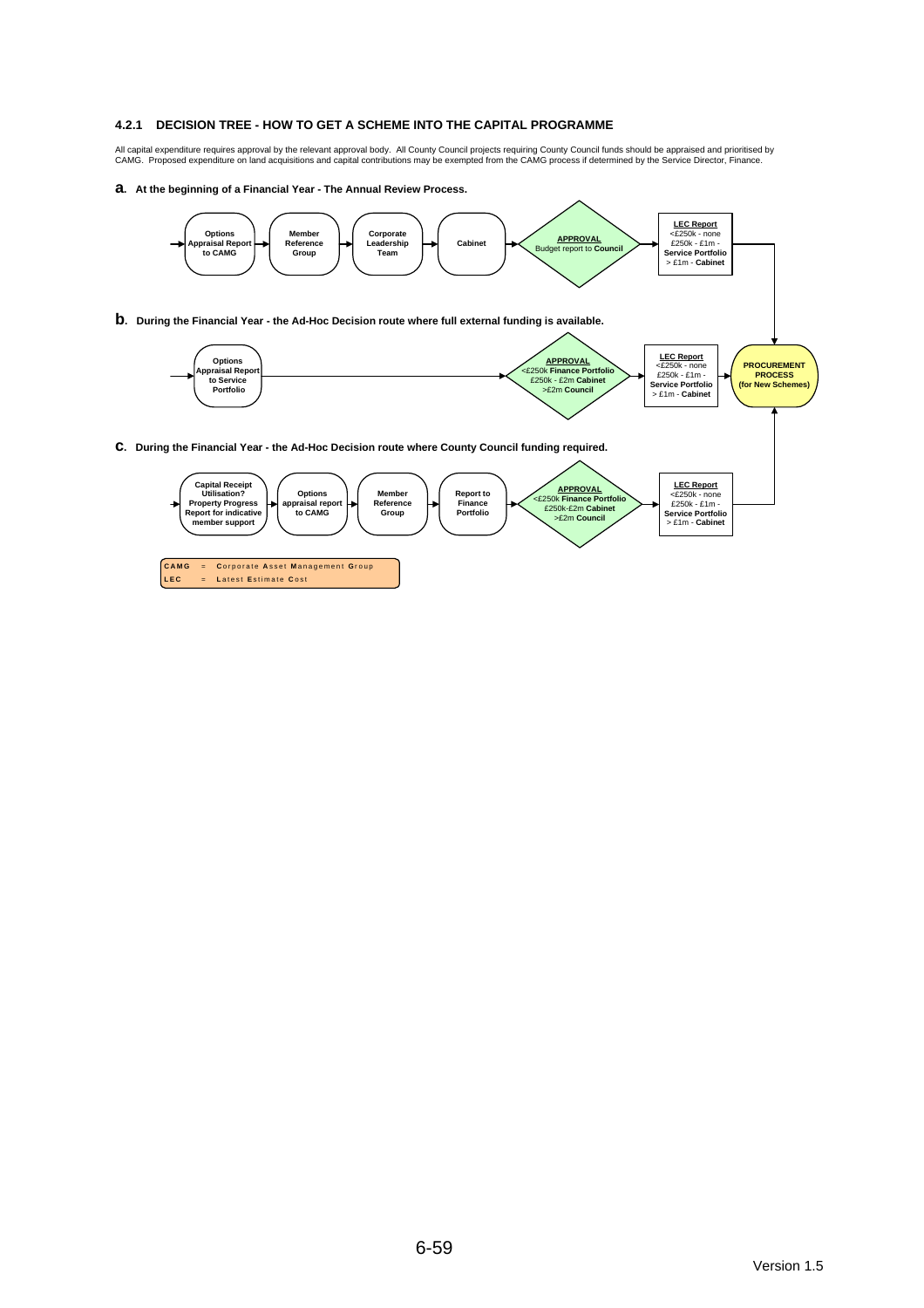#### 4.2.1 DECISION TREE - HOW TO GET A SCHEME INTO THE CAPITAL PROGRAMME

All capital expenditure requires approval by the relevant approval body. All County Council projects requiring County Council funds should be appraised and prioritised by CAMG. Proposed expenditure on land acquisitions and capital contributions may be exempted from the CAMG process if determined by the Service Director, Finance.

**a. At the beginning of a Financial Year - The Annual Review Process.**

**Options Appraisal Report to CAMG** → **Member Reference Group** → **Corporate Leadership Team** → **Cabinet** → **APPROVAL** Budget report to **Council** → **LEC Report** <£250k - none; £250k - £1m - **Service Portfolio**; > £1m - **Cabinet** → **PROCUREMENT PROCESS (for New Schemes)**

**b. During the Financial Year - the Ad-Hoc Decision route where full external funding is available.**

**Options Appraisal Report to Service Portfolio** → **APPROVAL** <£250k **Finance Portfolio**; £250k - £2m **Cabinet**; >£2m **Council** → **LEC Report** <£250k - none; £250k - £1m - **Service Portfolio**; > £1m - **Cabinet** → **PROCUREMENT PROCESS (for New Schemes)**

**c. During the Financial Year - the Ad-Hoc Decision route where County Council funding required.**

**Capital Receipt Utilisation? Property Progress Report for indicative member support** → **Options appraisal report to CAMG** → **Member Reference Group** → **Report to Finance Portfolio** → **APPROVAL** <£250k **Finance Portfolio**; £250k-£2m **Cabinet**; >£2m **Council** → **LEC Report** <£250k - none; £250k - £1m - **Service Portfolio**; > £1m - **Cabinet** → **PROCUREMENT PROCESS (for New Schemes)**

| | | |
|---|---|---|
| **CAMG** | = | **C**orporate **A**sset **M**anagement **G**roup |
| **LEC** | = | **L**atest **E**stimate **C**ost |

Version 1.5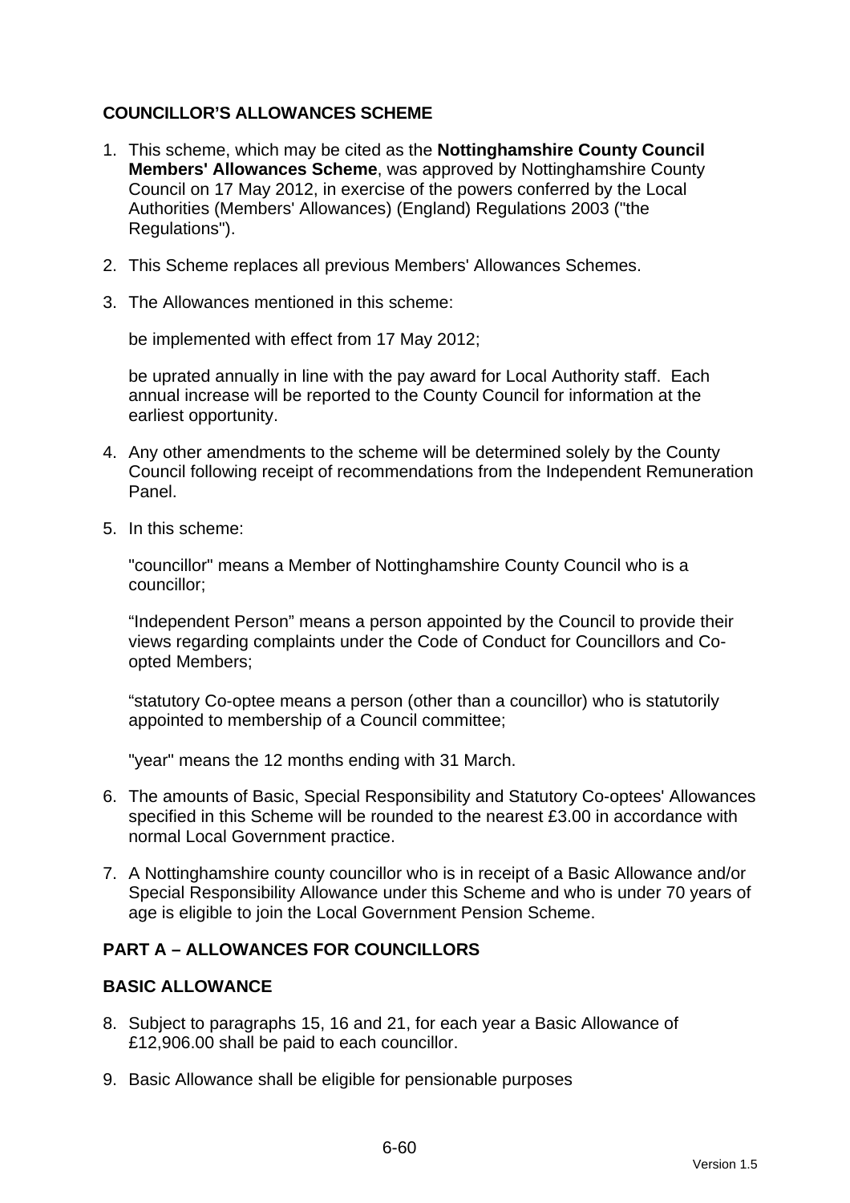## COUNCILLOR'S ALLOWANCES SCHEME

1. This scheme, which may be cited as the **Nottinghamshire County Council Members' Allowances Scheme**, was approved by Nottinghamshire County Council on 17 May 2012, in exercise of the powers conferred by the Local Authorities (Members' Allowances) (England) Regulations 2003 ("the Regulations").

2. This Scheme replaces all previous Members' Allowances Schemes.

3. The Allowances mentioned in this scheme:

   be implemented with effect from 17 May 2012;

   be uprated annually in line with the pay award for Local Authority staff. Each annual increase will be reported to the County Council for information at the earliest opportunity.

4. Any other amendments to the scheme will be determined solely by the County Council following receipt of recommendations from the Independent Remuneration Panel.

5. In this scheme:

   "councillor" means a Member of Nottinghamshire County Council who is a councillor;

   "Independent Person" means a person appointed by the Council to provide their views regarding complaints under the Code of Conduct for Councillors and Co-opted Members;

   "statutory Co-optee means a person (other than a councillor) who is statutorily appointed to membership of a Council committee;

   "year" means the 12 months ending with 31 March.

6. The amounts of Basic, Special Responsibility and Statutory Co-optees' Allowances specified in this Scheme will be rounded to the nearest £3.00 in accordance with normal Local Government practice.

7. A Nottinghamshire county councillor who is in receipt of a Basic Allowance and/or Special Responsibility Allowance under this Scheme and who is under 70 years of age is eligible to join the Local Government Pension Scheme.

## PART A – ALLOWANCES FOR COUNCILLORS

### BASIC ALLOWANCE

8. Subject to paragraphs 15, 16 and 21, for each year a Basic Allowance of £12,906.00 shall be paid to each councillor.

9. Basic Allowance shall be eligible for pensionable purposes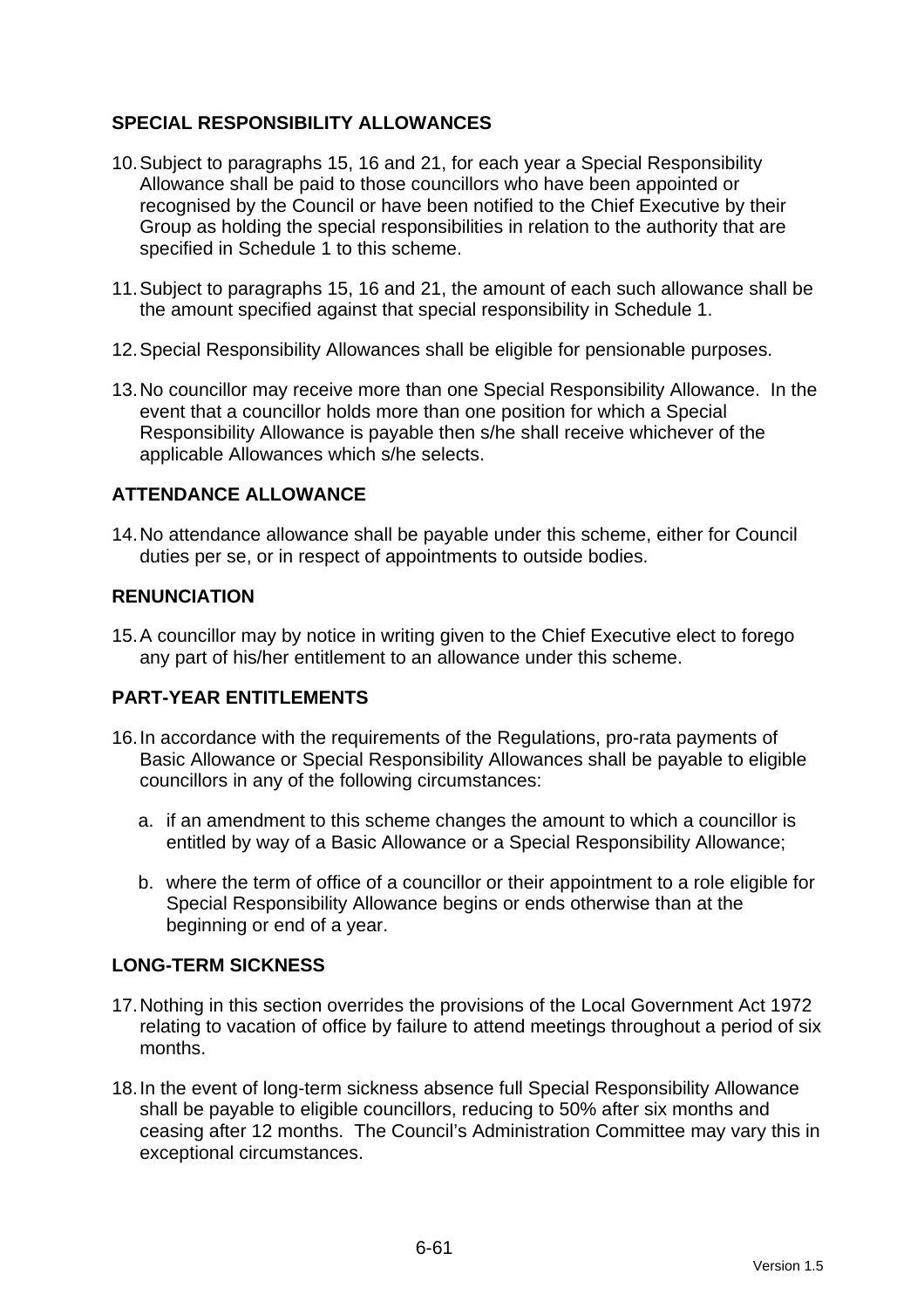## SPECIAL RESPONSIBILITY ALLOWANCES

10. Subject to paragraphs 15, 16 and 21, for each year a Special Responsibility Allowance shall be paid to those councillors who have been appointed or recognised by the Council or have been notified to the Chief Executive by their Group as holding the special responsibilities in relation to the authority that are specified in Schedule 1 to this scheme.

11. Subject to paragraphs 15, 16 and 21, the amount of each such allowance shall be the amount specified against that special responsibility in Schedule 1.

12. Special Responsibility Allowances shall be eligible for pensionable purposes.

13. No councillor may receive more than one Special Responsibility Allowance. In the event that a councillor holds more than one position for which a Special Responsibility Allowance is payable then s/he shall receive whichever of the applicable Allowances which s/he selects.

## ATTENDANCE ALLOWANCE

14. No attendance allowance shall be payable under this scheme, either for Council duties per se, or in respect of appointments to outside bodies.

## RENUNCIATION

15. A councillor may by notice in writing given to the Chief Executive elect to forego any part of his/her entitlement to an allowance under this scheme.

## PART-YEAR ENTITLEMENTS

16. In accordance with the requirements of the Regulations, pro-rata payments of Basic Allowance or Special Responsibility Allowances shall be payable to eligible councillors in any of the following circumstances:

    a. if an amendment to this scheme changes the amount to which a councillor is entitled by way of a Basic Allowance or a Special Responsibility Allowance;

    b. where the term of office of a councillor or their appointment to a role eligible for Special Responsibility Allowance begins or ends otherwise than at the beginning or end of a year.

## LONG-TERM SICKNESS

17. Nothing in this section overrides the provisions of the Local Government Act 1972 relating to vacation of office by failure to attend meetings throughout a period of six months.

18. In the event of long-term sickness absence full Special Responsibility Allowance shall be payable to eligible councillors, reducing to 50% after six months and ceasing after 12 months. The Council's Administration Committee may vary this in exceptional circumstances.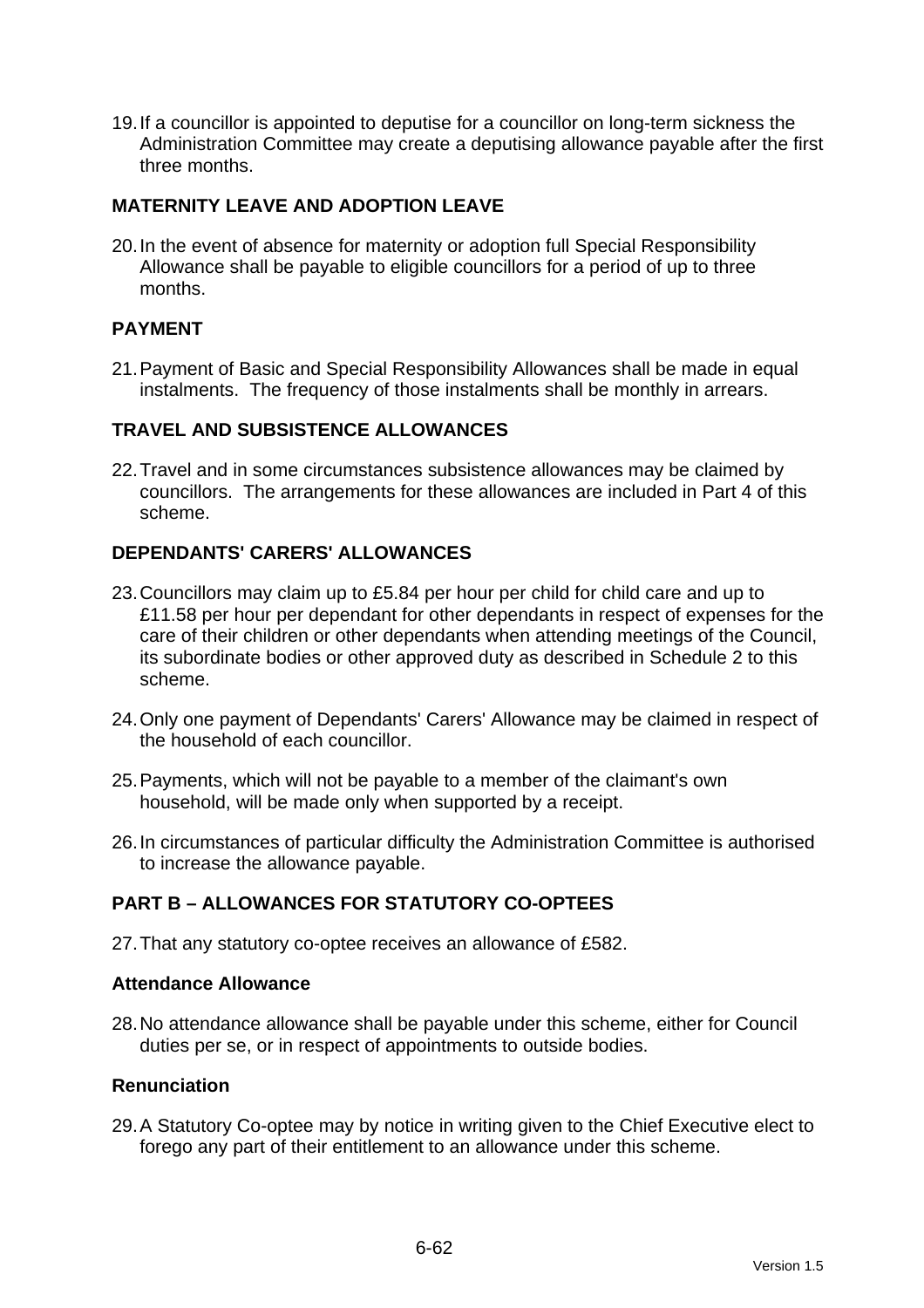19. If a councillor is appointed to deputise for a councillor on long-term sickness the Administration Committee may create a deputising allowance payable after the first three months.

## MATERNITY LEAVE AND ADOPTION LEAVE

20. In the event of absence for maternity or adoption full Special Responsibility Allowance shall be payable to eligible councillors for a period of up to three months.

## PAYMENT

21. Payment of Basic and Special Responsibility Allowances shall be made in equal instalments. The frequency of those instalments shall be monthly in arrears.

## TRAVEL AND SUBSISTENCE ALLOWANCES

22. Travel and in some circumstances subsistence allowances may be claimed by councillors. The arrangements for these allowances are included in Part 4 of this scheme.

## DEPENDANTS' CARERS' ALLOWANCES

23. Councillors may claim up to £5.84 per hour per child for child care and up to £11.58 per hour per dependant for other dependants in respect of expenses for the care of their children or other dependants when attending meetings of the Council, its subordinate bodies or other approved duty as described in Schedule 2 to this scheme.

24. Only one payment of Dependants' Carers' Allowance may be claimed in respect of the household of each councillor.

25. Payments, which will not be payable to a member of the claimant's own household, will be made only when supported by a receipt.

26. In circumstances of particular difficulty the Administration Committee is authorised to increase the allowance payable.

## PART B – ALLOWANCES FOR STATUTORY CO-OPTEES

27. That any statutory co-optee receives an allowance of £582.

### Attendance Allowance

28. No attendance allowance shall be payable under this scheme, either for Council duties per se, or in respect of appointments to outside bodies.

### Renunciation

29. A Statutory Co-optee may by notice in writing given to the Chief Executive elect to forego any part of their entitlement to an allowance under this scheme.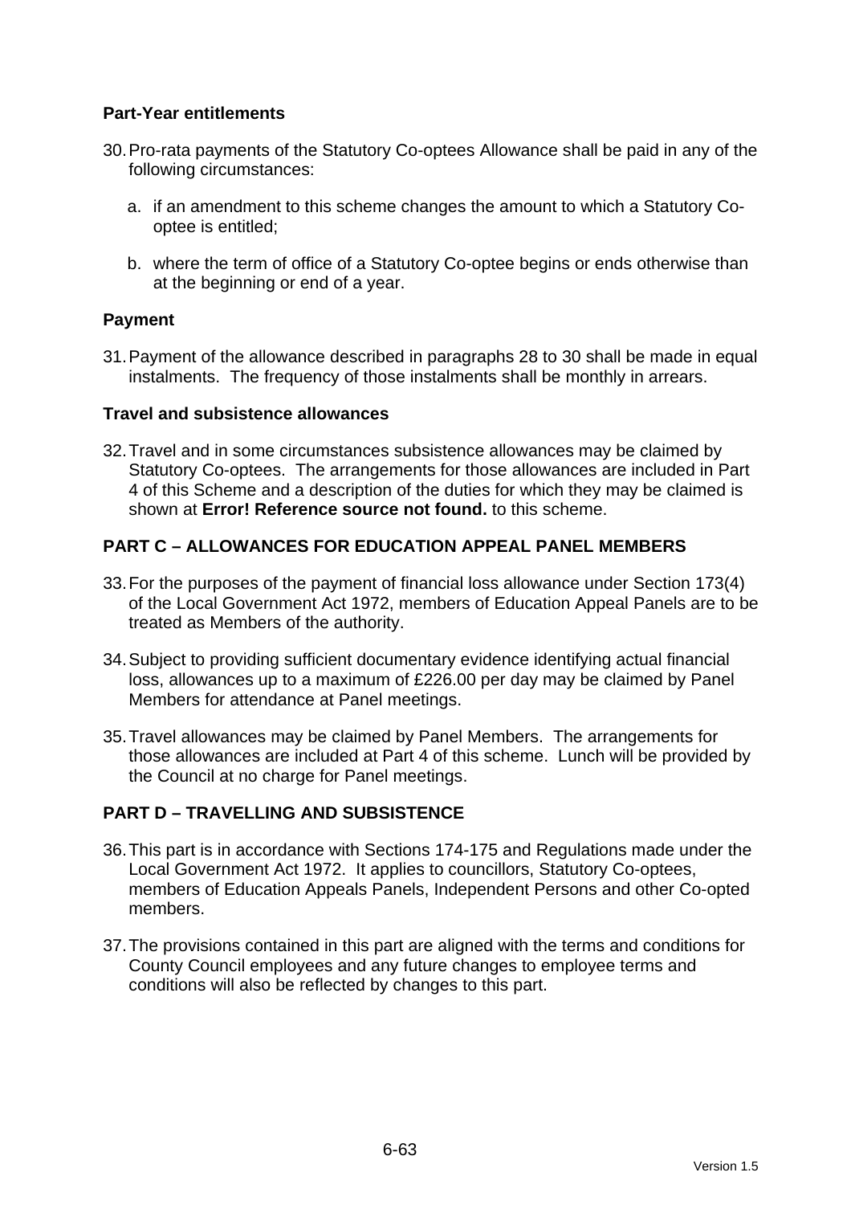**Part-Year entitlements**

30. Pro-rata payments of the Statutory Co-optees Allowance shall be paid in any of the following circumstances:

    a. if an amendment to this scheme changes the amount to which a Statutory Co-optee is entitled;

    b. where the term of office of a Statutory Co-optee begins or ends otherwise than at the beginning or end of a year.

**Payment**

31. Payment of the allowance described in paragraphs 28 to 30 shall be made in equal instalments. The frequency of those instalments shall be monthly in arrears.

**Travel and subsistence allowances**

32. Travel and in some circumstances subsistence allowances may be claimed by Statutory Co-optees. The arrangements for those allowances are included in Part 4 of this Scheme and a description of the duties for which they may be claimed is shown at **Error! Reference source not found.** to this scheme.

**PART C – ALLOWANCES FOR EDUCATION APPEAL PANEL MEMBERS**

33. For the purposes of the payment of financial loss allowance under Section 173(4) of the Local Government Act 1972, members of Education Appeal Panels are to be treated as Members of the authority.

34. Subject to providing sufficient documentary evidence identifying actual financial loss, allowances up to a maximum of £226.00 per day may be claimed by Panel Members for attendance at Panel meetings.

35. Travel allowances may be claimed by Panel Members. The arrangements for those allowances are included at Part 4 of this scheme. Lunch will be provided by the Council at no charge for Panel meetings.

**PART D – TRAVELLING AND SUBSISTENCE**

36. This part is in accordance with Sections 174-175 and Regulations made under the Local Government Act 1972. It applies to councillors, Statutory Co-optees, members of Education Appeals Panels, Independent Persons and other Co-opted members.

37. The provisions contained in this part are aligned with the terms and conditions for County Council employees and any future changes to employee terms and conditions will also be reflected by changes to this part.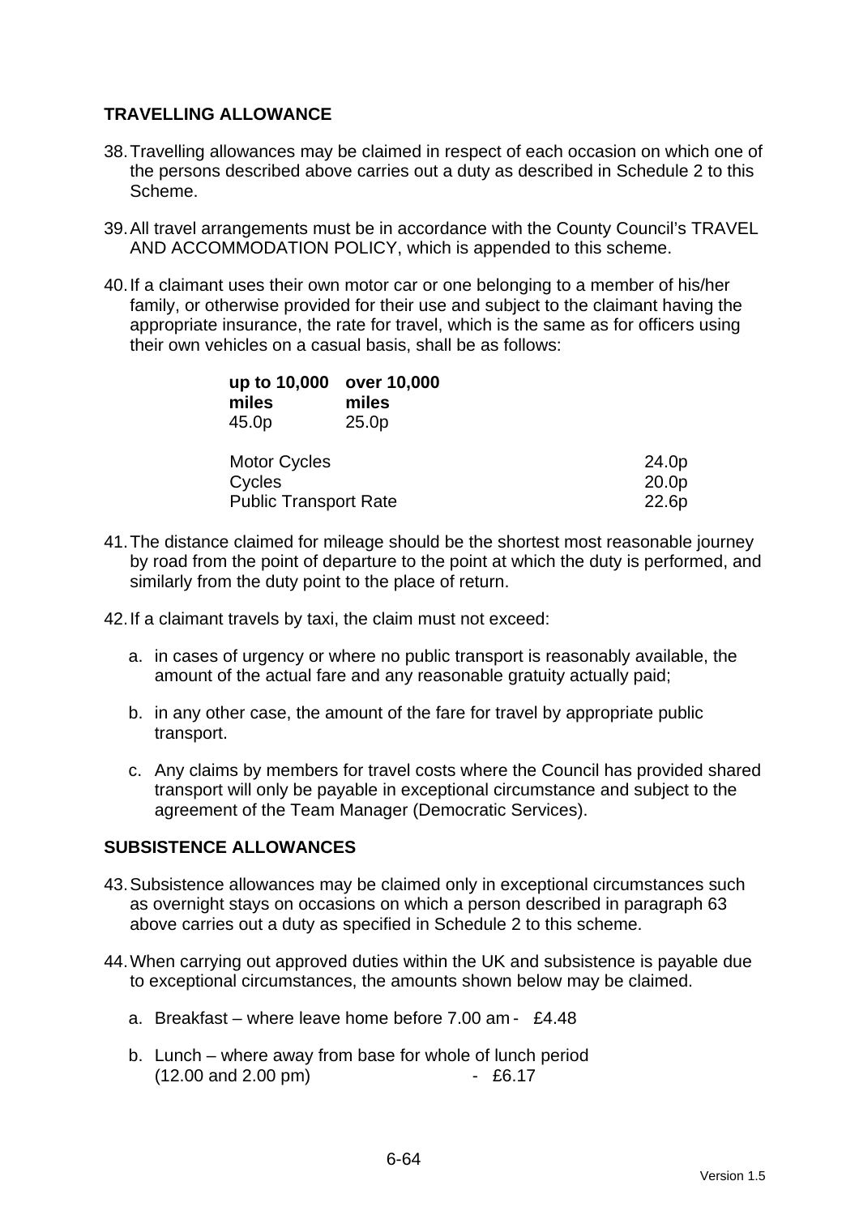## TRAVELLING ALLOWANCE

38. Travelling allowances may be claimed in respect of each occasion on which one of the persons described above carries out a duty as described in Schedule 2 to this Scheme.

39. All travel arrangements must be in accordance with the County Council's TRAVEL AND ACCOMMODATION POLICY, which is appended to this scheme.

40. If a claimant uses their own motor car or one belonging to a member of his/her family, or otherwise provided for their use and subject to the claimant having the appropriate insurance, the rate for travel, which is the same as for officers using their own vehicles on a casual basis, shall be as follows:

| **up to 10,000 miles** | **over 10,000 miles** |
|---|---|
| 45.0p | 25.0p |

| | |
|---|---|
| Motor Cycles | 24.0p |
| Cycles | 20.0p |
| Public Transport Rate | 22.6p |

41. The distance claimed for mileage should be the shortest most reasonable journey by road from the point of departure to the point at which the duty is performed, and similarly from the duty point to the place of return.

42. If a claimant travels by taxi, the claim must not exceed:

    a. in cases of urgency or where no public transport is reasonably available, the amount of the actual fare and any reasonable gratuity actually paid;

    b. in any other case, the amount of the fare for travel by appropriate public transport.

    c. Any claims by members for travel costs where the Council has provided shared transport will only be payable in exceptional circumstance and subject to the agreement of the Team Manager (Democratic Services).

## SUBSISTENCE ALLOWANCES

43. Subsistence allowances may be claimed only in exceptional circumstances such as overnight stays on occasions on which a person described in paragraph 63 above carries out a duty as specified in Schedule 2 to this scheme.

44. When carrying out approved duties within the UK and subsistence is payable due to exceptional circumstances, the amounts shown below may be claimed.

    a. Breakfast – where leave home before 7.00 am - £4.48

    b. Lunch – where away from base for whole of lunch period (12.00 and 2.00 pm) - £6.17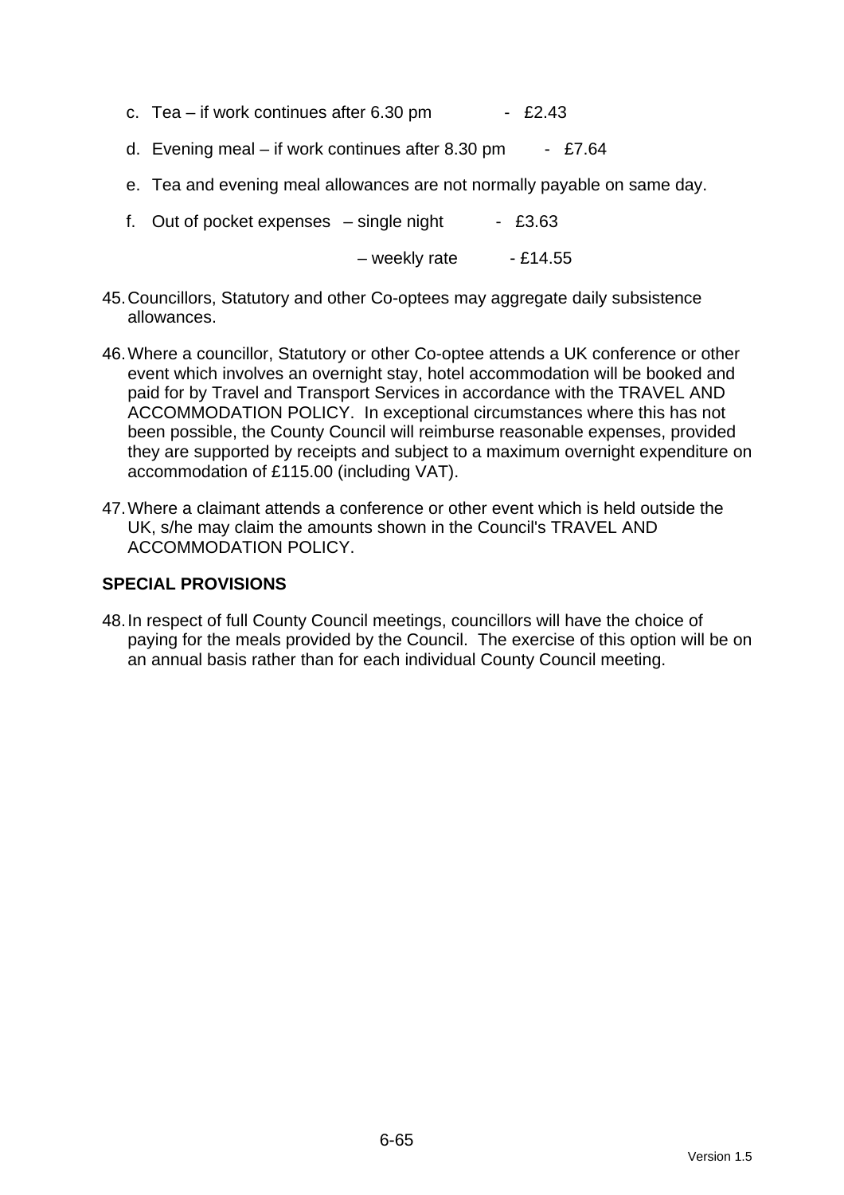c. Tea – if work continues after 6.30 pm - £2.43

d. Evening meal – if work continues after 8.30 pm - £7.64

e. Tea and evening meal allowances are not normally payable on same day.

f. Out of pocket expenses – single night - £3.63

– weekly rate - £14.55

45. Councillors, Statutory and other Co-optees may aggregate daily subsistence allowances.

46. Where a councillor, Statutory or other Co-optee attends a UK conference or other event which involves an overnight stay, hotel accommodation will be booked and paid for by Travel and Transport Services in accordance with the TRAVEL AND ACCOMMODATION POLICY. In exceptional circumstances where this has not been possible, the County Council will reimburse reasonable expenses, provided they are supported by receipts and subject to a maximum overnight expenditure on accommodation of £115.00 (including VAT).

47. Where a claimant attends a conference or other event which is held outside the UK, s/he may claim the amounts shown in the Council's TRAVEL AND ACCOMMODATION POLICY.

**SPECIAL PROVISIONS**

48. In respect of full County Council meetings, councillors will have the choice of paying for the meals provided by the Council. The exercise of this option will be on an annual basis rather than for each individual County Council meeting.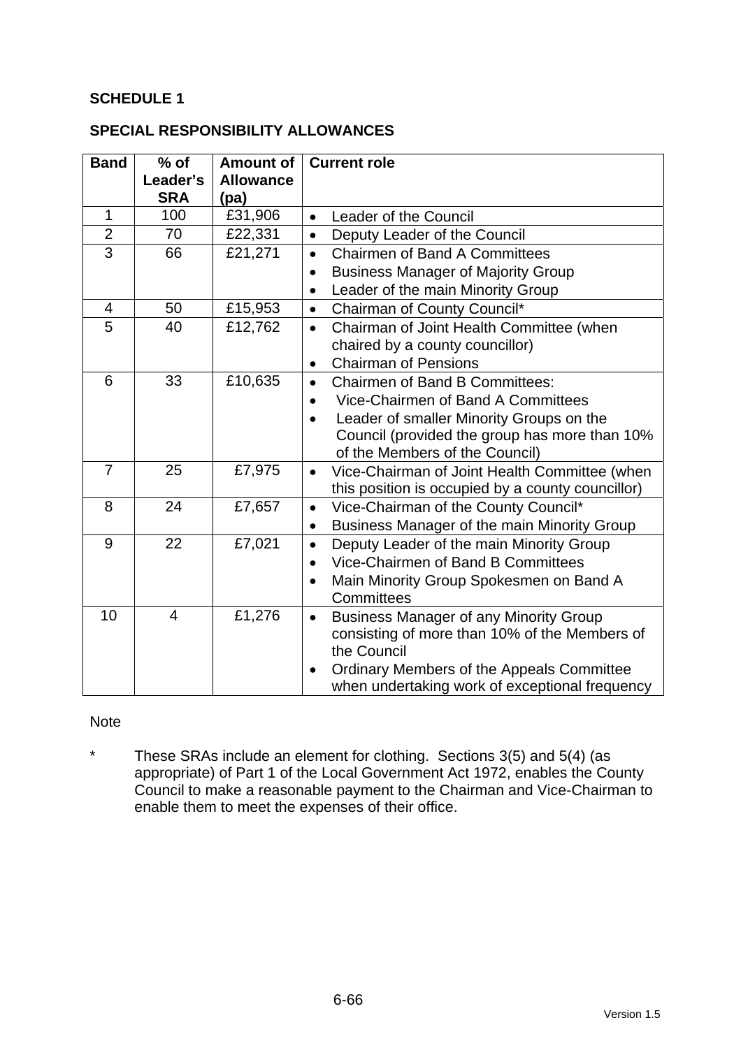## SCHEDULE 1

## SPECIAL RESPONSIBILITY ALLOWANCES

| Band | % of Leader's SRA | Amount of Allowance (pa) | Current role |
|---|---|---|---|
| 1 | 100 | £31,906 | • Leader of the Council |
| 2 | 70 | £22,331 | • Deputy Leader of the Council |
| 3 | 66 | £21,271 | • Chairmen of Band A Committees<br>• Business Manager of Majority Group<br>• Leader of the main Minority Group |
| 4 | 50 | £15,953 | • Chairman of County Council* |
| 5 | 40 | £12,762 | • Chairman of Joint Health Committee (when chaired by a county councillor)<br>• Chairman of Pensions |
| 6 | 33 | £10,635 | • Chairmen of Band B Committees:<br>• Vice-Chairmen of Band A Committees<br>• Leader of smaller Minority Groups on the Council (provided the group has more than 10% of the Members of the Council) |
| 7 | 25 | £7,975 | • Vice-Chairman of Joint Health Committee (when this position is occupied by a county councillor) |
| 8 | 24 | £7,657 | • Vice-Chairman of the County Council*<br>• Business Manager of the main Minority Group |
| 9 | 22 | £7,021 | • Deputy Leader of the main Minority Group<br>• Vice-Chairmen of Band B Committees<br>• Main Minority Group Spokesmen on Band A Committees |
| 10 | 4 | £1,276 | • Business Manager of any Minority Group consisting of more than 10% of the Members of the Council<br>• Ordinary Members of the Appeals Committee when undertaking work of exceptional frequency |

Note

\* These SRAs include an element for clothing. Sections 3(5) and 5(4) (as appropriate) of Part 1 of the Local Government Act 1972, enables the County Council to make a reasonable payment to the Chairman and Vice-Chairman to enable them to meet the expenses of their office.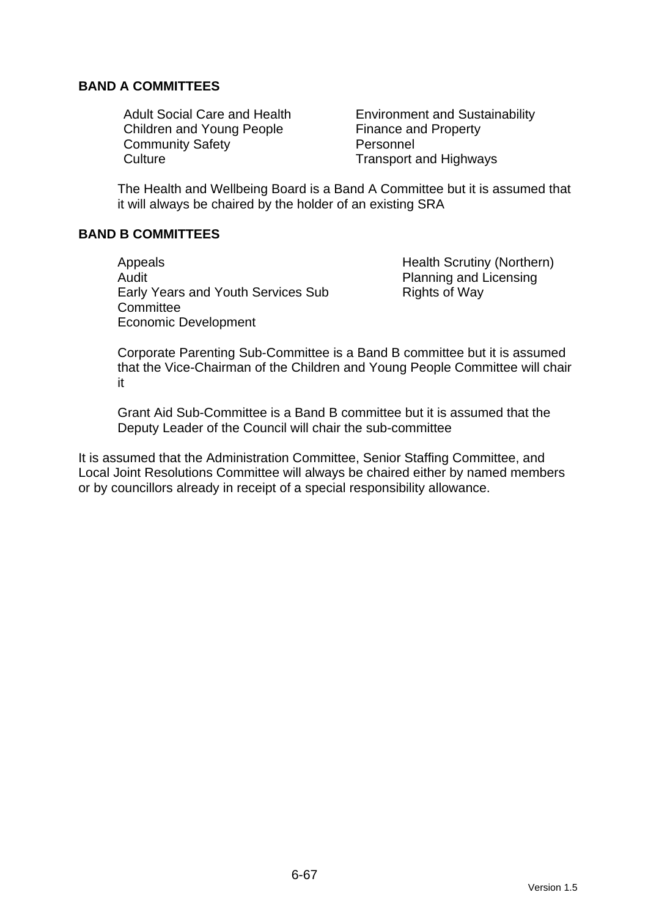**BAND A COMMITTEES**

- Adult Social Care and Health
- Children and Young People
- Community Safety
- Culture
- Environment and Sustainability
- Finance and Property
- Personnel
- Transport and Highways

The Health and Wellbeing Board is a Band A Committee but it is assumed that it will always be chaired by the holder of an existing SRA

**BAND B COMMITTEES**

- Appeals
- Audit
- Early Years and Youth Services Sub Committee
- Economic Development
- Health Scrutiny (Northern)
- Planning and Licensing
- Rights of Way

Corporate Parenting Sub-Committee is a Band B committee but it is assumed that the Vice-Chairman of the Children and Young People Committee will chair it

Grant Aid Sub-Committee is a Band B committee but it is assumed that the Deputy Leader of the Council will chair the sub-committee

It is assumed that the Administration Committee, Senior Staffing Committee, and Local Joint Resolutions Committee will always be chaired either by named members or by councillors already in receipt of a special responsibility allowance.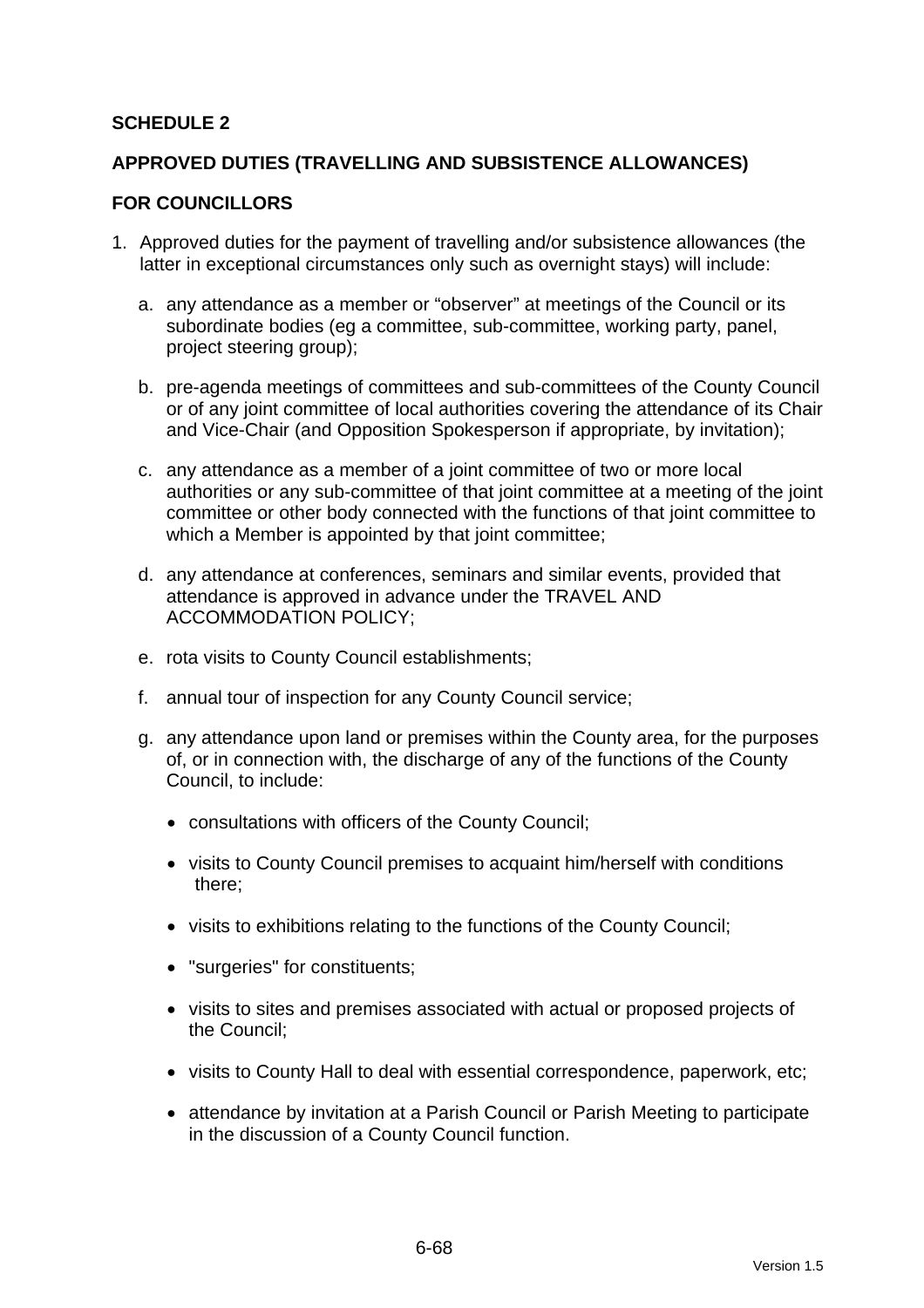**SCHEDULE 2**

**APPROVED DUTIES (TRAVELLING AND SUBSISTENCE ALLOWANCES)**

**FOR COUNCILLORS**

1. Approved duties for the payment of travelling and/or subsistence allowances (the latter in exceptional circumstances only such as overnight stays) will include:

   a. any attendance as a member or “observer” at meetings of the Council or its subordinate bodies (eg a committee, sub-committee, working party, panel, project steering group);

   b. pre-agenda meetings of committees and sub-committees of the County Council or of any joint committee of local authorities covering the attendance of its Chair and Vice-Chair (and Opposition Spokesperson if appropriate, by invitation);

   c. any attendance as a member of a joint committee of two or more local authorities or any sub-committee of that joint committee at a meeting of the joint committee or other body connected with the functions of that joint committee to which a Member is appointed by that joint committee;

   d. any attendance at conferences, seminars and similar events, provided that attendance is approved in advance under the TRAVEL AND ACCOMMODATION POLICY;

   e. rota visits to County Council establishments;

   f. annual tour of inspection for any County Council service;

   g. any attendance upon land or premises within the County area, for the purposes of, or in connection with, the discharge of any of the functions of the County Council, to include:

      - consultations with officers of the County Council;
      - visits to County Council premises to acquaint him/herself with conditions there;
      - visits to exhibitions relating to the functions of the County Council;
      - "surgeries" for constituents;
      - visits to sites and premises associated with actual or proposed projects of the Council;
      - visits to County Hall to deal with essential correspondence, paperwork, etc;
      - attendance by invitation at a Parish Council or Parish Meeting to participate in the discussion of a County Council function.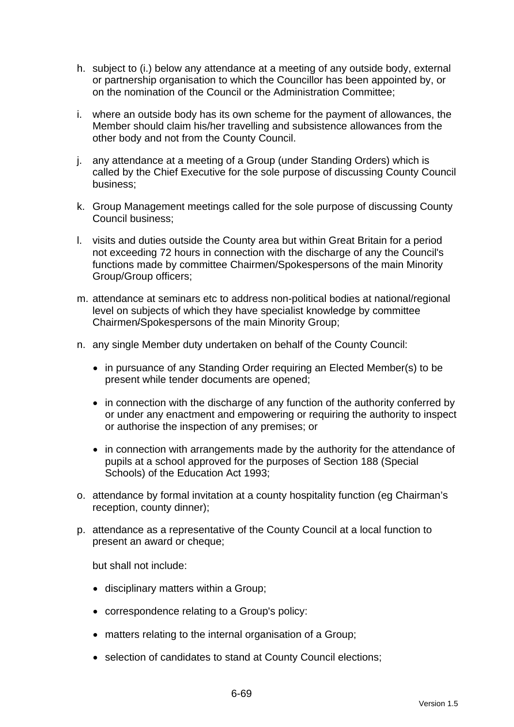h. subject to (i.) below any attendance at a meeting of any outside body, external or partnership organisation to which the Councillor has been appointed by, or on the nomination of the Council or the Administration Committee;

i. where an outside body has its own scheme for the payment of allowances, the Member should claim his/her travelling and subsistence allowances from the other body and not from the County Council.

j. any attendance at a meeting of a Group (under Standing Orders) which is called by the Chief Executive for the sole purpose of discussing County Council business;

k. Group Management meetings called for the sole purpose of discussing County Council business;

l. visits and duties outside the County area but within Great Britain for a period not exceeding 72 hours in connection with the discharge of any the Council's functions made by committee Chairmen/Spokespersons of the main Minority Group/Group officers;

m. attendance at seminars etc to address non-political bodies at national/regional level on subjects of which they have specialist knowledge by committee Chairmen/Spokespersons of the main Minority Group;

n. any single Member duty undertaken on behalf of the County Council:

   - in pursuance of any Standing Order requiring an Elected Member(s) to be present while tender documents are opened;
   - in connection with the discharge of any function of the authority conferred by or under any enactment and empowering or requiring the authority to inspect or authorise the inspection of any premises; or
   - in connection with arrangements made by the authority for the attendance of pupils at a school approved for the purposes of Section 188 (Special Schools) of the Education Act 1993;

o. attendance by formal invitation at a county hospitality function (eg Chairman's reception, county dinner);

p. attendance as a representative of the County Council at a local function to present an award or cheque;

   but shall not include:

   - disciplinary matters within a Group;
   - correspondence relating to a Group's policy:
   - matters relating to the internal organisation of a Group;
   - selection of candidates to stand at County Council elections;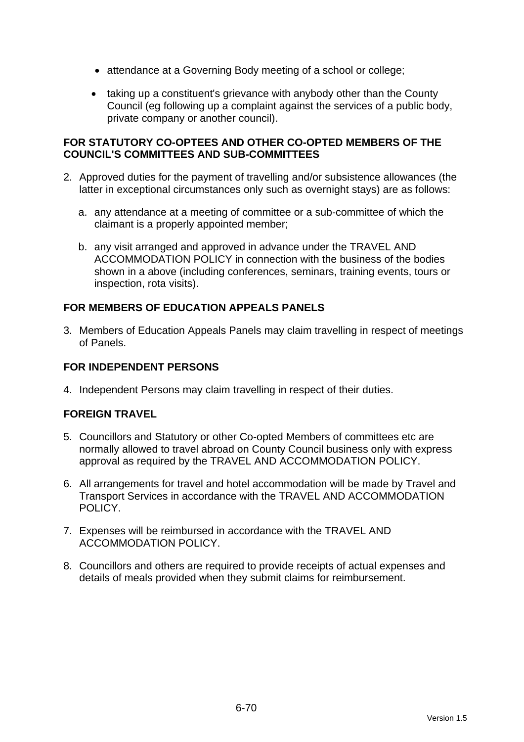- attendance at a Governing Body meeting of a school or college;
- taking up a constituent's grievance with anybody other than the County Council (eg following up a complaint against the services of a public body, private company or another council).

**FOR STATUTORY CO-OPTEES AND OTHER CO-OPTED MEMBERS OF THE COUNCIL'S COMMITTEES AND SUB-COMMITTEES**

2. Approved duties for the payment of travelling and/or subsistence allowances (the latter in exceptional circumstances only such as overnight stays) are as follows:

   a. any attendance at a meeting of committee or a sub-committee of which the claimant is a properly appointed member;

   b. any visit arranged and approved in advance under the TRAVEL AND ACCOMMODATION POLICY in connection with the business of the bodies shown in a above (including conferences, seminars, training events, tours or inspection, rota visits).

**FOR MEMBERS OF EDUCATION APPEALS PANELS**

3. Members of Education Appeals Panels may claim travelling in respect of meetings of Panels.

**FOR INDEPENDENT PERSONS**

4. Independent Persons may claim travelling in respect of their duties.

**FOREIGN TRAVEL**

5. Councillors and Statutory or other Co-opted Members of committees etc are normally allowed to travel abroad on County Council business only with express approval as required by the TRAVEL AND ACCOMMODATION POLICY.

6. All arrangements for travel and hotel accommodation will be made by Travel and Transport Services in accordance with the TRAVEL AND ACCOMMODATION POLICY.

7. Expenses will be reimbursed in accordance with the TRAVEL AND ACCOMMODATION POLICY.

8. Councillors and others are required to provide receipts of actual expenses and details of meals provided when they submit claims for reimbursement.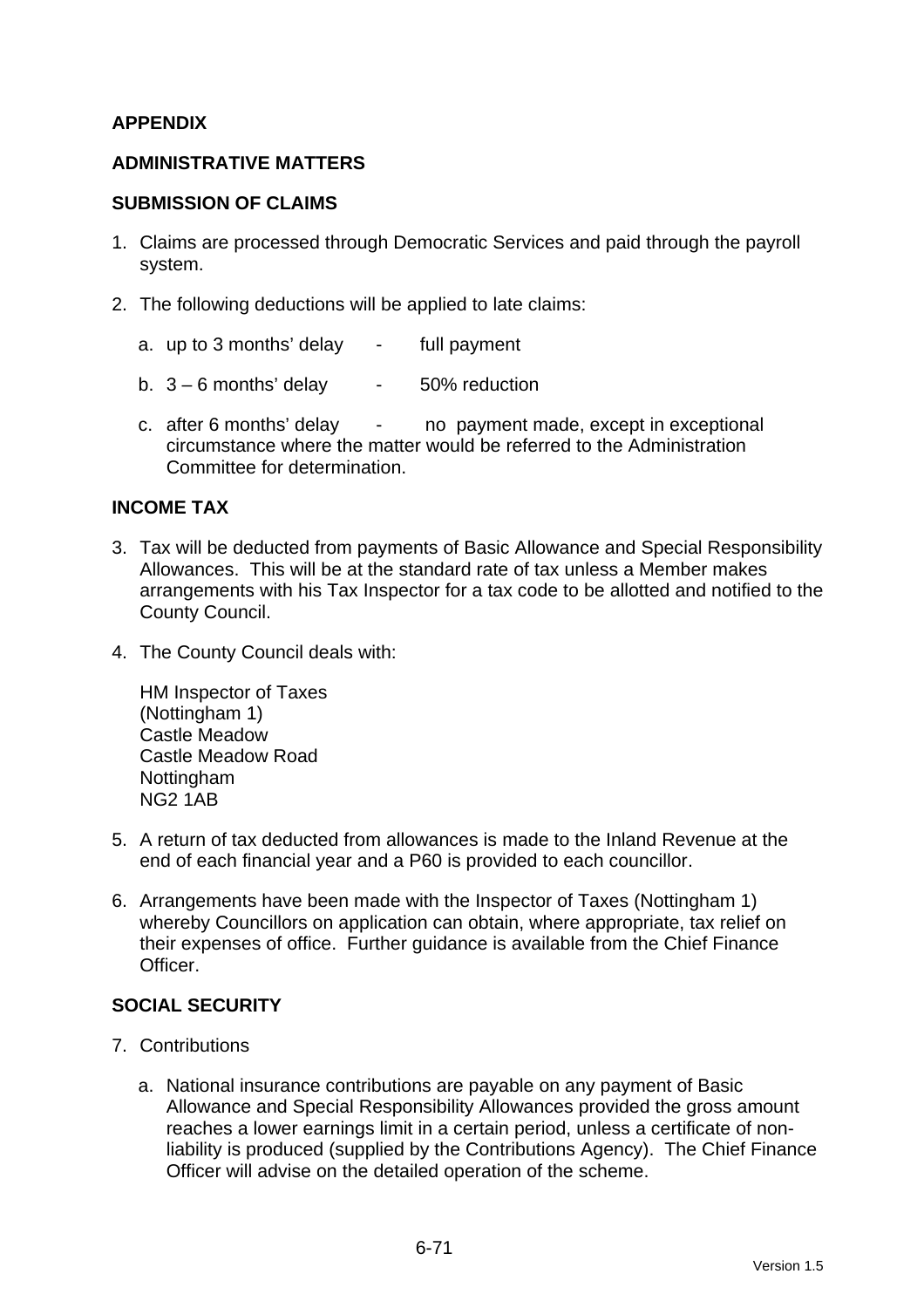## APPENDIX

## ADMINISTRATIVE MATTERS

### SUBMISSION OF CLAIMS

1. Claims are processed through Democratic Services and paid through the payroll system.

2. The following deductions will be applied to late claims:

    a. up to 3 months' delay - full payment

    b. 3 – 6 months' delay - 50% reduction

    c. after 6 months' delay - no payment made, except in exceptional circumstance where the matter would be referred to the Administration Committee for determination.

### INCOME TAX

3. Tax will be deducted from payments of Basic Allowance and Special Responsibility Allowances. This will be at the standard rate of tax unless a Member makes arrangements with his Tax Inspector for a tax code to be allotted and notified to the County Council.

4. The County Council deals with:

    HM Inspector of Taxes
    (Nottingham 1)
    Castle Meadow
    Castle Meadow Road
    Nottingham
    NG2 1AB

5. A return of tax deducted from allowances is made to the Inland Revenue at the end of each financial year and a P60 is provided to each councillor.

6. Arrangements have been made with the Inspector of Taxes (Nottingham 1) whereby Councillors on application can obtain, where appropriate, tax relief on their expenses of office. Further guidance is available from the Chief Finance Officer.

### SOCIAL SECURITY

7. Contributions

    a. National insurance contributions are payable on any payment of Basic Allowance and Special Responsibility Allowances provided the gross amount reaches a lower earnings limit in a certain period, unless a certificate of non-liability is produced (supplied by the Contributions Agency). The Chief Finance Officer will advise on the detailed operation of the scheme.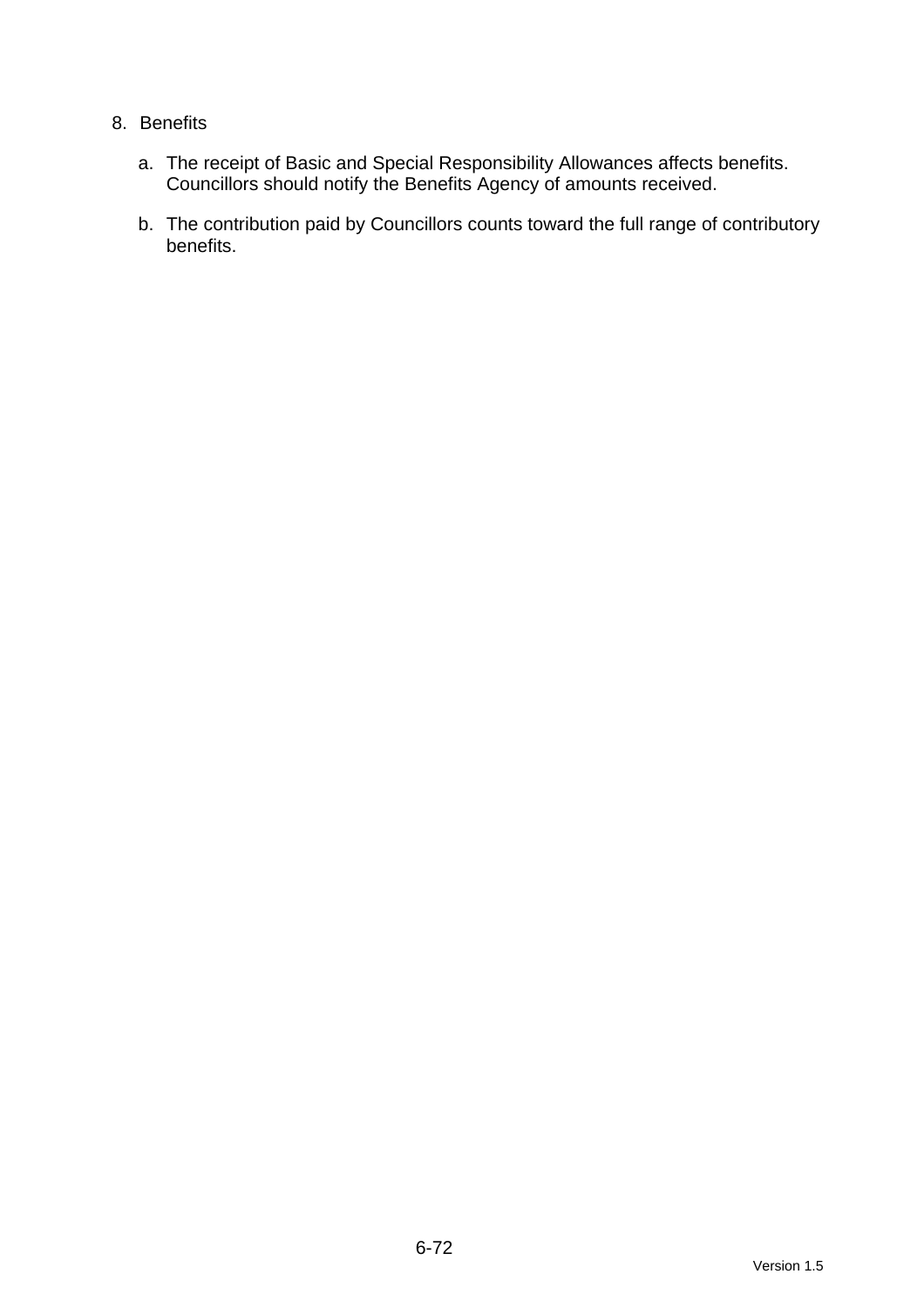8. Benefits

   a. The receipt of Basic and Special Responsibility Allowances affects benefits. Councillors should notify the Benefits Agency of amounts received.

   b. The contribution paid by Councillors counts toward the full range of contributory benefits.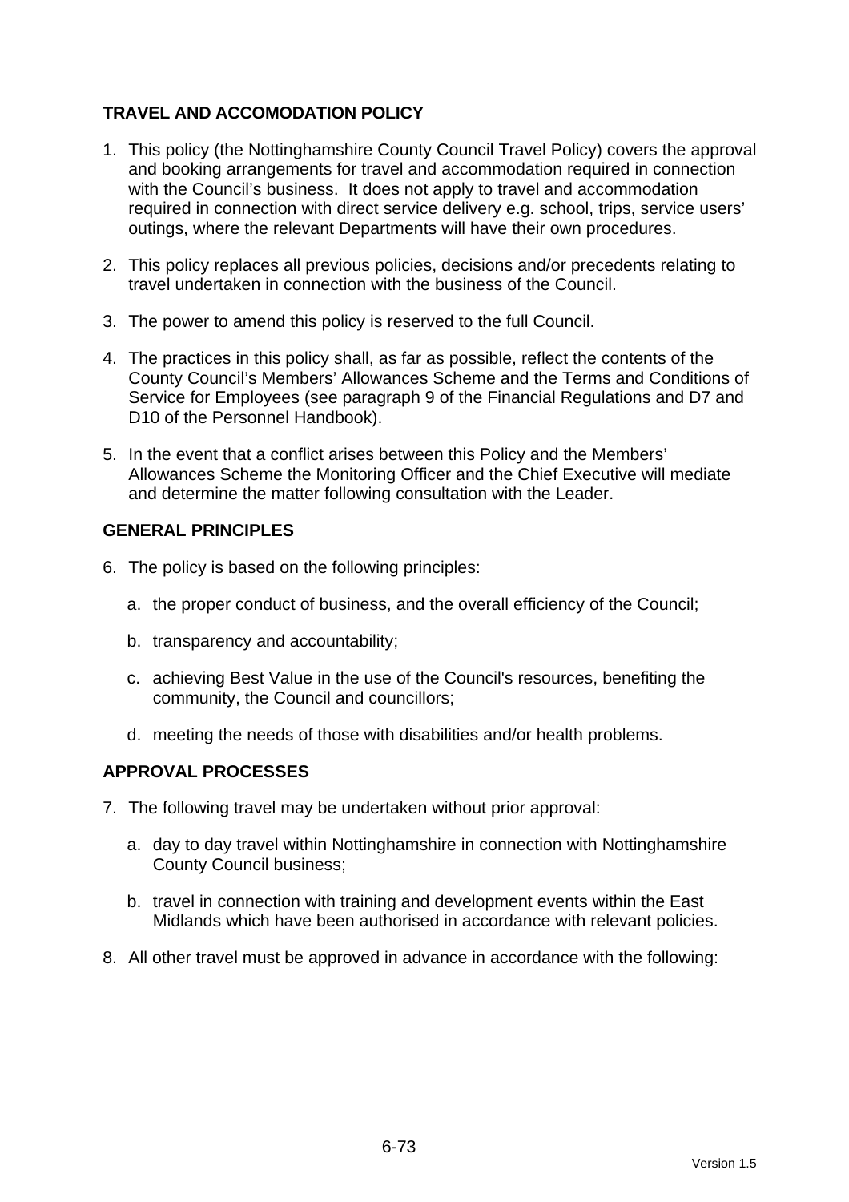## TRAVEL AND ACCOMODATION POLICY

1. This policy (the Nottinghamshire County Council Travel Policy) covers the approval and booking arrangements for travel and accommodation required in connection with the Council's business. It does not apply to travel and accommodation required in connection with direct service delivery e.g. school, trips, service users' outings, where the relevant Departments will have their own procedures.

2. This policy replaces all previous policies, decisions and/or precedents relating to travel undertaken in connection with the business of the Council.

3. The power to amend this policy is reserved to the full Council.

4. The practices in this policy shall, as far as possible, reflect the contents of the County Council's Members' Allowances Scheme and the Terms and Conditions of Service for Employees (see paragraph 9 of the Financial Regulations and D7 and D10 of the Personnel Handbook).

5. In the event that a conflict arises between this Policy and the Members' Allowances Scheme the Monitoring Officer and the Chief Executive will mediate and determine the matter following consultation with the Leader.

## GENERAL PRINCIPLES

6. The policy is based on the following principles:

   a. the proper conduct of business, and the overall efficiency of the Council;

   b. transparency and accountability;

   c. achieving Best Value in the use of the Council's resources, benefiting the community, the Council and councillors;

   d. meeting the needs of those with disabilities and/or health problems.

## APPROVAL PROCESSES

7. The following travel may be undertaken without prior approval:

   a. day to day travel within Nottinghamshire in connection with Nottinghamshire County Council business;

   b. travel in connection with training and development events within the East Midlands which have been authorised in accordance with relevant policies.

8. All other travel must be approved in advance in accordance with the following: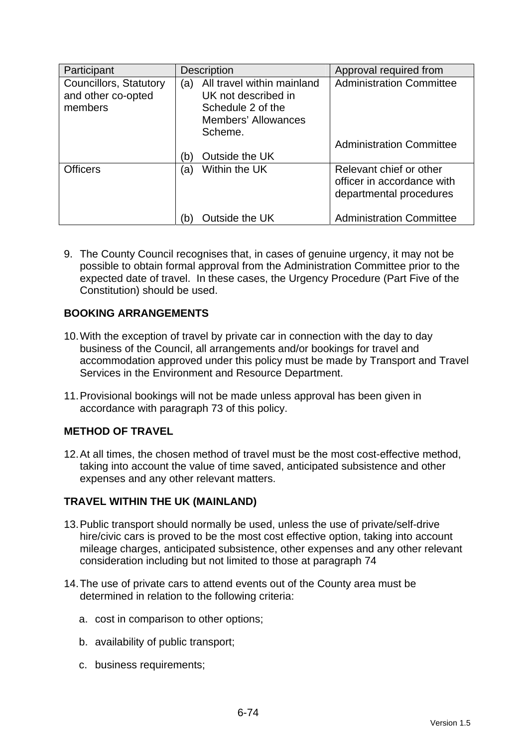| Participant | Description | Approval required from |
|---|---|---|
| Councillors, Statutory and other co-opted members | (a) All travel within mainland UK not described in Schedule 2 of the Members' Allowances Scheme. | Administration Committee |
| | (b) Outside the UK | Administration Committee |
| Officers | (a) Within the UK | Relevant chief or other officer in accordance with departmental procedures |
| | (b) Outside the UK | Administration Committee |

9. The County Council recognises that, in cases of genuine urgency, it may not be possible to obtain formal approval from the Administration Committee prior to the expected date of travel. In these cases, the Urgency Procedure (Part Five of the Constitution) should be used.

**BOOKING ARRANGEMENTS**

10. With the exception of travel by private car in connection with the day to day business of the Council, all arrangements and/or bookings for travel and accommodation approved under this policy must be made by Transport and Travel Services in the Environment and Resource Department.

11. Provisional bookings will not be made unless approval has been given in accordance with paragraph 73 of this policy.

**METHOD OF TRAVEL**

12. At all times, the chosen method of travel must be the most cost-effective method, taking into account the value of time saved, anticipated subsistence and other expenses and any other relevant matters.

**TRAVEL WITHIN THE UK (MAINLAND)**

13. Public transport should normally be used, unless the use of private/self-drive hire/civic cars is proved to be the most cost effective option, taking into account mileage charges, anticipated subsistence, other expenses and any other relevant consideration including but not limited to those at paragraph 74

14. The use of private cars to attend events out of the County area must be determined in relation to the following criteria:

    a. cost in comparison to other options;

    b. availability of public transport;

    c. business requirements;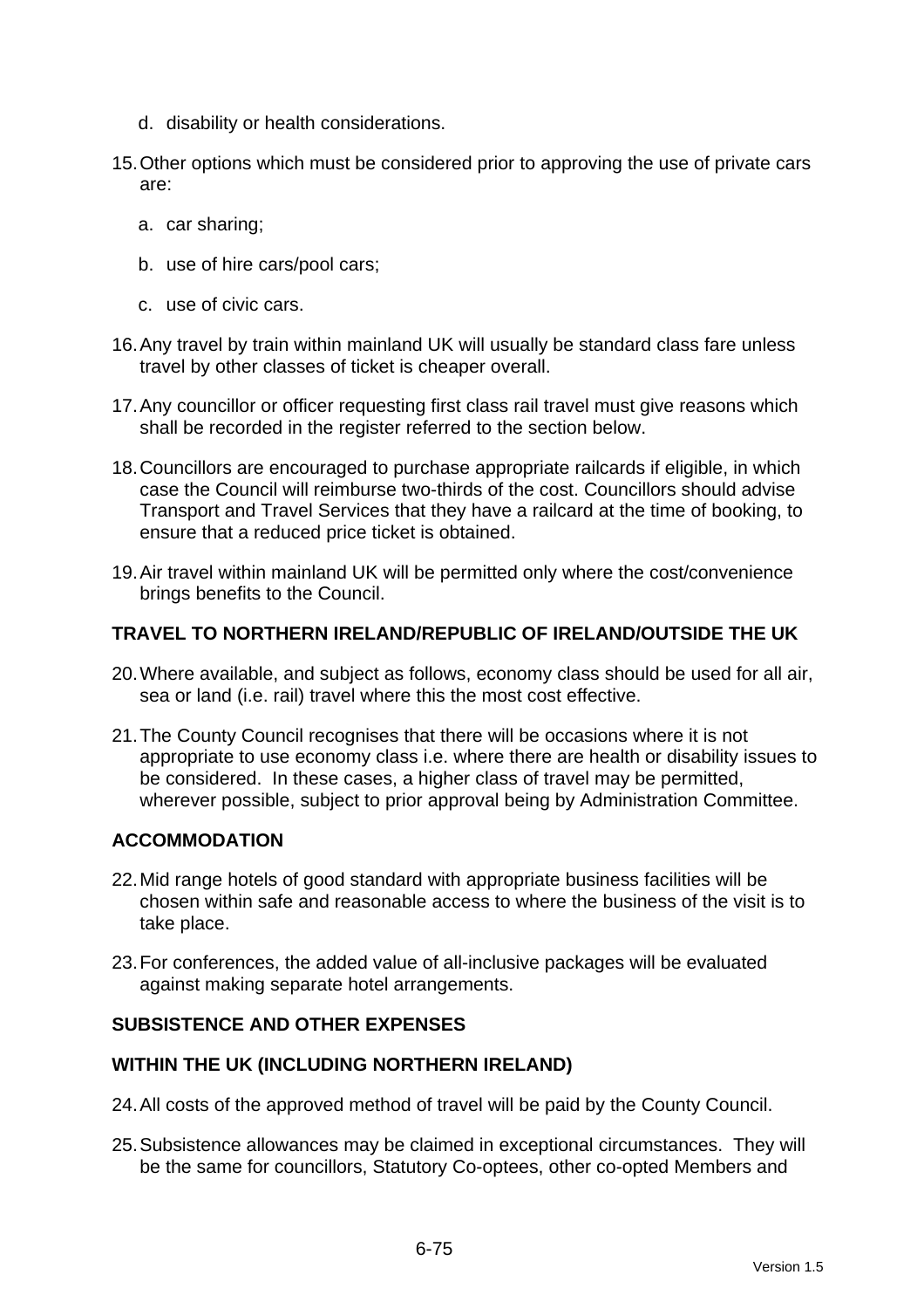d. disability or health considerations.

15. Other options which must be considered prior to approving the use of private cars are:

    a. car sharing;

    b. use of hire cars/pool cars;

    c. use of civic cars.

16. Any travel by train within mainland UK will usually be standard class fare unless travel by other classes of ticket is cheaper overall.

17. Any councillor or officer requesting first class rail travel must give reasons which shall be recorded in the register referred to the section below.

18. Councillors are encouraged to purchase appropriate railcards if eligible, in which case the Council will reimburse two-thirds of the cost. Councillors should advise Transport and Travel Services that they have a railcard at the time of booking, to ensure that a reduced price ticket is obtained.

19. Air travel within mainland UK will be permitted only where the cost/convenience brings benefits to the Council.

**TRAVEL TO NORTHERN IRELAND/REPUBLIC OF IRELAND/OUTSIDE THE UK**

20. Where available, and subject as follows, economy class should be used for all air, sea or land (i.e. rail) travel where this the most cost effective.

21. The County Council recognises that there will be occasions where it is not appropriate to use economy class i.e. where there are health or disability issues to be considered. In these cases, a higher class of travel may be permitted, wherever possible, subject to prior approval being by Administration Committee.

**ACCOMMODATION**

22. Mid range hotels of good standard with appropriate business facilities will be chosen within safe and reasonable access to where the business of the visit is to take place.

23. For conferences, the added value of all-inclusive packages will be evaluated against making separate hotel arrangements.

**SUBSISTENCE AND OTHER EXPENSES**

**WITHIN THE UK (INCLUDING NORTHERN IRELAND)**

24. All costs of the approved method of travel will be paid by the County Council.

25. Subsistence allowances may be claimed in exceptional circumstances. They will be the same for councillors, Statutory Co-optees, other co-opted Members and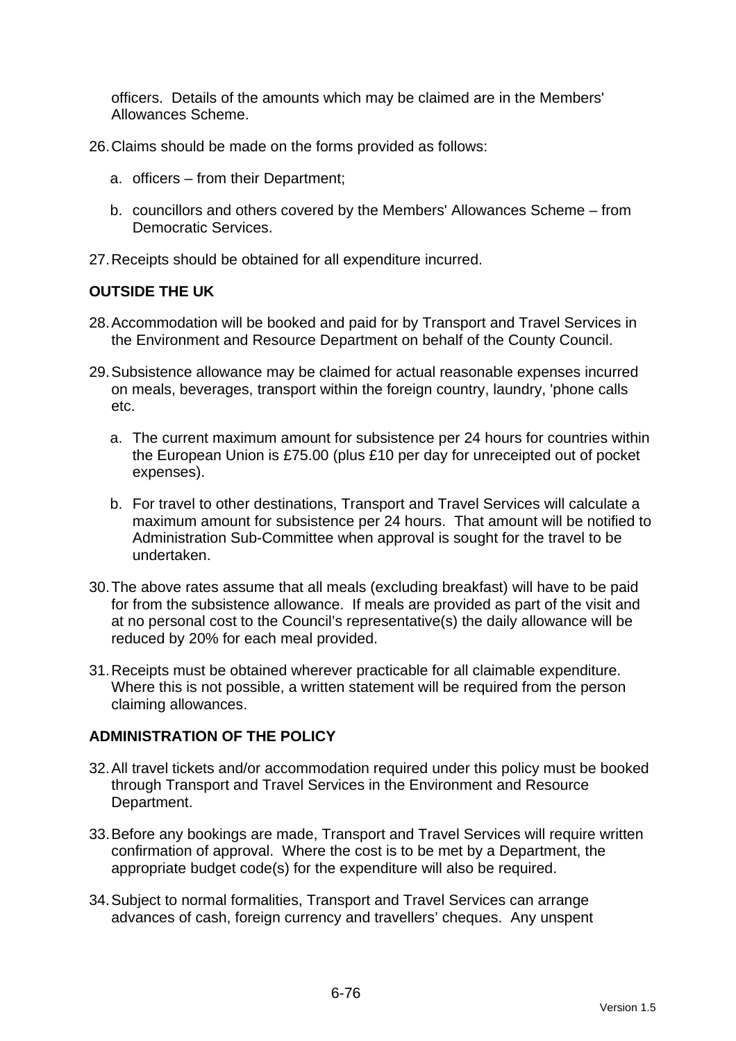officers. Details of the amounts which may be claimed are in the Members' Allowances Scheme.

26. Claims should be made on the forms provided as follows:

    a. officers – from their Department;

    b. councillors and others covered by the Members' Allowances Scheme – from Democratic Services.

27. Receipts should be obtained for all expenditure incurred.

**OUTSIDE THE UK**

28. Accommodation will be booked and paid for by Transport and Travel Services in the Environment and Resource Department on behalf of the County Council.

29. Subsistence allowance may be claimed for actual reasonable expenses incurred on meals, beverages, transport within the foreign country, laundry, 'phone calls etc.

    a. The current maximum amount for subsistence per 24 hours for countries within the European Union is £75.00 (plus £10 per day for unreceipted out of pocket expenses).

    b. For travel to other destinations, Transport and Travel Services will calculate a maximum amount for subsistence per 24 hours. That amount will be notified to Administration Sub-Committee when approval is sought for the travel to be undertaken.

30. The above rates assume that all meals (excluding breakfast) will have to be paid for from the subsistence allowance. If meals are provided as part of the visit and at no personal cost to the Council's representative(s) the daily allowance will be reduced by 20% for each meal provided.

31. Receipts must be obtained wherever practicable for all claimable expenditure. Where this is not possible, a written statement will be required from the person claiming allowances.

**ADMINISTRATION OF THE POLICY**

32. All travel tickets and/or accommodation required under this policy must be booked through Transport and Travel Services in the Environment and Resource Department.

33. Before any bookings are made, Transport and Travel Services will require written confirmation of approval. Where the cost is to be met by a Department, the appropriate budget code(s) for the expenditure will also be required.

34. Subject to normal formalities, Transport and Travel Services can arrange advances of cash, foreign currency and travellers' cheques. Any unspent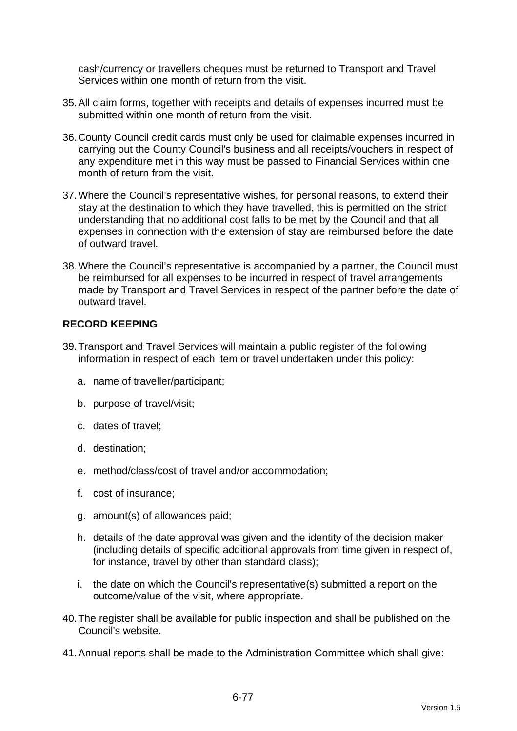cash/currency or travellers cheques must be returned to Transport and Travel Services within one month of return from the visit.

35. All claim forms, together with receipts and details of expenses incurred must be submitted within one month of return from the visit.

36. County Council credit cards must only be used for claimable expenses incurred in carrying out the County Council's business and all receipts/vouchers in respect of any expenditure met in this way must be passed to Financial Services within one month of return from the visit.

37. Where the Council's representative wishes, for personal reasons, to extend their stay at the destination to which they have travelled, this is permitted on the strict understanding that no additional cost falls to be met by the Council and that all expenses in connection with the extension of stay are reimbursed before the date of outward travel.

38. Where the Council's representative is accompanied by a partner, the Council must be reimbursed for all expenses to be incurred in respect of travel arrangements made by Transport and Travel Services in respect of the partner before the date of outward travel.

**RECORD KEEPING**

39. Transport and Travel Services will maintain a public register of the following information in respect of each item or travel undertaken under this policy:

    a. name of traveller/participant;

    b. purpose of travel/visit;

    c. dates of travel;

    d. destination;

    e. method/class/cost of travel and/or accommodation;

    f. cost of insurance;

    g. amount(s) of allowances paid;

    h. details of the date approval was given and the identity of the decision maker (including details of specific additional approvals from time given in respect of, for instance, travel by other than standard class);

    i. the date on which the Council's representative(s) submitted a report on the outcome/value of the visit, where appropriate.

40. The register shall be available for public inspection and shall be published on the Council's website.

41. Annual reports shall be made to the Administration Committee which shall give: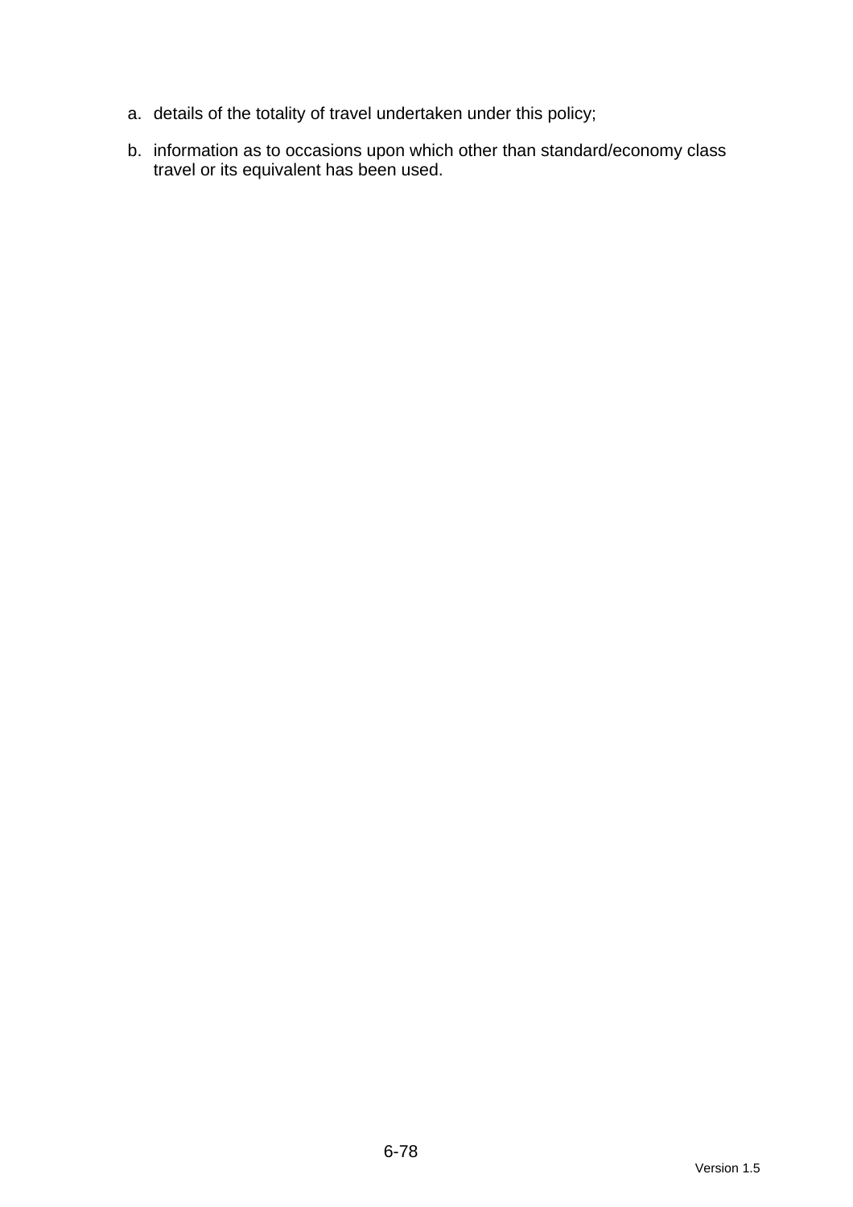a. details of the totality of travel undertaken under this policy;

b. information as to occasions upon which other than standard/economy class travel or its equivalent has been used.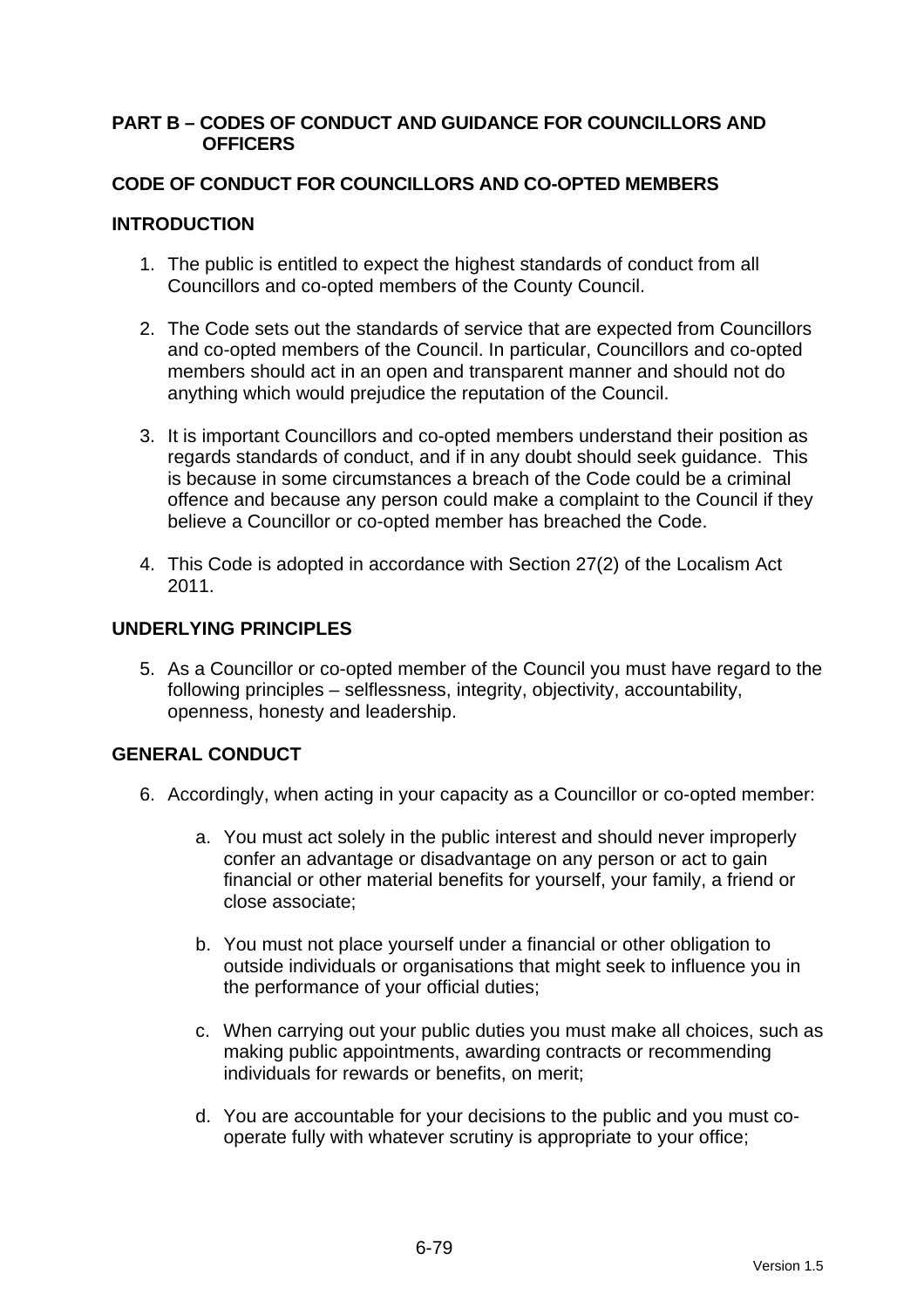## PART B – CODES OF CONDUCT AND GUIDANCE FOR COUNCILLORS AND OFFICERS

### CODE OF CONDUCT FOR COUNCILLORS AND CO-OPTED MEMBERS

### INTRODUCTION

1. The public is entitled to expect the highest standards of conduct from all Councillors and co-opted members of the County Council.

2. The Code sets out the standards of service that are expected from Councillors and co-opted members of the Council. In particular, Councillors and co-opted members should act in an open and transparent manner and should not do anything which would prejudice the reputation of the Council.

3. It is important Councillors and co-opted members understand their position as regards standards of conduct, and if in any doubt should seek guidance. This is because in some circumstances a breach of the Code could be a criminal offence and because any person could make a complaint to the Council if they believe a Councillor or co-opted member has breached the Code.

4. This Code is adopted in accordance with Section 27(2) of the Localism Act 2011.

### UNDERLYING PRINCIPLES

5. As a Councillor or co-opted member of the Council you must have regard to the following principles – selflessness, integrity, objectivity, accountability, openness, honesty and leadership.

### GENERAL CONDUCT

6. Accordingly, when acting in your capacity as a Councillor or co-opted member:

   a. You must act solely in the public interest and should never improperly confer an advantage or disadvantage on any person or act to gain financial or other material benefits for yourself, your family, a friend or close associate;

   b. You must not place yourself under a financial or other obligation to outside individuals or organisations that might seek to influence you in the performance of your official duties;

   c. When carrying out your public duties you must make all choices, such as making public appointments, awarding contracts or recommending individuals for rewards or benefits, on merit;

   d. You are accountable for your decisions to the public and you must co-operate fully with whatever scrutiny is appropriate to your office;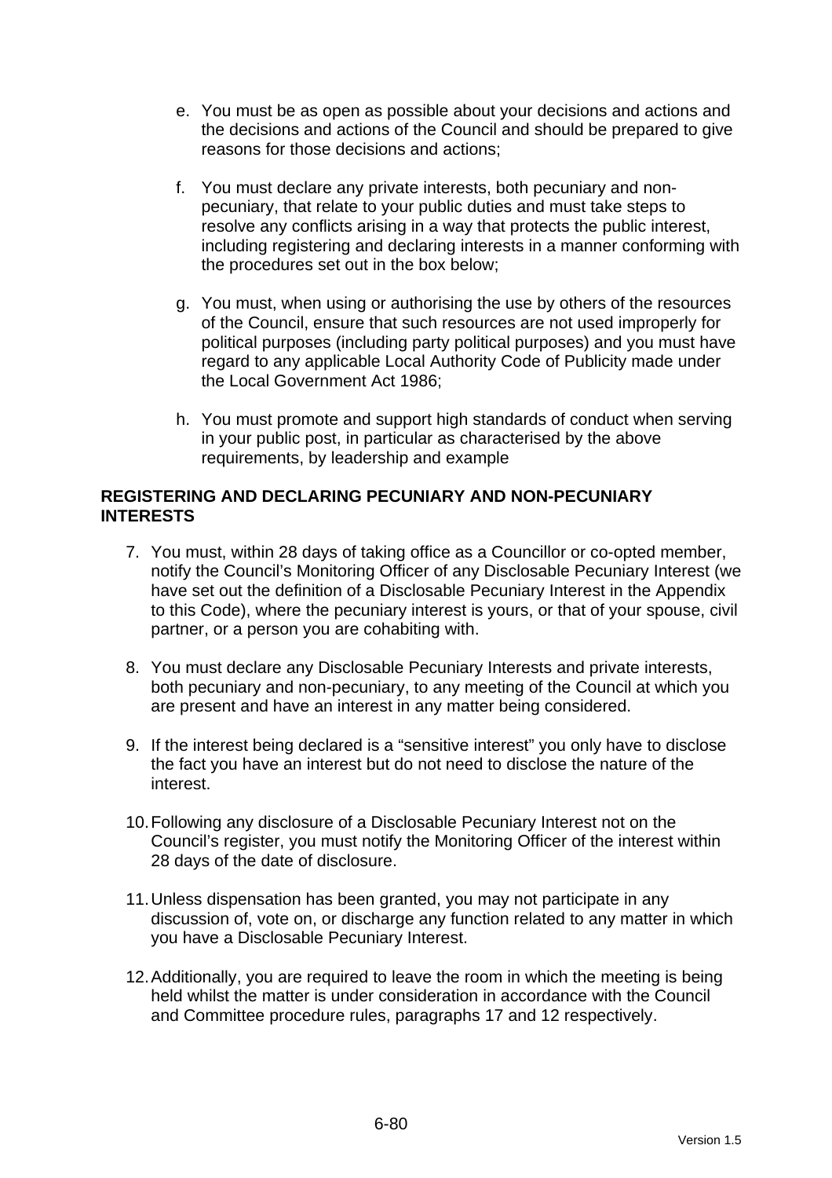e. You must be as open as possible about your decisions and actions and the decisions and actions of the Council and should be prepared to give reasons for those decisions and actions;

f. You must declare any private interests, both pecuniary and non-pecuniary, that relate to your public duties and must take steps to resolve any conflicts arising in a way that protects the public interest, including registering and declaring interests in a manner conforming with the procedures set out in the box below;

g. You must, when using or authorising the use by others of the resources of the Council, ensure that such resources are not used improperly for political purposes (including party political purposes) and you must have regard to any applicable Local Authority Code of Publicity made under the Local Government Act 1986;

h. You must promote and support high standards of conduct when serving in your public post, in particular as characterised by the above requirements, by leadership and example

**REGISTERING AND DECLARING PECUNIARY AND NON-PECUNIARY INTERESTS**

7. You must, within 28 days of taking office as a Councillor or co-opted member, notify the Council's Monitoring Officer of any Disclosable Pecuniary Interest (we have set out the definition of a Disclosable Pecuniary Interest in the Appendix to this Code), where the pecuniary interest is yours, or that of your spouse, civil partner, or a person you are cohabiting with.

8. You must declare any Disclosable Pecuniary Interests and private interests, both pecuniary and non-pecuniary, to any meeting of the Council at which you are present and have an interest in any matter being considered.

9. If the interest being declared is a "sensitive interest" you only have to disclose the fact you have an interest but do not need to disclose the nature of the interest.

10. Following any disclosure of a Disclosable Pecuniary Interest not on the Council's register, you must notify the Monitoring Officer of the interest within 28 days of the date of disclosure.

11. Unless dispensation has been granted, you may not participate in any discussion of, vote on, or discharge any function related to any matter in which you have a Disclosable Pecuniary Interest.

12. Additionally, you are required to leave the room in which the meeting is being held whilst the matter is under consideration in accordance with the Council and Committee procedure rules, paragraphs 17 and 12 respectively.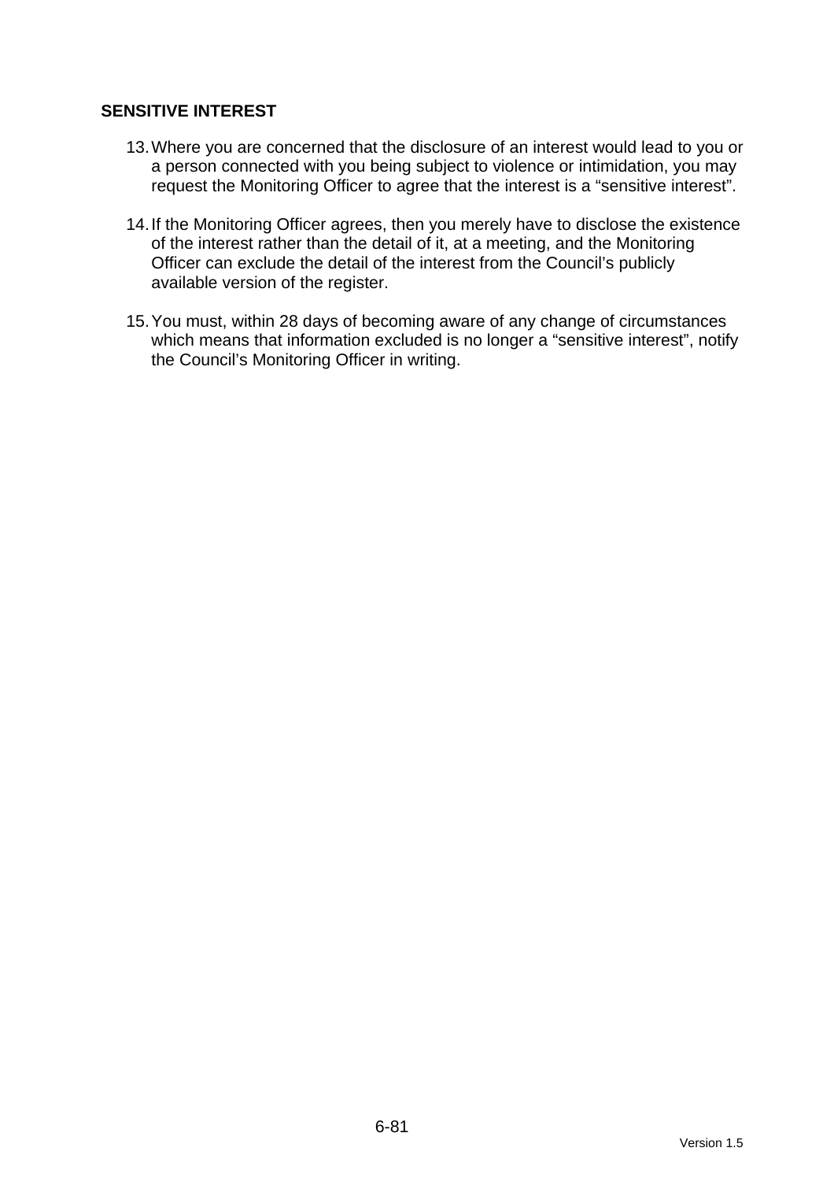## SENSITIVE INTEREST

13. Where you are concerned that the disclosure of an interest would lead to you or a person connected with you being subject to violence or intimidation, you may request the Monitoring Officer to agree that the interest is a "sensitive interest".

14. If the Monitoring Officer agrees, then you merely have to disclose the existence of the interest rather than the detail of it, at a meeting, and the Monitoring Officer can exclude the detail of the interest from the Council's publicly available version of the register.

15. You must, within 28 days of becoming aware of any change of circumstances which means that information excluded is no longer a "sensitive interest", notify the Council's Monitoring Officer in writing.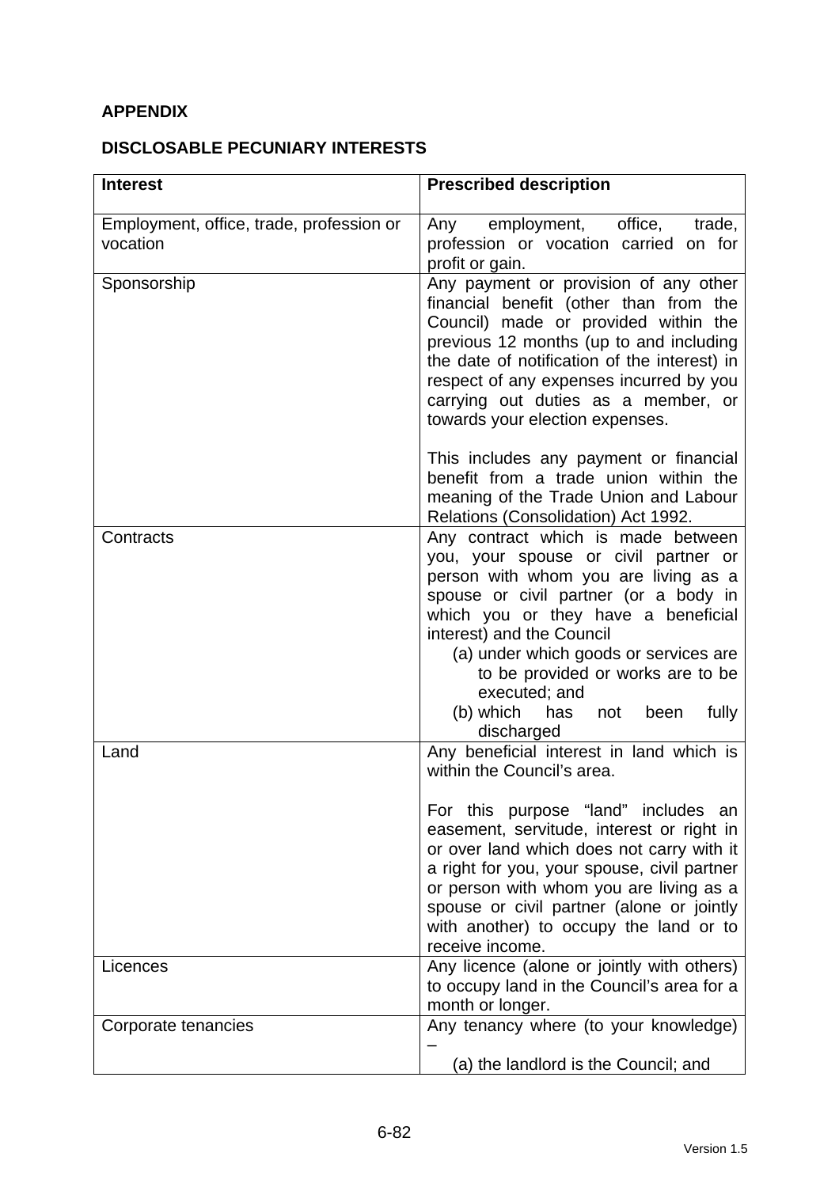**APPENDIX**

**DISCLOSABLE PECUNIARY INTERESTS**

| Interest | Prescribed description |
|---|---|
| Employment, office, trade, profession or vocation | Any employment, office, trade, profession or vocation carried on for profit or gain. |
| Sponsorship | Any payment or provision of any other financial benefit (other than from the Council) made or provided within the previous 12 months (up to and including the date of notification of the interest) in respect of any expenses incurred by you carrying out duties as a member, or towards your election expenses.<br><br>This includes any payment or financial benefit from a trade union within the meaning of the Trade Union and Labour Relations (Consolidation) Act 1992. |
| Contracts | Any contract which is made between you, your spouse or civil partner or person with whom you are living as a spouse or civil partner (or a body in which you or they have a beneficial interest) and the Council<br>(a) under which goods or services are to be provided or works are to be executed; and<br>(b) which has not been fully discharged |
| Land | Any beneficial interest in land which is within the Council's area.<br><br>For this purpose "land" includes an easement, servitude, interest or right in or over land which does not carry with it a right for you, your spouse, civil partner or person with whom you are living as a spouse or civil partner (alone or jointly with another) to occupy the land or to receive income. |
| Licences | Any licence (alone or jointly with others) to occupy land in the Council's area for a month or longer. |
| Corporate tenancies | Any tenancy where (to your knowledge) –<br>(a) the landlord is the Council; and |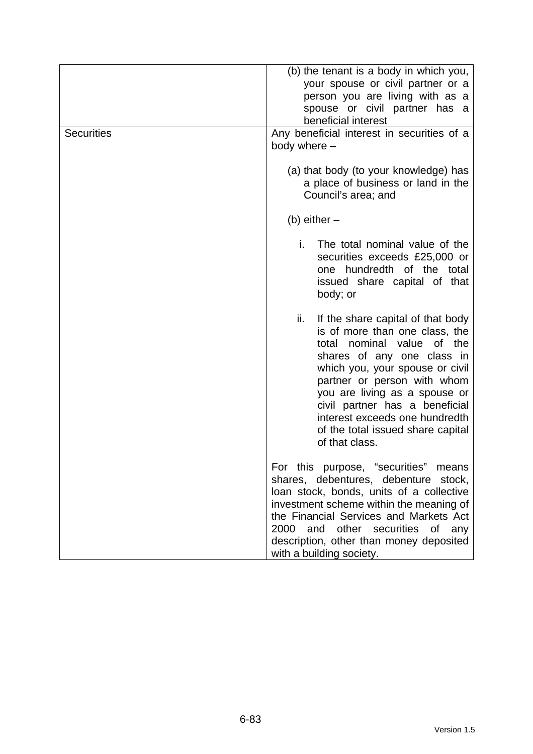| | |
|---|---|
| | (b) the tenant is a body in which you, your spouse or civil partner or a person you are living with as a spouse or civil partner has a beneficial interest |
| Securities | Any beneficial interest in securities of a body where –<br><br>(a) that body (to your knowledge) has a place of business or land in the Council's area; and<br><br>(b) either –<br><br>i. The total nominal value of the securities exceeds £25,000 or one hundredth of the total issued share capital of that body; or<br><br>ii. If the share capital of that body is of more than one class, the total nominal value of the shares of any one class in which you, your spouse or civil partner or person with whom you are living as a spouse or civil partner has a beneficial interest exceeds one hundredth of the total issued share capital of that class.<br><br>For this purpose, "securities" means shares, debentures, debenture stock, loan stock, bonds, units of a collective investment scheme within the meaning of the Financial Services and Markets Act 2000 and other securities of any description, other than money deposited with a building society. |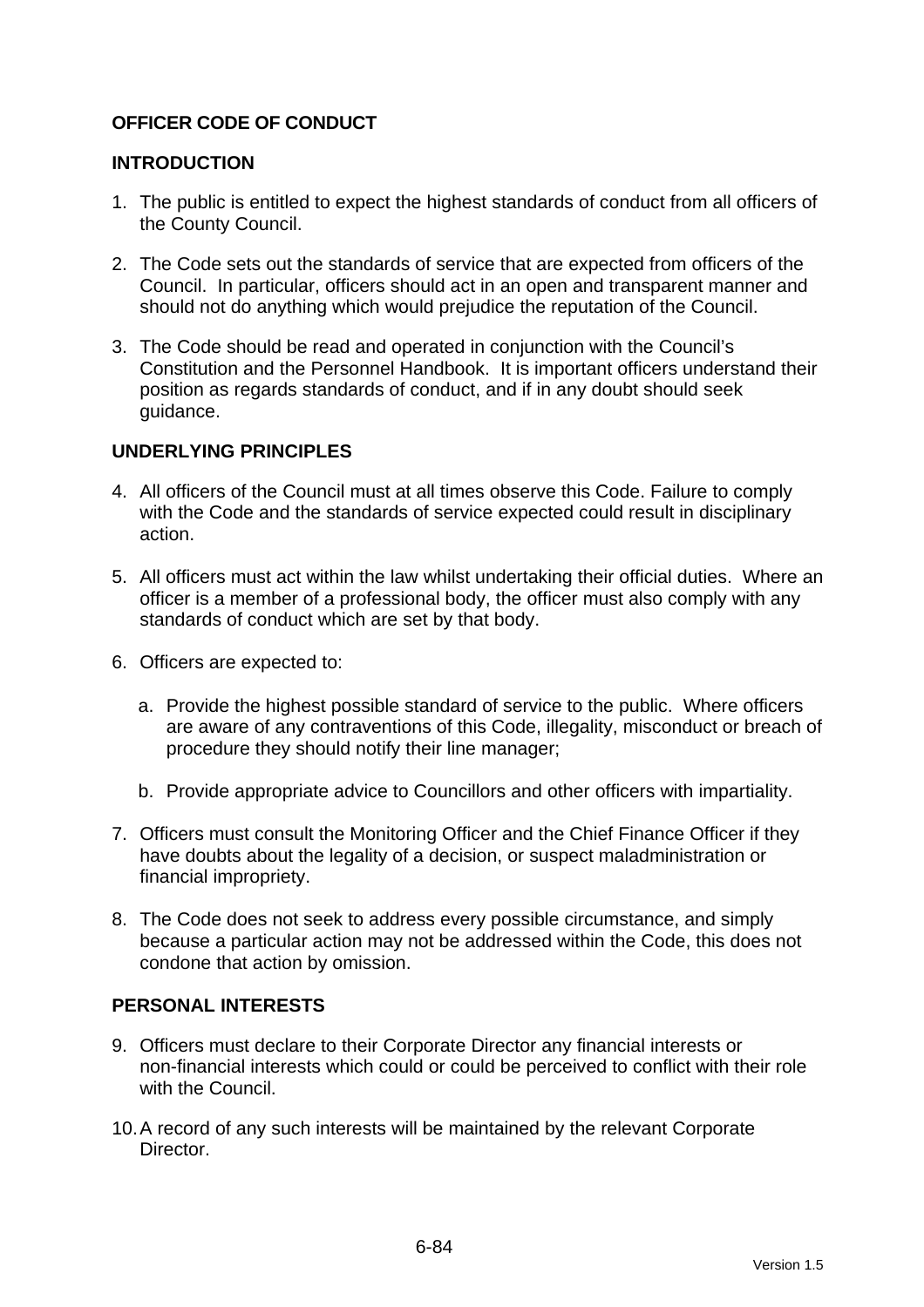## OFFICER CODE OF CONDUCT

### INTRODUCTION

1. The public is entitled to expect the highest standards of conduct from all officers of the County Council.

2. The Code sets out the standards of service that are expected from officers of the Council. In particular, officers should act in an open and transparent manner and should not do anything which would prejudice the reputation of the Council.

3. The Code should be read and operated in conjunction with the Council's Constitution and the Personnel Handbook. It is important officers understand their position as regards standards of conduct, and if in any doubt should seek guidance.

### UNDERLYING PRINCIPLES

4. All officers of the Council must at all times observe this Code. Failure to comply with the Code and the standards of service expected could result in disciplinary action.

5. All officers must act within the law whilst undertaking their official duties. Where an officer is a member of a professional body, the officer must also comply with any standards of conduct which are set by that body.

6. Officers are expected to:

   a. Provide the highest possible standard of service to the public. Where officers are aware of any contraventions of this Code, illegality, misconduct or breach of procedure they should notify their line manager;

   b. Provide appropriate advice to Councillors and other officers with impartiality.

7. Officers must consult the Monitoring Officer and the Chief Finance Officer if they have doubts about the legality of a decision, or suspect maladministration or financial impropriety.

8. The Code does not seek to address every possible circumstance, and simply because a particular action may not be addressed within the Code, this does not condone that action by omission.

### PERSONAL INTERESTS

9. Officers must declare to their Corporate Director any financial interests or non-financial interests which could or could be perceived to conflict with their role with the Council.

10. A record of any such interests will be maintained by the relevant Corporate Director.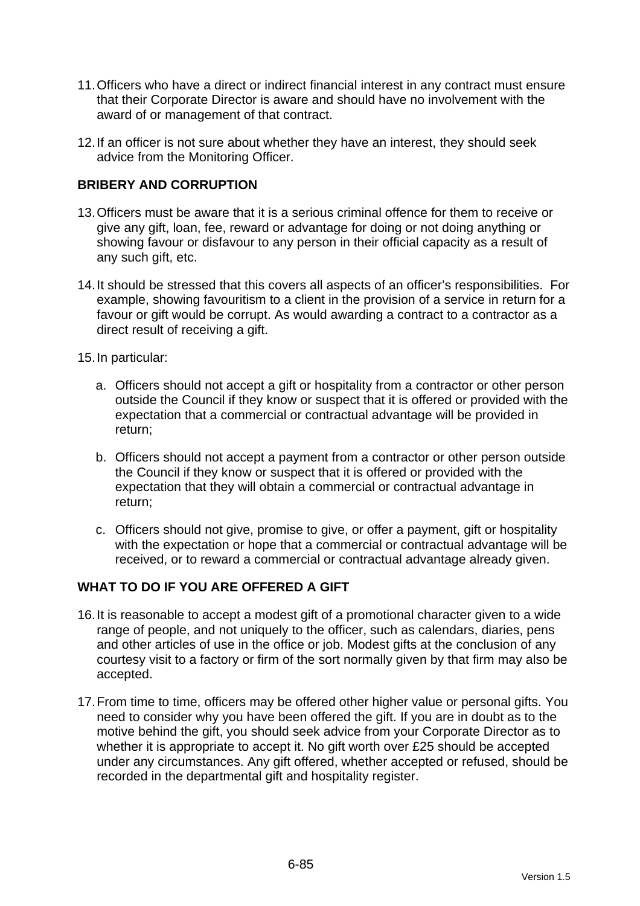11. Officers who have a direct or indirect financial interest in any contract must ensure that their Corporate Director is aware and should have no involvement with the award of or management of that contract.

12. If an officer is not sure about whether they have an interest, they should seek advice from the Monitoring Officer.

**BRIBERY AND CORRUPTION**

13. Officers must be aware that it is a serious criminal offence for them to receive or give any gift, loan, fee, reward or advantage for doing or not doing anything or showing favour or disfavour to any person in their official capacity as a result of any such gift, etc.

14. It should be stressed that this covers all aspects of an officer's responsibilities. For example, showing favouritism to a client in the provision of a service in return for a favour or gift would be corrupt. As would awarding a contract to a contractor as a direct result of receiving a gift.

15. In particular:

    a. Officers should not accept a gift or hospitality from a contractor or other person outside the Council if they know or suspect that it is offered or provided with the expectation that a commercial or contractual advantage will be provided in return;

    b. Officers should not accept a payment from a contractor or other person outside the Council if they know or suspect that it is offered or provided with the expectation that they will obtain a commercial or contractual advantage in return;

    c. Officers should not give, promise to give, or offer a payment, gift or hospitality with the expectation or hope that a commercial or contractual advantage will be received, or to reward a commercial or contractual advantage already given.

**WHAT TO DO IF YOU ARE OFFERED A GIFT**

16. It is reasonable to accept a modest gift of a promotional character given to a wide range of people, and not uniquely to the officer, such as calendars, diaries, pens and other articles of use in the office or job. Modest gifts at the conclusion of any courtesy visit to a factory or firm of the sort normally given by that firm may also be accepted.

17. From time to time, officers may be offered other higher value or personal gifts. You need to consider why you have been offered the gift. If you are in doubt as to the motive behind the gift, you should seek advice from your Corporate Director as to whether it is appropriate to accept it. No gift worth over £25 should be accepted under any circumstances. Any gift offered, whether accepted or refused, should be recorded in the departmental gift and hospitality register.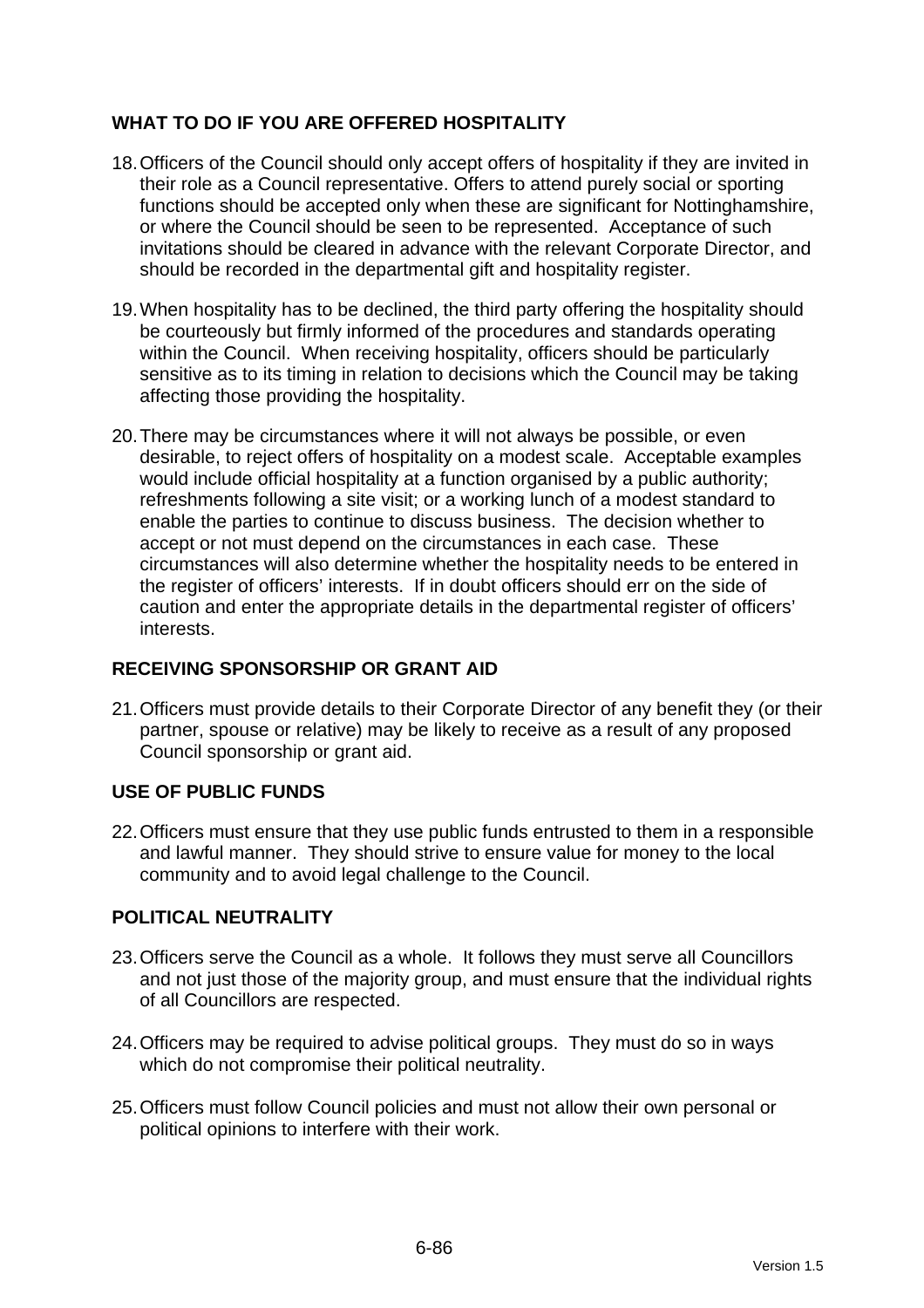## WHAT TO DO IF YOU ARE OFFERED HOSPITALITY

18. Officers of the Council should only accept offers of hospitality if they are invited in their role as a Council representative. Offers to attend purely social or sporting functions should be accepted only when these are significant for Nottinghamshire, or where the Council should be seen to be represented. Acceptance of such invitations should be cleared in advance with the relevant Corporate Director, and should be recorded in the departmental gift and hospitality register.

19. When hospitality has to be declined, the third party offering the hospitality should be courteously but firmly informed of the procedures and standards operating within the Council. When receiving hospitality, officers should be particularly sensitive as to its timing in relation to decisions which the Council may be taking affecting those providing the hospitality.

20. There may be circumstances where it will not always be possible, or even desirable, to reject offers of hospitality on a modest scale. Acceptable examples would include official hospitality at a function organised by a public authority; refreshments following a site visit; or a working lunch of a modest standard to enable the parties to continue to discuss business. The decision whether to accept or not must depend on the circumstances in each case. These circumstances will also determine whether the hospitality needs to be entered in the register of officers' interests. If in doubt officers should err on the side of caution and enter the appropriate details in the departmental register of officers' interests.

## RECEIVING SPONSORSHIP OR GRANT AID

21. Officers must provide details to their Corporate Director of any benefit they (or their partner, spouse or relative) may be likely to receive as a result of any proposed Council sponsorship or grant aid.

## USE OF PUBLIC FUNDS

22. Officers must ensure that they use public funds entrusted to them in a responsible and lawful manner. They should strive to ensure value for money to the local community and to avoid legal challenge to the Council.

## POLITICAL NEUTRALITY

23. Officers serve the Council as a whole. It follows they must serve all Councillors and not just those of the majority group, and must ensure that the individual rights of all Councillors are respected.

24. Officers may be required to advise political groups. They must do so in ways which do not compromise their political neutrality.

25. Officers must follow Council policies and must not allow their own personal or political opinions to interfere with their work.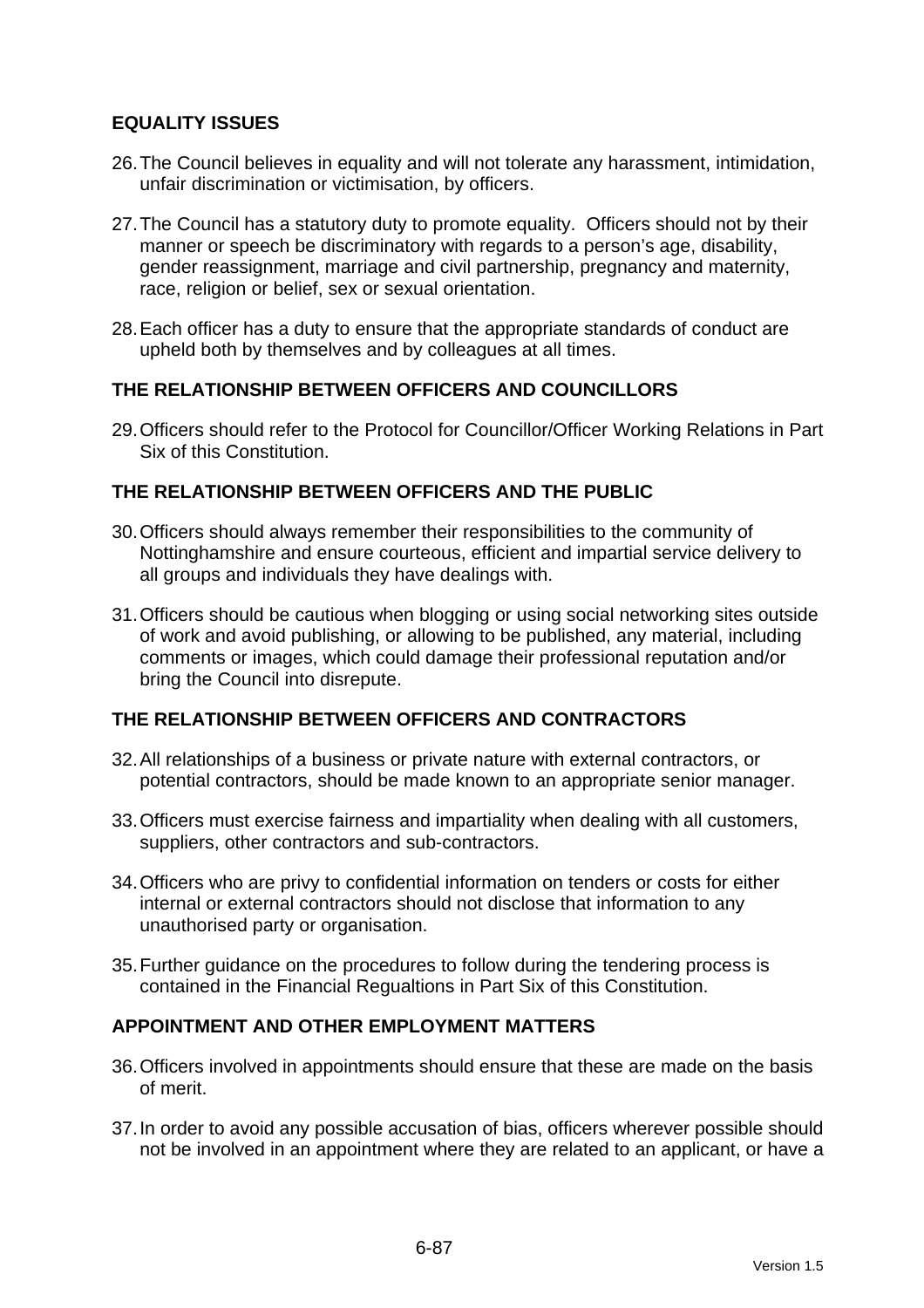## EQUALITY ISSUES

26. The Council believes in equality and will not tolerate any harassment, intimidation, unfair discrimination or victimisation, by officers.

27. The Council has a statutory duty to promote equality. Officers should not by their manner or speech be discriminatory with regards to a person's age, disability, gender reassignment, marriage and civil partnership, pregnancy and maternity, race, religion or belief, sex or sexual orientation.

28. Each officer has a duty to ensure that the appropriate standards of conduct are upheld both by themselves and by colleagues at all times.

## THE RELATIONSHIP BETWEEN OFFICERS AND COUNCILLORS

29. Officers should refer to the Protocol for Councillor/Officer Working Relations in Part Six of this Constitution.

## THE RELATIONSHIP BETWEEN OFFICERS AND THE PUBLIC

30. Officers should always remember their responsibilities to the community of Nottinghamshire and ensure courteous, efficient and impartial service delivery to all groups and individuals they have dealings with.

31. Officers should be cautious when blogging or using social networking sites outside of work and avoid publishing, or allowing to be published, any material, including comments or images, which could damage their professional reputation and/or bring the Council into disrepute.

## THE RELATIONSHIP BETWEEN OFFICERS AND CONTRACTORS

32. All relationships of a business or private nature with external contractors, or potential contractors, should be made known to an appropriate senior manager.

33. Officers must exercise fairness and impartiality when dealing with all customers, suppliers, other contractors and sub-contractors.

34. Officers who are privy to confidential information on tenders or costs for either internal or external contractors should not disclose that information to any unauthorised party or organisation.

35. Further guidance on the procedures to follow during the tendering process is contained in the Financial Regualtions in Part Six of this Constitution.

## APPOINTMENT AND OTHER EMPLOYMENT MATTERS

36. Officers involved in appointments should ensure that these are made on the basis of merit.

37. In order to avoid any possible accusation of bias, officers wherever possible should not be involved in an appointment where they are related to an applicant, or have a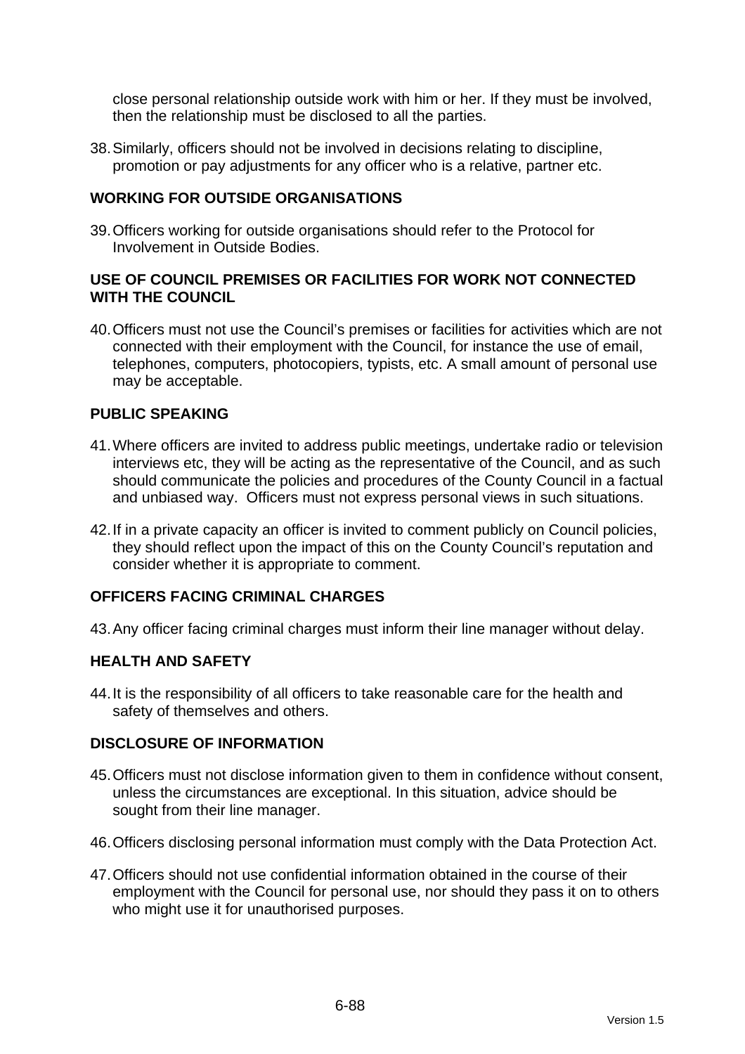close personal relationship outside work with him or her. If they must be involved, then the relationship must be disclosed to all the parties.

38. Similarly, officers should not be involved in decisions relating to discipline, promotion or pay adjustments for any officer who is a relative, partner etc.

## WORKING FOR OUTSIDE ORGANISATIONS

39. Officers working for outside organisations should refer to the Protocol for Involvement in Outside Bodies.

## USE OF COUNCIL PREMISES OR FACILITIES FOR WORK NOT CONNECTED WITH THE COUNCIL

40. Officers must not use the Council's premises or facilities for activities which are not connected with their employment with the Council, for instance the use of email, telephones, computers, photocopiers, typists, etc. A small amount of personal use may be acceptable.

## PUBLIC SPEAKING

41. Where officers are invited to address public meetings, undertake radio or television interviews etc, they will be acting as the representative of the Council, and as such should communicate the policies and procedures of the County Council in a factual and unbiased way. Officers must not express personal views in such situations.

42. If in a private capacity an officer is invited to comment publicly on Council policies, they should reflect upon the impact of this on the County Council's reputation and consider whether it is appropriate to comment.

## OFFICERS FACING CRIMINAL CHARGES

43. Any officer facing criminal charges must inform their line manager without delay.

## HEALTH AND SAFETY

44. It is the responsibility of all officers to take reasonable care for the health and safety of themselves and others.

## DISCLOSURE OF INFORMATION

45. Officers must not disclose information given to them in confidence without consent, unless the circumstances are exceptional. In this situation, advice should be sought from their line manager.

46. Officers disclosing personal information must comply with the Data Protection Act.

47. Officers should not use confidential information obtained in the course of their employment with the Council for personal use, nor should they pass it on to others who might use it for unauthorised purposes.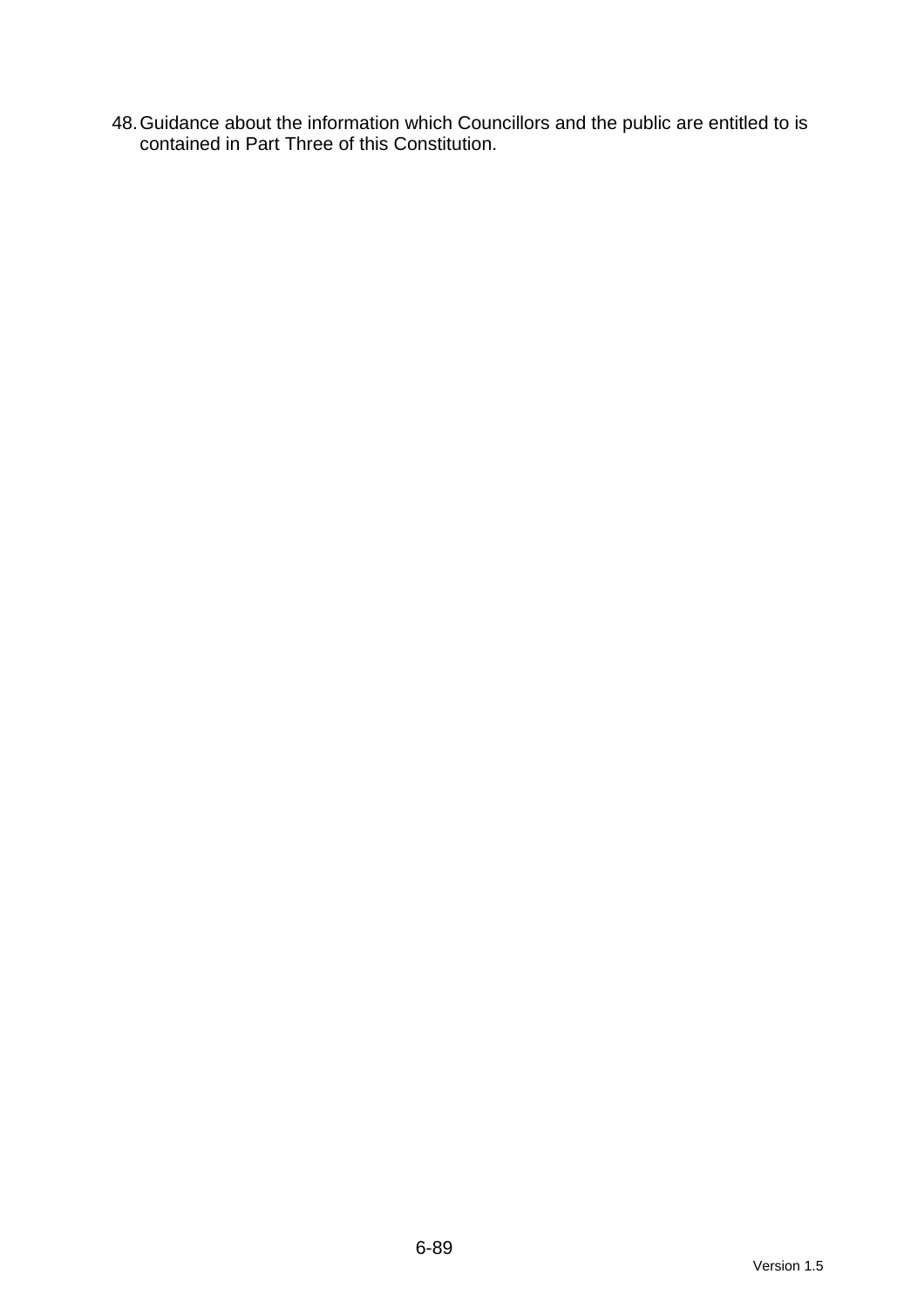48. Guidance about the information which Councillors and the public are entitled to is contained in Part Three of this Constitution.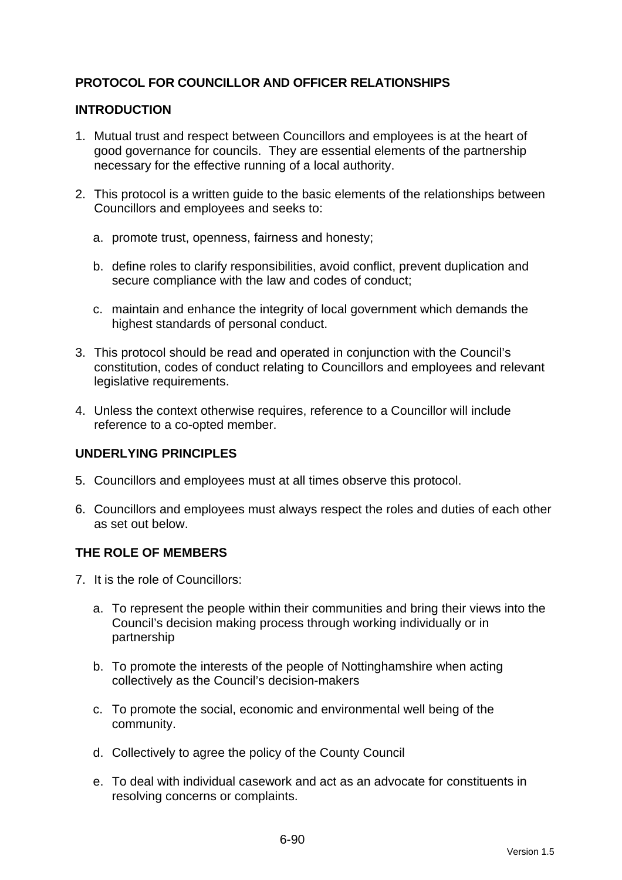## PROTOCOL FOR COUNCILLOR AND OFFICER RELATIONSHIPS

### INTRODUCTION

1. Mutual trust and respect between Councillors and employees is at the heart of good governance for councils. They are essential elements of the partnership necessary for the effective running of a local authority.

2. This protocol is a written guide to the basic elements of the relationships between Councillors and employees and seeks to:

   a. promote trust, openness, fairness and honesty;

   b. define roles to clarify responsibilities, avoid conflict, prevent duplication and secure compliance with the law and codes of conduct;

   c. maintain and enhance the integrity of local government which demands the highest standards of personal conduct.

3. This protocol should be read and operated in conjunction with the Council's constitution, codes of conduct relating to Councillors and employees and relevant legislative requirements.

4. Unless the context otherwise requires, reference to a Councillor will include reference to a co-opted member.

### UNDERLYING PRINCIPLES

5. Councillors and employees must at all times observe this protocol.

6. Councillors and employees must always respect the roles and duties of each other as set out below.

### THE ROLE OF MEMBERS

7. It is the role of Councillors:

   a. To represent the people within their communities and bring their views into the Council's decision making process through working individually or in partnership

   b. To promote the interests of the people of Nottinghamshire when acting collectively as the Council's decision-makers

   c. To promote the social, economic and environmental well being of the community.

   d. Collectively to agree the policy of the County Council

   e. To deal with individual casework and act as an advocate for constituents in resolving concerns or complaints.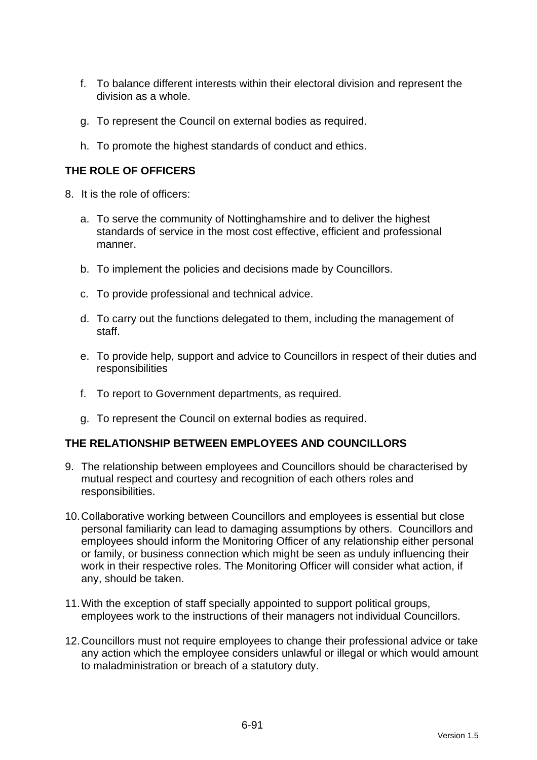f. To balance different interests within their electoral division and represent the division as a whole.

g. To represent the Council on external bodies as required.

h. To promote the highest standards of conduct and ethics.

## THE ROLE OF OFFICERS

8. It is the role of officers:

   a. To serve the community of Nottinghamshire and to deliver the highest standards of service in the most cost effective, efficient and professional manner.

   b. To implement the policies and decisions made by Councillors.

   c. To provide professional and technical advice.

   d. To carry out the functions delegated to them, including the management of staff.

   e. To provide help, support and advice to Councillors in respect of their duties and responsibilities

   f. To report to Government departments, as required.

   g. To represent the Council on external bodies as required.

## THE RELATIONSHIP BETWEEN EMPLOYEES AND COUNCILLORS

9. The relationship between employees and Councillors should be characterised by mutual respect and courtesy and recognition of each others roles and responsibilities.

10. Collaborative working between Councillors and employees is essential but close personal familiarity can lead to damaging assumptions by others. Councillors and employees should inform the Monitoring Officer of any relationship either personal or family, or business connection which might be seen as unduly influencing their work in their respective roles. The Monitoring Officer will consider what action, if any, should be taken.

11. With the exception of staff specially appointed to support political groups, employees work to the instructions of their managers not individual Councillors.

12. Councillors must not require employees to change their professional advice or take any action which the employee considers unlawful or illegal or which would amount to maladministration or breach of a statutory duty.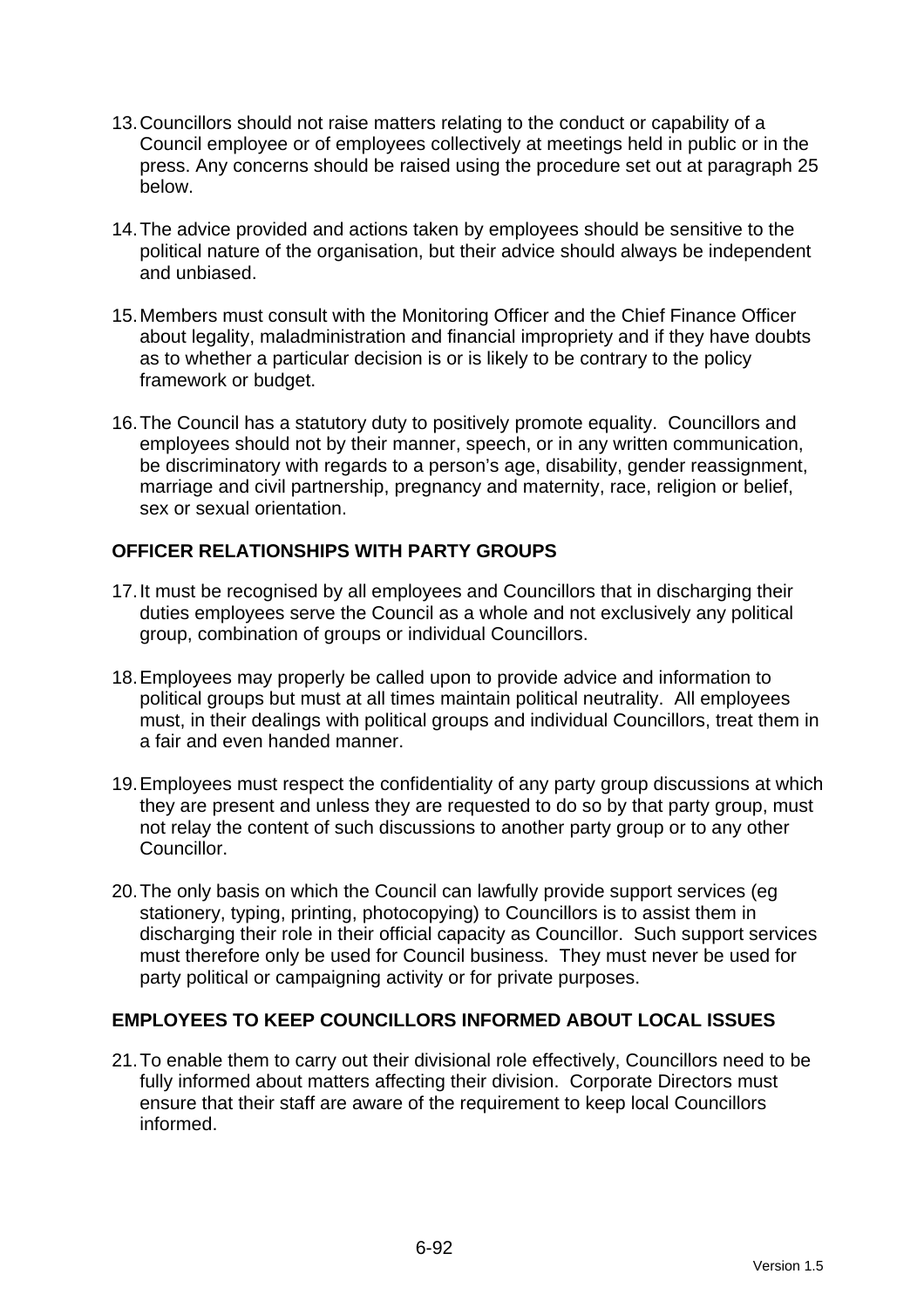13. Councillors should not raise matters relating to the conduct or capability of a Council employee or of employees collectively at meetings held in public or in the press. Any concerns should be raised using the procedure set out at paragraph 25 below.

14. The advice provided and actions taken by employees should be sensitive to the political nature of the organisation, but their advice should always be independent and unbiased.

15. Members must consult with the Monitoring Officer and the Chief Finance Officer about legality, maladministration and financial impropriety and if they have doubts as to whether a particular decision is or is likely to be contrary to the policy framework or budget.

16. The Council has a statutory duty to positively promote equality. Councillors and employees should not by their manner, speech, or in any written communication, be discriminatory with regards to a person's age, disability, gender reassignment, marriage and civil partnership, pregnancy and maternity, race, religion or belief, sex or sexual orientation.

## OFFICER RELATIONSHIPS WITH PARTY GROUPS

17. It must be recognised by all employees and Councillors that in discharging their duties employees serve the Council as a whole and not exclusively any political group, combination of groups or individual Councillors.

18. Employees may properly be called upon to provide advice and information to political groups but must at all times maintain political neutrality. All employees must, in their dealings with political groups and individual Councillors, treat them in a fair and even handed manner.

19. Employees must respect the confidentiality of any party group discussions at which they are present and unless they are requested to do so by that party group, must not relay the content of such discussions to another party group or to any other Councillor.

20. The only basis on which the Council can lawfully provide support services (eg stationery, typing, printing, photocopying) to Councillors is to assist them in discharging their role in their official capacity as Councillor. Such support services must therefore only be used for Council business. They must never be used for party political or campaigning activity or for private purposes.

## EMPLOYEES TO KEEP COUNCILLORS INFORMED ABOUT LOCAL ISSUES

21. To enable them to carry out their divisional role effectively, Councillors need to be fully informed about matters affecting their division. Corporate Directors must ensure that their staff are aware of the requirement to keep local Councillors informed.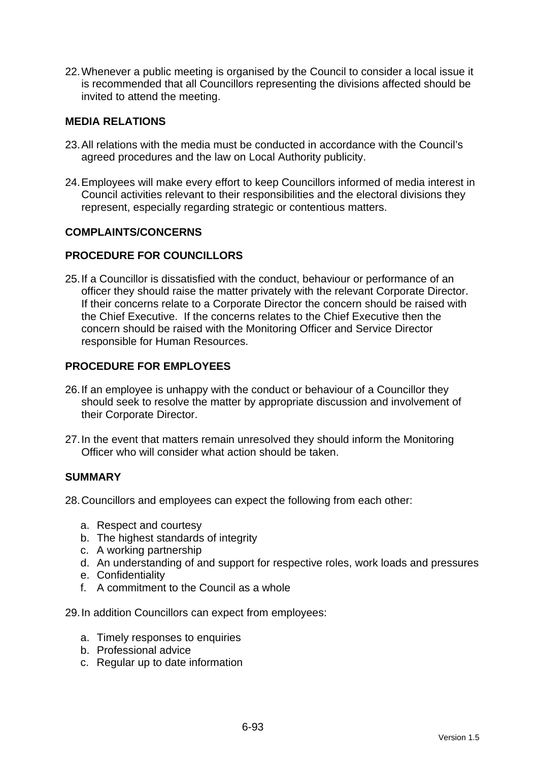22. Whenever a public meeting is organised by the Council to consider a local issue it is recommended that all Councillors representing the divisions affected should be invited to attend the meeting.

## MEDIA RELATIONS

23. All relations with the media must be conducted in accordance with the Council's agreed procedures and the law on Local Authority publicity.

24. Employees will make every effort to keep Councillors informed of media interest in Council activities relevant to their responsibilities and the electoral divisions they represent, especially regarding strategic or contentious matters.

## COMPLAINTS/CONCERNS

## PROCEDURE FOR COUNCILLORS

25. If a Councillor is dissatisfied with the conduct, behaviour or performance of an officer they should raise the matter privately with the relevant Corporate Director. If their concerns relate to a Corporate Director the concern should be raised with the Chief Executive. If the concerns relates to the Chief Executive then the concern should be raised with the Monitoring Officer and Service Director responsible for Human Resources.

## PROCEDURE FOR EMPLOYEES

26. If an employee is unhappy with the conduct or behaviour of a Councillor they should seek to resolve the matter by appropriate discussion and involvement of their Corporate Director.

27. In the event that matters remain unresolved they should inform the Monitoring Officer who will consider what action should be taken.

## SUMMARY

28. Councillors and employees can expect the following from each other:

    a. Respect and courtesy
    b. The highest standards of integrity
    c. A working partnership
    d. An understanding of and support for respective roles, work loads and pressures
    e. Confidentiality
    f. A commitment to the Council as a whole

29. In addition Councillors can expect from employees:

    a. Timely responses to enquiries
    b. Professional advice
    c. Regular up to date information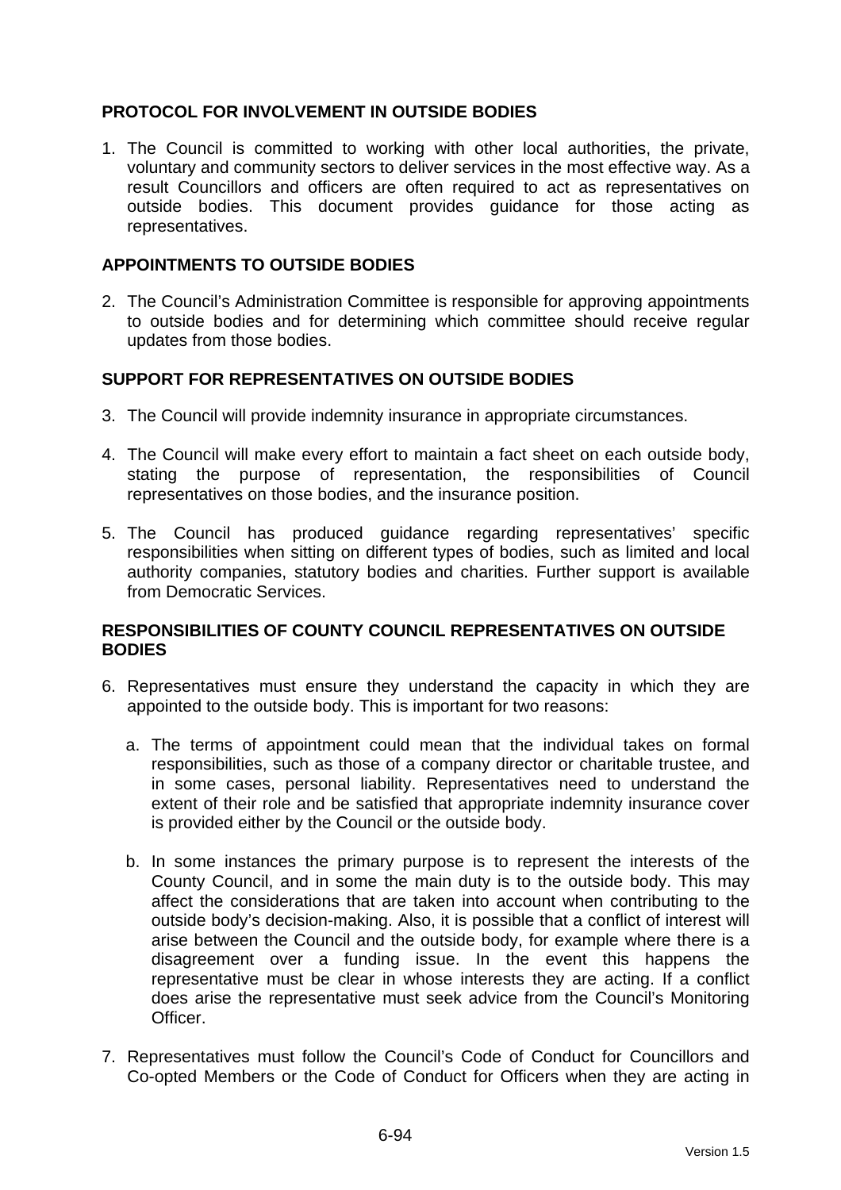## PROTOCOL FOR INVOLVEMENT IN OUTSIDE BODIES

1. The Council is committed to working with other local authorities, the private, voluntary and community sectors to deliver services in the most effective way. As a result Councillors and officers are often required to act as representatives on outside bodies. This document provides guidance for those acting as representatives.

## APPOINTMENTS TO OUTSIDE BODIES

2. The Council's Administration Committee is responsible for approving appointments to outside bodies and for determining which committee should receive regular updates from those bodies.

## SUPPORT FOR REPRESENTATIVES ON OUTSIDE BODIES

3. The Council will provide indemnity insurance in appropriate circumstances.

4. The Council will make every effort to maintain a fact sheet on each outside body, stating the purpose of representation, the responsibilities of Council representatives on those bodies, and the insurance position.

5. The Council has produced guidance regarding representatives' specific responsibilities when sitting on different types of bodies, such as limited and local authority companies, statutory bodies and charities. Further support is available from Democratic Services.

## RESPONSIBILITIES OF COUNTY COUNCIL REPRESENTATIVES ON OUTSIDE BODIES

6. Representatives must ensure they understand the capacity in which they are appointed to the outside body. This is important for two reasons:

   a. The terms of appointment could mean that the individual takes on formal responsibilities, such as those of a company director or charitable trustee, and in some cases, personal liability. Representatives need to understand the extent of their role and be satisfied that appropriate indemnity insurance cover is provided either by the Council or the outside body.

   b. In some instances the primary purpose is to represent the interests of the County Council, and in some the main duty is to the outside body. This may affect the considerations that are taken into account when contributing to the outside body's decision-making. Also, it is possible that a conflict of interest will arise between the Council and the outside body, for example where there is a disagreement over a funding issue. In the event this happens the representative must be clear in whose interests they are acting. If a conflict does arise the representative must seek advice from the Council's Monitoring Officer.

7. Representatives must follow the Council's Code of Conduct for Councillors and Co-opted Members or the Code of Conduct for Officers when they are acting in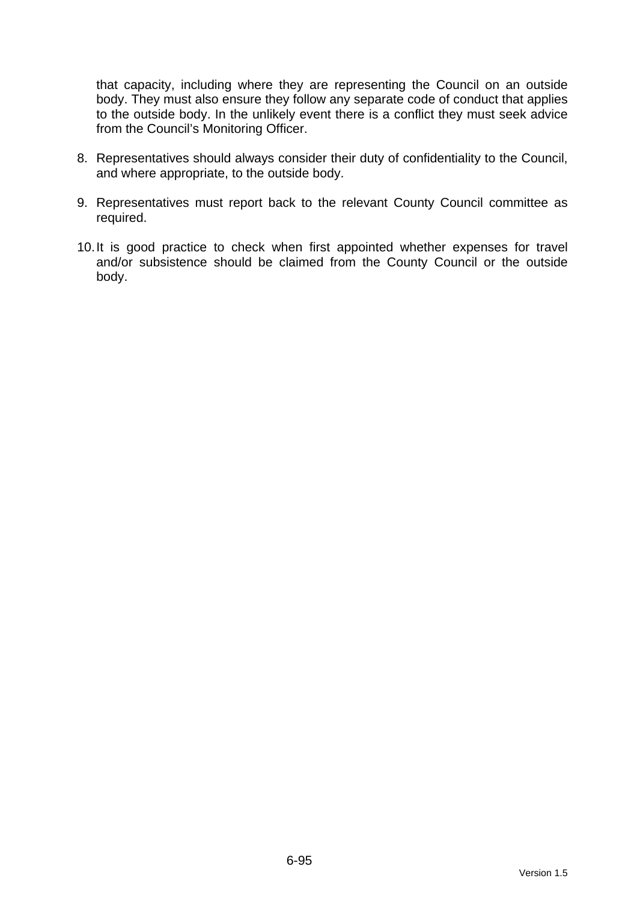that capacity, including where they are representing the Council on an outside body. They must also ensure they follow any separate code of conduct that applies to the outside body. In the unlikely event there is a conflict they must seek advice from the Council's Monitoring Officer.

8. Representatives should always consider their duty of confidentiality to the Council, and where appropriate, to the outside body.

9. Representatives must report back to the relevant County Council committee as required.

10. It is good practice to check when first appointed whether expenses for travel and/or subsistence should be claimed from the County Council or the outside body.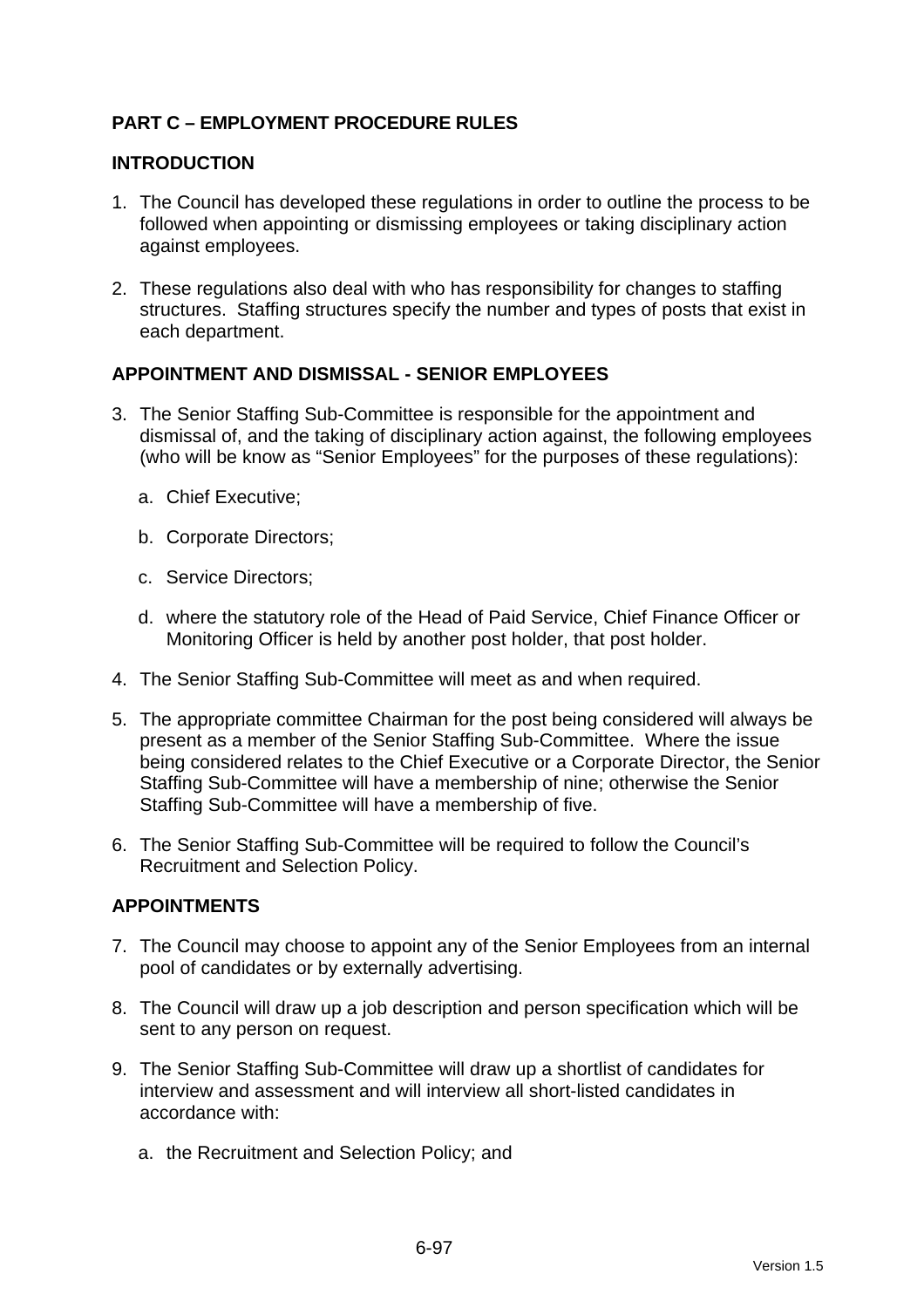## PART C – EMPLOYMENT PROCEDURE RULES

### INTRODUCTION

1. The Council has developed these regulations in order to outline the process to be followed when appointing or dismissing employees or taking disciplinary action against employees.

2. These regulations also deal with who has responsibility for changes to staffing structures. Staffing structures specify the number and types of posts that exist in each department.

### APPOINTMENT AND DISMISSAL - SENIOR EMPLOYEES

3. The Senior Staffing Sub-Committee is responsible for the appointment and dismissal of, and the taking of disciplinary action against, the following employees (who will be know as “Senior Employees” for the purposes of these regulations):

   a. Chief Executive;

   b. Corporate Directors;

   c. Service Directors;

   d. where the statutory role of the Head of Paid Service, Chief Finance Officer or Monitoring Officer is held by another post holder, that post holder.

4. The Senior Staffing Sub-Committee will meet as and when required.

5. The appropriate committee Chairman for the post being considered will always be present as a member of the Senior Staffing Sub-Committee. Where the issue being considered relates to the Chief Executive or a Corporate Director, the Senior Staffing Sub-Committee will have a membership of nine; otherwise the Senior Staffing Sub-Committee will have a membership of five.

6. The Senior Staffing Sub-Committee will be required to follow the Council’s Recruitment and Selection Policy.

### APPOINTMENTS

7. The Council may choose to appoint any of the Senior Employees from an internal pool of candidates or by externally advertising.

8. The Council will draw up a job description and person specification which will be sent to any person on request.

9. The Senior Staffing Sub-Committee will draw up a shortlist of candidates for interview and assessment and will interview all short-listed candidates in accordance with:

   a. the Recruitment and Selection Policy; and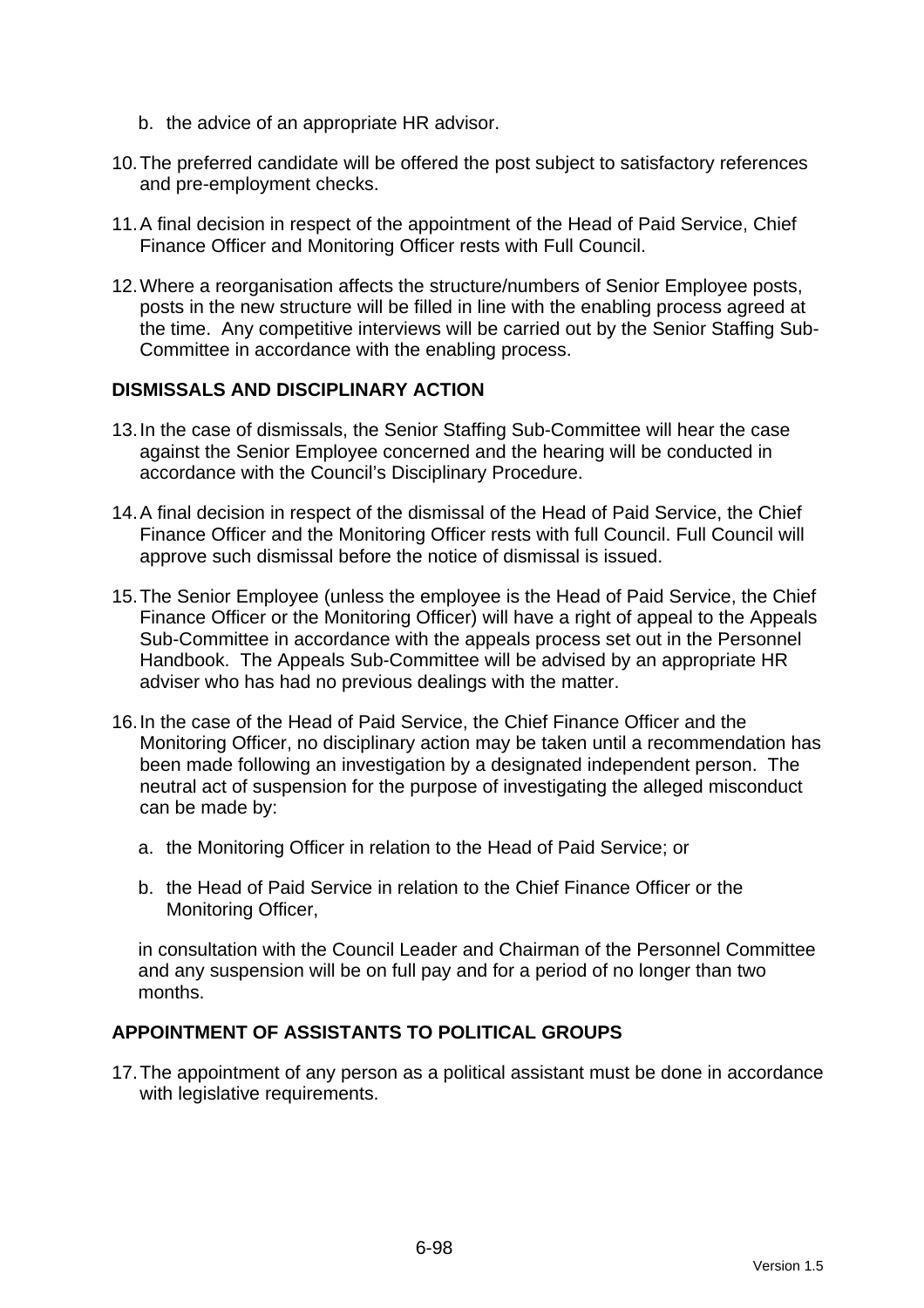b. the advice of an appropriate HR advisor.

10. The preferred candidate will be offered the post subject to satisfactory references and pre-employment checks.

11. A final decision in respect of the appointment of the Head of Paid Service, Chief Finance Officer and Monitoring Officer rests with Full Council.

12. Where a reorganisation affects the structure/numbers of Senior Employee posts, posts in the new structure will be filled in line with the enabling process agreed at the time. Any competitive interviews will be carried out by the Senior Staffing Sub-Committee in accordance with the enabling process.

## DISMISSALS AND DISCIPLINARY ACTION

13. In the case of dismissals, the Senior Staffing Sub-Committee will hear the case against the Senior Employee concerned and the hearing will be conducted in accordance with the Council's Disciplinary Procedure.

14. A final decision in respect of the dismissal of the Head of Paid Service, the Chief Finance Officer and the Monitoring Officer rests with full Council. Full Council will approve such dismissal before the notice of dismissal is issued.

15. The Senior Employee (unless the employee is the Head of Paid Service, the Chief Finance Officer or the Monitoring Officer) will have a right of appeal to the Appeals Sub-Committee in accordance with the appeals process set out in the Personnel Handbook. The Appeals Sub-Committee will be advised by an appropriate HR adviser who has had no previous dealings with the matter.

16. In the case of the Head of Paid Service, the Chief Finance Officer and the Monitoring Officer, no disciplinary action may be taken until a recommendation has been made following an investigation by a designated independent person. The neutral act of suspension for the purpose of investigating the alleged misconduct can be made by:

    a. the Monitoring Officer in relation to the Head of Paid Service; or

    b. the Head of Paid Service in relation to the Chief Finance Officer or the Monitoring Officer,

    in consultation with the Council Leader and Chairman of the Personnel Committee and any suspension will be on full pay and for a period of no longer than two months.

## APPOINTMENT OF ASSISTANTS TO POLITICAL GROUPS

17. The appointment of any person as a political assistant must be done in accordance with legislative requirements.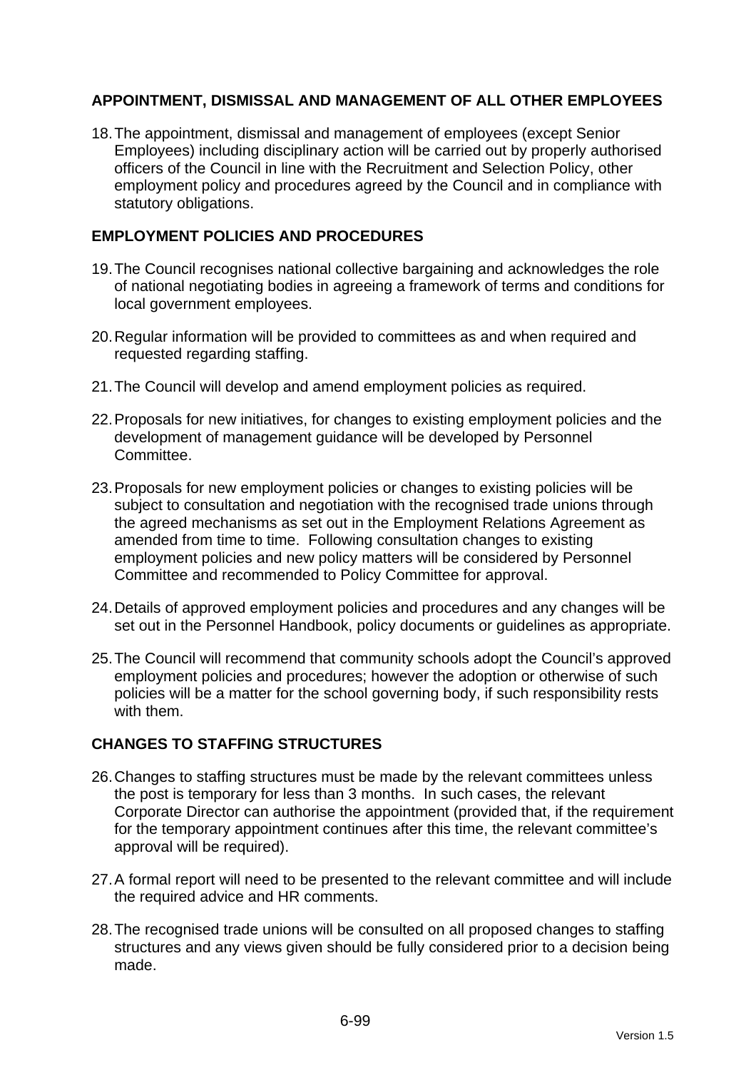## APPOINTMENT, DISMISSAL AND MANAGEMENT OF ALL OTHER EMPLOYEES

18. The appointment, dismissal and management of employees (except Senior Employees) including disciplinary action will be carried out by properly authorised officers of the Council in line with the Recruitment and Selection Policy, other employment policy and procedures agreed by the Council and in compliance with statutory obligations.

## EMPLOYMENT POLICIES AND PROCEDURES

19. The Council recognises national collective bargaining and acknowledges the role of national negotiating bodies in agreeing a framework of terms and conditions for local government employees.

20. Regular information will be provided to committees as and when required and requested regarding staffing.

21. The Council will develop and amend employment policies as required.

22. Proposals for new initiatives, for changes to existing employment policies and the development of management guidance will be developed by Personnel Committee.

23. Proposals for new employment policies or changes to existing policies will be subject to consultation and negotiation with the recognised trade unions through the agreed mechanisms as set out in the Employment Relations Agreement as amended from time to time. Following consultation changes to existing employment policies and new policy matters will be considered by Personnel Committee and recommended to Policy Committee for approval.

24. Details of approved employment policies and procedures and any changes will be set out in the Personnel Handbook, policy documents or guidelines as appropriate.

25. The Council will recommend that community schools adopt the Council's approved employment policies and procedures; however the adoption or otherwise of such policies will be a matter for the school governing body, if such responsibility rests with them.

## CHANGES TO STAFFING STRUCTURES

26. Changes to staffing structures must be made by the relevant committees unless the post is temporary for less than 3 months. In such cases, the relevant Corporate Director can authorise the appointment (provided that, if the requirement for the temporary appointment continues after this time, the relevant committee's approval will be required).

27. A formal report will need to be presented to the relevant committee and will include the required advice and HR comments.

28. The recognised trade unions will be consulted on all proposed changes to staffing structures and any views given should be fully considered prior to a decision being made.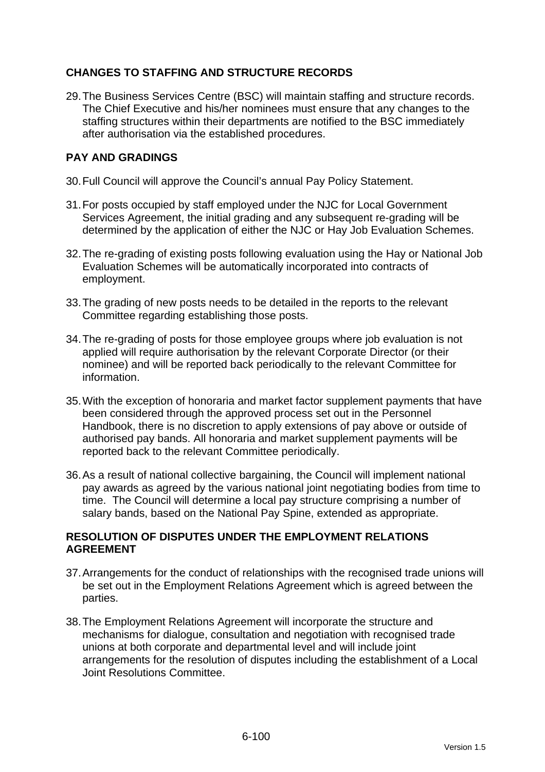## CHANGES TO STAFFING AND STRUCTURE RECORDS

29. The Business Services Centre (BSC) will maintain staffing and structure records. The Chief Executive and his/her nominees must ensure that any changes to the staffing structures within their departments are notified to the BSC immediately after authorisation via the established procedures.

## PAY AND GRADINGS

30. Full Council will approve the Council's annual Pay Policy Statement.

31. For posts occupied by staff employed under the NJC for Local Government Services Agreement, the initial grading and any subsequent re-grading will be determined by the application of either the NJC or Hay Job Evaluation Schemes.

32. The re-grading of existing posts following evaluation using the Hay or National Job Evaluation Schemes will be automatically incorporated into contracts of employment.

33. The grading of new posts needs to be detailed in the reports to the relevant Committee regarding establishing those posts.

34. The re-grading of posts for those employee groups where job evaluation is not applied will require authorisation by the relevant Corporate Director (or their nominee) and will be reported back periodically to the relevant Committee for information.

35. With the exception of honoraria and market factor supplement payments that have been considered through the approved process set out in the Personnel Handbook, there is no discretion to apply extensions of pay above or outside of authorised pay bands. All honoraria and market supplement payments will be reported back to the relevant Committee periodically.

36. As a result of national collective bargaining, the Council will implement national pay awards as agreed by the various national joint negotiating bodies from time to time. The Council will determine a local pay structure comprising a number of salary bands, based on the National Pay Spine, extended as appropriate.

## RESOLUTION OF DISPUTES UNDER THE EMPLOYMENT RELATIONS AGREEMENT

37. Arrangements for the conduct of relationships with the recognised trade unions will be set out in the Employment Relations Agreement which is agreed between the parties.

38. The Employment Relations Agreement will incorporate the structure and mechanisms for dialogue, consultation and negotiation with recognised trade unions at both corporate and departmental level and will include joint arrangements for the resolution of disputes including the establishment of a Local Joint Resolutions Committee.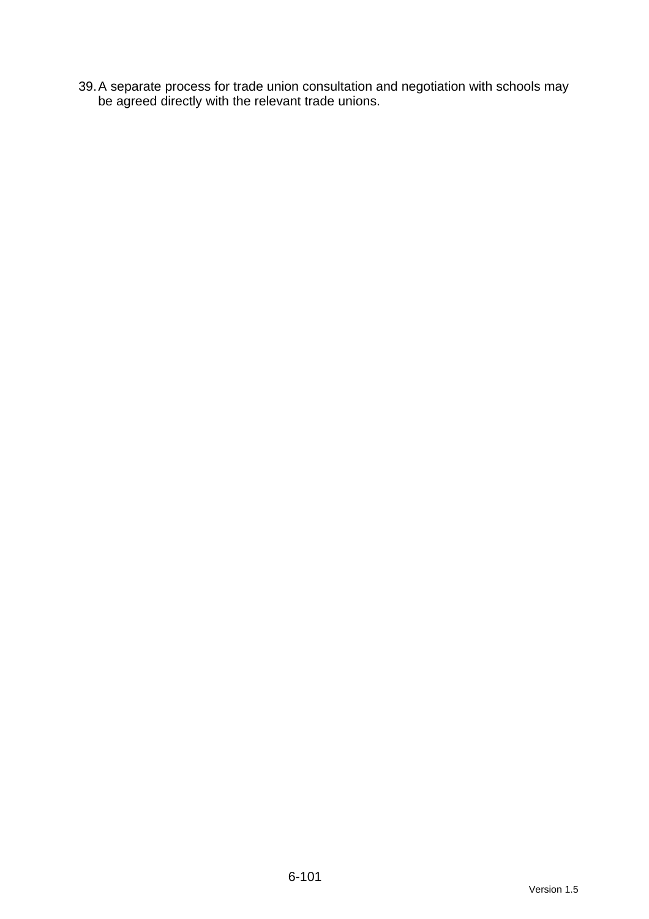39. A separate process for trade union consultation and negotiation with schools may be agreed directly with the relevant trade unions.